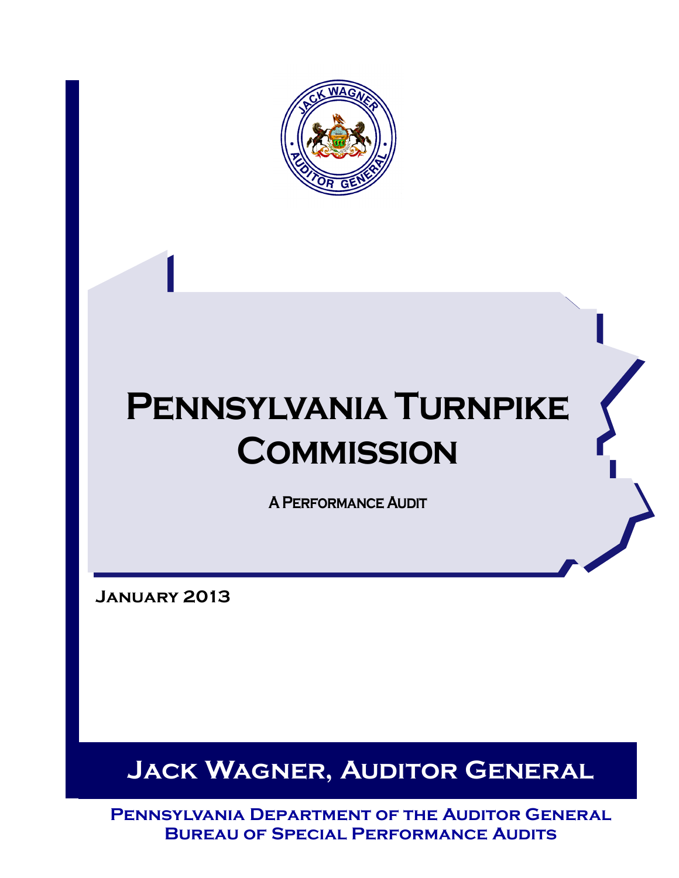# Pennsylvania Turnpike Commission

A Performance Audit

January 2013

## Jack Wagner, Auditor General

Pennsylvania Department of the Auditor General
Bureau of Special Performance Audits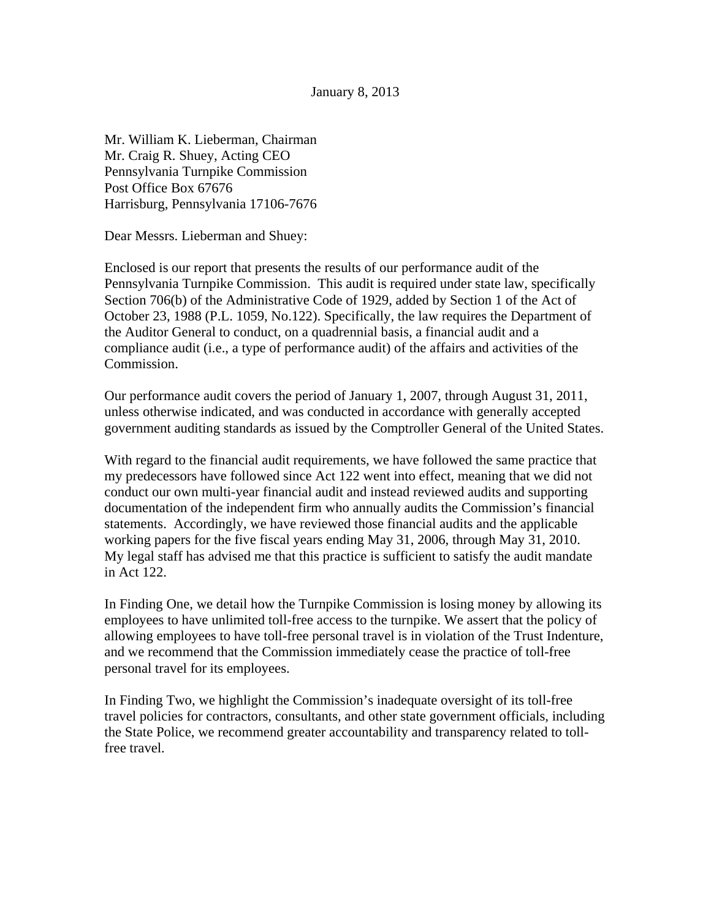January 8, 2013

Mr. William K. Lieberman, Chairman  
Mr. Craig R. Shuey, Acting CEO  
Pennsylvania Turnpike Commission  
Post Office Box 67676  
Harrisburg, Pennsylvania 17106-7676

Dear Messrs. Lieberman and Shuey:

Enclosed is our report that presents the results of our performance audit of the Pennsylvania Turnpike Commission. This audit is required under state law, specifically Section 706(b) of the Administrative Code of 1929, added by Section 1 of the Act of October 23, 1988 (P.L. 1059, No.122). Specifically, the law requires the Department of the Auditor General to conduct, on a quadrennial basis, a financial audit and a compliance audit (i.e., a type of performance audit) of the affairs and activities of the Commission.

Our performance audit covers the period of January 1, 2007, through August 31, 2011, unless otherwise indicated, and was conducted in accordance with generally accepted government auditing standards as issued by the Comptroller General of the United States.

With regard to the financial audit requirements, we have followed the same practice that my predecessors have followed since Act 122 went into effect, meaning that we did not conduct our own multi-year financial audit and instead reviewed audits and supporting documentation of the independent firm who annually audits the Commission's financial statements. Accordingly, we have reviewed those financial audits and the applicable working papers for the five fiscal years ending May 31, 2006, through May 31, 2010. My legal staff has advised me that this practice is sufficient to satisfy the audit mandate in Act 122.

In Finding One, we detail how the Turnpike Commission is losing money by allowing its employees to have unlimited toll-free access to the turnpike. We assert that the policy of allowing employees to have toll-free personal travel is in violation of the Trust Indenture, and we recommend that the Commission immediately cease the practice of toll-free personal travel for its employees.

In Finding Two, we highlight the Commission's inadequate oversight of its toll-free travel policies for contractors, consultants, and other state government officials, including the State Police, we recommend greater accountability and transparency related to toll-free travel.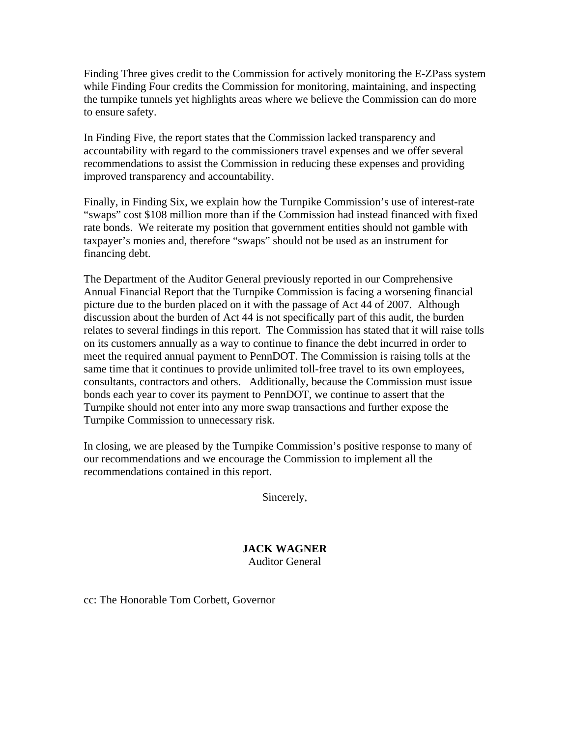Finding Three gives credit to the Commission for actively monitoring the E-ZPass system while Finding Four credits the Commission for monitoring, maintaining, and inspecting the turnpike tunnels yet highlights areas where we believe the Commission can do more to ensure safety.

In Finding Five, the report states that the Commission lacked transparency and accountability with regard to the commissioners travel expenses and we offer several recommendations to assist the Commission in reducing these expenses and providing improved transparency and accountability.

Finally, in Finding Six, we explain how the Turnpike Commission's use of interest-rate "swaps" cost $108 million more than if the Commission had instead financed with fixed rate bonds. We reiterate my position that government entities should not gamble with taxpayer's monies and, therefore "swaps" should not be used as an instrument for financing debt.

The Department of the Auditor General previously reported in our Comprehensive Annual Financial Report that the Turnpike Commission is facing a worsening financial picture due to the burden placed on it with the passage of Act 44 of 2007. Although discussion about the burden of Act 44 is not specifically part of this audit, the burden relates to several findings in this report. The Commission has stated that it will raise tolls on its customers annually as a way to continue to finance the debt incurred in order to meet the required annual payment to PennDOT. The Commission is raising tolls at the same time that it continues to provide unlimited toll-free travel to its own employees, consultants, contractors and others. Additionally, because the Commission must issue bonds each year to cover its payment to PennDOT, we continue to assert that the Turnpike should not enter into any more swap transactions and further expose the Turnpike Commission to unnecessary risk.

In closing, we are pleased by the Turnpike Commission's positive response to many of our recommendations and we encourage the Commission to implement all the recommendations contained in this report.

Sincerely,

**JACK WAGNER**
Auditor General

cc: The Honorable Tom Corbett, Governor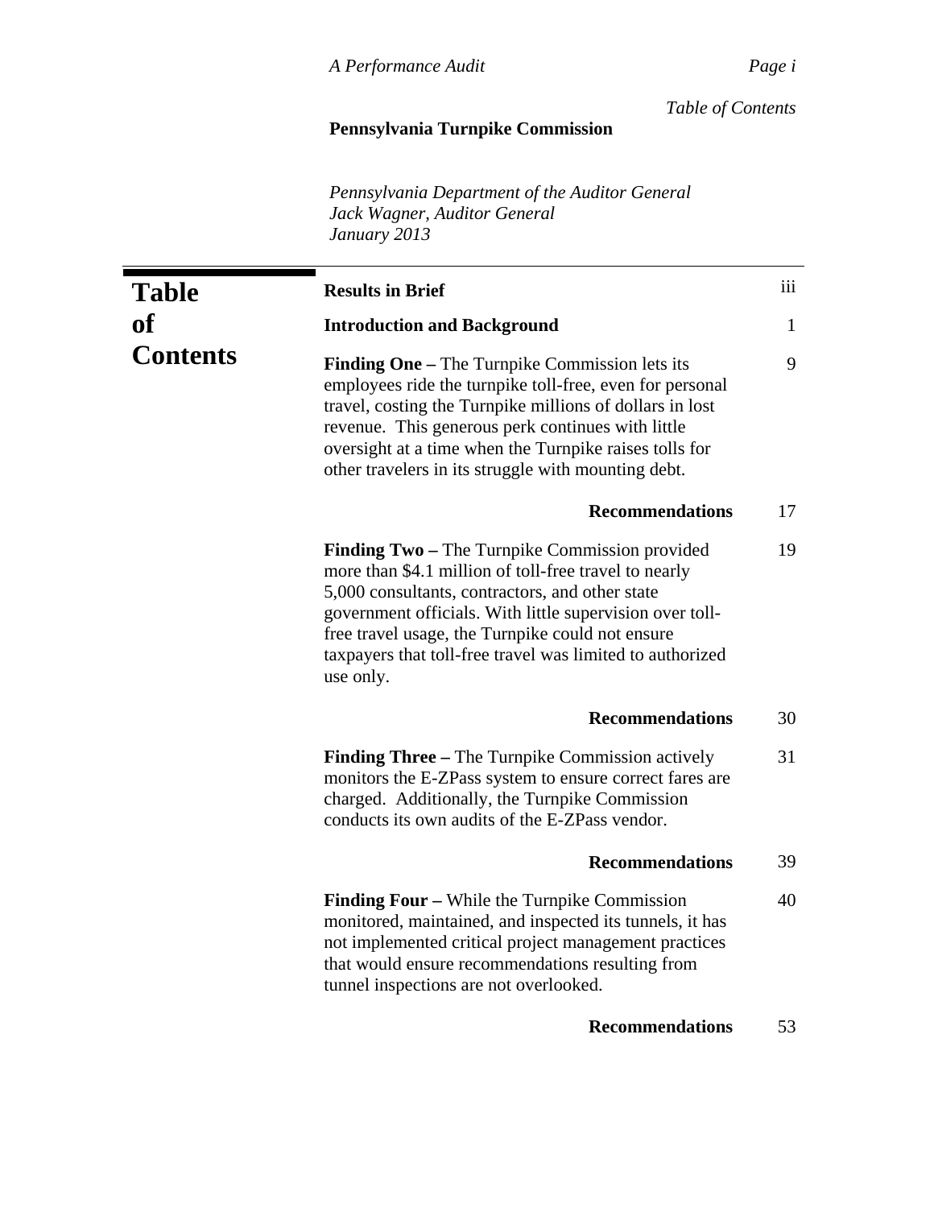**Pennsylvania Turnpike Commission**

*Pennsylvania Department of the Auditor General*
*Jack Wagner, Auditor General*
*January 2013*

# Table of Contents

| | |
|---|---|
| **Results in Brief** | iii |
| **Introduction and Background** | 1 |
| **Finding One –** The Turnpike Commission lets its employees ride the turnpike toll-free, even for personal travel, costing the Turnpike millions of dollars in lost revenue. This generous perk continues with little oversight at a time when the Turnpike raises tolls for other travelers in its struggle with mounting debt. | 9 |
| **Recommendations** | 17 |
| **Finding Two –** The Turnpike Commission provided more than $4.1 million of toll-free travel to nearly 5,000 consultants, contractors, and other state government officials. With little supervision over toll-free travel usage, the Turnpike could not ensure taxpayers that toll-free travel was limited to authorized use only. | 19 |
| **Recommendations** | 30 |
| **Finding Three –** The Turnpike Commission actively monitors the E-ZPass system to ensure correct fares are charged. Additionally, the Turnpike Commission conducts its own audits of the E-ZPass vendor. | 31 |
| **Recommendations** | 39 |
| **Finding Four –** While the Turnpike Commission monitored, maintained, and inspected its tunnels, it has not implemented critical project management practices that would ensure recommendations resulting from tunnel inspections are not overlooked. | 40 |
| **Recommendations** | 53 |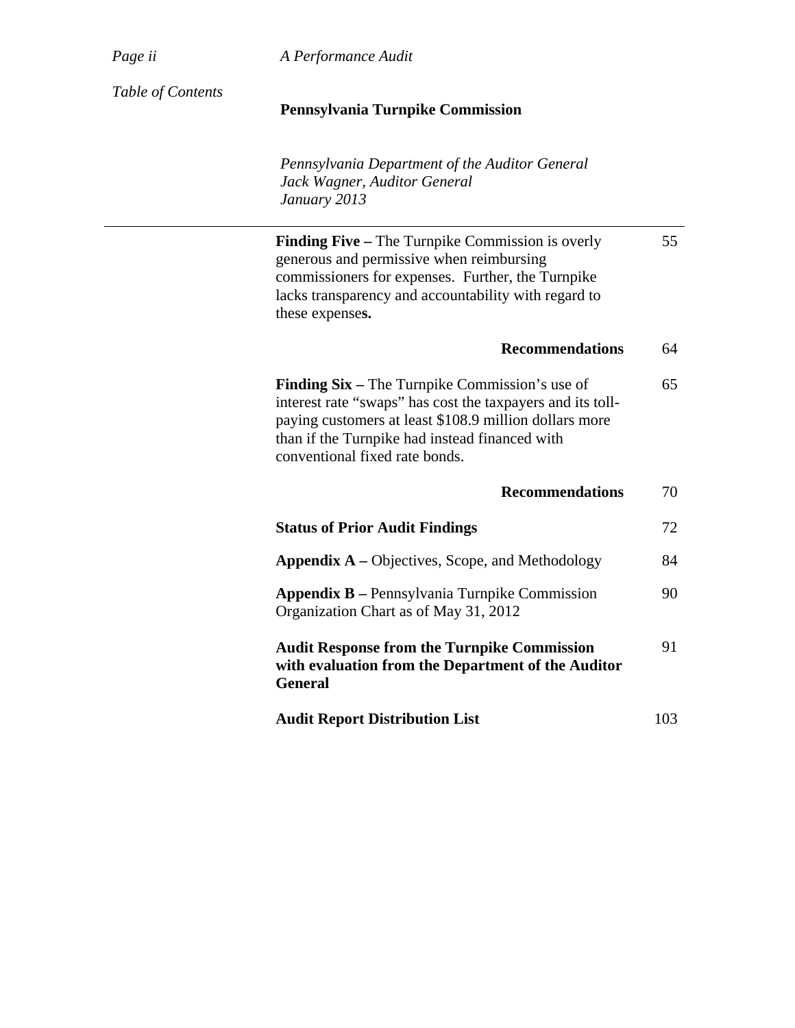*Table of Contents*

**Pennsylvania Turnpike Commission**

*Pennsylvania Department of the Auditor General*
*Jack Wagner, Auditor General*
*January 2013*

| | |
|---|---|
| **Finding Five –** The Turnpike Commission is overly generous and permissive when reimbursing commissioners for expenses. Further, the Turnpike lacks transparency and accountability with regard to these expense**s.** | 55 |
| **Recommendations** | 64 |
| **Finding Six –** The Turnpike Commission's use of interest rate "swaps" has cost the taxpayers and its toll-paying customers at least $108.9 million dollars more than if the Turnpike had instead financed with conventional fixed rate bonds. | 65 |
| **Recommendations** | 70 |
| **Status of Prior Audit Findings** | 72 |
| **Appendix A –** Objectives, Scope, and Methodology | 84 |
| **Appendix B –** Pennsylvania Turnpike Commission Organization Chart as of May 31, 2012 | 90 |
| **Audit Response from the Turnpike Commission with evaluation from the Department of the Auditor General** | 91 |
| **Audit Report Distribution List** | 103 |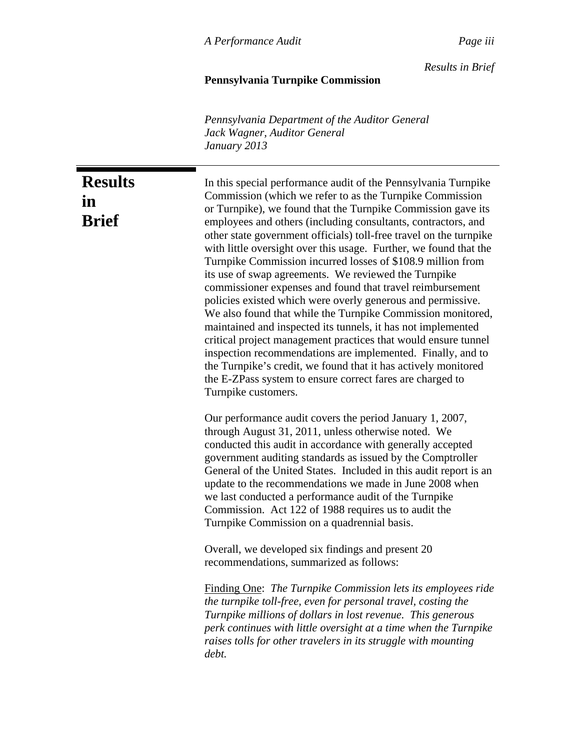Results in Brief

**Pennsylvania Turnpike Commission**

*Pennsylvania Department of the Auditor General*
*Jack Wagner, Auditor General*
*January 2013*

# Results in Brief

In this special performance audit of the Pennsylvania Turnpike Commission (which we refer to as the Turnpike Commission or Turnpike), we found that the Turnpike Commission gave its employees and others (including consultants, contractors, and other state government officials) toll-free travel on the turnpike with little oversight over this usage. Further, we found that the Turnpike Commission incurred losses of $108.9 million from its use of swap agreements. We reviewed the Turnpike commissioner expenses and found that travel reimbursement policies existed which were overly generous and permissive. We also found that while the Turnpike Commission monitored, maintained and inspected its tunnels, it has not implemented critical project management practices that would ensure tunnel inspection recommendations are implemented. Finally, and to the Turnpike's credit, we found that it has actively monitored the E-ZPass system to ensure correct fares are charged to Turnpike customers.

Our performance audit covers the period January 1, 2007, through August 31, 2011, unless otherwise noted. We conducted this audit in accordance with generally accepted government auditing standards as issued by the Comptroller General of the United States. Included in this audit report is an update to the recommendations we made in June 2008 when we last conducted a performance audit of the Turnpike Commission. Act 122 of 1988 requires us to audit the Turnpike Commission on a quadrennial basis.

Overall, we developed six findings and present 20 recommendations, summarized as follows:

<u>Finding One</u>: *The Turnpike Commission lets its employees ride the turnpike toll-free, even for personal travel, costing the Turnpike millions of dollars in lost revenue. This generous perk continues with little oversight at a time when the Turnpike raises tolls for other travelers in its struggle with mounting debt.*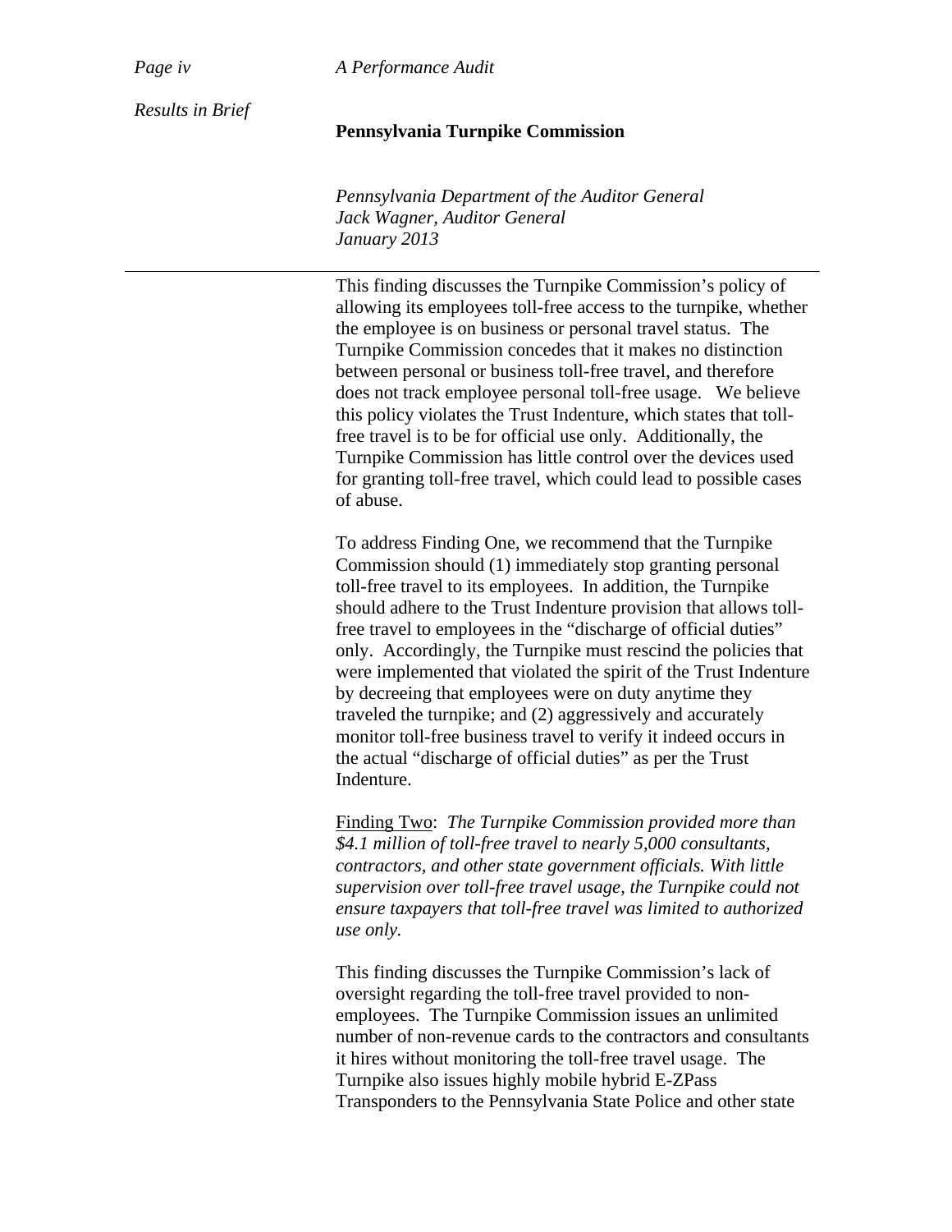**Pennsylvania Turnpike Commission**

*Pennsylvania Department of the Auditor General*
*Jack Wagner, Auditor General*
*January 2013*

---

This finding discusses the Turnpike Commission's policy of allowing its employees toll-free access to the turnpike, whether the employee is on business or personal travel status. The Turnpike Commission concedes that it makes no distinction between personal or business toll-free travel, and therefore does not track employee personal toll-free usage. We believe this policy violates the Trust Indenture, which states that toll-free travel is to be for official use only. Additionally, the Turnpike Commission has little control over the devices used for granting toll-free travel, which could lead to possible cases of abuse.

To address Finding One, we recommend that the Turnpike Commission should (1) immediately stop granting personal toll-free travel to its employees. In addition, the Turnpike should adhere to the Trust Indenture provision that allows toll-free travel to employees in the "discharge of official duties" only. Accordingly, the Turnpike must rescind the policies that were implemented that violated the spirit of the Trust Indenture by decreeing that employees were on duty anytime they traveled the turnpike; and (2) aggressively and accurately monitor toll-free business travel to verify it indeed occurs in the actual "discharge of official duties" as per the Trust Indenture.

<u>Finding Two</u>: *The Turnpike Commission provided more than $4.1 million of toll-free travel to nearly 5,000 consultants, contractors, and other state government officials. With little supervision over toll-free travel usage, the Turnpike could not ensure taxpayers that toll-free travel was limited to authorized use only.*

This finding discusses the Turnpike Commission's lack of oversight regarding the toll-free travel provided to non-employees. The Turnpike Commission issues an unlimited number of non-revenue cards to the contractors and consultants it hires without monitoring the toll-free travel usage. The Turnpike also issues highly mobile hybrid E-ZPass Transponders to the Pennsylvania State Police and other state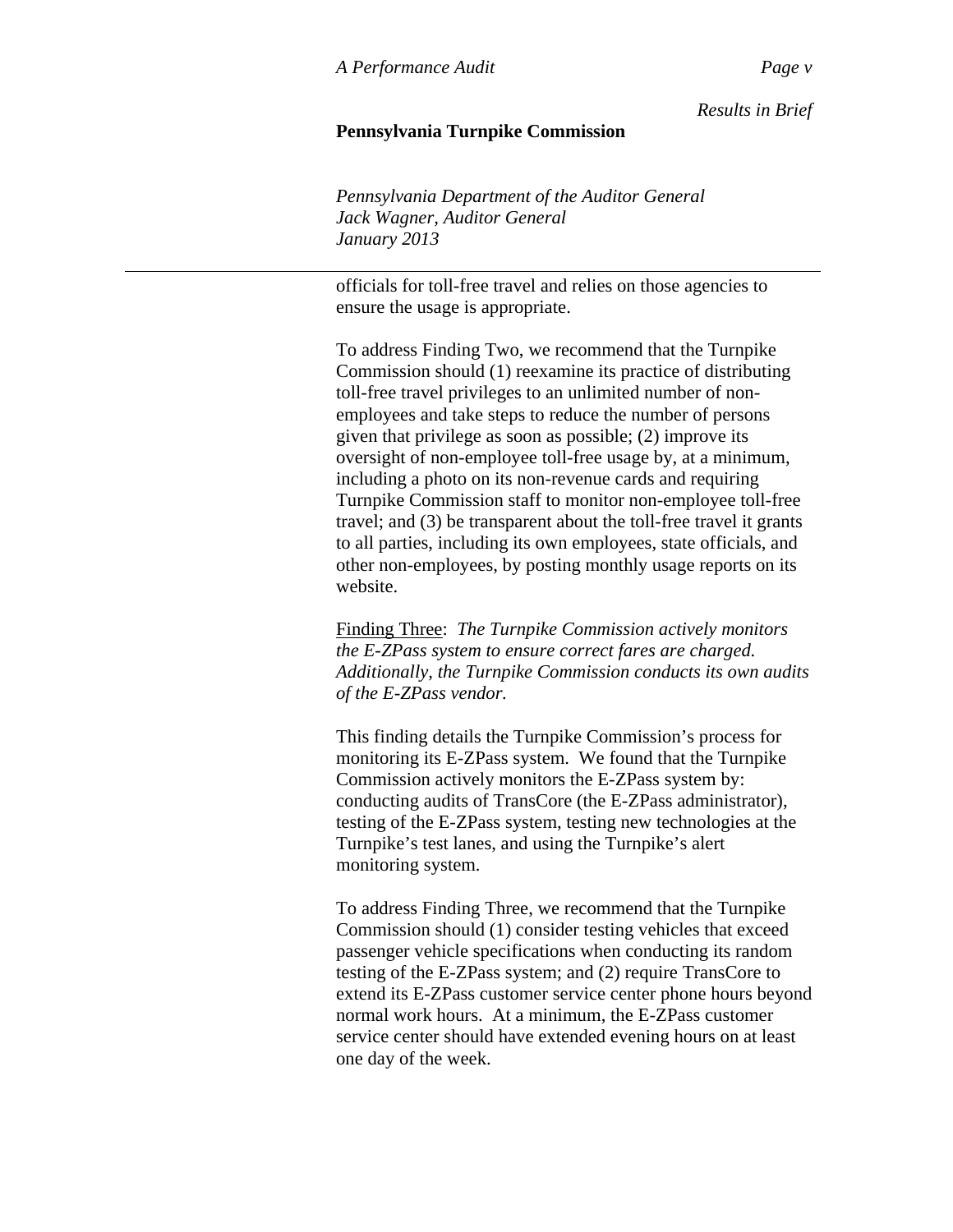officials for toll-free travel and relies on those agencies to ensure the usage is appropriate.

To address Finding Two, we recommend that the Turnpike Commission should (1) reexamine its practice of distributing toll-free travel privileges to an unlimited number of non-employees and take steps to reduce the number of persons given that privilege as soon as possible; (2) improve its oversight of non-employee toll-free usage by, at a minimum, including a photo on its non-revenue cards and requiring Turnpike Commission staff to monitor non-employee toll-free travel; and (3) be transparent about the toll-free travel it grants to all parties, including its own employees, state officials, and other non-employees, by posting monthly usage reports on its website.

Finding Three: *The Turnpike Commission actively monitors the E-ZPass system to ensure correct fares are charged. Additionally, the Turnpike Commission conducts its own audits of the E-ZPass vendor.*

This finding details the Turnpike Commission's process for monitoring its E-ZPass system. We found that the Turnpike Commission actively monitors the E-ZPass system by: conducting audits of TransCore (the E-ZPass administrator), testing of the E-ZPass system, testing new technologies at the Turnpike's test lanes, and using the Turnpike's alert monitoring system.

To address Finding Three, we recommend that the Turnpike Commission should (1) consider testing vehicles that exceed passenger vehicle specifications when conducting its random testing of the E-ZPass system; and (2) require TransCore to extend its E-ZPass customer service center phone hours beyond normal work hours. At a minimum, the E-ZPass customer service center should have extended evening hours on at least one day of the week.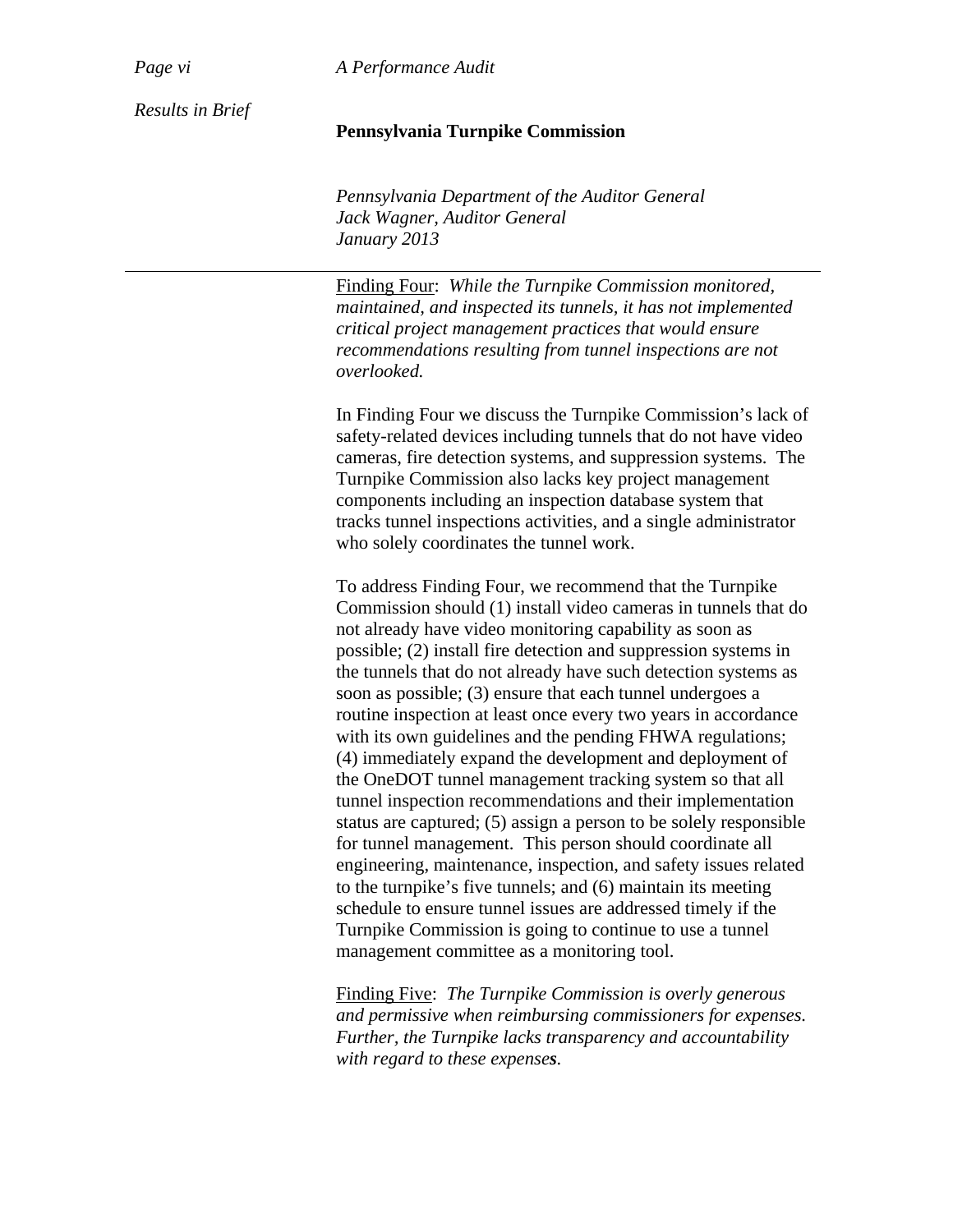*Results in Brief*

**Pennsylvania Turnpike Commission**

*Pennsylvania Department of the Auditor General*
*Jack Wagner, Auditor General*
*January 2013*

---

Finding Four: *While the Turnpike Commission monitored, maintained, and inspected its tunnels, it has not implemented critical project management practices that would ensure recommendations resulting from tunnel inspections are not overlooked.*

In Finding Four we discuss the Turnpike Commission's lack of safety-related devices including tunnels that do not have video cameras, fire detection systems, and suppression systems. The Turnpike Commission also lacks key project management components including an inspection database system that tracks tunnel inspections activities, and a single administrator who solely coordinates the tunnel work.

To address Finding Four, we recommend that the Turnpike Commission should (1) install video cameras in tunnels that do not already have video monitoring capability as soon as possible; (2) install fire detection and suppression systems in the tunnels that do not already have such detection systems as soon as possible; (3) ensure that each tunnel undergoes a routine inspection at least once every two years in accordance with its own guidelines and the pending FHWA regulations; (4) immediately expand the development and deployment of the OneDOT tunnel management tracking system so that all tunnel inspection recommendations and their implementation status are captured; (5) assign a person to be solely responsible for tunnel management. This person should coordinate all engineering, maintenance, inspection, and safety issues related to the turnpike's five tunnels; and (6) maintain its meeting schedule to ensure tunnel issues are addressed timely if the Turnpike Commission is going to continue to use a tunnel management committee as a monitoring tool.

Finding Five: *The Turnpike Commission is overly generous and permissive when reimbursing commissioners for expenses. Further, the Turnpike lacks transparency and accountability with regard to these expenses.*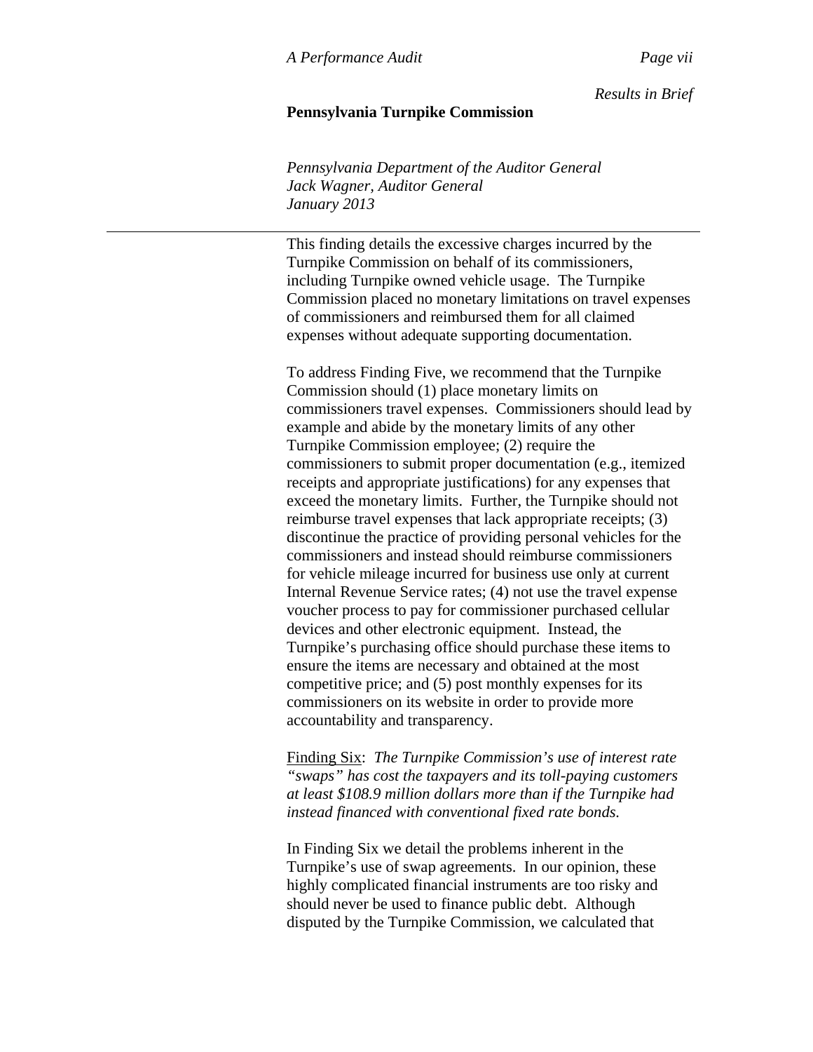This finding details the excessive charges incurred by the Turnpike Commission on behalf of its commissioners, including Turnpike owned vehicle usage. The Turnpike Commission placed no monetary limitations on travel expenses of commissioners and reimbursed them for all claimed expenses without adequate supporting documentation.

To address Finding Five, we recommend that the Turnpike Commission should (1) place monetary limits on commissioners travel expenses. Commissioners should lead by example and abide by the monetary limits of any other Turnpike Commission employee; (2) require the commissioners to submit proper documentation (e.g., itemized receipts and appropriate justifications) for any expenses that exceed the monetary limits. Further, the Turnpike should not reimburse travel expenses that lack appropriate receipts; (3) discontinue the practice of providing personal vehicles for the commissioners and instead should reimburse commissioners for vehicle mileage incurred for business use only at current Internal Revenue Service rates; (4) not use the travel expense voucher process to pay for commissioner purchased cellular devices and other electronic equipment. Instead, the Turnpike's purchasing office should purchase these items to ensure the items are necessary and obtained at the most competitive price; and (5) post monthly expenses for its commissioners on its website in order to provide more accountability and transparency.

<u>Finding Six</u>: *The Turnpike Commission's use of interest rate "swaps" has cost the taxpayers and its toll-paying customers at least $108.9 million dollars more than if the Turnpike had instead financed with conventional fixed rate bonds.*

In Finding Six we detail the problems inherent in the Turnpike's use of swap agreements. In our opinion, these highly complicated financial instruments are too risky and should never be used to finance public debt. Although disputed by the Turnpike Commission, we calculated that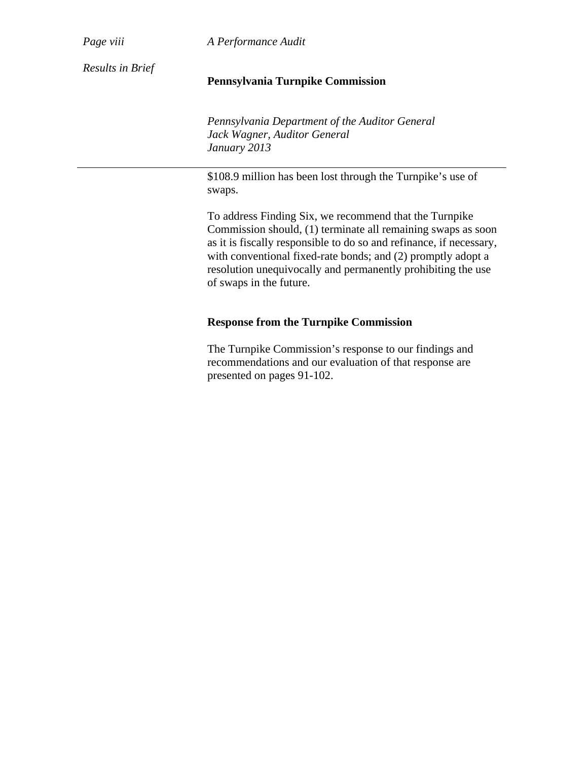$108.9 million has been lost through the Turnpike's use of swaps.

To address Finding Six, we recommend that the Turnpike Commission should, (1) terminate all remaining swaps as soon as it is fiscally responsible to do so and refinance, if necessary, with conventional fixed-rate bonds; and (2) promptly adopt a resolution unequivocally and permanently prohibiting the use of swaps in the future.

**Response from the Turnpike Commission**

The Turnpike Commission's response to our findings and recommendations and our evaluation of that response are presented on pages 91-102.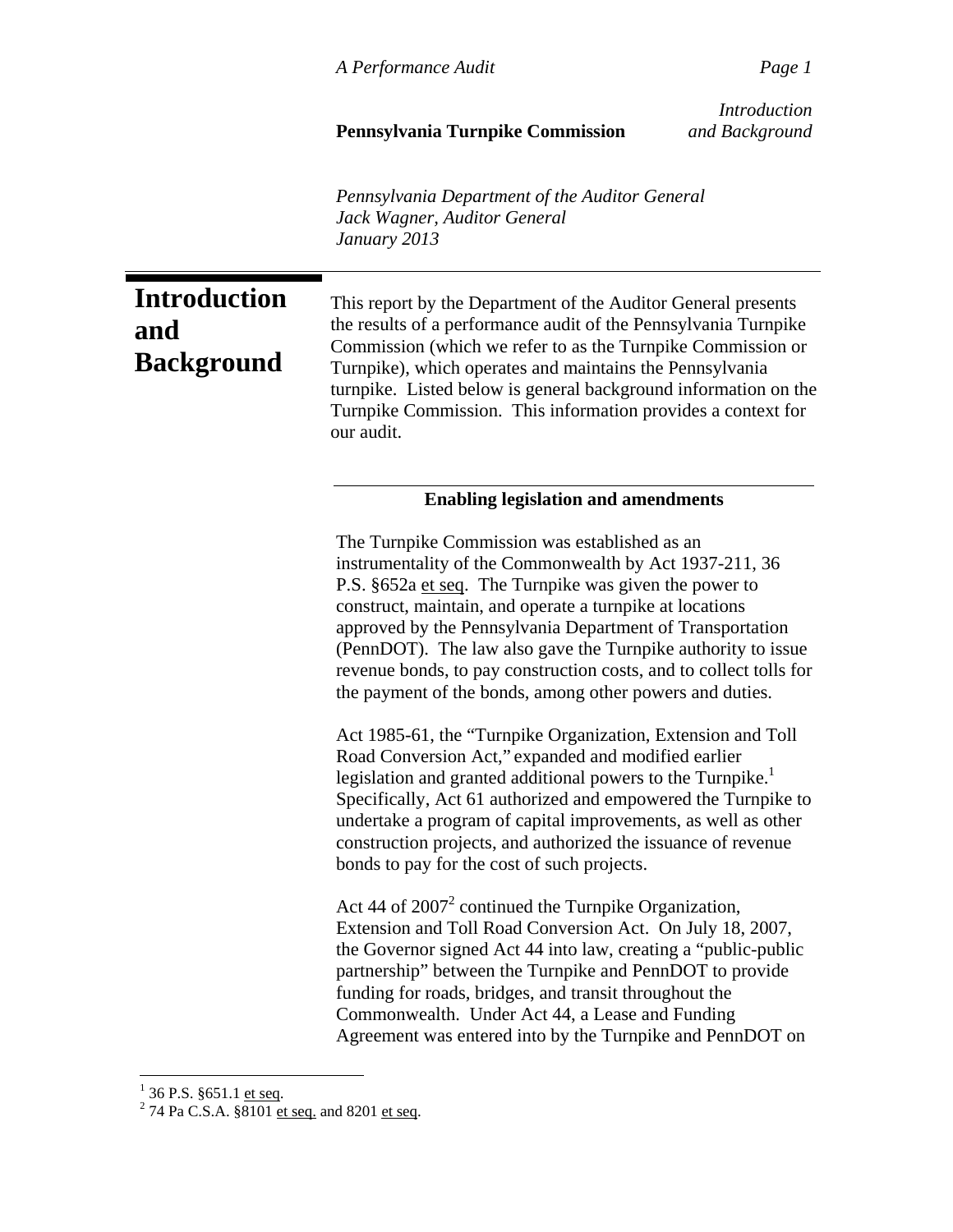Pennsylvania Department of the Auditor General
Jack Wagner, Auditor General
January 2013

# Introduction and Background

This report by the Department of the Auditor General presents the results of a performance audit of the Pennsylvania Turnpike Commission (which we refer to as the Turnpike Commission or Turnpike), which operates and maintains the Pennsylvania turnpike. Listed below is general background information on the Turnpike Commission. This information provides a context for our audit.

## Enabling legislation and amendments

The Turnpike Commission was established as an instrumentality of the Commonwealth by Act 1937-211, 36 P.S. §652a et seq. The Turnpike was given the power to construct, maintain, and operate a turnpike at locations approved by the Pennsylvania Department of Transportation (PennDOT). The law also gave the Turnpike authority to issue revenue bonds, to pay construction costs, and to collect tolls for the payment of the bonds, among other powers and duties.

Act 1985-61, the "Turnpike Organization, Extension and Toll Road Conversion Act," expanded and modified earlier legislation and granted additional powers to the Turnpike.[1] Specifically, Act 61 authorized and empowered the Turnpike to undertake a program of capital improvements, as well as other construction projects, and authorized the issuance of revenue bonds to pay for the cost of such projects.

Act 44 of 2007[2] continued the Turnpike Organization, Extension and Toll Road Conversion Act. On July 18, 2007, the Governor signed Act 44 into law, creating a "public-public partnership" between the Turnpike and PennDOT to provide funding for roads, bridges, and transit throughout the Commonwealth. Under Act 44, a Lease and Funding Agreement was entered into by the Turnpike and PennDOT on

---

[1] 36 P.S. §651.1 et seq.
[2] 74 Pa C.S.A. §8101 et seq. and 8201 et seq.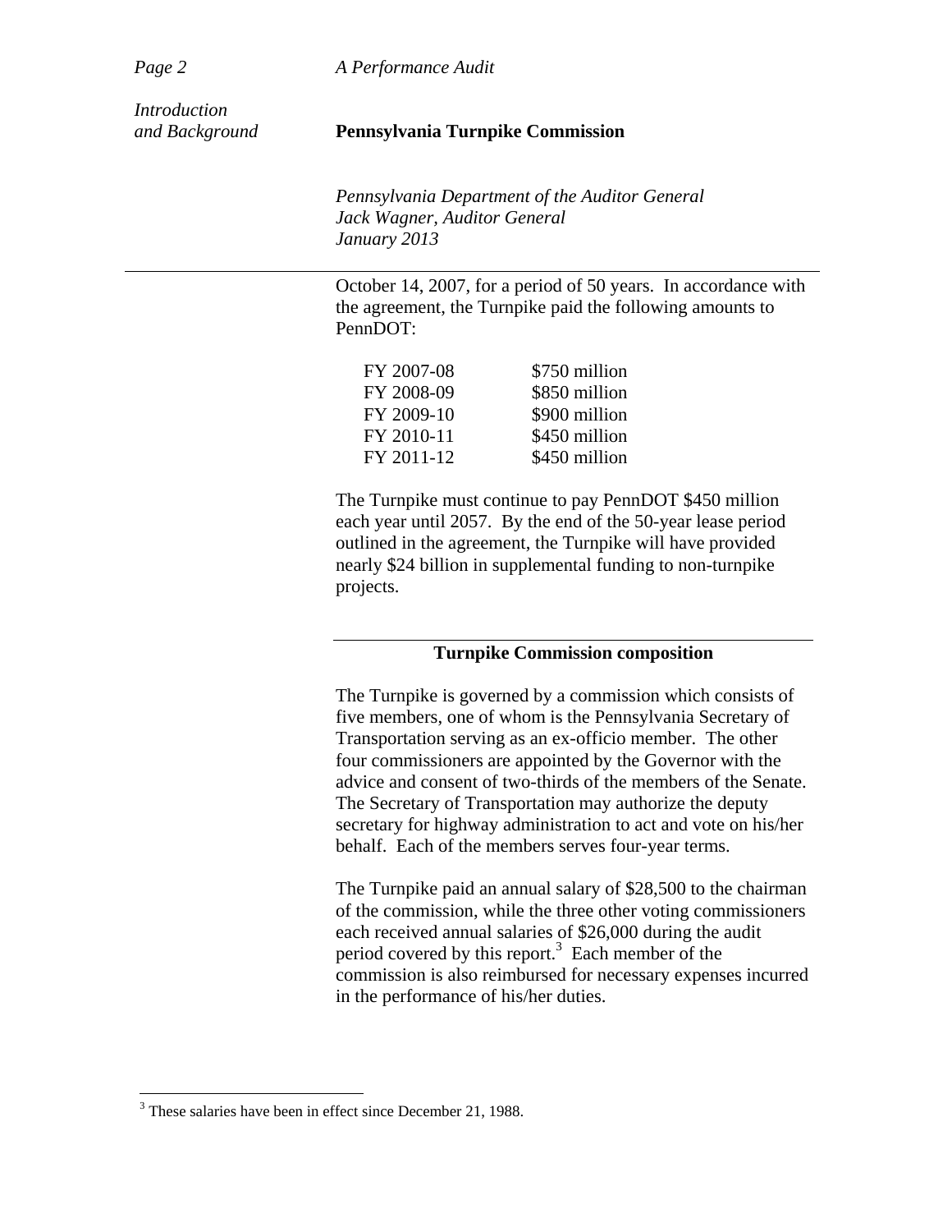October 14, 2007, for a period of 50 years. In accordance with the agreement, the Turnpike paid the following amounts to PennDOT:

| | |
|---|---|
| FY 2007-08 | \$750 million |
| FY 2008-09 | \$850 million |
| FY 2009-10 | \$900 million |
| FY 2010-11 | \$450 million |
| FY 2011-12 | \$450 million |

The Turnpike must continue to pay PennDOT \$450 million each year until 2057. By the end of the 50-year lease period outlined in the agreement, the Turnpike will have provided nearly \$24 billion in supplemental funding to non-turnpike projects.

## Turnpike Commission composition

The Turnpike is governed by a commission which consists of five members, one of whom is the Pennsylvania Secretary of Transportation serving as an ex-officio member. The other four commissioners are appointed by the Governor with the advice and consent of two-thirds of the members of the Senate. The Secretary of Transportation may authorize the deputy secretary for highway administration to act and vote on his/her behalf. Each of the members serves four-year terms.

The Turnpike paid an annual salary of \$28,500 to the chairman of the commission, while the three other voting commissioners each received annual salaries of \$26,000 during the audit period covered by this report.[3] Each member of the commission is also reimbursed for necessary expenses incurred in the performance of his/her duties.

[3] These salaries have been in effect since December 21, 1988.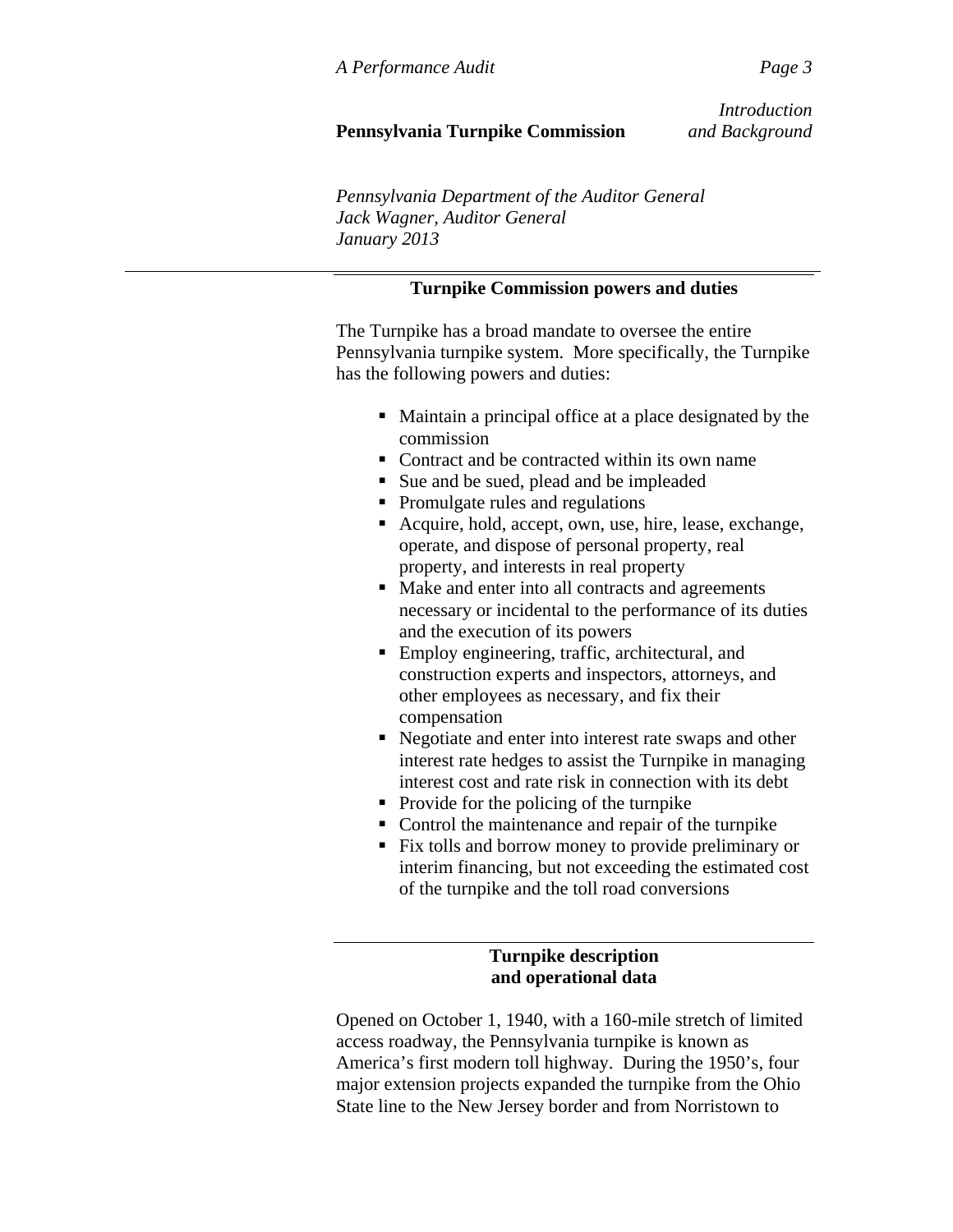### Turnpike Commission powers and duties

The Turnpike has a broad mandate to oversee the entire Pennsylvania turnpike system. More specifically, the Turnpike has the following powers and duties:

- Maintain a principal office at a place designated by the commission
- Contract and be contracted within its own name
- Sue and be sued, plead and be impleaded
- Promulgate rules and regulations
- Acquire, hold, accept, own, use, hire, lease, exchange, operate, and dispose of personal property, real property, and interests in real property
- Make and enter into all contracts and agreements necessary or incidental to the performance of its duties and the execution of its powers
- Employ engineering, traffic, architectural, and construction experts and inspectors, attorneys, and other employees as necessary, and fix their compensation
- Negotiate and enter into interest rate swaps and other interest rate hedges to assist the Turnpike in managing interest cost and rate risk in connection with its debt
- Provide for the policing of the turnpike
- Control the maintenance and repair of the turnpike
- Fix tolls and borrow money to provide preliminary or interim financing, but not exceeding the estimated cost of the turnpike and the toll road conversions

### Turnpike description and operational data

Opened on October 1, 1940, with a 160-mile stretch of limited access roadway, the Pennsylvania turnpike is known as America's first modern toll highway. During the 1950's, four major extension projects expanded the turnpike from the Ohio State line to the New Jersey border and from Norristown to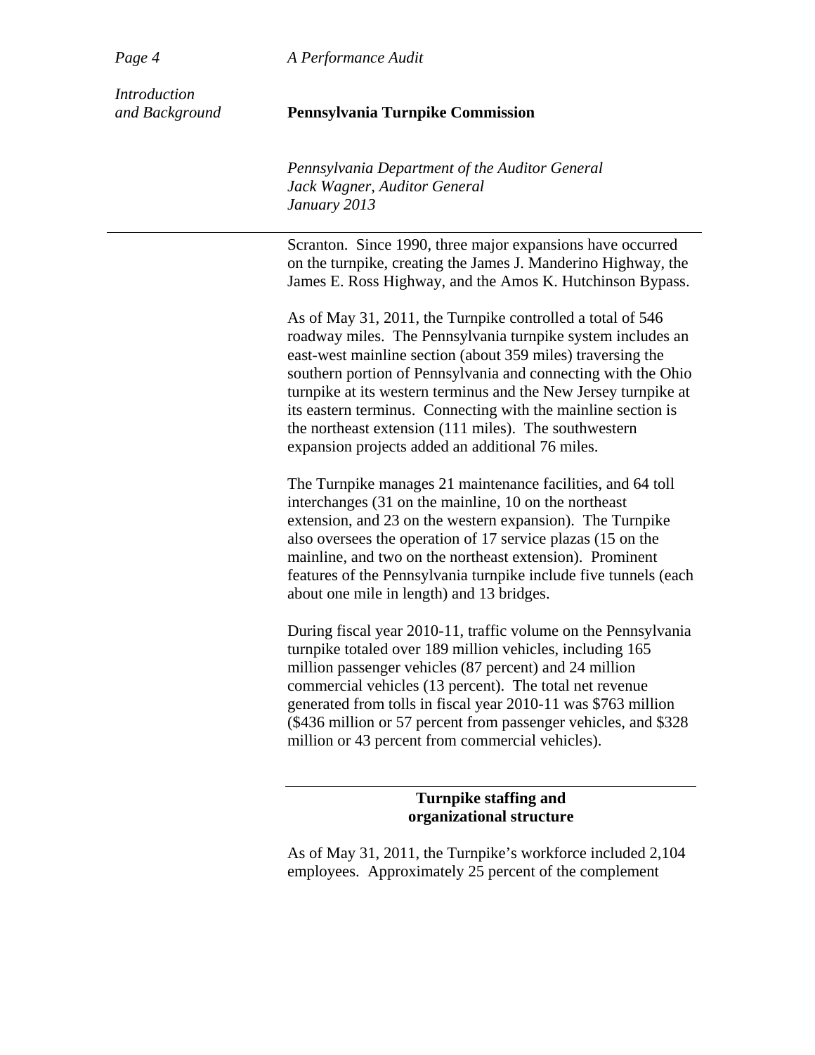Scranton. Since 1990, three major expansions have occurred on the turnpike, creating the James J. Manderino Highway, the James E. Ross Highway, and the Amos K. Hutchinson Bypass.

As of May 31, 2011, the Turnpike controlled a total of 546 roadway miles. The Pennsylvania turnpike system includes an east-west mainline section (about 359 miles) traversing the southern portion of Pennsylvania and connecting with the Ohio turnpike at its western terminus and the New Jersey turnpike at its eastern terminus. Connecting with the mainline section is the northeast extension (111 miles). The southwestern expansion projects added an additional 76 miles.

The Turnpike manages 21 maintenance facilities, and 64 toll interchanges (31 on the mainline, 10 on the northeast extension, and 23 on the western expansion). The Turnpike also oversees the operation of 17 service plazas (15 on the mainline, and two on the northeast extension). Prominent features of the Pennsylvania turnpike include five tunnels (each about one mile in length) and 13 bridges.

During fiscal year 2010-11, traffic volume on the Pennsylvania turnpike totaled over 189 million vehicles, including 165 million passenger vehicles (87 percent) and 24 million commercial vehicles (13 percent). The total net revenue generated from tolls in fiscal year 2010-11 was $763 million ($436 million or 57 percent from passenger vehicles, and $328 million or 43 percent from commercial vehicles).

## Turnpike staffing and organizational structure

As of May 31, 2011, the Turnpike's workforce included 2,104 employees. Approximately 25 percent of the complement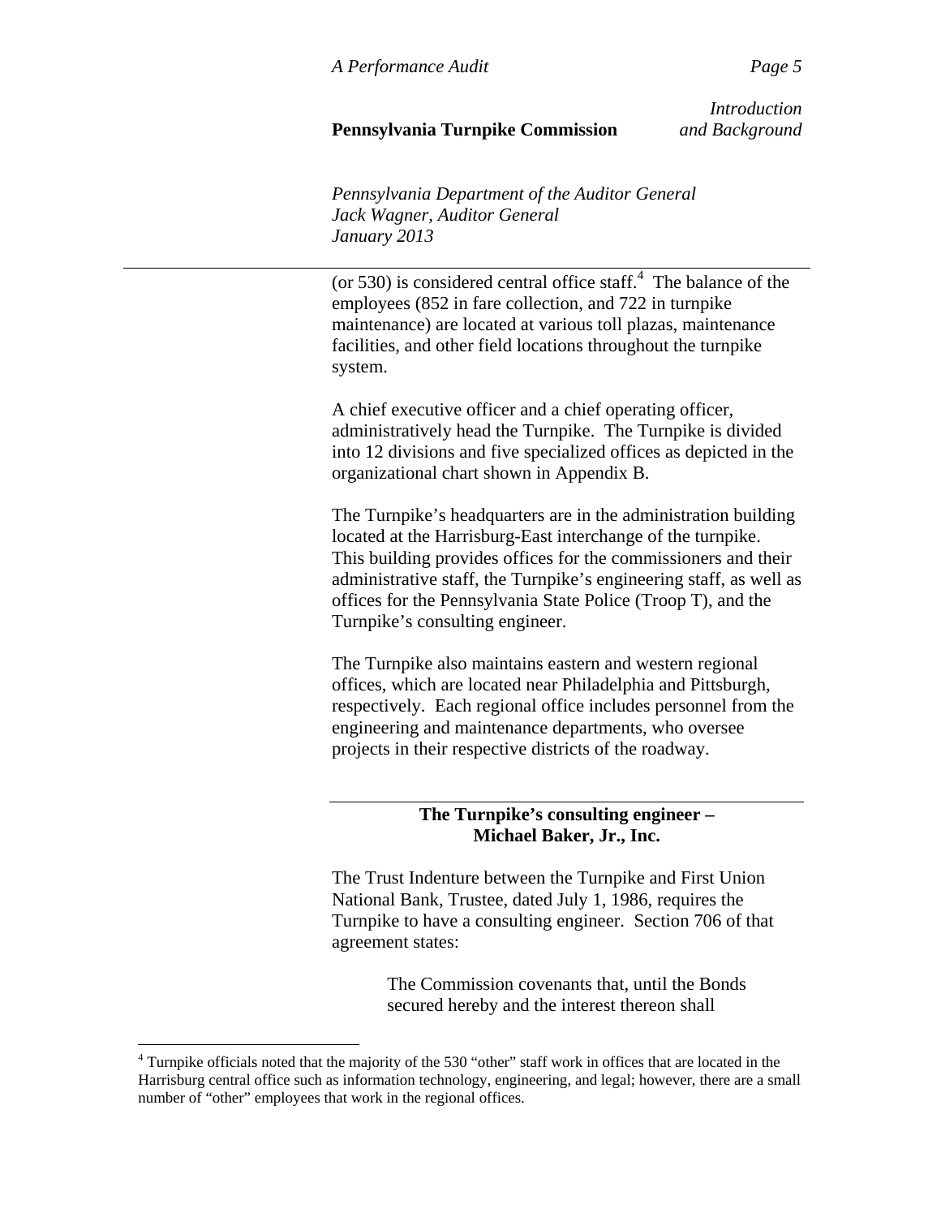(or 530) is considered central office staff.[4] The balance of the employees (852 in fare collection, and 722 in turnpike maintenance) are located at various toll plazas, maintenance facilities, and other field locations throughout the turnpike system.

A chief executive officer and a chief operating officer, administratively head the Turnpike. The Turnpike is divided into 12 divisions and five specialized offices as depicted in the organizational chart shown in Appendix B.

The Turnpike's headquarters are in the administration building located at the Harrisburg-East interchange of the turnpike. This building provides offices for the commissioners and their administrative staff, the Turnpike's engineering staff, as well as offices for the Pennsylvania State Police (Troop T), and the Turnpike's consulting engineer.

The Turnpike also maintains eastern and western regional offices, which are located near Philadelphia and Pittsburgh, respectively. Each regional office includes personnel from the engineering and maintenance departments, who oversee projects in their respective districts of the roadway.

## The Turnpike's consulting engineer – Michael Baker, Jr., Inc.

The Trust Indenture between the Turnpike and First Union National Bank, Trustee, dated July 1, 1986, requires the Turnpike to have a consulting engineer. Section 706 of that agreement states:

> The Commission covenants that, until the Bonds secured hereby and the interest thereon shall

[4] Turnpike officials noted that the majority of the 530 "other" staff work in offices that are located in the Harrisburg central office such as information technology, engineering, and legal; however, there are a small number of "other" employees that work in the regional offices.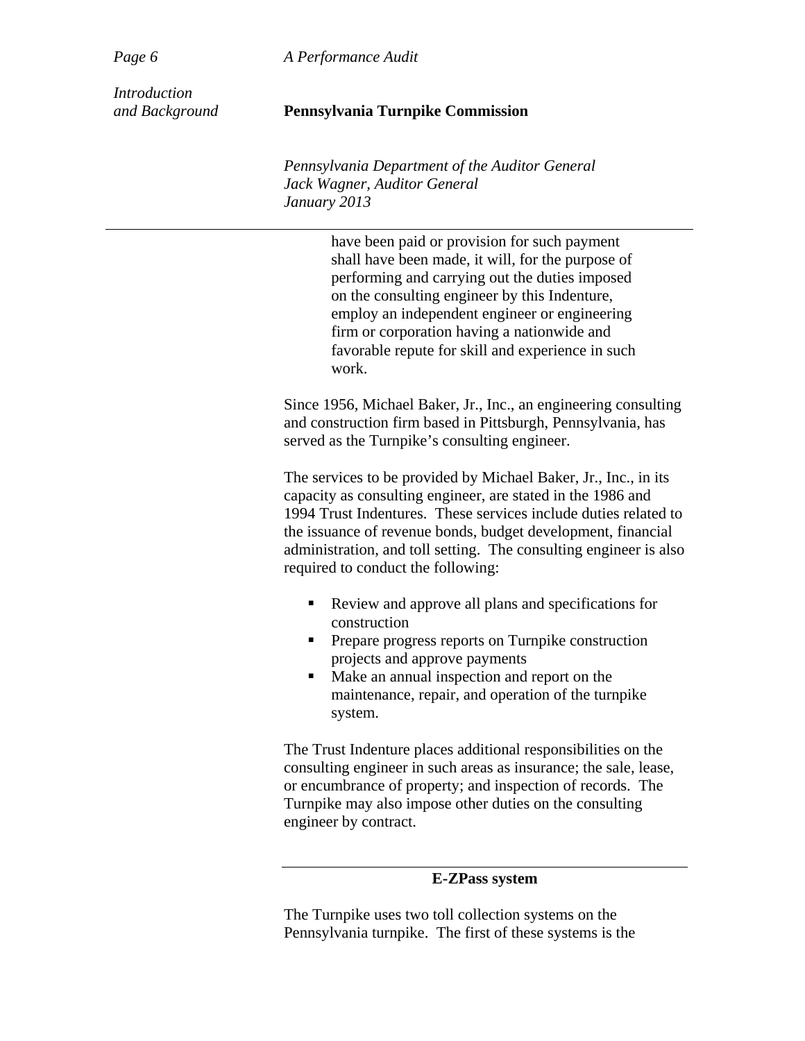> have been paid or provision for such payment shall have been made, it will, for the purpose of performing and carrying out the duties imposed on the consulting engineer by this Indenture, employ an independent engineer or engineering firm or corporation having a nationwide and favorable repute for skill and experience in such work.

Since 1956, Michael Baker, Jr., Inc., an engineering consulting and construction firm based in Pittsburgh, Pennsylvania, has served as the Turnpike's consulting engineer.

The services to be provided by Michael Baker, Jr., Inc., in its capacity as consulting engineer, are stated in the 1986 and 1994 Trust Indentures. These services include duties related to the issuance of revenue bonds, budget development, financial administration, and toll setting. The consulting engineer is also required to conduct the following:

- Review and approve all plans and specifications for construction
- Prepare progress reports on Turnpike construction projects and approve payments
- Make an annual inspection and report on the maintenance, repair, and operation of the turnpike system.

The Trust Indenture places additional responsibilities on the consulting engineer in such areas as insurance; the sale, lease, or encumbrance of property; and inspection of records. The Turnpike may also impose other duties on the consulting engineer by contract.

## E-ZPass system

The Turnpike uses two toll collection systems on the Pennsylvania turnpike. The first of these systems is the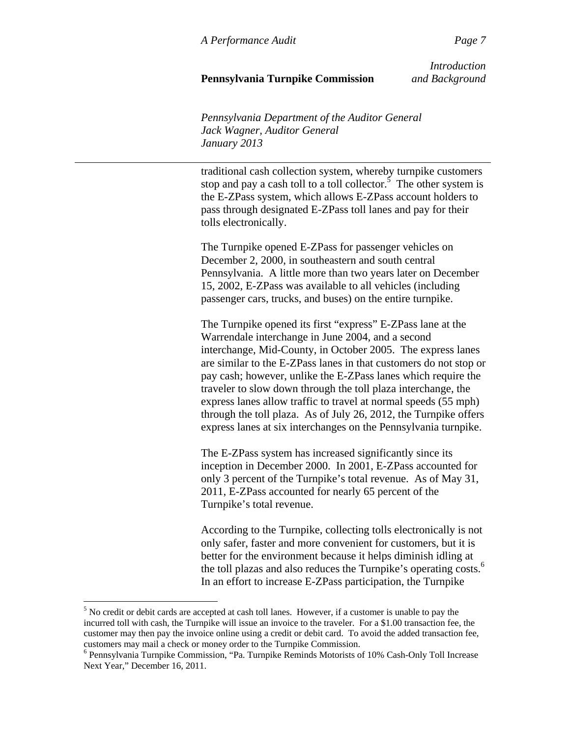traditional cash collection system, whereby turnpike customers stop and pay a cash toll to a toll collector.[5] The other system is the E-ZPass system, which allows E-ZPass account holders to pass through designated E-ZPass toll lanes and pay for their tolls electronically.

The Turnpike opened E-ZPass for passenger vehicles on December 2, 2000, in southeastern and south central Pennsylvania. A little more than two years later on December 15, 2002, E-ZPass was available to all vehicles (including passenger cars, trucks, and buses) on the entire turnpike.

The Turnpike opened its first "express" E-ZPass lane at the Warrendale interchange in June 2004, and a second interchange, Mid-County, in October 2005. The express lanes are similar to the E-ZPass lanes in that customers do not stop or pay cash; however, unlike the E-ZPass lanes which require the traveler to slow down through the toll plaza interchange, the express lanes allow traffic to travel at normal speeds (55 mph) through the toll plaza. As of July 26, 2012, the Turnpike offers express lanes at six interchanges on the Pennsylvania turnpike.

The E-ZPass system has increased significantly since its inception in December 2000. In 2001, E-ZPass accounted for only 3 percent of the Turnpike's total revenue. As of May 31, 2011, E-ZPass accounted for nearly 65 percent of the Turnpike's total revenue.

According to the Turnpike, collecting tolls electronically is not only safer, faster and more convenient for customers, but it is better for the environment because it helps diminish idling at the toll plazas and also reduces the Turnpike's operating costs.[6] In an effort to increase E-ZPass participation, the Turnpike

---

[5] No credit or debit cards are accepted at cash toll lanes. However, if a customer is unable to pay the incurred toll with cash, the Turnpike will issue an invoice to the traveler. For a $1.00 transaction fee, the customer may then pay the invoice online using a credit or debit card. To avoid the added transaction fee, customers may mail a check or money order to the Turnpike Commission.

[6] Pennsylvania Turnpike Commission, "Pa. Turnpike Reminds Motorists of 10% Cash-Only Toll Increase Next Year," December 16, 2011.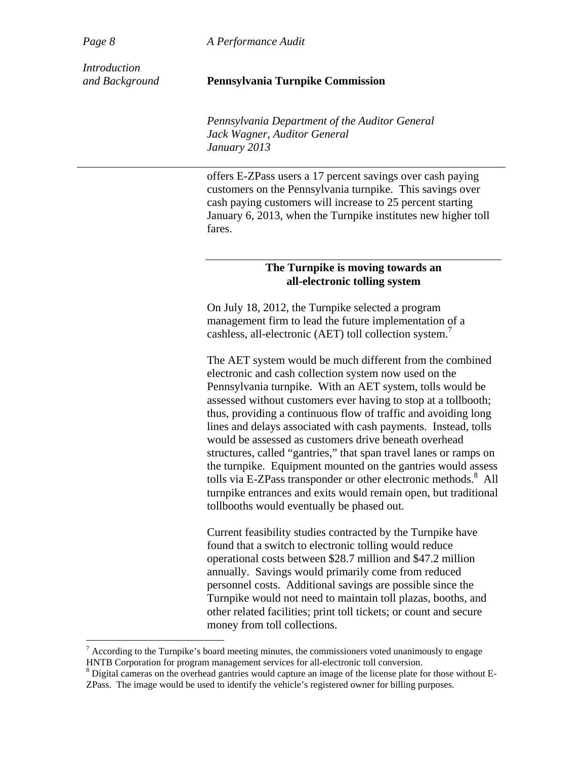offers E-ZPass users a 17 percent savings over cash paying customers on the Pennsylvania turnpike. This savings over cash paying customers will increase to 25 percent starting January 6, 2013, when the Turnpike institutes new higher toll fares.

### The Turnpike is moving towards an all-electronic tolling system

On July 18, 2012, the Turnpike selected a program management firm to lead the future implementation of a cashless, all-electronic (AET) toll collection system.[7]

The AET system would be much different from the combined electronic and cash collection system now used on the Pennsylvania turnpike. With an AET system, tolls would be assessed without customers ever having to stop at a tollbooth; thus, providing a continuous flow of traffic and avoiding long lines and delays associated with cash payments. Instead, tolls would be assessed as customers drive beneath overhead structures, called "gantries," that span travel lanes or ramps on the turnpike. Equipment mounted on the gantries would assess tolls via E-ZPass transponder or other electronic methods.[8] All turnpike entrances and exits would remain open, but traditional tollbooths would eventually be phased out.

Current feasibility studies contracted by the Turnpike have found that a switch to electronic tolling would reduce operational costs between $28.7 million and $47.2 million annually. Savings would primarily come from reduced personnel costs. Additional savings are possible since the Turnpike would not need to maintain toll plazas, booths, and other related facilities; print toll tickets; or count and secure money from toll collections.

---

[7] According to the Turnpike's board meeting minutes, the commissioners voted unanimously to engage HNTB Corporation for program management services for all-electronic toll conversion.

[8] Digital cameras on the overhead gantries would capture an image of the license plate for those without E-ZPass. The image would be used to identify the vehicle's registered owner for billing purposes.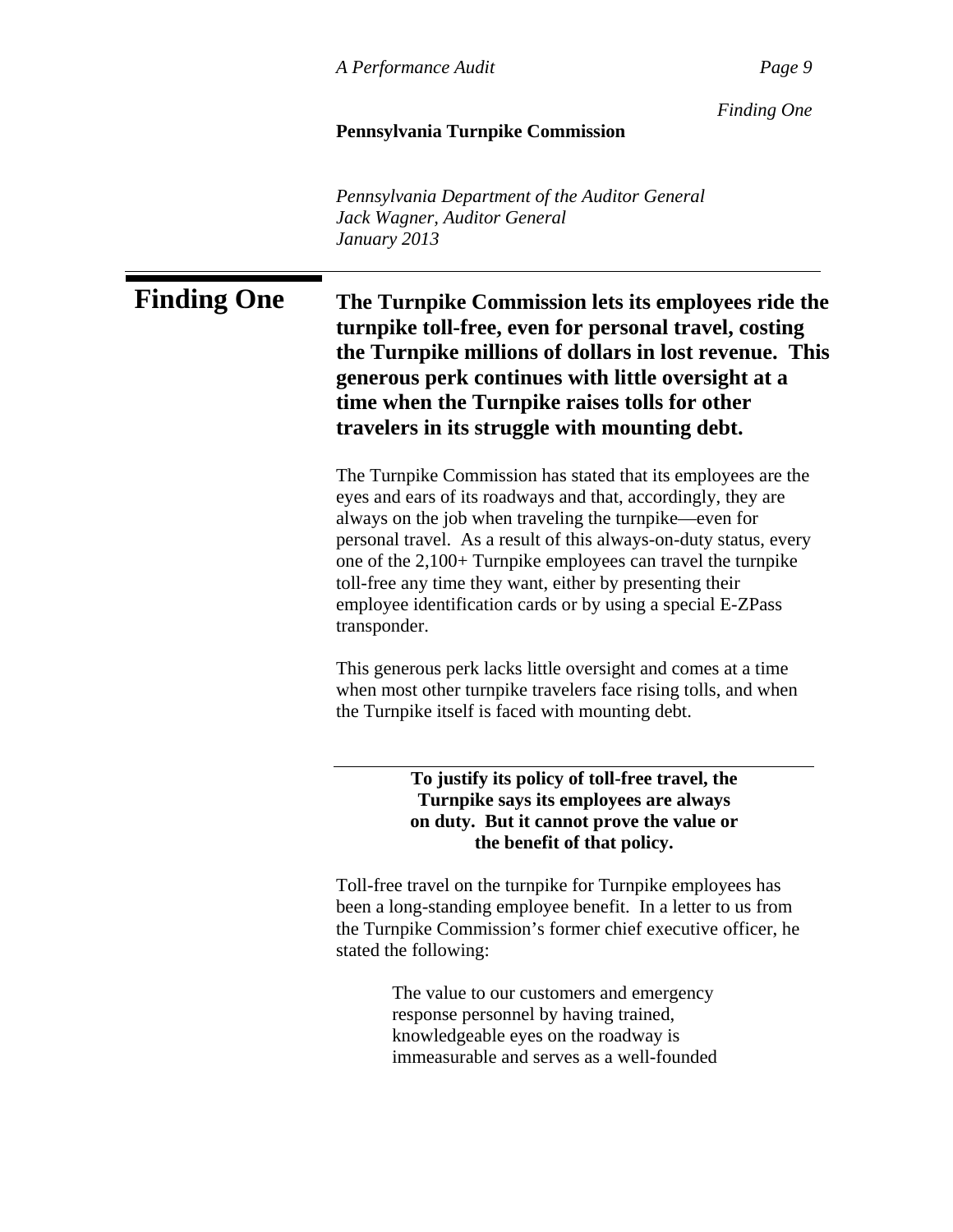# Finding One

**The Turnpike Commission lets its employees ride the turnpike toll-free, even for personal travel, costing the Turnpike millions of dollars in lost revenue. This generous perk continues with little oversight at a time when the Turnpike raises tolls for other travelers in its struggle with mounting debt.**

The Turnpike Commission has stated that its employees are the eyes and ears of its roadways and that, accordingly, they are always on the job when traveling the turnpike—even for personal travel. As a result of this always-on-duty status, every one of the 2,100+ Turnpike employees can travel the turnpike toll-free any time they want, either by presenting their employee identification cards or by using a special E-ZPass transponder.

This generous perk lacks little oversight and comes at a time when most other turnpike travelers face rising tolls, and when the Turnpike itself is faced with mounting debt.

**To justify its policy of toll-free travel, the Turnpike says its employees are always on duty. But it cannot prove the value or the benefit of that policy.**

Toll-free travel on the turnpike for Turnpike employees has been a long-standing employee benefit. In a letter to us from the Turnpike Commission's former chief executive officer, he stated the following:

> The value to our customers and emergency response personnel by having trained, knowledgeable eyes on the roadway is immeasurable and serves as a well-founded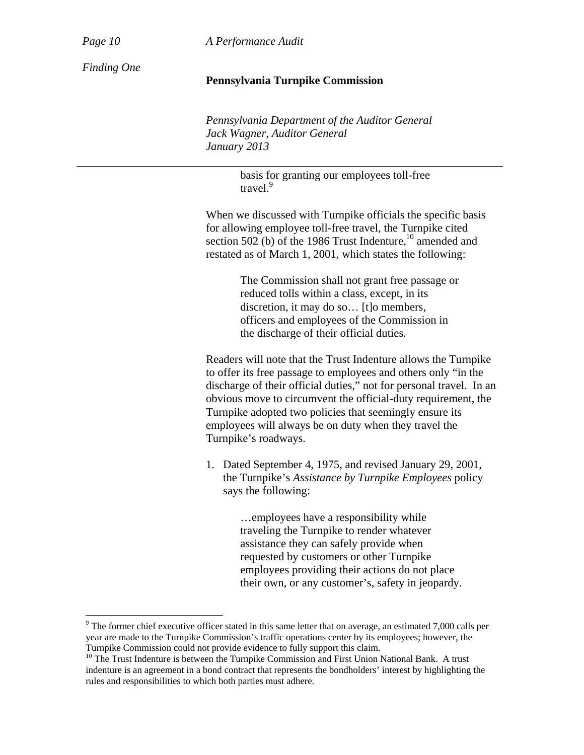> basis for granting our employees toll-free travel.[9]

When we discussed with Turnpike officials the specific basis for allowing employee toll-free travel, the Turnpike cited section 502 (b) of the 1986 Trust Indenture,[10] amended and restated as of March 1, 2001, which states the following:

> The Commission shall not grant free passage or reduced tolls within a class, except, in its discretion, it may do so… [t]o members, officers and employees of the Commission in the discharge of their official duties*.*

Readers will note that the Trust Indenture allows the Turnpike to offer its free passage to employees and others only "in the discharge of their official duties," not for personal travel. In an obvious move to circumvent the official-duty requirement, the Turnpike adopted two policies that seemingly ensure its employees will always be on duty when they travel the Turnpike's roadways.

1. Dated September 4, 1975, and revised January 29, 2001, the Turnpike's *Assistance by Turnpike Employees* policy says the following:

   > …employees have a responsibility while traveling the Turnpike to render whatever assistance they can safely provide when requested by customers or other Turnpike employees providing their actions do not place their own, or any customer's, safety in jeopardy.

---

[9] The former chief executive officer stated in this same letter that on average, an estimated 7,000 calls per year are made to the Turnpike Commission's traffic operations center by its employees; however, the Turnpike Commission could not provide evidence to fully support this claim.

[10] The Trust Indenture is between the Turnpike Commission and First Union National Bank. A trust indenture is an agreement in a bond contract that represents the bondholders' interest by highlighting the rules and responsibilities to which both parties must adhere.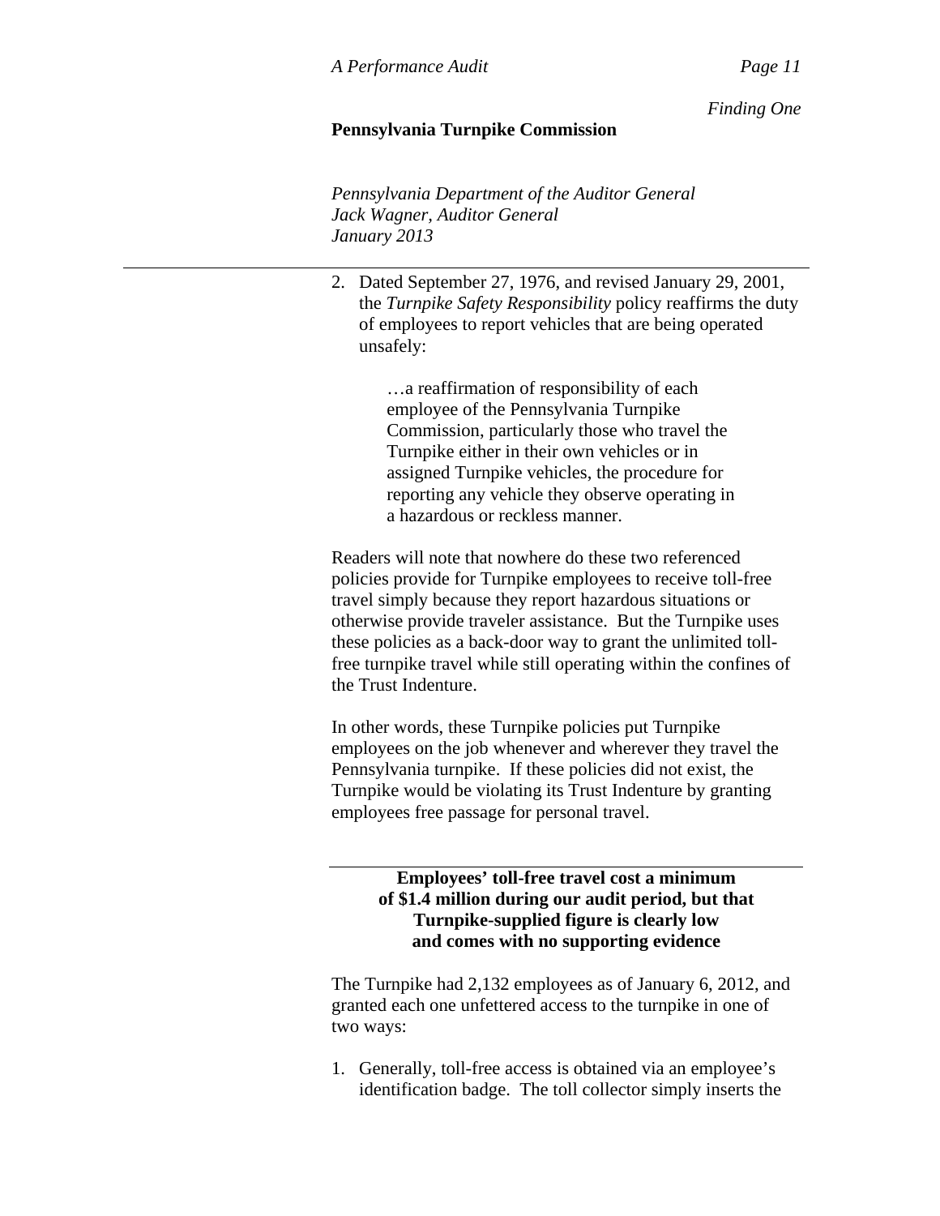2. Dated September 27, 1976, and revised January 29, 2001, the *Turnpike Safety Responsibility* policy reaffirms the duty of employees to report vehicles that are being operated unsafely:

   > …a reaffirmation of responsibility of each employee of the Pennsylvania Turnpike Commission, particularly those who travel the Turnpike either in their own vehicles or in assigned Turnpike vehicles, the procedure for reporting any vehicle they observe operating in a hazardous or reckless manner.

Readers will note that nowhere do these two referenced policies provide for Turnpike employees to receive toll-free travel simply because they report hazardous situations or otherwise provide traveler assistance. But the Turnpike uses these policies as a back-door way to grant the unlimited toll-free turnpike travel while still operating within the confines of the Trust Indenture.

In other words, these Turnpike policies put Turnpike employees on the job whenever and wherever they travel the Pennsylvania turnpike. If these policies did not exist, the Turnpike would be violating its Trust Indenture by granting employees free passage for personal travel.

### Employees' toll-free travel cost a minimum of $1.4 million during our audit period, but that Turnpike-supplied figure is clearly low and comes with no supporting evidence

The Turnpike had 2,132 employees as of January 6, 2012, and granted each one unfettered access to the turnpike in one of two ways:

1. Generally, toll-free access is obtained via an employee's identification badge. The toll collector simply inserts the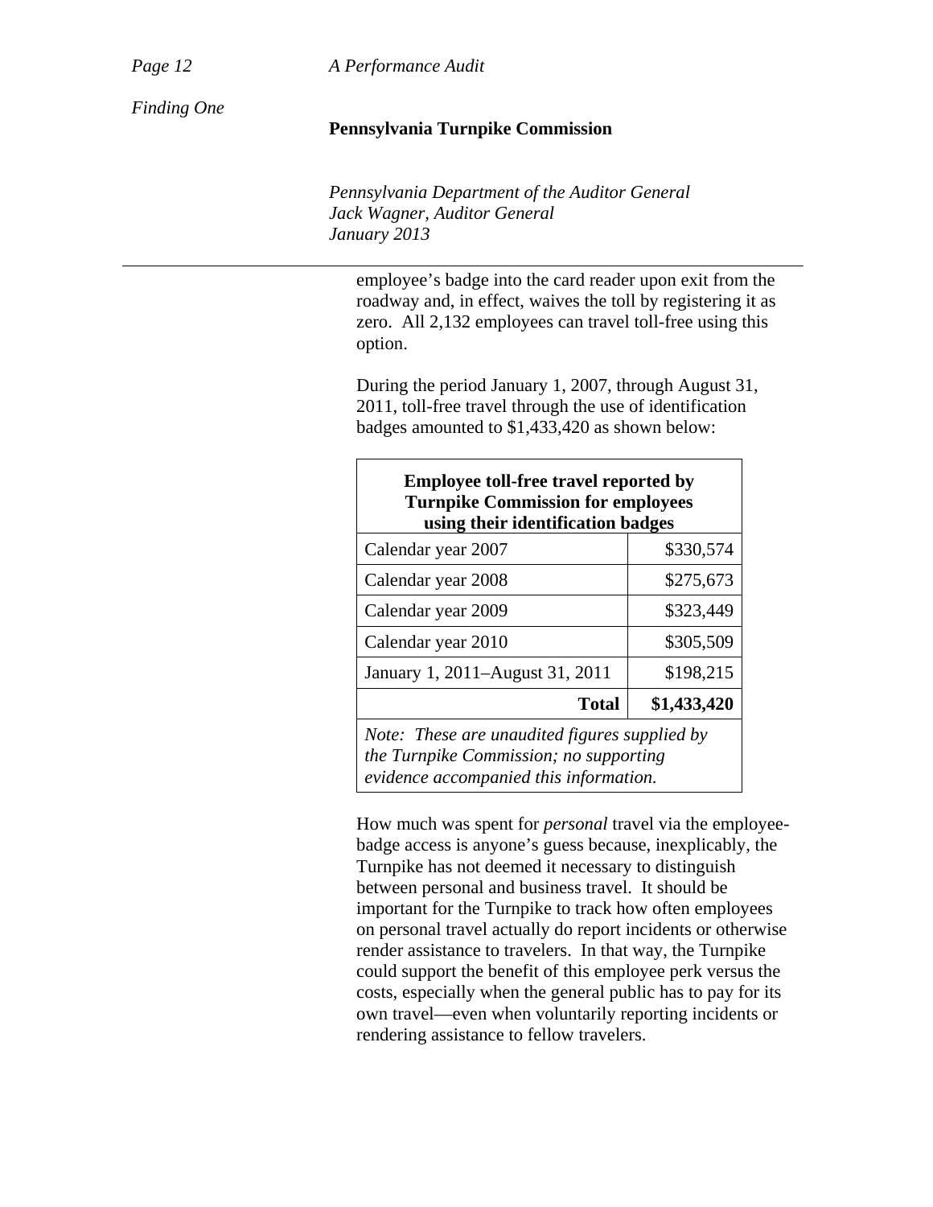employee's badge into the card reader upon exit from the roadway and, in effect, waives the toll by registering it as zero. All 2,132 employees can travel toll-free using this option.

During the period January 1, 2007, through August 31, 2011, toll-free travel through the use of identification badges amounted to $1,433,420 as shown below:

| **Employee toll-free travel reported by Turnpike Commission for employees using their identification badges** | |
|---|---|
| Calendar year 2007 | $330,574 |
| Calendar year 2008 | $275,673 |
| Calendar year 2009 | $323,449 |
| Calendar year 2010 | $305,509 |
| January 1, 2011–August 31, 2011 | $198,215 |
| **Total** | **$1,433,420** |

*Note: These are unaudited figures supplied by the Turnpike Commission; no supporting evidence accompanied this information.*

How much was spent for *personal* travel via the employee-badge access is anyone's guess because, inexplicably, the Turnpike has not deemed it necessary to distinguish between personal and business travel. It should be important for the Turnpike to track how often employees on personal travel actually do report incidents or otherwise render assistance to travelers. In that way, the Turnpike could support the benefit of this employee perk versus the costs, especially when the general public has to pay for its own travel—even when voluntarily reporting incidents or rendering assistance to fellow travelers.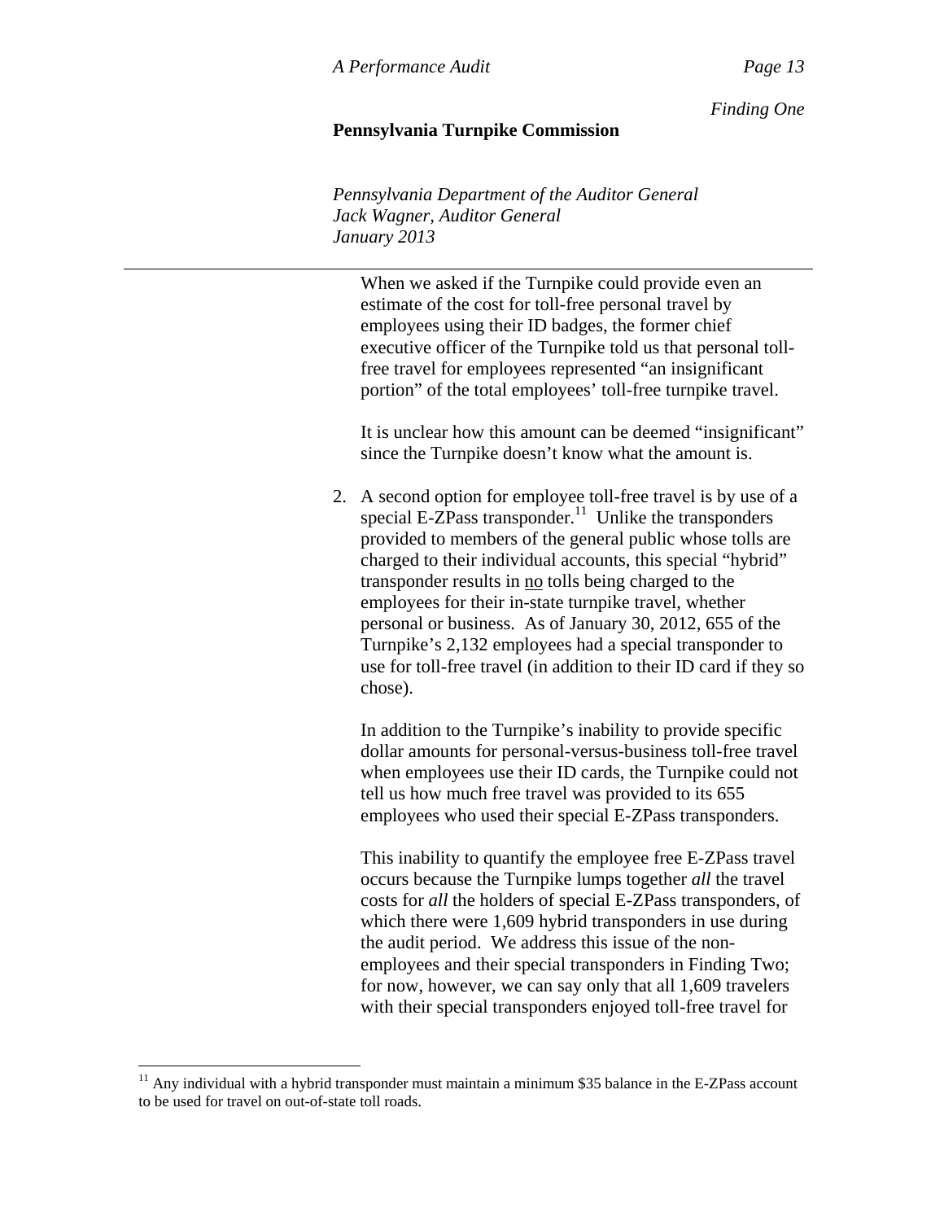When we asked if the Turnpike could provide even an estimate of the cost for toll-free personal travel by employees using their ID badges, the former chief executive officer of the Turnpike told us that personal toll-free travel for employees represented "an insignificant portion" of the total employees' toll-free turnpike travel.

It is unclear how this amount can be deemed "insignificant" since the Turnpike doesn't know what the amount is.

2. A second option for employee toll-free travel is by use of a special E-ZPass transponder.[11] Unlike the transponders provided to members of the general public whose tolls are charged to their individual accounts, this special "hybrid" transponder results in <u>no</u> tolls being charged to the employees for their in-state turnpike travel, whether personal or business. As of January 30, 2012, 655 of the Turnpike's 2,132 employees had a special transponder to use for toll-free travel (in addition to their ID card if they so chose).

   In addition to the Turnpike's inability to provide specific dollar amounts for personal-versus-business toll-free travel when employees use their ID cards, the Turnpike could not tell us how much free travel was provided to its 655 employees who used their special E-ZPass transponders.

   This inability to quantify the employee free E-ZPass travel occurs because the Turnpike lumps together *all* the travel costs for *all* the holders of special E-ZPass transponders, of which there were 1,609 hybrid transponders in use during the audit period. We address this issue of the non-employees and their special transponders in Finding Two; for now, however, we can say only that all 1,609 travelers with their special transponders enjoyed toll-free travel for

[11] Any individual with a hybrid transponder must maintain a minimum $35 balance in the E-ZPass account to be used for travel on out-of-state toll roads.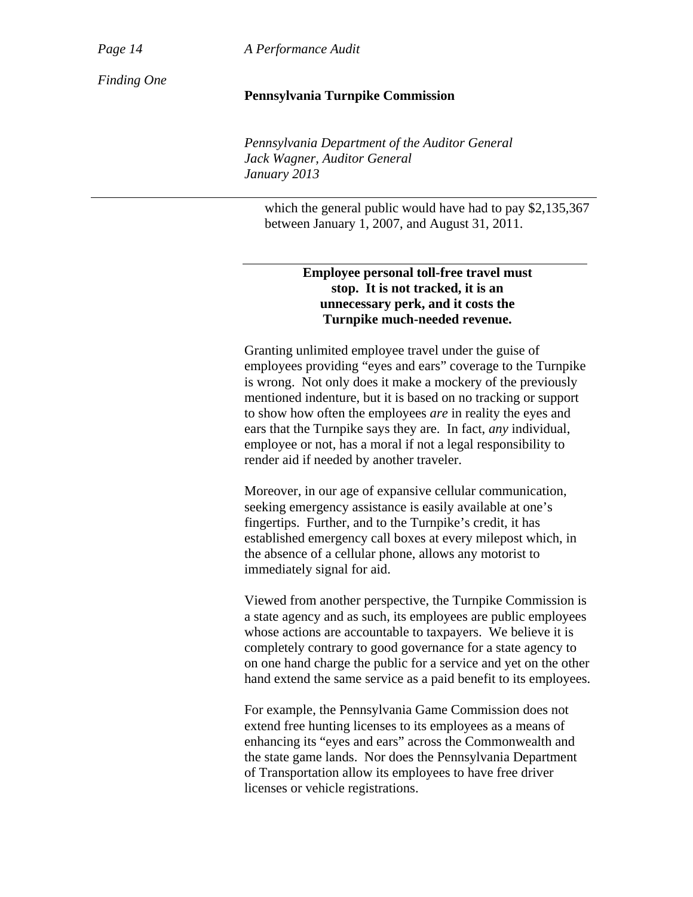which the general public would have had to pay $2,135,367 between January 1, 2007, and August 31, 2011.

**Employee personal toll-free travel must stop. It is not tracked, it is an unnecessary perk, and it costs the Turnpike much-needed revenue.**

Granting unlimited employee travel under the guise of employees providing "eyes and ears" coverage to the Turnpike is wrong. Not only does it make a mockery of the previously mentioned indenture, but it is based on no tracking or support to show how often the employees *are* in reality the eyes and ears that the Turnpike says they are. In fact, *any* individual, employee or not, has a moral if not a legal responsibility to render aid if needed by another traveler.

Moreover, in our age of expansive cellular communication, seeking emergency assistance is easily available at one's fingertips. Further, and to the Turnpike's credit, it has established emergency call boxes at every milepost which, in the absence of a cellular phone, allows any motorist to immediately signal for aid.

Viewed from another perspective, the Turnpike Commission is a state agency and as such, its employees are public employees whose actions are accountable to taxpayers. We believe it is completely contrary to good governance for a state agency to on one hand charge the public for a service and yet on the other hand extend the same service as a paid benefit to its employees.

For example, the Pennsylvania Game Commission does not extend free hunting licenses to its employees as a means of enhancing its "eyes and ears" across the Commonwealth and the state game lands. Nor does the Pennsylvania Department of Transportation allow its employees to have free driver licenses or vehicle registrations.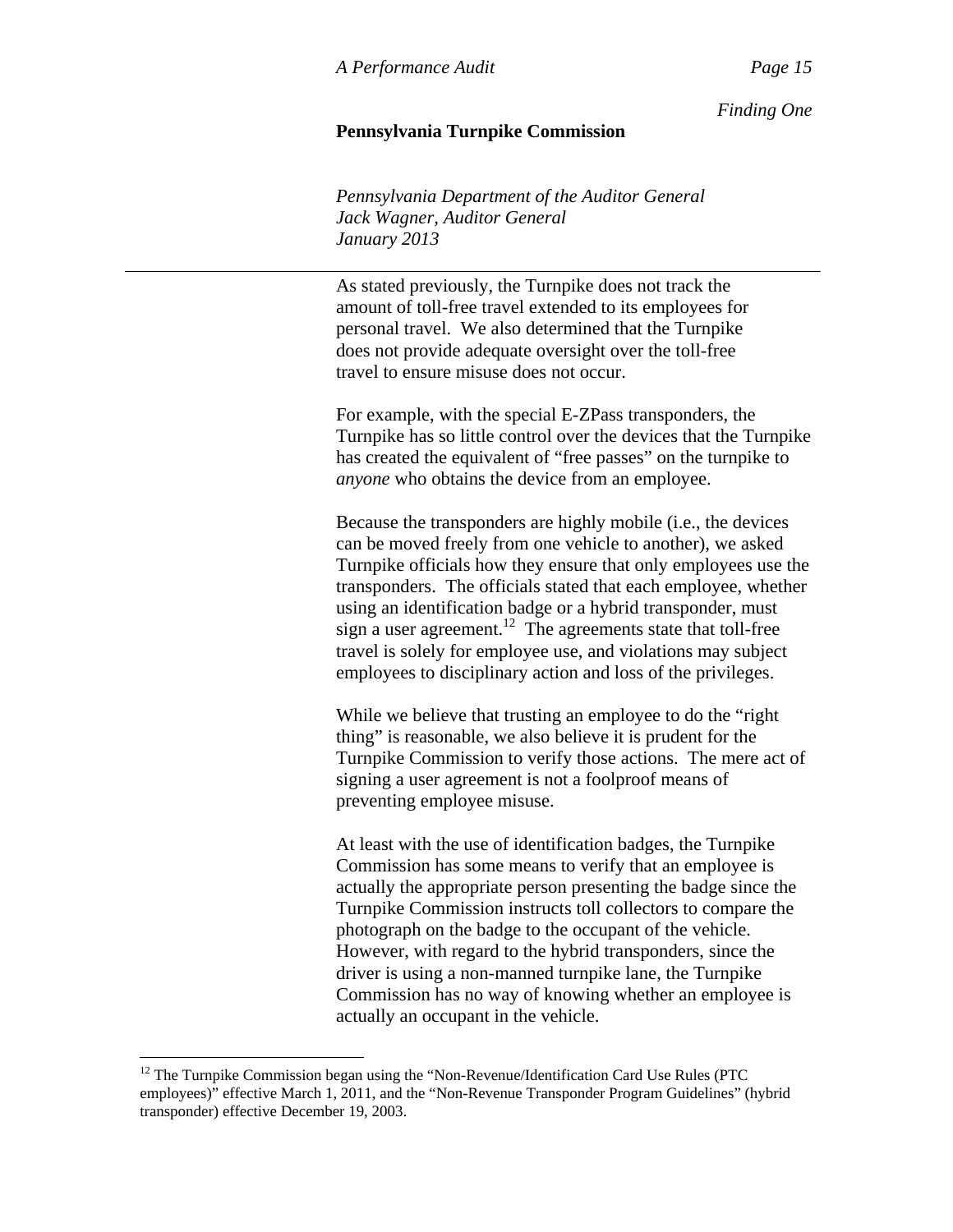As stated previously, the Turnpike does not track the amount of toll-free travel extended to its employees for personal travel. We also determined that the Turnpike does not provide adequate oversight over the toll-free travel to ensure misuse does not occur.

For example, with the special E-ZPass transponders, the Turnpike has so little control over the devices that the Turnpike has created the equivalent of "free passes" on the turnpike to *anyone* who obtains the device from an employee.

Because the transponders are highly mobile (i.e., the devices can be moved freely from one vehicle to another), we asked Turnpike officials how they ensure that only employees use the transponders. The officials stated that each employee, whether using an identification badge or a hybrid transponder, must sign a user agreement.[12] The agreements state that toll-free travel is solely for employee use, and violations may subject employees to disciplinary action and loss of the privileges.

While we believe that trusting an employee to do the "right thing" is reasonable, we also believe it is prudent for the Turnpike Commission to verify those actions. The mere act of signing a user agreement is not a foolproof means of preventing employee misuse.

At least with the use of identification badges, the Turnpike Commission has some means to verify that an employee is actually the appropriate person presenting the badge since the Turnpike Commission instructs toll collectors to compare the photograph on the badge to the occupant of the vehicle. However, with regard to the hybrid transponders, since the driver is using a non-manned turnpike lane, the Turnpike Commission has no way of knowing whether an employee is actually an occupant in the vehicle.

[12] The Turnpike Commission began using the "Non-Revenue/Identification Card Use Rules (PTC employees)" effective March 1, 2011, and the "Non-Revenue Transponder Program Guidelines" (hybrid transponder) effective December 19, 2003.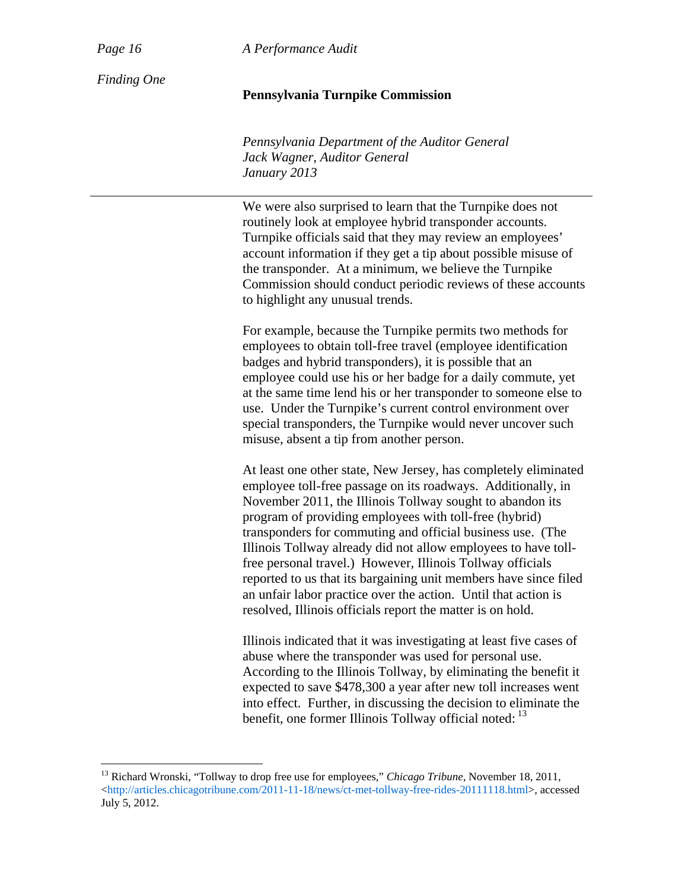We were also surprised to learn that the Turnpike does not routinely look at employee hybrid transponder accounts. Turnpike officials said that they may review an employees' account information if they get a tip about possible misuse of the transponder. At a minimum, we believe the Turnpike Commission should conduct periodic reviews of these accounts to highlight any unusual trends.

For example, because the Turnpike permits two methods for employees to obtain toll-free travel (employee identification badges and hybrid transponders), it is possible that an employee could use his or her badge for a daily commute, yet at the same time lend his or her transponder to someone else to use. Under the Turnpike's current control environment over special transponders, the Turnpike would never uncover such misuse, absent a tip from another person.

At least one other state, New Jersey, has completely eliminated employee toll-free passage on its roadways. Additionally, in November 2011, the Illinois Tollway sought to abandon its program of providing employees with toll-free (hybrid) transponders for commuting and official business use. (The Illinois Tollway already did not allow employees to have toll-free personal travel.) However, Illinois Tollway officials reported to us that its bargaining unit members have since filed an unfair labor practice over the action. Until that action is resolved, Illinois officials report the matter is on hold.

Illinois indicated that it was investigating at least five cases of abuse where the transponder was used for personal use. According to the Illinois Tollway, by eliminating the benefit it expected to save $478,300 a year after new toll increases went into effect. Further, in discussing the decision to eliminate the benefit, one former Illinois Tollway official noted: [13]

[13] Richard Wronski, "Tollway to drop free use for employees," *Chicago Tribune*, November 18, 2011, <http://articles.chicagotribune.com/2011-11-18/news/ct-met-tollway-free-rides-20111118.html>, accessed July 5, 2012.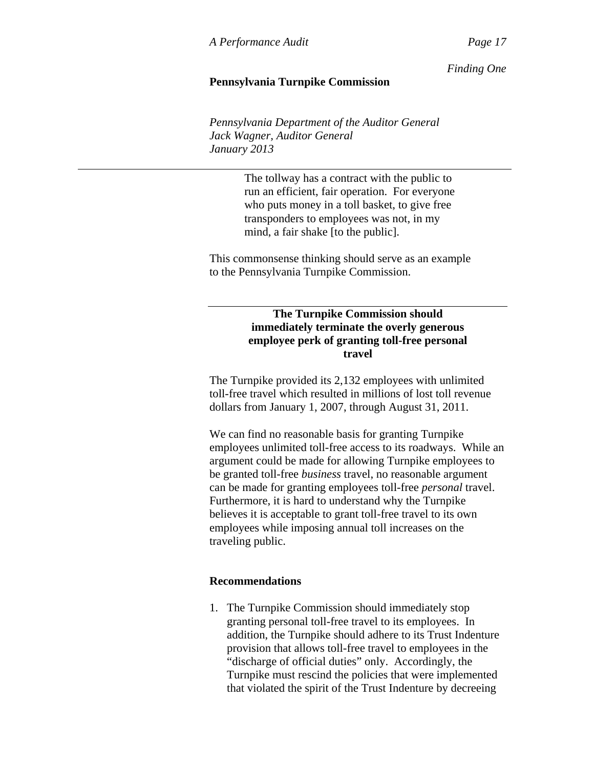> The tollway has a contract with the public to run an efficient, fair operation. For everyone who puts money in a toll basket, to give free transponders to employees was not, in my mind, a fair shake [to the public].

This commonsense thinking should serve as an example to the Pennsylvania Turnpike Commission.

### The Turnpike Commission should immediately terminate the overly generous employee perk of granting toll-free personal travel

The Turnpike provided its 2,132 employees with unlimited toll-free travel which resulted in millions of lost toll revenue dollars from January 1, 2007, through August 31, 2011.

We can find no reasonable basis for granting Turnpike employees unlimited toll-free access to its roadways. While an argument could be made for allowing Turnpike employees to be granted toll-free *business* travel, no reasonable argument can be made for granting employees toll-free *personal* travel. Furthermore, it is hard to understand why the Turnpike believes it is acceptable to grant toll-free travel to its own employees while imposing annual toll increases on the traveling public.

### Recommendations

1. The Turnpike Commission should immediately stop granting personal toll-free travel to its employees. In addition, the Turnpike should adhere to its Trust Indenture provision that allows toll-free travel to employees in the "discharge of official duties" only. Accordingly, the Turnpike must rescind the policies that were implemented that violated the spirit of the Trust Indenture by decreeing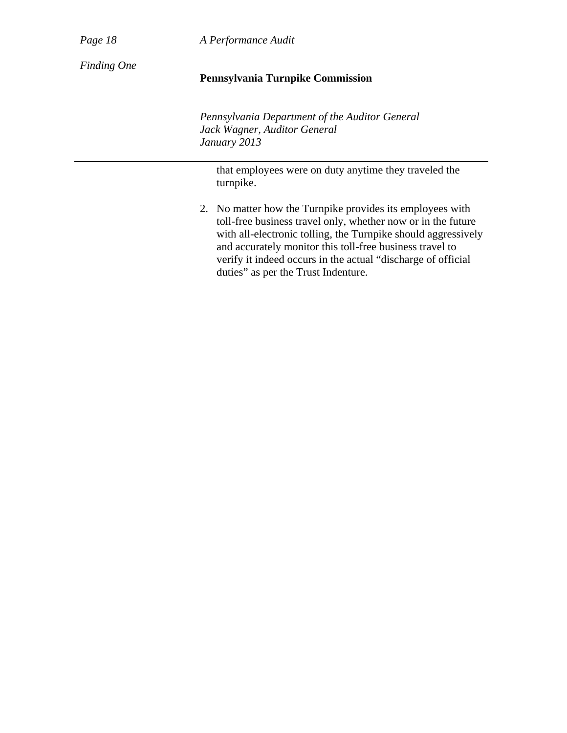that employees were on duty anytime they traveled the turnpike.

2. No matter how the Turnpike provides its employees with toll-free business travel only, whether now or in the future with all-electronic tolling, the Turnpike should aggressively and accurately monitor this toll-free business travel to verify it indeed occurs in the actual "discharge of official duties" as per the Trust Indenture.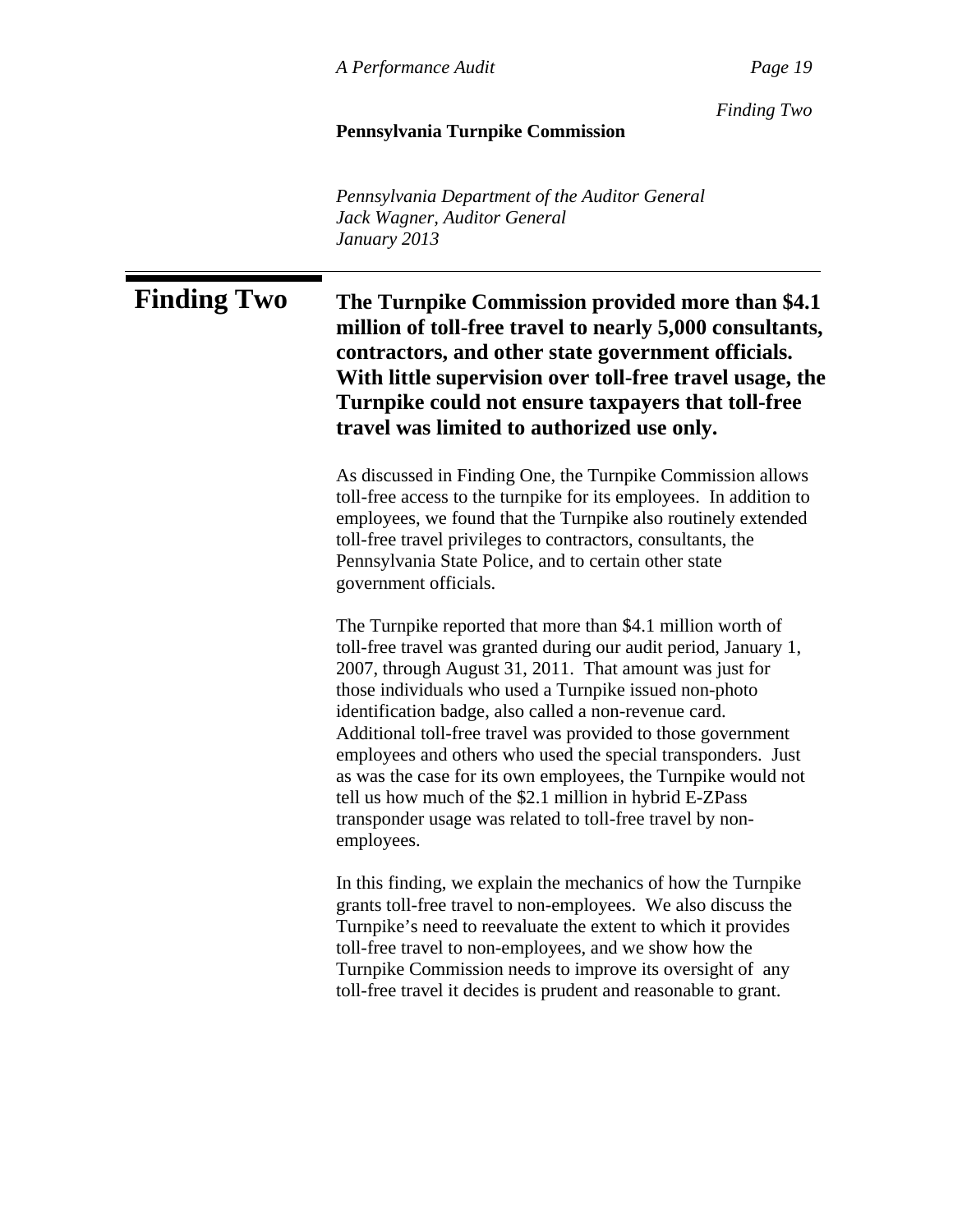# Finding Two

**The Turnpike Commission provided more than $4.1 million of toll-free travel to nearly 5,000 consultants, contractors, and other state government officials. With little supervision over toll-free travel usage, the Turnpike could not ensure taxpayers that toll-free travel was limited to authorized use only.**

As discussed in Finding One, the Turnpike Commission allows toll-free access to the turnpike for its employees. In addition to employees, we found that the Turnpike also routinely extended toll-free travel privileges to contractors, consultants, the Pennsylvania State Police, and to certain other state government officials.

The Turnpike reported that more than $4.1 million worth of toll-free travel was granted during our audit period, January 1, 2007, through August 31, 2011. That amount was just for those individuals who used a Turnpike issued non-photo identification badge, also called a non-revenue card. Additional toll-free travel was provided to those government employees and others who used the special transponders. Just as was the case for its own employees, the Turnpike would not tell us how much of the $2.1 million in hybrid E-ZPass transponder usage was related to toll-free travel by non-employees.

In this finding, we explain the mechanics of how the Turnpike grants toll-free travel to non-employees. We also discuss the Turnpike's need to reevaluate the extent to which it provides toll-free travel to non-employees, and we show how the Turnpike Commission needs to improve its oversight of any toll-free travel it decides is prudent and reasonable to grant.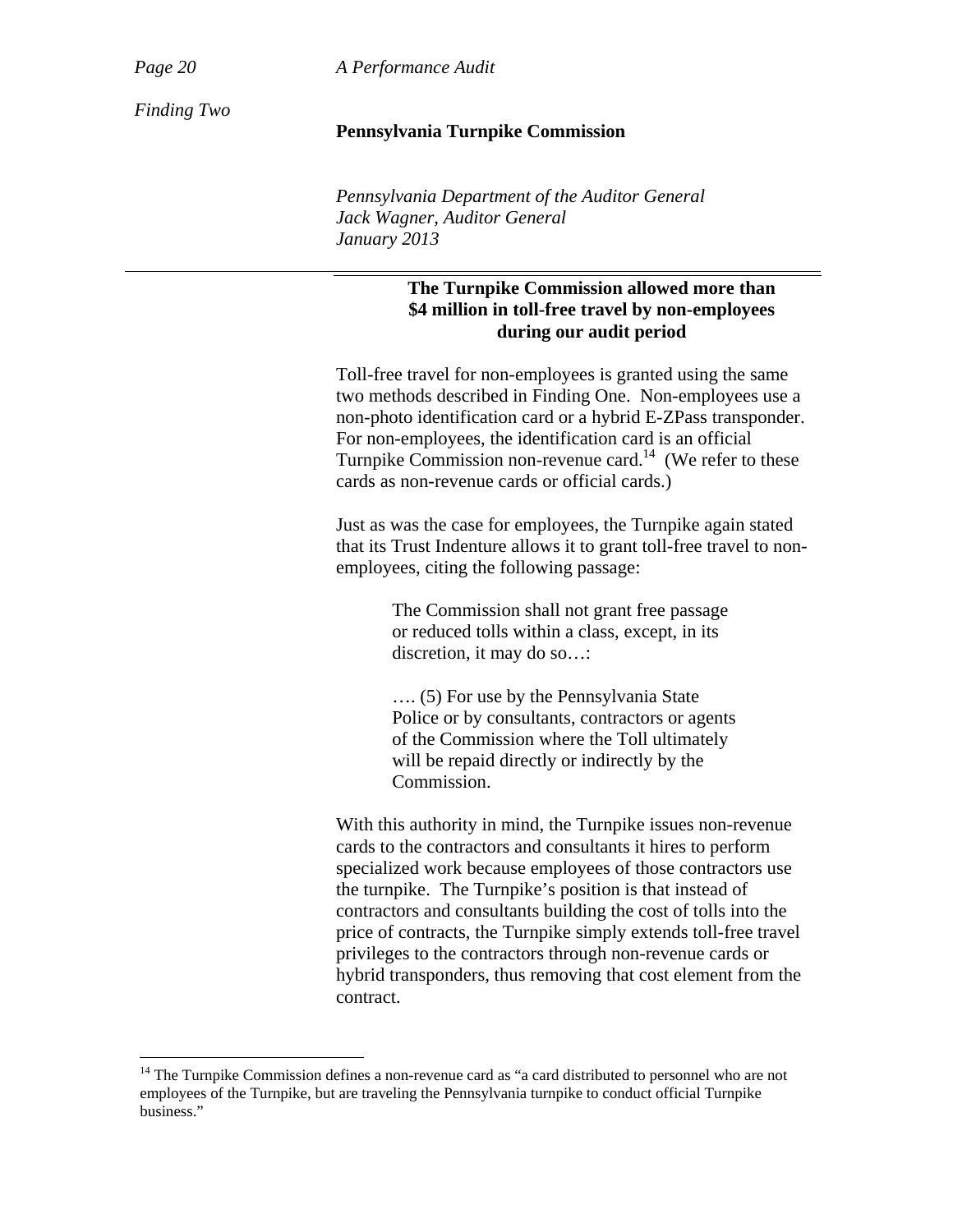## The Turnpike Commission allowed more than $4 million in toll-free travel by non-employees during our audit period

Toll-free travel for non-employees is granted using the same two methods described in Finding One. Non-employees use a non-photo identification card or a hybrid E-ZPass transponder. For non-employees, the identification card is an official Turnpike Commission non-revenue card.[14] (We refer to these cards as non-revenue cards or official cards.)

Just as was the case for employees, the Turnpike again stated that its Trust Indenture allows it to grant toll-free travel to non-employees, citing the following passage:

> The Commission shall not grant free passage or reduced tolls within a class, except, in its discretion, it may do so…:
>
> …. (5) For use by the Pennsylvania State Police or by consultants, contractors or agents of the Commission where the Toll ultimately will be repaid directly or indirectly by the Commission.

With this authority in mind, the Turnpike issues non-revenue cards to the contractors and consultants it hires to perform specialized work because employees of those contractors use the turnpike. The Turnpike's position is that instead of contractors and consultants building the cost of tolls into the price of contracts, the Turnpike simply extends toll-free travel privileges to the contractors through non-revenue cards or hybrid transponders, thus removing that cost element from the contract.

---

[14] The Turnpike Commission defines a non-revenue card as "a card distributed to personnel who are not employees of the Turnpike, but are traveling the Pennsylvania turnpike to conduct official Turnpike business."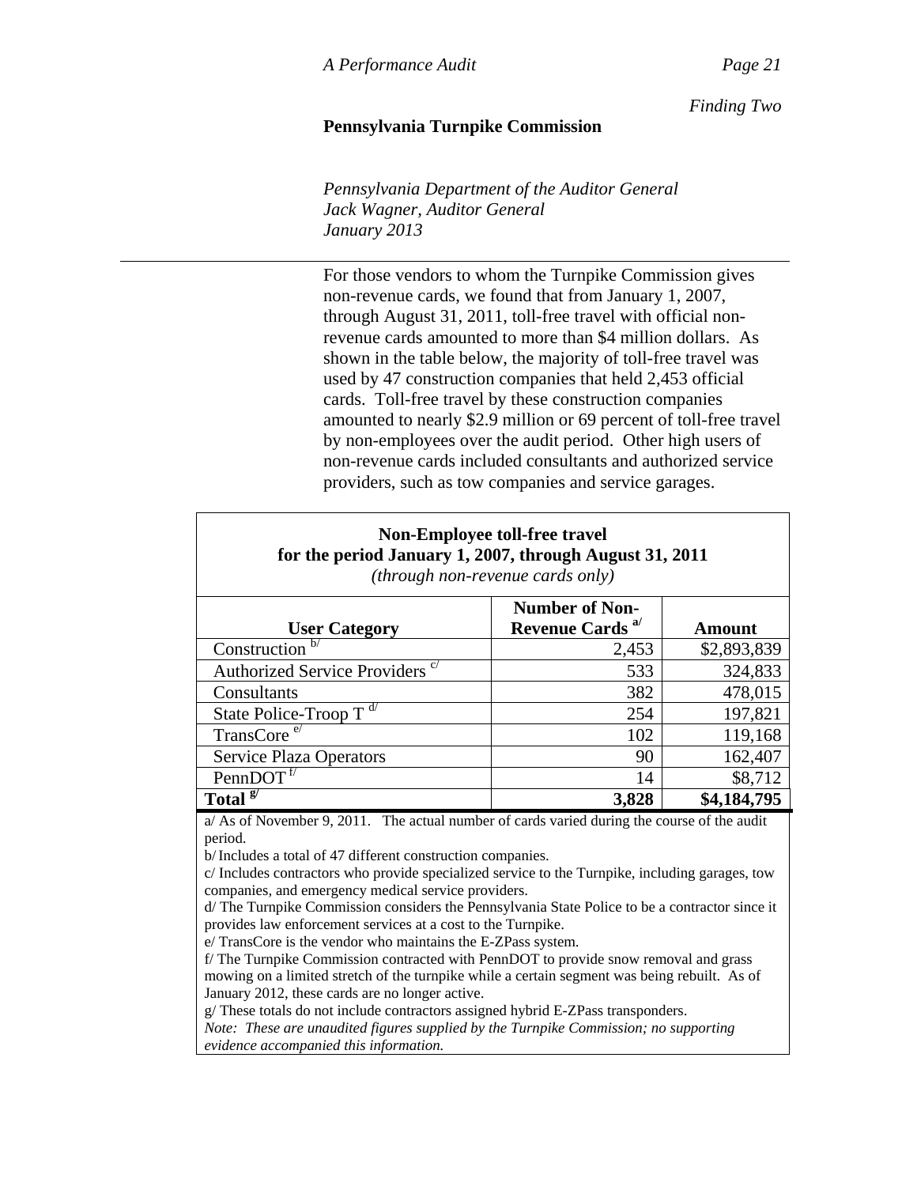For those vendors to whom the Turnpike Commission gives non-revenue cards, we found that from January 1, 2007, through August 31, 2011, toll-free travel with official non-revenue cards amounted to more than $4 million dollars. As shown in the table below, the majority of toll-free travel was used by 47 construction companies that held 2,453 official cards. Toll-free travel by these construction companies amounted to nearly $2.9 million or 69 percent of toll-free travel by non-employees over the audit period. Other high users of non-revenue cards included consultants and authorized service providers, such as tow companies and service garages.

**Non-Employee toll-free travel for the period January 1, 2007, through August 31, 2011**
*(through non-revenue cards only)*

| User Category | Number of Non-Revenue Cards [a/] | Amount |
|---|---|---|
| Construction [b/] | 2,453 | $2,893,839 |
| Authorized Service Providers [c/] | 533 | 324,833 |
| Consultants | 382 | 478,015 |
| State Police-Troop T [d/] | 254 | 197,821 |
| TransCore [e/] | 102 | 119,168 |
| Service Plaza Operators | 90 | 162,407 |
| PennDOT [f/] | 14 | $8,712 |
| **Total [g/]** | **3,828** | **$4,184,795** |

a/ As of November 9, 2011. The actual number of cards varied during the course of the audit period.
b/ Includes a total of 47 different construction companies.
c/ Includes contractors who provide specialized service to the Turnpike, including garages, tow companies, and emergency medical service providers.
d/ The Turnpike Commission considers the Pennsylvania State Police to be a contractor since it provides law enforcement services at a cost to the Turnpike.
e/ TransCore is the vendor who maintains the E-ZPass system.
f/ The Turnpike Commission contracted with PennDOT to provide snow removal and grass mowing on a limited stretch of the turnpike while a certain segment was being rebuilt. As of January 2012, these cards are no longer active.
g/ These totals do not include contractors assigned hybrid E-ZPass transponders.
*Note: These are unaudited figures supplied by the Turnpike Commission; no supporting evidence accompanied this information.*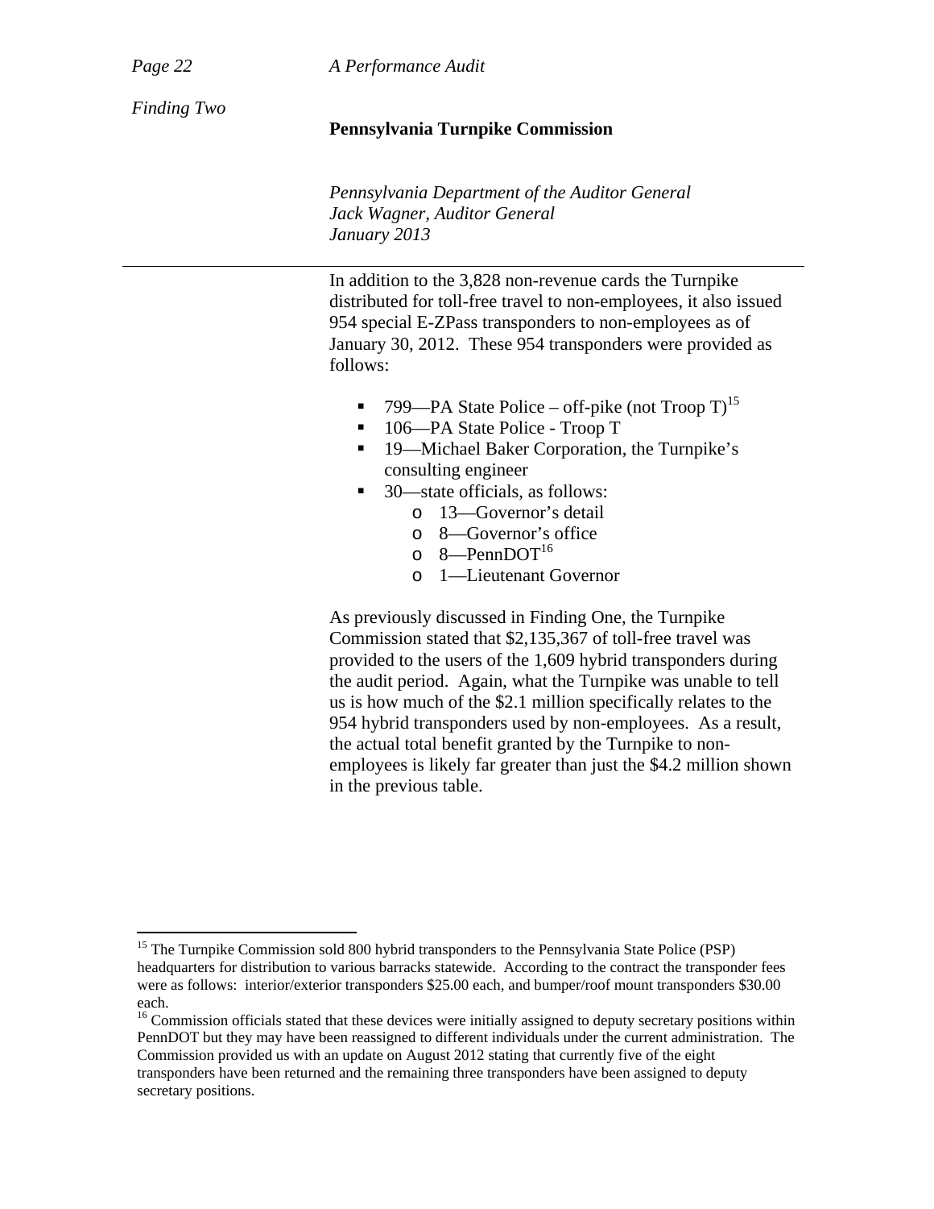In addition to the 3,828 non-revenue cards the Turnpike distributed for toll-free travel to non-employees, it also issued 954 special E-ZPass transponders to non-employees as of January 30, 2012. These 954 transponders were provided as follows:

- 799—PA State Police – off-pike (not Troop T)[15]
- 106—PA State Police - Troop T
- 19—Michael Baker Corporation, the Turnpike's consulting engineer
- 30—state officials, as follows:
  - 13—Governor's detail
  - 8—Governor's office
  - 8—PennDOT[16]
  - 1—Lieutenant Governor

As previously discussed in Finding One, the Turnpike Commission stated that $2,135,367 of toll-free travel was provided to the users of the 1,609 hybrid transponders during the audit period. Again, what the Turnpike was unable to tell us is how much of the $2.1 million specifically relates to the 954 hybrid transponders used by non-employees. As a result, the actual total benefit granted by the Turnpike to non-employees is likely far greater than just the $4.2 million shown in the previous table.

---

[15] The Turnpike Commission sold 800 hybrid transponders to the Pennsylvania State Police (PSP) headquarters for distribution to various barracks statewide. According to the contract the transponder fees were as follows: interior/exterior transponders $25.00 each, and bumper/roof mount transponders $30.00 each.

[16] Commission officials stated that these devices were initially assigned to deputy secretary positions within PennDOT but they may have been reassigned to different individuals under the current administration. The Commission provided us with an update on August 2012 stating that currently five of the eight transponders have been returned and the remaining three transponders have been assigned to deputy secretary positions.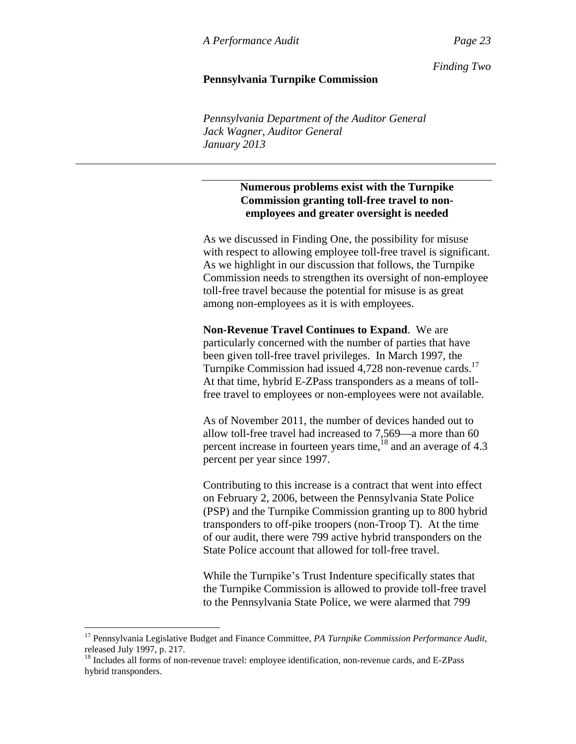### Numerous problems exist with the Turnpike Commission granting toll-free travel to non-employees and greater oversight is needed

As we discussed in Finding One, the possibility for misuse with respect to allowing employee toll-free travel is significant. As we highlight in our discussion that follows, the Turnpike Commission needs to strengthen its oversight of non-employee toll-free travel because the potential for misuse is as great among non-employees as it is with employees.

**Non-Revenue Travel Continues to Expand**. We are particularly concerned with the number of parties that have been given toll-free travel privileges. In March 1997, the Turnpike Commission had issued 4,728 non-revenue cards.[17] At that time, hybrid E-ZPass transponders as a means of toll-free travel to employees or non-employees were not available.

As of November 2011, the number of devices handed out to allow toll-free travel had increased to 7,569—a more than 60 percent increase in fourteen years time,[18] and an average of 4.3 percent per year since 1997.

Contributing to this increase is a contract that went into effect on February 2, 2006, between the Pennsylvania State Police (PSP) and the Turnpike Commission granting up to 800 hybrid transponders to off-pike troopers (non-Troop T). At the time of our audit, there were 799 active hybrid transponders on the State Police account that allowed for toll-free travel.

While the Turnpike's Trust Indenture specifically states that the Turnpike Commission is allowed to provide toll-free travel to the Pennsylvania State Police, we were alarmed that 799

---

[17] Pennsylvania Legislative Budget and Finance Committee, *PA Turnpike Commission Performance Audit*, released July 1997, p. 217.

[18] Includes all forms of non-revenue travel: employee identification, non-revenue cards, and E-ZPass hybrid transponders.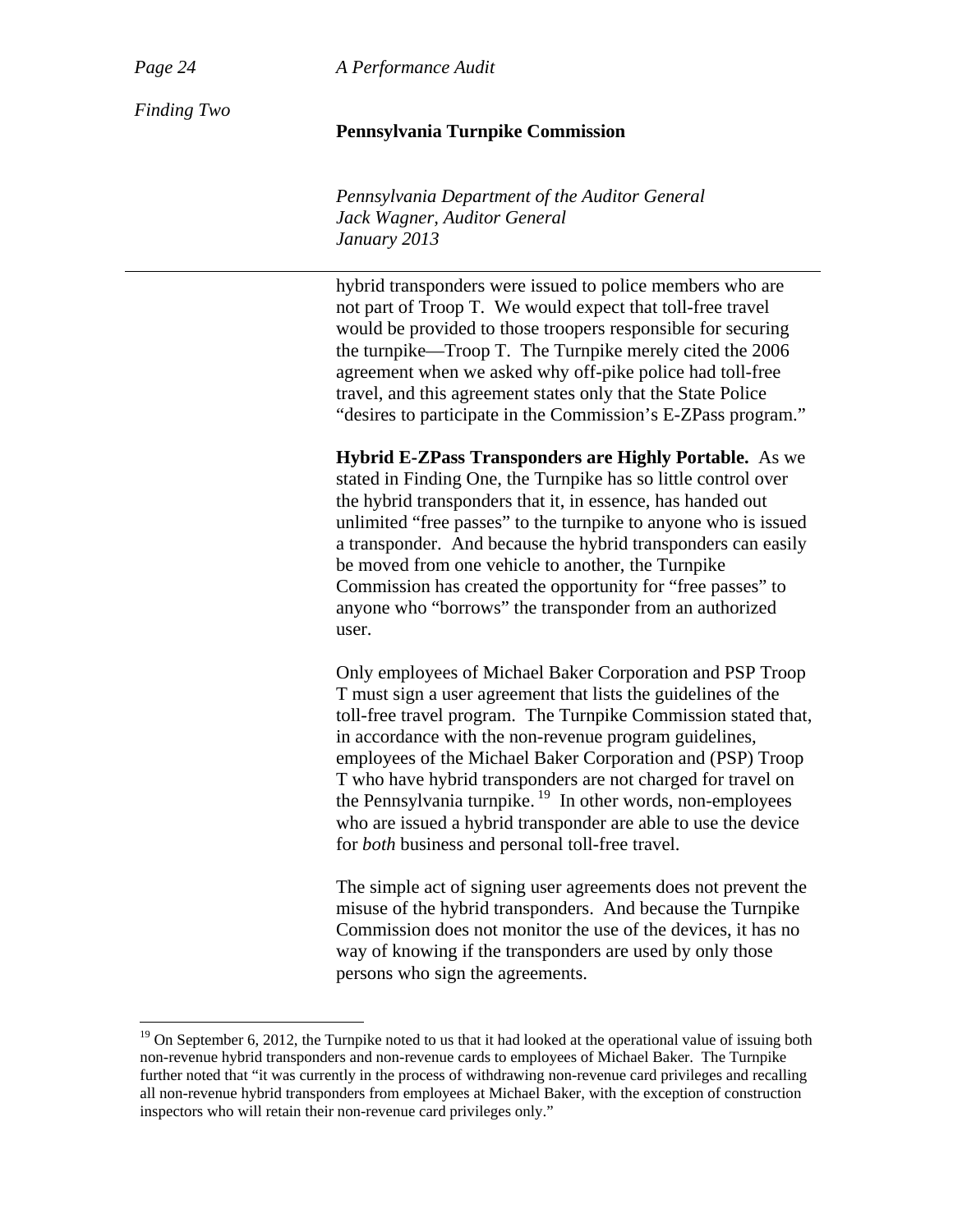hybrid transponders were issued to police members who are not part of Troop T. We would expect that toll-free travel would be provided to those troopers responsible for securing the turnpike—Troop T. The Turnpike merely cited the 2006 agreement when we asked why off-pike police had toll-free travel, and this agreement states only that the State Police "desires to participate in the Commission's E-ZPass program."

**Hybrid E-ZPass Transponders are Highly Portable.** As we stated in Finding One, the Turnpike has so little control over the hybrid transponders that it, in essence, has handed out unlimited "free passes" to the turnpike to anyone who is issued a transponder. And because the hybrid transponders can easily be moved from one vehicle to another, the Turnpike Commission has created the opportunity for "free passes" to anyone who "borrows" the transponder from an authorized user.

Only employees of Michael Baker Corporation and PSP Troop T must sign a user agreement that lists the guidelines of the toll-free travel program. The Turnpike Commission stated that, in accordance with the non-revenue program guidelines, employees of the Michael Baker Corporation and (PSP) Troop T who have hybrid transponders are not charged for travel on the Pennsylvania turnpike.[19] In other words, non-employees who are issued a hybrid transponder are able to use the device for *both* business and personal toll-free travel.

The simple act of signing user agreements does not prevent the misuse of the hybrid transponders. And because the Turnpike Commission does not monitor the use of the devices, it has no way of knowing if the transponders are used by only those persons who sign the agreements.

---

[19] On September 6, 2012, the Turnpike noted to us that it had looked at the operational value of issuing both non-revenue hybrid transponders and non-revenue cards to employees of Michael Baker. The Turnpike further noted that "it was currently in the process of withdrawing non-revenue card privileges and recalling all non-revenue hybrid transponders from employees at Michael Baker, with the exception of construction inspectors who will retain their non-revenue card privileges only."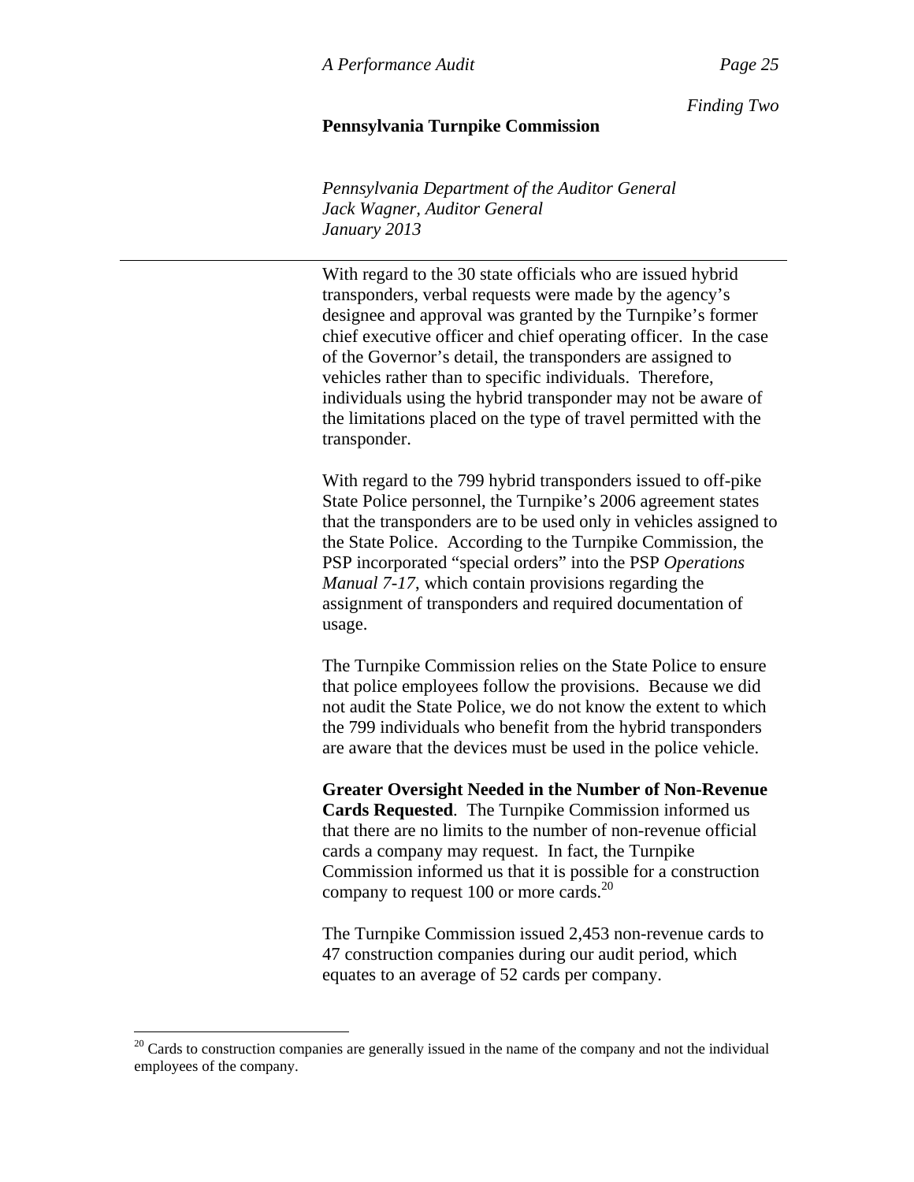With regard to the 30 state officials who are issued hybrid transponders, verbal requests were made by the agency's designee and approval was granted by the Turnpike's former chief executive officer and chief operating officer. In the case of the Governor's detail, the transponders are assigned to vehicles rather than to specific individuals. Therefore, individuals using the hybrid transponder may not be aware of the limitations placed on the type of travel permitted with the transponder.

With regard to the 799 hybrid transponders issued to off-pike State Police personnel, the Turnpike's 2006 agreement states that the transponders are to be used only in vehicles assigned to the State Police. According to the Turnpike Commission, the PSP incorporated "special orders" into the PSP *Operations Manual 7-17*, which contain provisions regarding the assignment of transponders and required documentation of usage.

The Turnpike Commission relies on the State Police to ensure that police employees follow the provisions. Because we did not audit the State Police, we do not know the extent to which the 799 individuals who benefit from the hybrid transponders are aware that the devices must be used in the police vehicle.

**Greater Oversight Needed in the Number of Non-Revenue Cards Requested**. The Turnpike Commission informed us that there are no limits to the number of non-revenue official cards a company may request. In fact, the Turnpike Commission informed us that it is possible for a construction company to request 100 or more cards.[20]

The Turnpike Commission issued 2,453 non-revenue cards to 47 construction companies during our audit period, which equates to an average of 52 cards per company.

[20] Cards to construction companies are generally issued in the name of the company and not the individual employees of the company.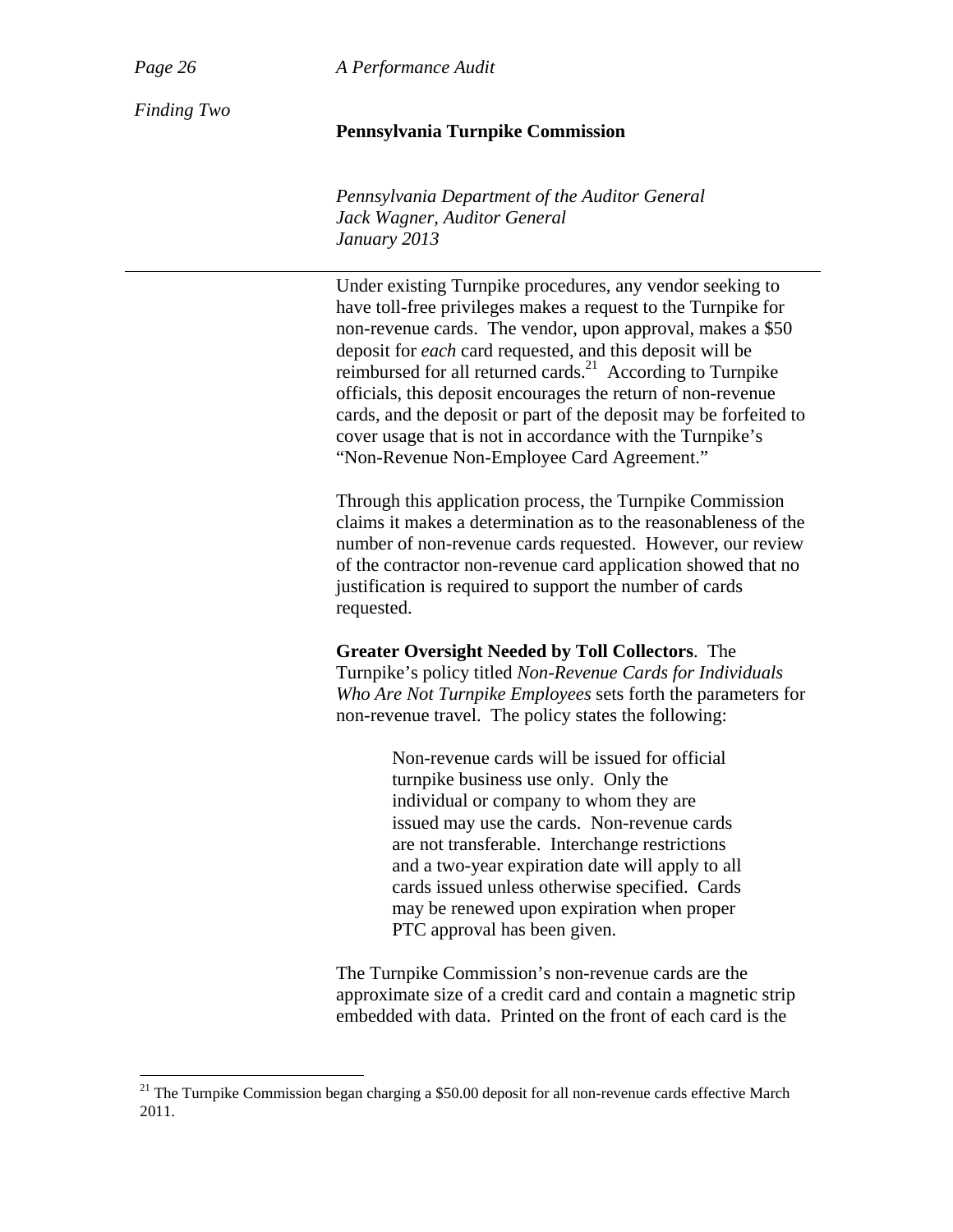Under existing Turnpike procedures, any vendor seeking to have toll-free privileges makes a request to the Turnpike for non-revenue cards. The vendor, upon approval, makes a $50 deposit for *each* card requested, and this deposit will be reimbursed for all returned cards.[21] According to Turnpike officials, this deposit encourages the return of non-revenue cards, and the deposit or part of the deposit may be forfeited to cover usage that is not in accordance with the Turnpike's "Non-Revenue Non-Employee Card Agreement."

Through this application process, the Turnpike Commission claims it makes a determination as to the reasonableness of the number of non-revenue cards requested. However, our review of the contractor non-revenue card application showed that no justification is required to support the number of cards requested.

**Greater Oversight Needed by Toll Collectors**. The Turnpike's policy titled *Non-Revenue Cards for Individuals Who Are Not Turnpike Employees* sets forth the parameters for non-revenue travel. The policy states the following:

> Non-revenue cards will be issued for official turnpike business use only. Only the individual or company to whom they are issued may use the cards. Non-revenue cards are not transferable. Interchange restrictions and a two-year expiration date will apply to all cards issued unless otherwise specified. Cards may be renewed upon expiration when proper PTC approval has been given.

The Turnpike Commission's non-revenue cards are the approximate size of a credit card and contain a magnetic strip embedded with data. Printed on the front of each card is the

[21] The Turnpike Commission began charging a $50.00 deposit for all non-revenue cards effective March 2011.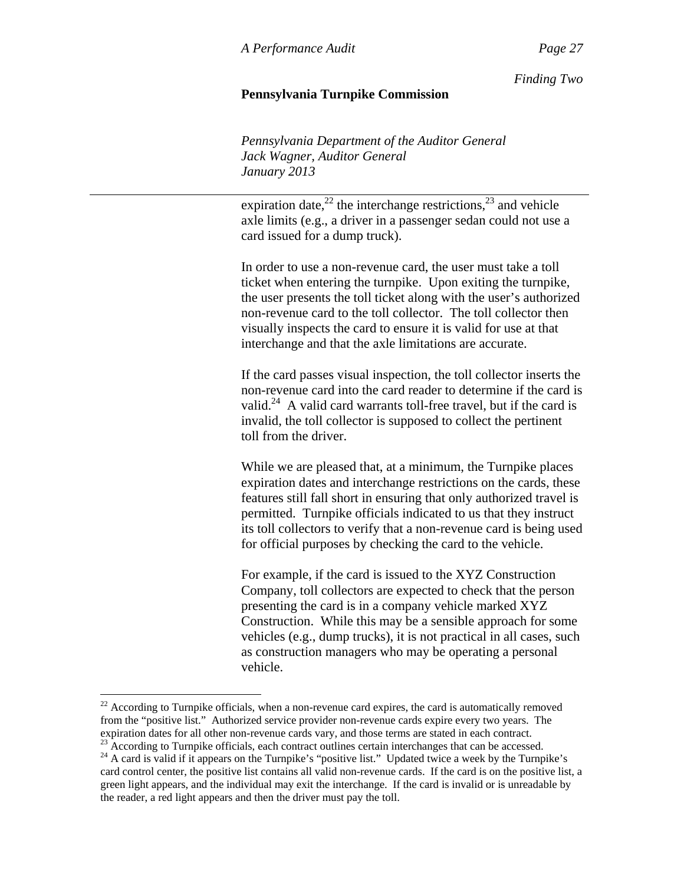expiration date,[22] the interchange restrictions,[23] and vehicle axle limits (e.g., a driver in a passenger sedan could not use a card issued for a dump truck).

In order to use a non-revenue card, the user must take a toll ticket when entering the turnpike. Upon exiting the turnpike, the user presents the toll ticket along with the user's authorized non-revenue card to the toll collector. The toll collector then visually inspects the card to ensure it is valid for use at that interchange and that the axle limitations are accurate.

If the card passes visual inspection, the toll collector inserts the non-revenue card into the card reader to determine if the card is valid.[24] A valid card warrants toll-free travel, but if the card is invalid, the toll collector is supposed to collect the pertinent toll from the driver.

While we are pleased that, at a minimum, the Turnpike places expiration dates and interchange restrictions on the cards, these features still fall short in ensuring that only authorized travel is permitted. Turnpike officials indicated to us that they instruct its toll collectors to verify that a non-revenue card is being used for official purposes by checking the card to the vehicle.

For example, if the card is issued to the XYZ Construction Company, toll collectors are expected to check that the person presenting the card is in a company vehicle marked XYZ Construction. While this may be a sensible approach for some vehicles (e.g., dump trucks), it is not practical in all cases, such as construction managers who may be operating a personal vehicle.

---

[22] According to Turnpike officials, when a non-revenue card expires, the card is automatically removed from the "positive list." Authorized service provider non-revenue cards expire every two years. The expiration dates for all other non-revenue cards vary, and those terms are stated in each contract.

[23] According to Turnpike officials, each contract outlines certain interchanges that can be accessed.

[24] A card is valid if it appears on the Turnpike's "positive list." Updated twice a week by the Turnpike's card control center, the positive list contains all valid non-revenue cards. If the card is on the positive list, a green light appears, and the individual may exit the interchange. If the card is invalid or is unreadable by the reader, a red light appears and then the driver must pay the toll.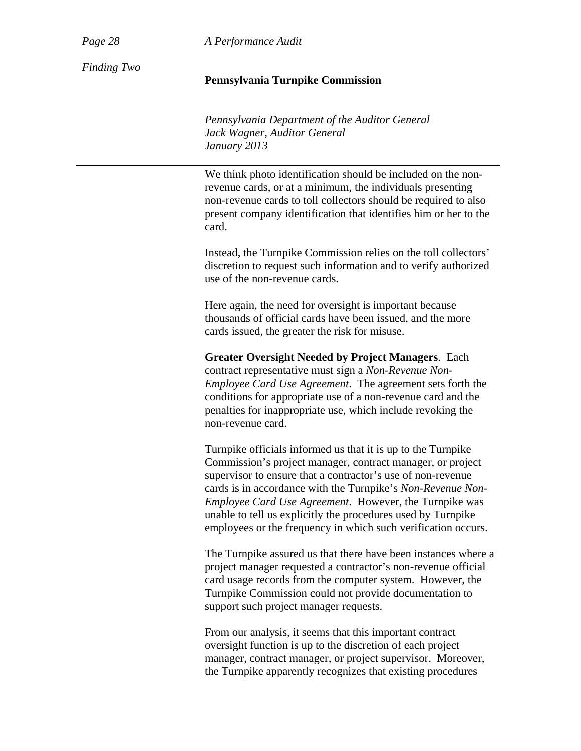We think photo identification should be included on the non-revenue cards, or at a minimum, the individuals presenting non-revenue cards to toll collectors should be required to also present company identification that identifies him or her to the card.

Instead, the Turnpike Commission relies on the toll collectors' discretion to request such information and to verify authorized use of the non-revenue cards.

Here again, the need for oversight is important because thousands of official cards have been issued, and the more cards issued, the greater the risk for misuse.

**Greater Oversight Needed by Project Managers**. Each contract representative must sign a *Non-Revenue Non-Employee Card Use Agreement*. The agreement sets forth the conditions for appropriate use of a non-revenue card and the penalties for inappropriate use, which include revoking the non-revenue card.

Turnpike officials informed us that it is up to the Turnpike Commission's project manager, contract manager, or project supervisor to ensure that a contractor's use of non-revenue cards is in accordance with the Turnpike's *Non-Revenue Non-Employee Card Use Agreement*. However, the Turnpike was unable to tell us explicitly the procedures used by Turnpike employees or the frequency in which such verification occurs.

The Turnpike assured us that there have been instances where a project manager requested a contractor's non-revenue official card usage records from the computer system. However, the Turnpike Commission could not provide documentation to support such project manager requests.

From our analysis, it seems that this important contract oversight function is up to the discretion of each project manager, contract manager, or project supervisor. Moreover, the Turnpike apparently recognizes that existing procedures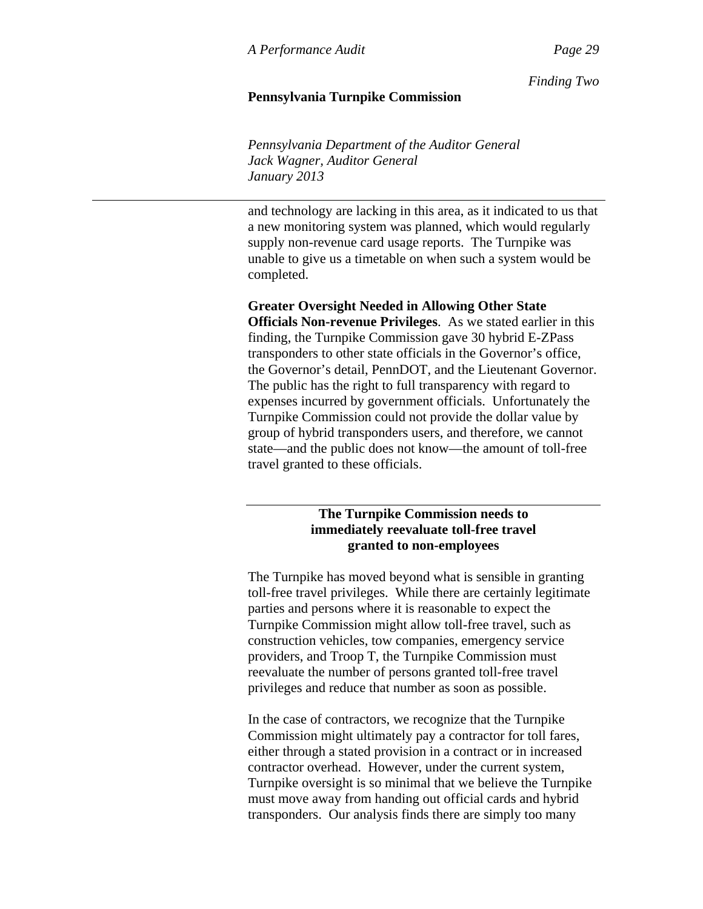and technology are lacking in this area, as it indicated to us that a new monitoring system was planned, which would regularly supply non-revenue card usage reports. The Turnpike was unable to give us a timetable on when such a system would be completed.

**Greater Oversight Needed in Allowing Other State Officials Non-revenue Privileges**. As we stated earlier in this finding, the Turnpike Commission gave 30 hybrid E-ZPass transponders to other state officials in the Governor's office, the Governor's detail, PennDOT, and the Lieutenant Governor. The public has the right to full transparency with regard to expenses incurred by government officials. Unfortunately the Turnpike Commission could not provide the dollar value by group of hybrid transponders users, and therefore, we cannot state—and the public does not know—the amount of toll-free travel granted to these officials.

**The Turnpike Commission needs to immediately reevaluate toll-free travel granted to non-employees**

The Turnpike has moved beyond what is sensible in granting toll-free travel privileges. While there are certainly legitimate parties and persons where it is reasonable to expect the Turnpike Commission might allow toll-free travel, such as construction vehicles, tow companies, emergency service providers, and Troop T, the Turnpike Commission must reevaluate the number of persons granted toll-free travel privileges and reduce that number as soon as possible.

In the case of contractors, we recognize that the Turnpike Commission might ultimately pay a contractor for toll fares, either through a stated provision in a contract or in increased contractor overhead. However, under the current system, Turnpike oversight is so minimal that we believe the Turnpike must move away from handing out official cards and hybrid transponders. Our analysis finds there are simply too many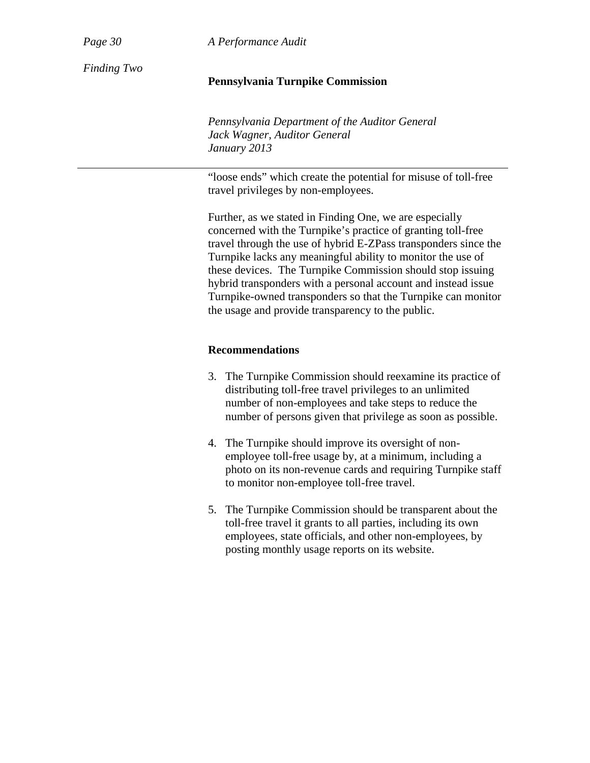"loose ends" which create the potential for misuse of toll-free travel privileges by non-employees.

Further, as we stated in Finding One, we are especially concerned with the Turnpike's practice of granting toll-free travel through the use of hybrid E-ZPass transponders since the Turnpike lacks any meaningful ability to monitor the use of these devices. The Turnpike Commission should stop issuing hybrid transponders with a personal account and instead issue Turnpike-owned transponders so that the Turnpike can monitor the usage and provide transparency to the public.

**Recommendations**

3. The Turnpike Commission should reexamine its practice of distributing toll-free travel privileges to an unlimited number of non-employees and take steps to reduce the number of persons given that privilege as soon as possible.

4. The Turnpike should improve its oversight of non-employee toll-free usage by, at a minimum, including a photo on its non-revenue cards and requiring Turnpike staff to monitor non-employee toll-free travel.

5. The Turnpike Commission should be transparent about the toll-free travel it grants to all parties, including its own employees, state officials, and other non-employees, by posting monthly usage reports on its website.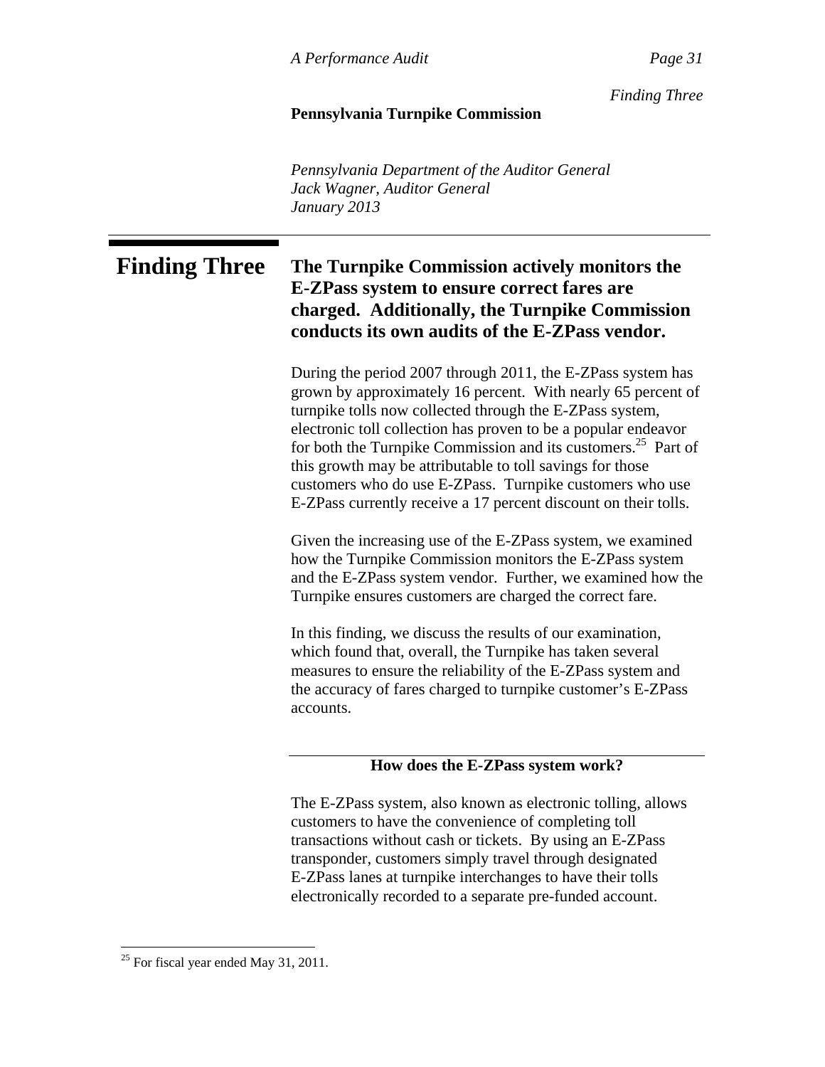## Finding Three

### The Turnpike Commission actively monitors the E-ZPass system to ensure correct fares are charged. Additionally, the Turnpike Commission conducts its own audits of the E-ZPass vendor.

During the period 2007 through 2011, the E-ZPass system has grown by approximately 16 percent. With nearly 65 percent of turnpike tolls now collected through the E-ZPass system, electronic toll collection has proven to be a popular endeavor for both the Turnpike Commission and its customers.[25] Part of this growth may be attributable to toll savings for those customers who do use E-ZPass. Turnpike customers who use E-ZPass currently receive a 17 percent discount on their tolls.

Given the increasing use of the E-ZPass system, we examined how the Turnpike Commission monitors the E-ZPass system and the E-ZPass system vendor. Further, we examined how the Turnpike ensures customers are charged the correct fare.

In this finding, we discuss the results of our examination, which found that, overall, the Turnpike has taken several measures to ensure the reliability of the E-ZPass system and the accuracy of fares charged to turnpike customer's E-ZPass accounts.

#### How does the E-ZPass system work?

The E-ZPass system, also known as electronic tolling, allows customers to have the convenience of completing toll transactions without cash or tickets. By using an E-ZPass transponder, customers simply travel through designated E-ZPass lanes at turnpike interchanges to have their tolls electronically recorded to a separate pre-funded account.

---

[25] For fiscal year ended May 31, 2011.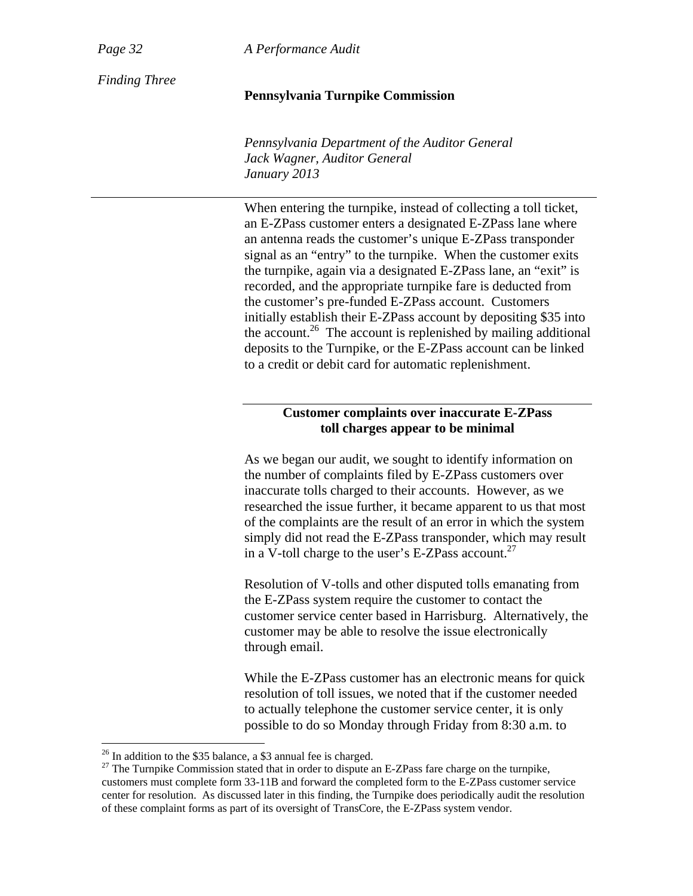When entering the turnpike, instead of collecting a toll ticket, an E-ZPass customer enters a designated E-ZPass lane where an antenna reads the customer's unique E-ZPass transponder signal as an "entry" to the turnpike. When the customer exits the turnpike, again via a designated E-ZPass lane, an "exit" is recorded, and the appropriate turnpike fare is deducted from the customer's pre-funded E-ZPass account. Customers initially establish their E-ZPass account by depositing $35 into the account.[26] The account is replenished by mailing additional deposits to the Turnpike, or the E-ZPass account can be linked to a credit or debit card for automatic replenishment.

## Customer complaints over inaccurate E-ZPass toll charges appear to be minimal

As we began our audit, we sought to identify information on the number of complaints filed by E-ZPass customers over inaccurate tolls charged to their accounts. However, as we researched the issue further, it became apparent to us that most of the complaints are the result of an error in which the system simply did not read the E-ZPass transponder, which may result in a V-toll charge to the user's E-ZPass account.[27]

Resolution of V-tolls and other disputed tolls emanating from the E-ZPass system require the customer to contact the customer service center based in Harrisburg. Alternatively, the customer may be able to resolve the issue electronically through email.

While the E-ZPass customer has an electronic means for quick resolution of toll issues, we noted that if the customer needed to actually telephone the customer service center, it is only possible to do so Monday through Friday from 8:30 a.m. to

---

[26] In addition to the $35 balance, a $3 annual fee is charged.

[27] The Turnpike Commission stated that in order to dispute an E-ZPass fare charge on the turnpike, customers must complete form 33-11B and forward the completed form to the E-ZPass customer service center for resolution. As discussed later in this finding, the Turnpike does periodically audit the resolution of these complaint forms as part of its oversight of TransCore, the E-ZPass system vendor.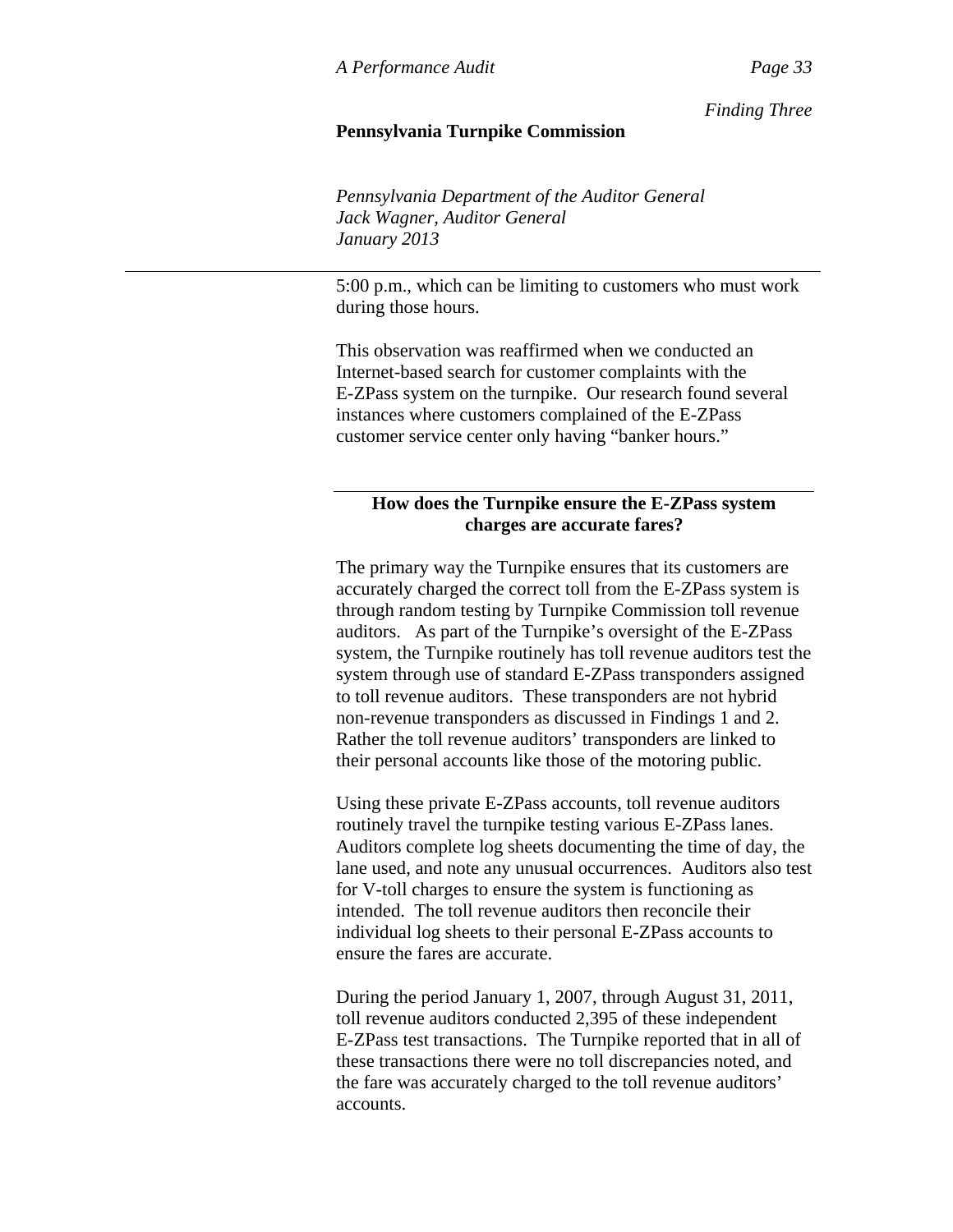5:00 p.m., which can be limiting to customers who must work during those hours.

This observation was reaffirmed when we conducted an Internet-based search for customer complaints with the E-ZPass system on the turnpike. Our research found several instances where customers complained of the E-ZPass customer service center only having "banker hours."

## How does the Turnpike ensure the E-ZPass system charges are accurate fares?

The primary way the Turnpike ensures that its customers are accurately charged the correct toll from the E-ZPass system is through random testing by Turnpike Commission toll revenue auditors. As part of the Turnpike's oversight of the E-ZPass system, the Turnpike routinely has toll revenue auditors test the system through use of standard E-ZPass transponders assigned to toll revenue auditors. These transponders are not hybrid non-revenue transponders as discussed in Findings 1 and 2. Rather the toll revenue auditors' transponders are linked to their personal accounts like those of the motoring public.

Using these private E-ZPass accounts, toll revenue auditors routinely travel the turnpike testing various E-ZPass lanes. Auditors complete log sheets documenting the time of day, the lane used, and note any unusual occurrences. Auditors also test for V-toll charges to ensure the system is functioning as intended. The toll revenue auditors then reconcile their individual log sheets to their personal E-ZPass accounts to ensure the fares are accurate.

During the period January 1, 2007, through August 31, 2011, toll revenue auditors conducted 2,395 of these independent E-ZPass test transactions. The Turnpike reported that in all of these transactions there were no toll discrepancies noted, and the fare was accurately charged to the toll revenue auditors' accounts.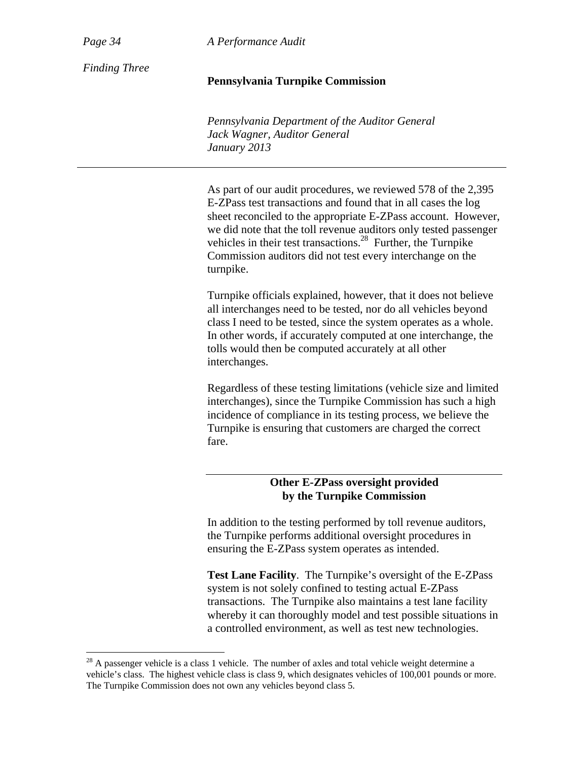As part of our audit procedures, we reviewed 578 of the 2,395 E-ZPass test transactions and found that in all cases the log sheet reconciled to the appropriate E-ZPass account. However, we did note that the toll revenue auditors only tested passenger vehicles in their test transactions.[28] Further, the Turnpike Commission auditors did not test every interchange on the turnpike.

Turnpike officials explained, however, that it does not believe all interchanges need to be tested, nor do all vehicles beyond class I need to be tested, since the system operates as a whole. In other words, if accurately computed at one interchange, the tolls would then be computed accurately at all other interchanges.

Regardless of these testing limitations (vehicle size and limited interchanges), since the Turnpike Commission has such a high incidence of compliance in its testing process, we believe the Turnpike is ensuring that customers are charged the correct fare.

## Other E-ZPass oversight provided by the Turnpike Commission

In addition to the testing performed by toll revenue auditors, the Turnpike performs additional oversight procedures in ensuring the E-ZPass system operates as intended.

**Test Lane Facility**. The Turnpike's oversight of the E-ZPass system is not solely confined to testing actual E-ZPass transactions. The Turnpike also maintains a test lane facility whereby it can thoroughly model and test possible situations in a controlled environment, as well as test new technologies.

---

[28] A passenger vehicle is a class 1 vehicle. The number of axles and total vehicle weight determine a vehicle's class. The highest vehicle class is class 9, which designates vehicles of 100,001 pounds or more. The Turnpike Commission does not own any vehicles beyond class 5.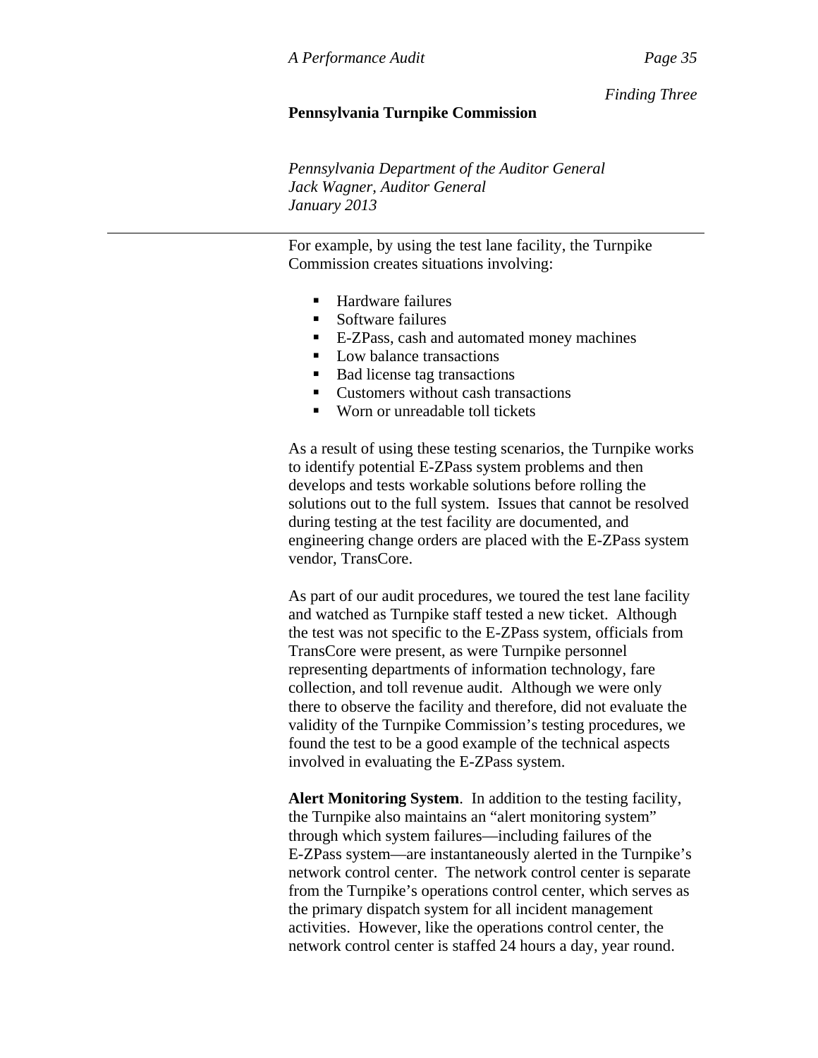For example, by using the test lane facility, the Turnpike Commission creates situations involving:

- Hardware failures
- Software failures
- E-ZPass, cash and automated money machines
- Low balance transactions
- Bad license tag transactions
- Customers without cash transactions
- Worn or unreadable toll tickets

As a result of using these testing scenarios, the Turnpike works to identify potential E-ZPass system problems and then develops and tests workable solutions before rolling the solutions out to the full system. Issues that cannot be resolved during testing at the test facility are documented, and engineering change orders are placed with the E-ZPass system vendor, TransCore.

As part of our audit procedures, we toured the test lane facility and watched as Turnpike staff tested a new ticket. Although the test was not specific to the E-ZPass system, officials from TransCore were present, as were Turnpike personnel representing departments of information technology, fare collection, and toll revenue audit. Although we were only there to observe the facility and therefore, did not evaluate the validity of the Turnpike Commission's testing procedures, we found the test to be a good example of the technical aspects involved in evaluating the E-ZPass system.

**Alert Monitoring System**. In addition to the testing facility, the Turnpike also maintains an "alert monitoring system" through which system failures—including failures of the E-ZPass system—are instantaneously alerted in the Turnpike's network control center. The network control center is separate from the Turnpike's operations control center, which serves as the primary dispatch system for all incident management activities. However, like the operations control center, the network control center is staffed 24 hours a day, year round.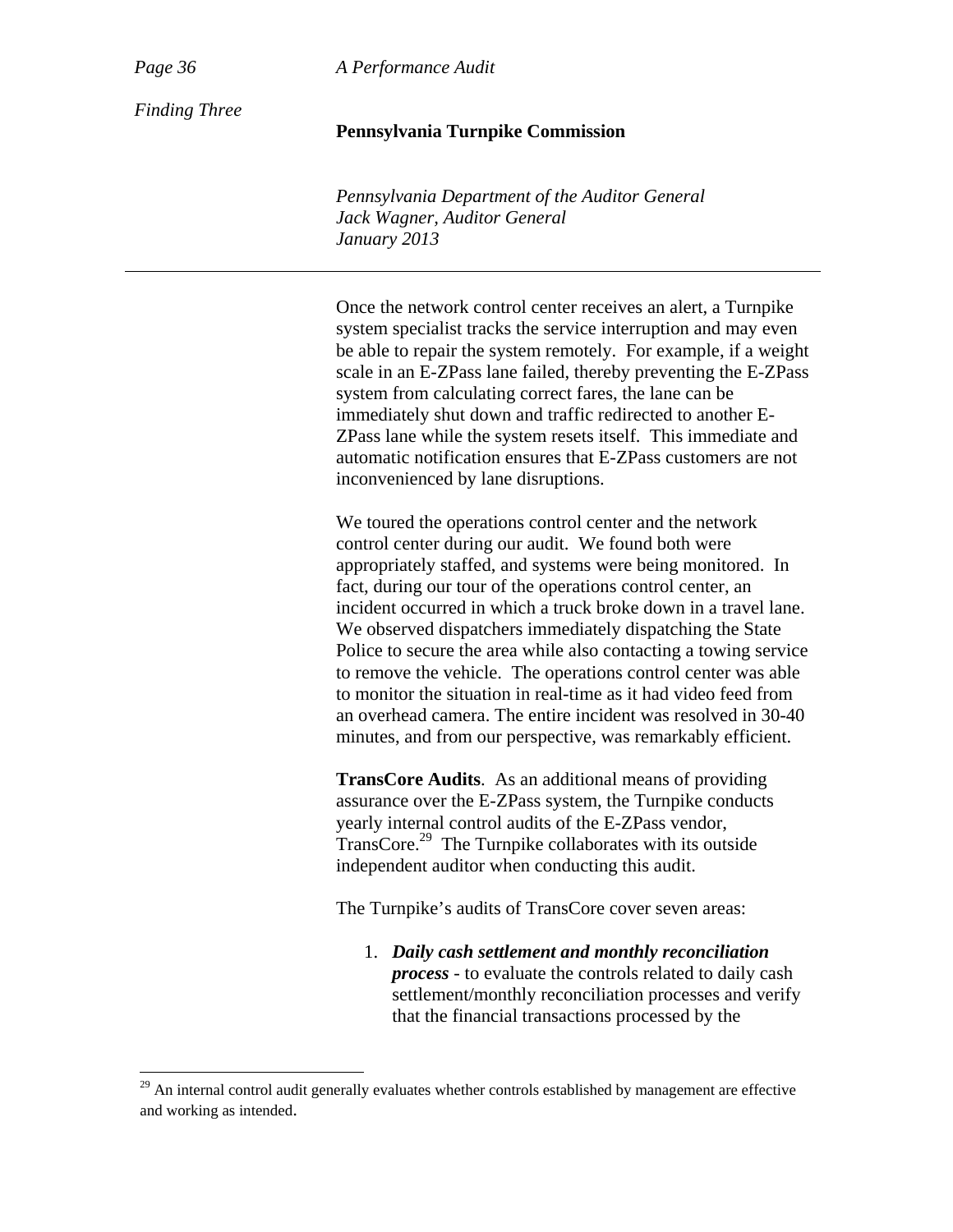Once the network control center receives an alert, a Turnpike system specialist tracks the service interruption and may even be able to repair the system remotely. For example, if a weight scale in an E-ZPass lane failed, thereby preventing the E-ZPass system from calculating correct fares, the lane can be immediately shut down and traffic redirected to another E-ZPass lane while the system resets itself. This immediate and automatic notification ensures that E-ZPass customers are not inconvenienced by lane disruptions.

We toured the operations control center and the network control center during our audit. We found both were appropriately staffed, and systems were being monitored. In fact, during our tour of the operations control center, an incident occurred in which a truck broke down in a travel lane. We observed dispatchers immediately dispatching the State Police to secure the area while also contacting a towing service to remove the vehicle. The operations control center was able to monitor the situation in real-time as it had video feed from an overhead camera. The entire incident was resolved in 30-40 minutes, and from our perspective, was remarkably efficient.

**TransCore Audits**. As an additional means of providing assurance over the E-ZPass system, the Turnpike conducts yearly internal control audits of the E-ZPass vendor, TransCore.[29] The Turnpike collaborates with its outside independent auditor when conducting this audit.

The Turnpike's audits of TransCore cover seven areas:

1. ***Daily cash settlement and monthly reconciliation process*** - to evaluate the controls related to daily cash settlement/monthly reconciliation processes and verify that the financial transactions processed by the

[29] An internal control audit generally evaluates whether controls established by management are effective and working as intended.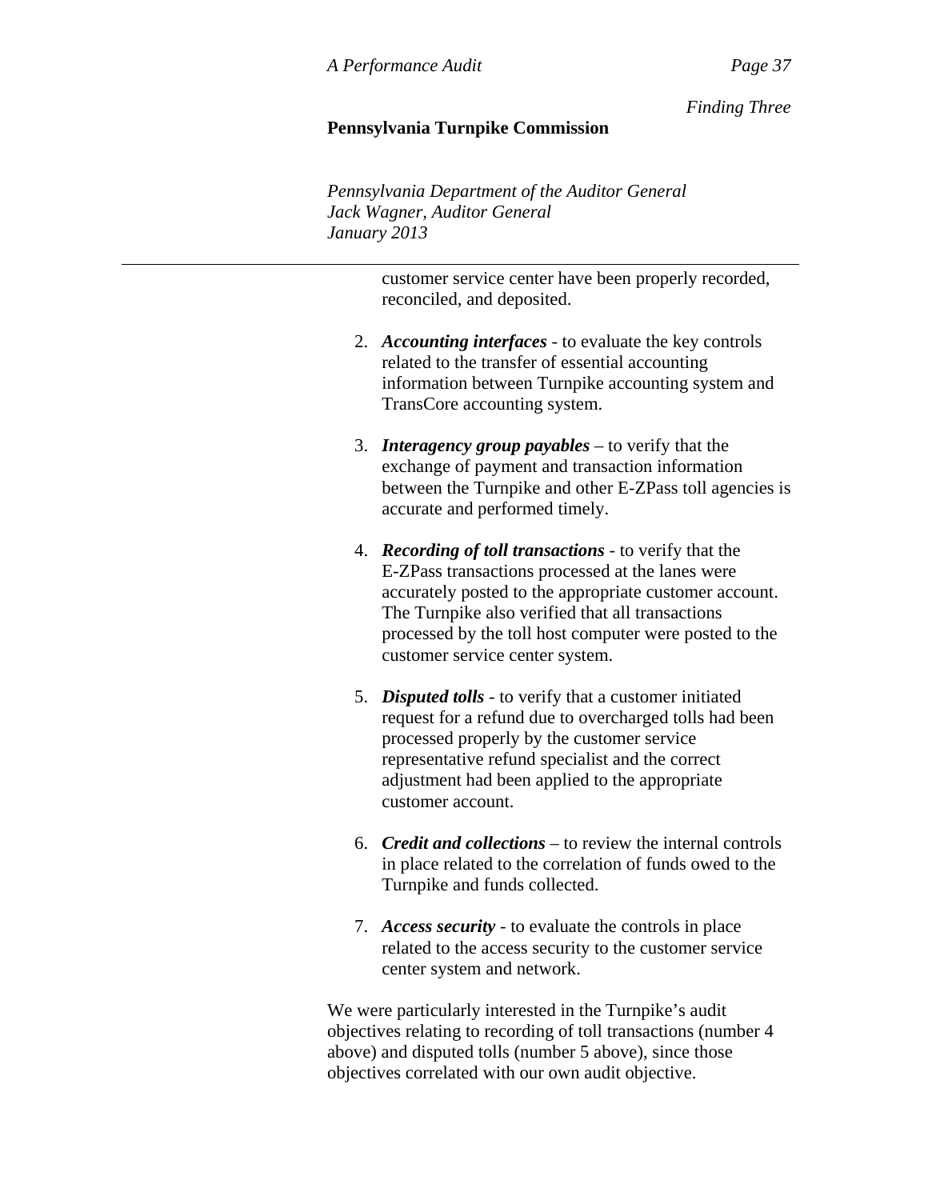customer service center have been properly recorded, reconciled, and deposited.

2. ***Accounting interfaces*** - to evaluate the key controls related to the transfer of essential accounting information between Turnpike accounting system and TransCore accounting system.

3. ***Interagency group payables*** – to verify that the exchange of payment and transaction information between the Turnpike and other E-ZPass toll agencies is accurate and performed timely.

4. ***Recording of toll transactions*** - to verify that the E-ZPass transactions processed at the lanes were accurately posted to the appropriate customer account. The Turnpike also verified that all transactions processed by the toll host computer were posted to the customer service center system.

5. ***Disputed tolls*** - to verify that a customer initiated request for a refund due to overcharged tolls had been processed properly by the customer service representative refund specialist and the correct adjustment had been applied to the appropriate customer account.

6. ***Credit and collections*** – to review the internal controls in place related to the correlation of funds owed to the Turnpike and funds collected.

7. ***Access security*** - to evaluate the controls in place related to the access security to the customer service center system and network.

We were particularly interested in the Turnpike's audit objectives relating to recording of toll transactions (number 4 above) and disputed tolls (number 5 above), since those objectives correlated with our own audit objective.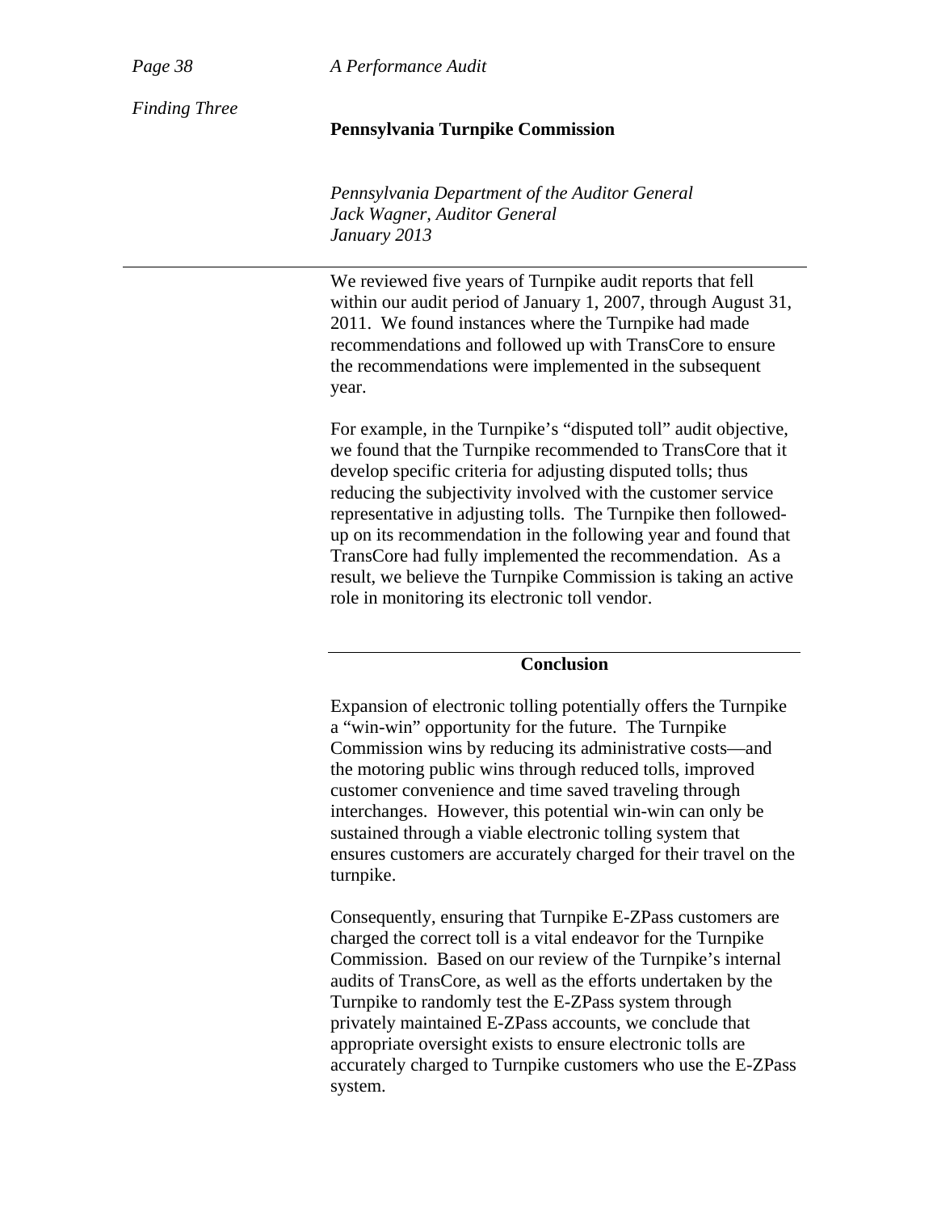We reviewed five years of Turnpike audit reports that fell within our audit period of January 1, 2007, through August 31, 2011. We found instances where the Turnpike had made recommendations and followed up with TransCore to ensure the recommendations were implemented in the subsequent year.

For example, in the Turnpike's "disputed toll" audit objective, we found that the Turnpike recommended to TransCore that it develop specific criteria for adjusting disputed tolls; thus reducing the subjectivity involved with the customer service representative in adjusting tolls. The Turnpike then followed-up on its recommendation in the following year and found that TransCore had fully implemented the recommendation. As a result, we believe the Turnpike Commission is taking an active role in monitoring its electronic toll vendor.

## Conclusion

Expansion of electronic tolling potentially offers the Turnpike a "win-win" opportunity for the future. The Turnpike Commission wins by reducing its administrative costs—and the motoring public wins through reduced tolls, improved customer convenience and time saved traveling through interchanges. However, this potential win-win can only be sustained through a viable electronic tolling system that ensures customers are accurately charged for their travel on the turnpike.

Consequently, ensuring that Turnpike E-ZPass customers are charged the correct toll is a vital endeavor for the Turnpike Commission. Based on our review of the Turnpike's internal audits of TransCore, as well as the efforts undertaken by the Turnpike to randomly test the E-ZPass system through privately maintained E-ZPass accounts, we conclude that appropriate oversight exists to ensure electronic tolls are accurately charged to Turnpike customers who use the E-ZPass system.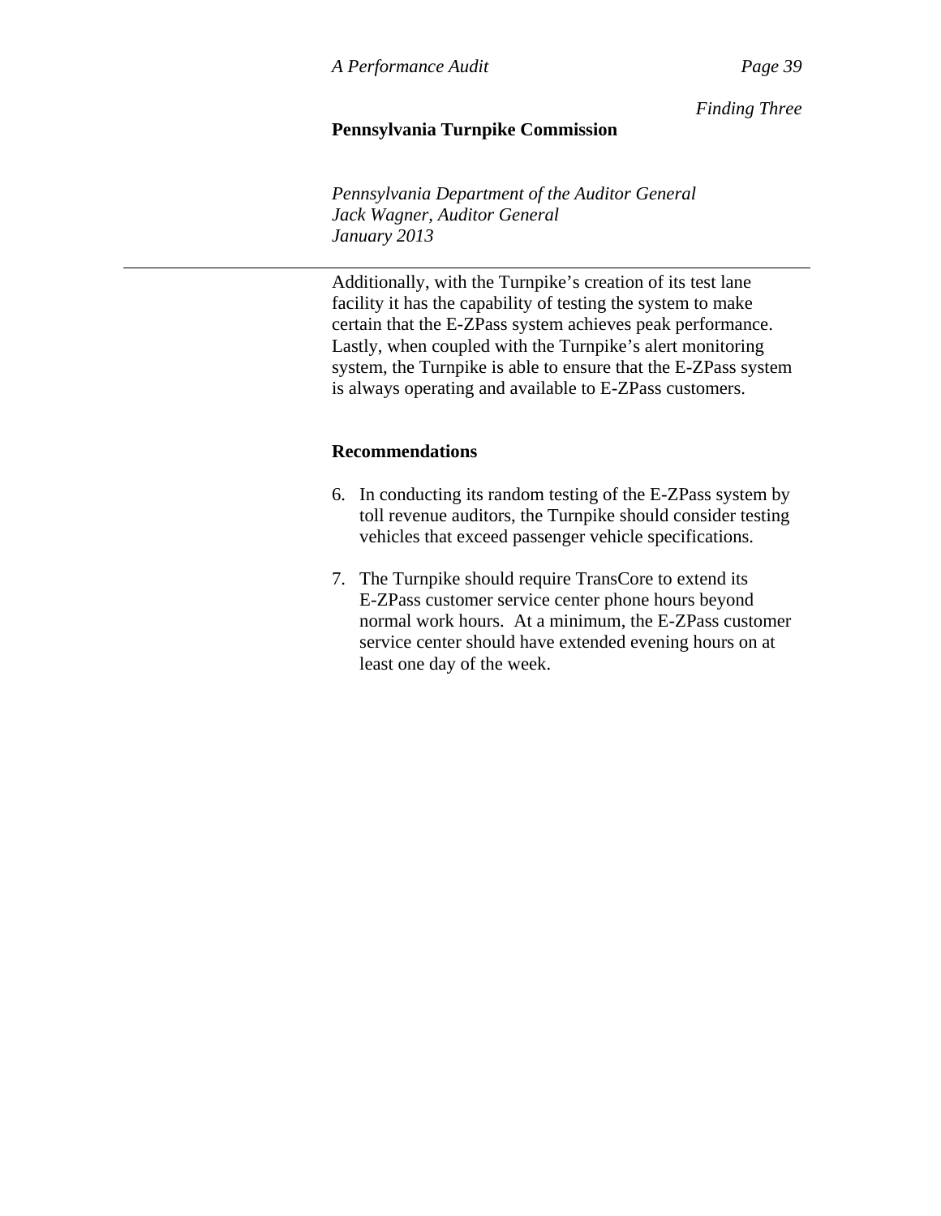Additionally, with the Turnpike's creation of its test lane facility it has the capability of testing the system to make certain that the E-ZPass system achieves peak performance. Lastly, when coupled with the Turnpike's alert monitoring system, the Turnpike is able to ensure that the E-ZPass system is always operating and available to E-ZPass customers.

## Recommendations

6. In conducting its random testing of the E-ZPass system by toll revenue auditors, the Turnpike should consider testing vehicles that exceed passenger vehicle specifications.

7. The Turnpike should require TransCore to extend its E-ZPass customer service center phone hours beyond normal work hours. At a minimum, the E-ZPass customer service center should have extended evening hours on at least one day of the week.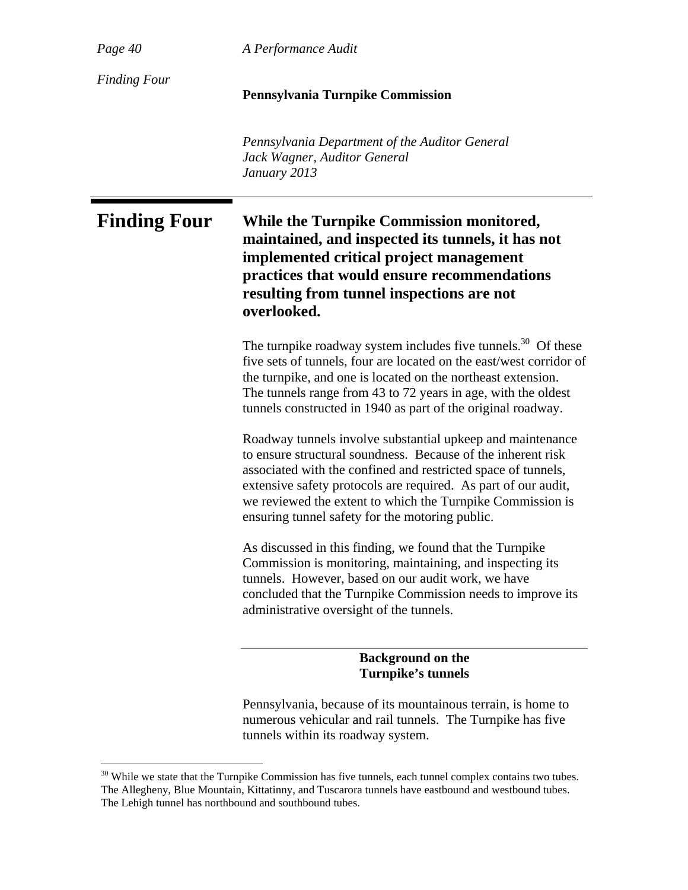# Finding Four

**While the Turnpike Commission monitored, maintained, and inspected its tunnels, it has not implemented critical project management practices that would ensure recommendations resulting from tunnel inspections are not overlooked.**

The turnpike roadway system includes five tunnels.[30] Of these five sets of tunnels, four are located on the east/west corridor of the turnpike, and one is located on the northeast extension. The tunnels range from 43 to 72 years in age, with the oldest tunnels constructed in 1940 as part of the original roadway.

Roadway tunnels involve substantial upkeep and maintenance to ensure structural soundness. Because of the inherent risk associated with the confined and restricted space of tunnels, extensive safety protocols are required. As part of our audit, we reviewed the extent to which the Turnpike Commission is ensuring tunnel safety for the motoring public.

As discussed in this finding, we found that the Turnpike Commission is monitoring, maintaining, and inspecting its tunnels. However, based on our audit work, we have concluded that the Turnpike Commission needs to improve its administrative oversight of the tunnels.

## Background on the Turnpike's tunnels

Pennsylvania, because of its mountainous terrain, is home to numerous vehicular and rail tunnels. The Turnpike has five tunnels within its roadway system.

[30] While we state that the Turnpike Commission has five tunnels, each tunnel complex contains two tubes. The Allegheny, Blue Mountain, Kittatinny, and Tuscarora tunnels have eastbound and westbound tubes. The Lehigh tunnel has northbound and southbound tubes.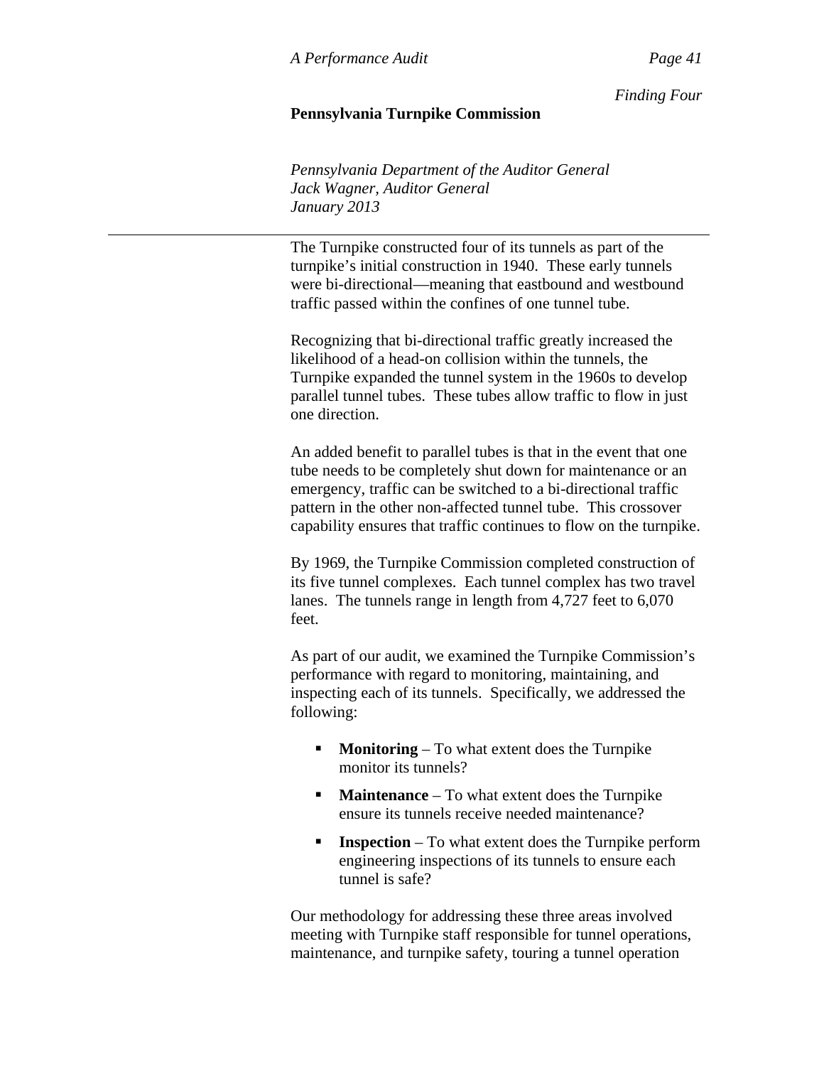The Turnpike constructed four of its tunnels as part of the turnpike's initial construction in 1940. These early tunnels were bi-directional—meaning that eastbound and westbound traffic passed within the confines of one tunnel tube.

Recognizing that bi-directional traffic greatly increased the likelihood of a head-on collision within the tunnels, the Turnpike expanded the tunnel system in the 1960s to develop parallel tunnel tubes. These tubes allow traffic to flow in just one direction.

An added benefit to parallel tubes is that in the event that one tube needs to be completely shut down for maintenance or an emergency, traffic can be switched to a bi-directional traffic pattern in the other non-affected tunnel tube. This crossover capability ensures that traffic continues to flow on the turnpike.

By 1969, the Turnpike Commission completed construction of its five tunnel complexes. Each tunnel complex has two travel lanes. The tunnels range in length from 4,727 feet to 6,070 feet.

As part of our audit, we examined the Turnpike Commission's performance with regard to monitoring, maintaining, and inspecting each of its tunnels. Specifically, we addressed the following:

- **Monitoring** – To what extent does the Turnpike monitor its tunnels?
- **Maintenance** – To what extent does the Turnpike ensure its tunnels receive needed maintenance?
- **Inspection** – To what extent does the Turnpike perform engineering inspections of its tunnels to ensure each tunnel is safe?

Our methodology for addressing these three areas involved meeting with Turnpike staff responsible for tunnel operations, maintenance, and turnpike safety, touring a tunnel operation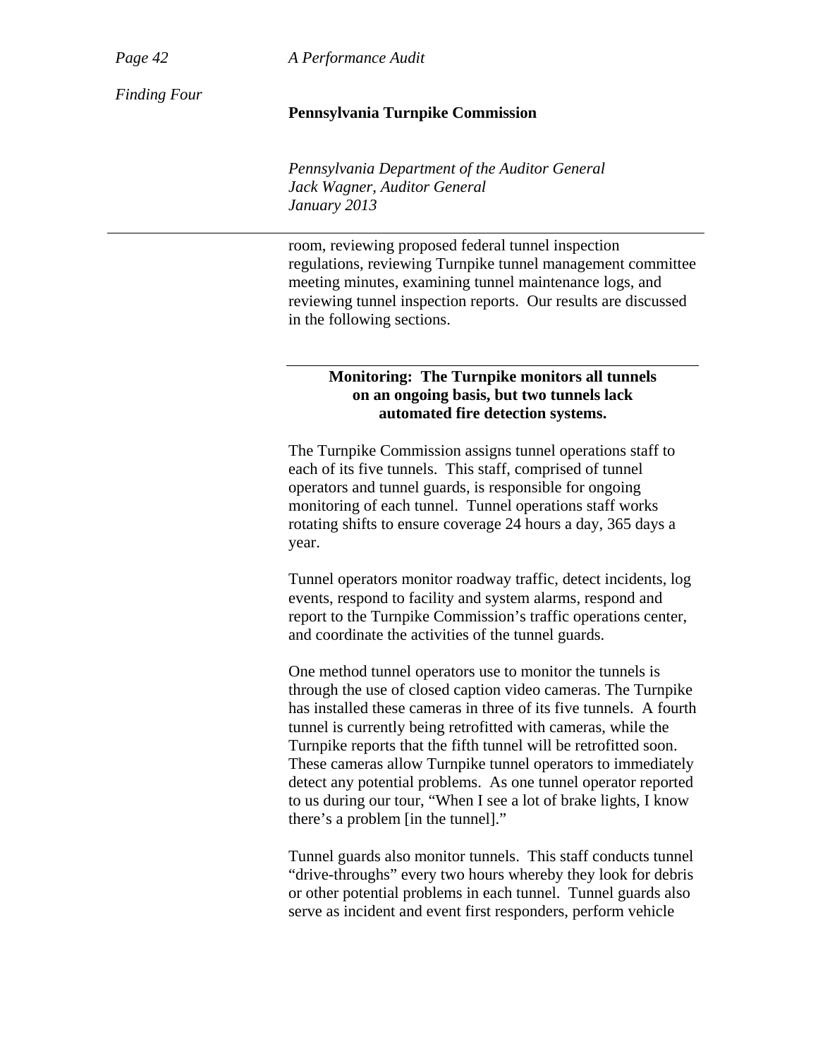room, reviewing proposed federal tunnel inspection regulations, reviewing Turnpike tunnel management committee meeting minutes, examining tunnel maintenance logs, and reviewing tunnel inspection reports. Our results are discussed in the following sections.

### Monitoring: The Turnpike monitors all tunnels on an ongoing basis, but two tunnels lack automated fire detection systems.

The Turnpike Commission assigns tunnel operations staff to each of its five tunnels. This staff, comprised of tunnel operators and tunnel guards, is responsible for ongoing monitoring of each tunnel. Tunnel operations staff works rotating shifts to ensure coverage 24 hours a day, 365 days a year.

Tunnel operators monitor roadway traffic, detect incidents, log events, respond to facility and system alarms, respond and report to the Turnpike Commission's traffic operations center, and coordinate the activities of the tunnel guards.

One method tunnel operators use to monitor the tunnels is through the use of closed caption video cameras. The Turnpike has installed these cameras in three of its five tunnels. A fourth tunnel is currently being retrofitted with cameras, while the Turnpike reports that the fifth tunnel will be retrofitted soon. These cameras allow Turnpike tunnel operators to immediately detect any potential problems. As one tunnel operator reported to us during our tour, "When I see a lot of brake lights, I know there's a problem [in the tunnel]."

Tunnel guards also monitor tunnels. This staff conducts tunnel "drive-throughs" every two hours whereby they look for debris or other potential problems in each tunnel. Tunnel guards also serve as incident and event first responders, perform vehicle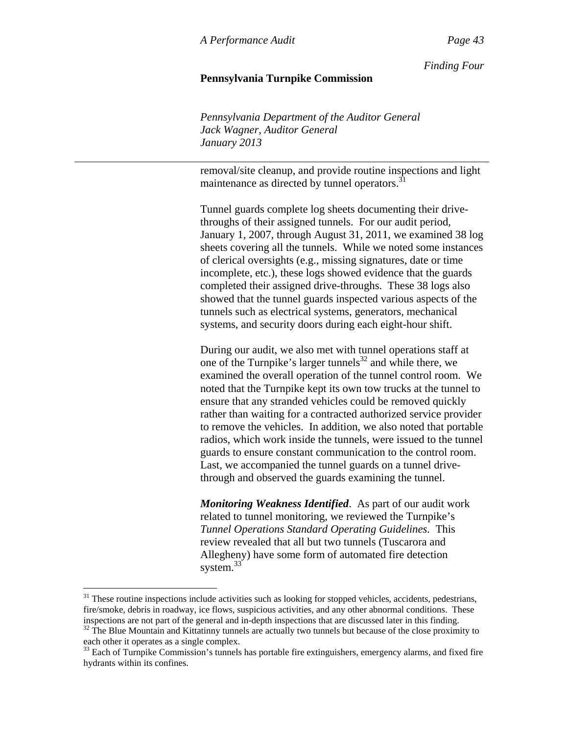removal/site cleanup, and provide routine inspections and light maintenance as directed by tunnel operators.[31]

Tunnel guards complete log sheets documenting their drive-throughs of their assigned tunnels. For our audit period, January 1, 2007, through August 31, 2011, we examined 38 log sheets covering all the tunnels. While we noted some instances of clerical oversights (e.g., missing signatures, date or time incomplete, etc.), these logs showed evidence that the guards completed their assigned drive-throughs. These 38 logs also showed that the tunnel guards inspected various aspects of the tunnels such as electrical systems, generators, mechanical systems, and security doors during each eight-hour shift.

During our audit, we also met with tunnel operations staff at one of the Turnpike's larger tunnels[32] and while there, we examined the overall operation of the tunnel control room. We noted that the Turnpike kept its own tow trucks at the tunnel to ensure that any stranded vehicles could be removed quickly rather than waiting for a contracted authorized service provider to remove the vehicles. In addition, we also noted that portable radios, which work inside the tunnels, were issued to the tunnel guards to ensure constant communication to the control room. Last, we accompanied the tunnel guards on a tunnel drive-through and observed the guards examining the tunnel.

***Monitoring Weakness Identified***. As part of our audit work related to tunnel monitoring, we reviewed the Turnpike's *Tunnel Operations Standard Operating Guidelines.* This review revealed that all but two tunnels (Tuscarora and Allegheny) have some form of automated fire detection system.[33]

---

[31] These routine inspections include activities such as looking for stopped vehicles, accidents, pedestrians, fire/smoke, debris in roadway, ice flows, suspicious activities, and any other abnormal conditions. These inspections are not part of the general and in-depth inspections that are discussed later in this finding.

[32] The Blue Mountain and Kittatinny tunnels are actually two tunnels but because of the close proximity to each other it operates as a single complex.

[33] Each of Turnpike Commission's tunnels has portable fire extinguishers, emergency alarms, and fixed fire hydrants within its confines.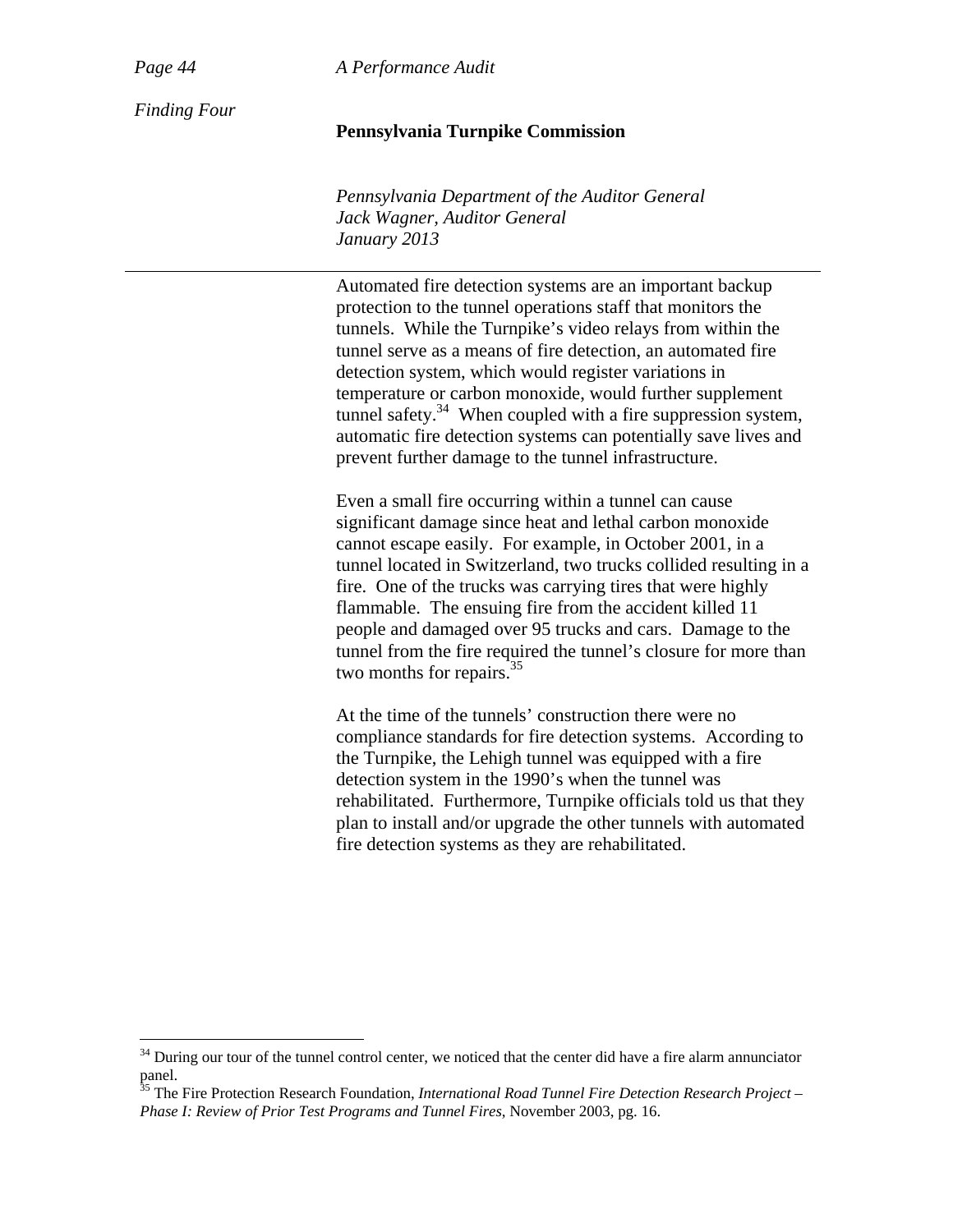Automated fire detection systems are an important backup protection to the tunnel operations staff that monitors the tunnels. While the Turnpike's video relays from within the tunnel serve as a means of fire detection, an automated fire detection system, which would register variations in temperature or carbon monoxide, would further supplement tunnel safety.[34] When coupled with a fire suppression system, automatic fire detection systems can potentially save lives and prevent further damage to the tunnel infrastructure.

Even a small fire occurring within a tunnel can cause significant damage since heat and lethal carbon monoxide cannot escape easily. For example, in October 2001, in a tunnel located in Switzerland, two trucks collided resulting in a fire. One of the trucks was carrying tires that were highly flammable. The ensuing fire from the accident killed 11 people and damaged over 95 trucks and cars. Damage to the tunnel from the fire required the tunnel's closure for more than two months for repairs.[35]

At the time of the tunnels' construction there were no compliance standards for fire detection systems. According to the Turnpike, the Lehigh tunnel was equipped with a fire detection system in the 1990's when the tunnel was rehabilitated. Furthermore, Turnpike officials told us that they plan to install and/or upgrade the other tunnels with automated fire detection systems as they are rehabilitated.

[34] During our tour of the tunnel control center, we noticed that the center did have a fire alarm annunciator panel.

[35] The Fire Protection Research Foundation, *International Road Tunnel Fire Detection Research Project – Phase I: Review of Prior Test Programs and Tunnel Fires*, November 2003, pg. 16.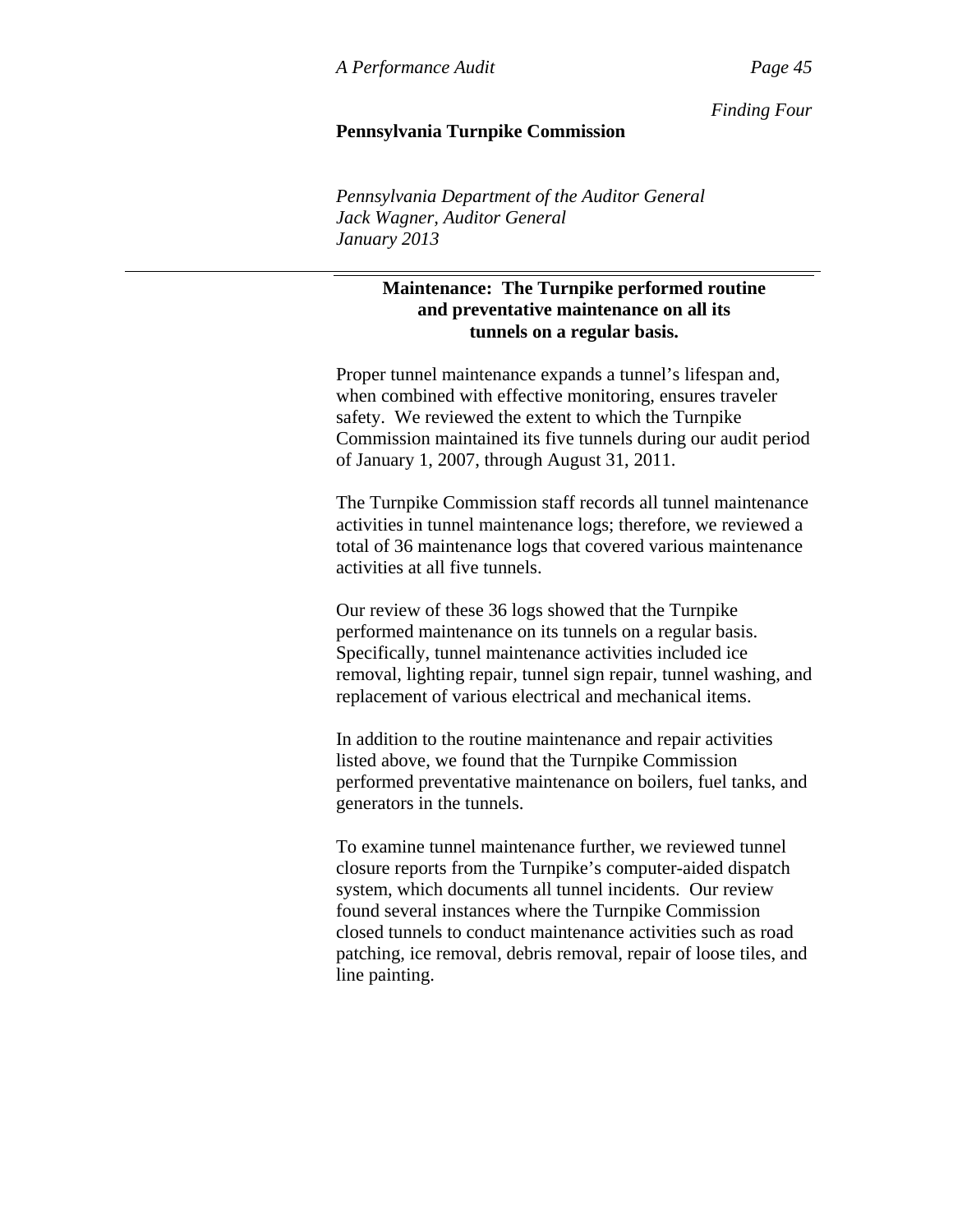### Maintenance: The Turnpike performed routine and preventative maintenance on all its tunnels on a regular basis.

Proper tunnel maintenance expands a tunnel's lifespan and, when combined with effective monitoring, ensures traveler safety. We reviewed the extent to which the Turnpike Commission maintained its five tunnels during our audit period of January 1, 2007, through August 31, 2011.

The Turnpike Commission staff records all tunnel maintenance activities in tunnel maintenance logs; therefore, we reviewed a total of 36 maintenance logs that covered various maintenance activities at all five tunnels.

Our review of these 36 logs showed that the Turnpike performed maintenance on its tunnels on a regular basis. Specifically, tunnel maintenance activities included ice removal, lighting repair, tunnel sign repair, tunnel washing, and replacement of various electrical and mechanical items.

In addition to the routine maintenance and repair activities listed above, we found that the Turnpike Commission performed preventative maintenance on boilers, fuel tanks, and generators in the tunnels.

To examine tunnel maintenance further, we reviewed tunnel closure reports from the Turnpike's computer-aided dispatch system, which documents all tunnel incidents. Our review found several instances where the Turnpike Commission closed tunnels to conduct maintenance activities such as road patching, ice removal, debris removal, repair of loose tiles, and line painting.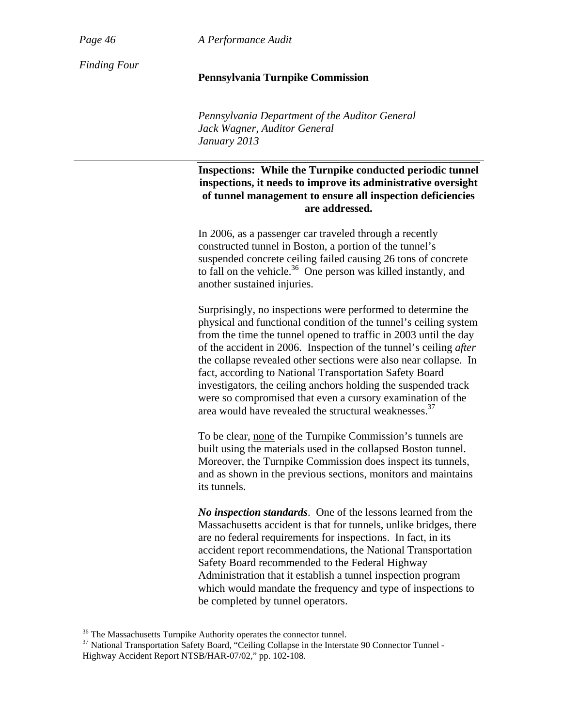Finding Four

## Inspections: While the Turnpike conducted periodic tunnel inspections, it needs to improve its administrative oversight of tunnel management to ensure all inspection deficiencies are addressed.

In 2006, as a passenger car traveled through a recently constructed tunnel in Boston, a portion of the tunnel's suspended concrete ceiling failed causing 26 tons of concrete to fall on the vehicle.[36] One person was killed instantly, and another sustained injuries.

Surprisingly, no inspections were performed to determine the physical and functional condition of the tunnel's ceiling system from the time the tunnel opened to traffic in 2003 until the day of the accident in 2006. Inspection of the tunnel's ceiling *after* the collapse revealed other sections were also near collapse. In fact, according to National Transportation Safety Board investigators, the ceiling anchors holding the suspended track were so compromised that even a cursory examination of the area would have revealed the structural weaknesses.[37]

To be clear, <u>none</u> of the Turnpike Commission's tunnels are built using the materials used in the collapsed Boston tunnel. Moreover, the Turnpike Commission does inspect its tunnels, and as shown in the previous sections, monitors and maintains its tunnels.

***No inspection standards***. One of the lessons learned from the Massachusetts accident is that for tunnels, unlike bridges, there are no federal requirements for inspections. In fact, in its accident report recommendations, the National Transportation Safety Board recommended to the Federal Highway Administration that it establish a tunnel inspection program which would mandate the frequency and type of inspections to be completed by tunnel operators.

---

[36] The Massachusetts Turnpike Authority operates the connector tunnel.

[37] National Transportation Safety Board, "Ceiling Collapse in the Interstate 90 Connector Tunnel - Highway Accident Report NTSB/HAR-07/02," pp. 102-108.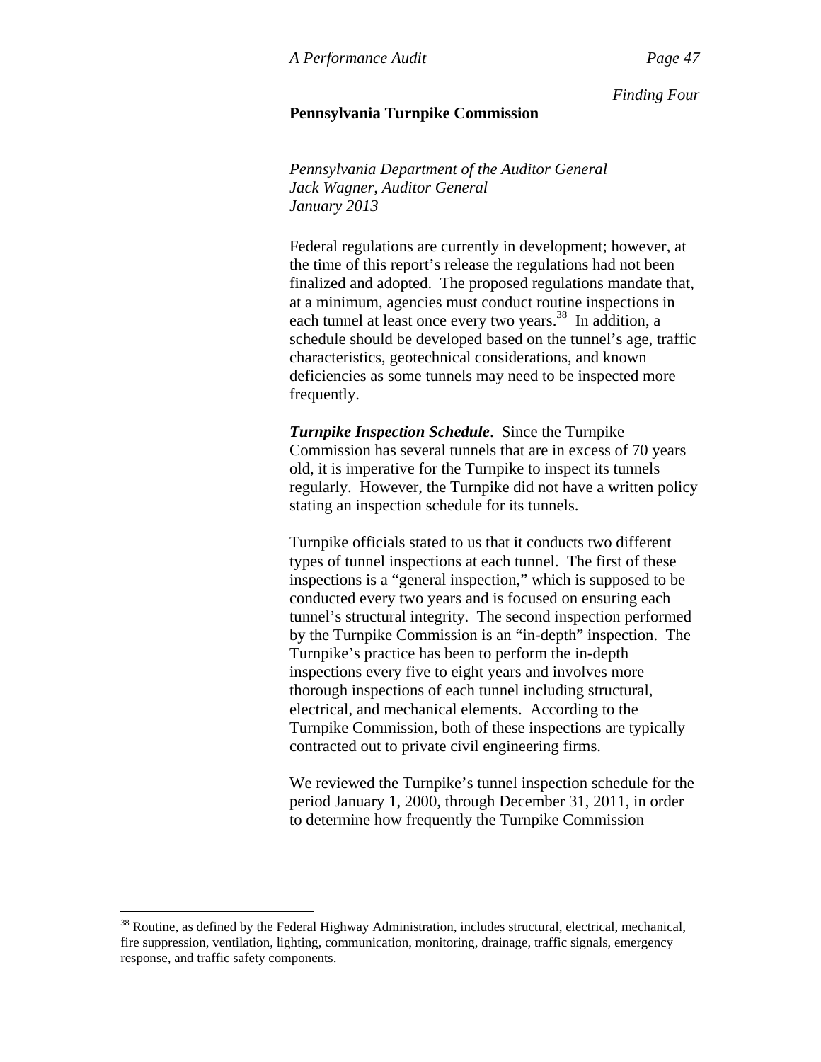Federal regulations are currently in development; however, at the time of this report's release the regulations had not been finalized and adopted. The proposed regulations mandate that, at a minimum, agencies must conduct routine inspections in each tunnel at least once every two years.[38] In addition, a schedule should be developed based on the tunnel's age, traffic characteristics, geotechnical considerations, and known deficiencies as some tunnels may need to be inspected more frequently.

***Turnpike Inspection Schedule***. Since the Turnpike Commission has several tunnels that are in excess of 70 years old, it is imperative for the Turnpike to inspect its tunnels regularly. However, the Turnpike did not have a written policy stating an inspection schedule for its tunnels.

Turnpike officials stated to us that it conducts two different types of tunnel inspections at each tunnel. The first of these inspections is a "general inspection," which is supposed to be conducted every two years and is focused on ensuring each tunnel's structural integrity. The second inspection performed by the Turnpike Commission is an "in-depth" inspection. The Turnpike's practice has been to perform the in-depth inspections every five to eight years and involves more thorough inspections of each tunnel including structural, electrical, and mechanical elements. According to the Turnpike Commission, both of these inspections are typically contracted out to private civil engineering firms.

We reviewed the Turnpike's tunnel inspection schedule for the period January 1, 2000, through December 31, 2011, in order to determine how frequently the Turnpike Commission

---

[38] Routine, as defined by the Federal Highway Administration, includes structural, electrical, mechanical, fire suppression, ventilation, lighting, communication, monitoring, drainage, traffic signals, emergency response, and traffic safety components.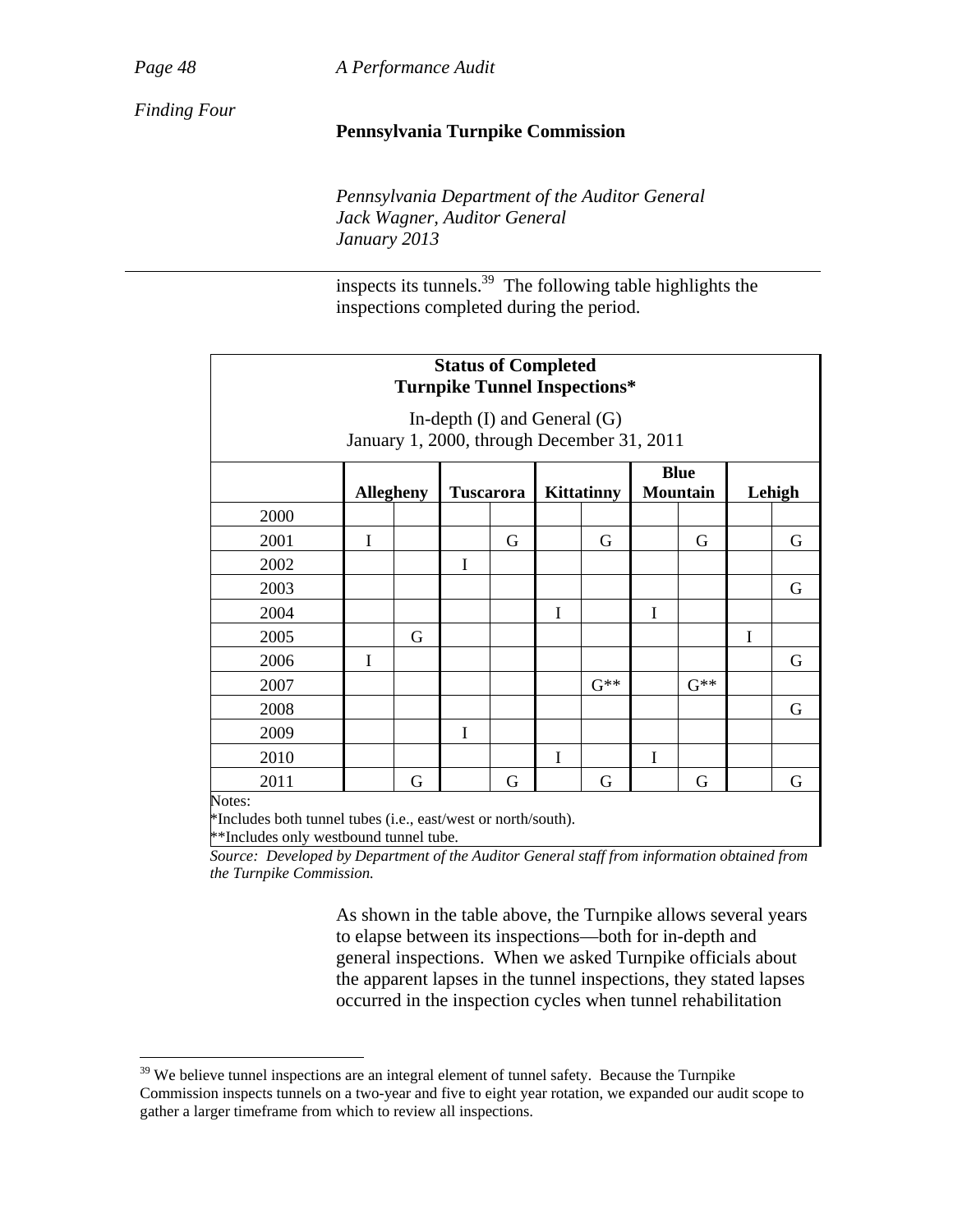inspects its tunnels.[39] The following table highlights the inspections completed during the period.

| **Status of Completed Turnpike Tunnel Inspections*** In-depth (I) and General (G) January 1, 2000, through December 31, 2011 | | | | | | | | | | |
|---|---|---|---|---|---|---|---|---|---|---|
| | **Allegheny** | | **Tuscarora** | | **Kittatinny** | | **Blue Mountain** | | **Lehigh** | |
| 2000 | | | | | | | | | | |
| 2001 | I | | | G | | G | | G | | G |
| 2002 | | | I | | | | | | | |
| 2003 | | | | | | | | | | G |
| 2004 | | | | | I | | I | | | |
| 2005 | | G | | | | | | | I | |
| 2006 | I | | | | | | | | | G |
| 2007 | | | | | | G** | | G** | | |
| 2008 | | | | | | | | | | G |
| 2009 | | | I | | | | | | | |
| 2010 | | | | | I | | I | | | |
| 2011 | | G | | G | | G | | G | | G |

Notes:
*Includes both tunnel tubes (i.e., east/west or north/south).
**Includes only westbound tunnel tube.

*Source: Developed by Department of the Auditor General staff from information obtained from the Turnpike Commission.*

As shown in the table above, the Turnpike allows several years to elapse between its inspections—both for in-depth and general inspections. When we asked Turnpike officials about the apparent lapses in the tunnel inspections, they stated lapses occurred in the inspection cycles when tunnel rehabilitation

[39] We believe tunnel inspections are an integral element of tunnel safety. Because the Turnpike Commission inspects tunnels on a two-year and five to eight year rotation, we expanded our audit scope to gather a larger timeframe from which to review all inspections.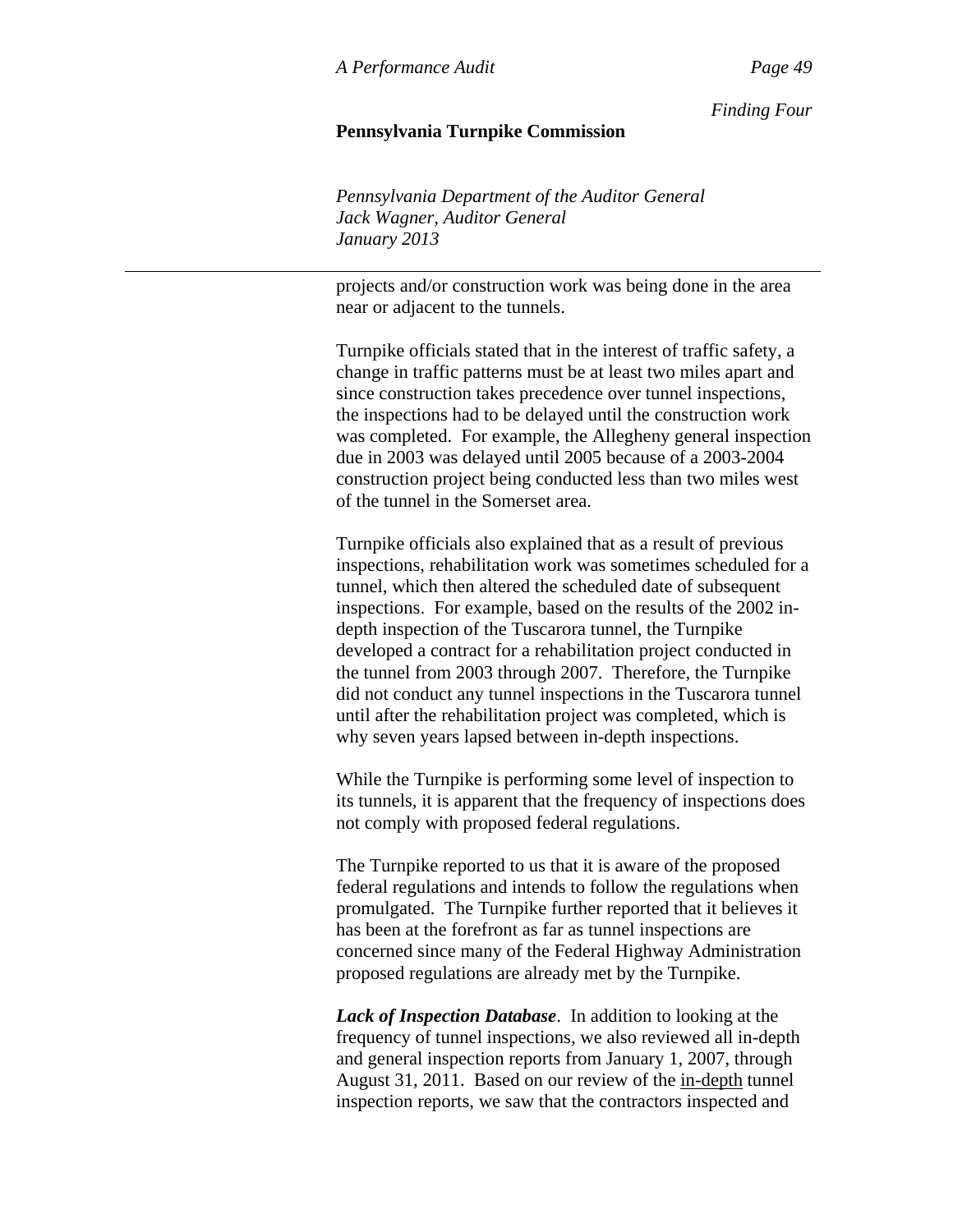projects and/or construction work was being done in the area near or adjacent to the tunnels.

Turnpike officials stated that in the interest of traffic safety, a change in traffic patterns must be at least two miles apart and since construction takes precedence over tunnel inspections, the inspections had to be delayed until the construction work was completed. For example, the Allegheny general inspection due in 2003 was delayed until 2005 because of a 2003-2004 construction project being conducted less than two miles west of the tunnel in the Somerset area.

Turnpike officials also explained that as a result of previous inspections, rehabilitation work was sometimes scheduled for a tunnel, which then altered the scheduled date of subsequent inspections. For example, based on the results of the 2002 in-depth inspection of the Tuscarora tunnel, the Turnpike developed a contract for a rehabilitation project conducted in the tunnel from 2003 through 2007. Therefore, the Turnpike did not conduct any tunnel inspections in the Tuscarora tunnel until after the rehabilitation project was completed, which is why seven years lapsed between in-depth inspections.

While the Turnpike is performing some level of inspection to its tunnels, it is apparent that the frequency of inspections does not comply with proposed federal regulations.

The Turnpike reported to us that it is aware of the proposed federal regulations and intends to follow the regulations when promulgated. The Turnpike further reported that it believes it has been at the forefront as far as tunnel inspections are concerned since many of the Federal Highway Administration proposed regulations are already met by the Turnpike.

***Lack of Inspection Database***. In addition to looking at the frequency of tunnel inspections, we also reviewed all in-depth and general inspection reports from January 1, 2007, through August 31, 2011. Based on our review of the <u>in-depth</u> tunnel inspection reports, we saw that the contractors inspected and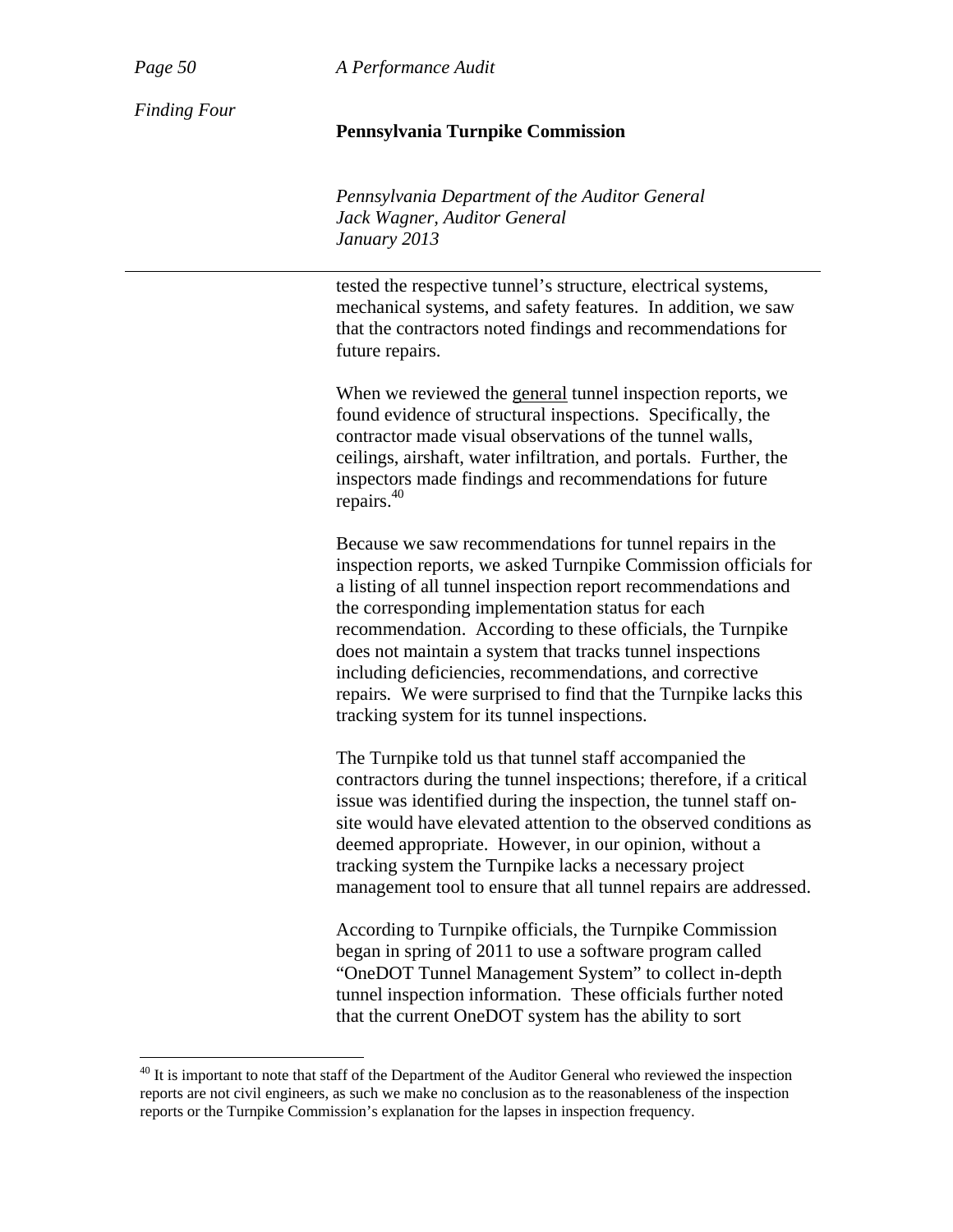tested the respective tunnel's structure, electrical systems, mechanical systems, and safety features. In addition, we saw that the contractors noted findings and recommendations for future repairs.

When we reviewed the general tunnel inspection reports, we found evidence of structural inspections. Specifically, the contractor made visual observations of the tunnel walls, ceilings, airshaft, water infiltration, and portals. Further, the inspectors made findings and recommendations for future repairs.[40]

Because we saw recommendations for tunnel repairs in the inspection reports, we asked Turnpike Commission officials for a listing of all tunnel inspection report recommendations and the corresponding implementation status for each recommendation. According to these officials, the Turnpike does not maintain a system that tracks tunnel inspections including deficiencies, recommendations, and corrective repairs. We were surprised to find that the Turnpike lacks this tracking system for its tunnel inspections.

The Turnpike told us that tunnel staff accompanied the contractors during the tunnel inspections; therefore, if a critical issue was identified during the inspection, the tunnel staff on-site would have elevated attention to the observed conditions as deemed appropriate. However, in our opinion, without a tracking system the Turnpike lacks a necessary project management tool to ensure that all tunnel repairs are addressed.

According to Turnpike officials, the Turnpike Commission began in spring of 2011 to use a software program called "OneDOT Tunnel Management System" to collect in-depth tunnel inspection information. These officials further noted that the current OneDOT system has the ability to sort

[40] It is important to note that staff of the Department of the Auditor General who reviewed the inspection reports are not civil engineers, as such we make no conclusion as to the reasonableness of the inspection reports or the Turnpike Commission's explanation for the lapses in inspection frequency.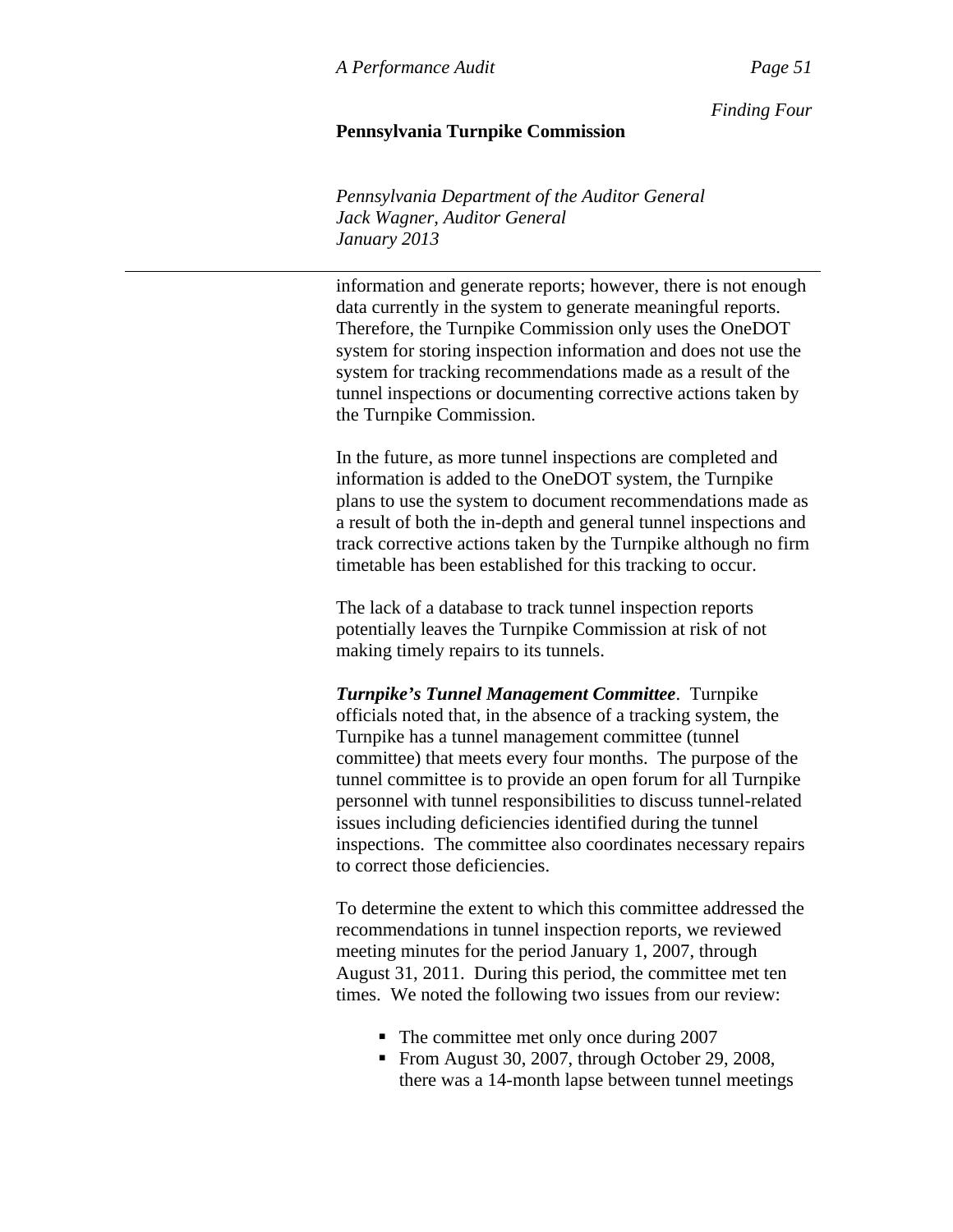information and generate reports; however, there is not enough data currently in the system to generate meaningful reports. Therefore, the Turnpike Commission only uses the OneDOT system for storing inspection information and does not use the system for tracking recommendations made as a result of the tunnel inspections or documenting corrective actions taken by the Turnpike Commission.

In the future, as more tunnel inspections are completed and information is added to the OneDOT system, the Turnpike plans to use the system to document recommendations made as a result of both the in-depth and general tunnel inspections and track corrective actions taken by the Turnpike although no firm timetable has been established for this tracking to occur.

The lack of a database to track tunnel inspection reports potentially leaves the Turnpike Commission at risk of not making timely repairs to its tunnels.

***Turnpike's Tunnel Management Committee***. Turnpike officials noted that, in the absence of a tracking system, the Turnpike has a tunnel management committee (tunnel committee) that meets every four months. The purpose of the tunnel committee is to provide an open forum for all Turnpike personnel with tunnel responsibilities to discuss tunnel-related issues including deficiencies identified during the tunnel inspections. The committee also coordinates necessary repairs to correct those deficiencies.

To determine the extent to which this committee addressed the recommendations in tunnel inspection reports, we reviewed meeting minutes for the period January 1, 2007, through August 31, 2011. During this period, the committee met ten times. We noted the following two issues from our review:

- The committee met only once during 2007
- From August 30, 2007, through October 29, 2008, there was a 14-month lapse between tunnel meetings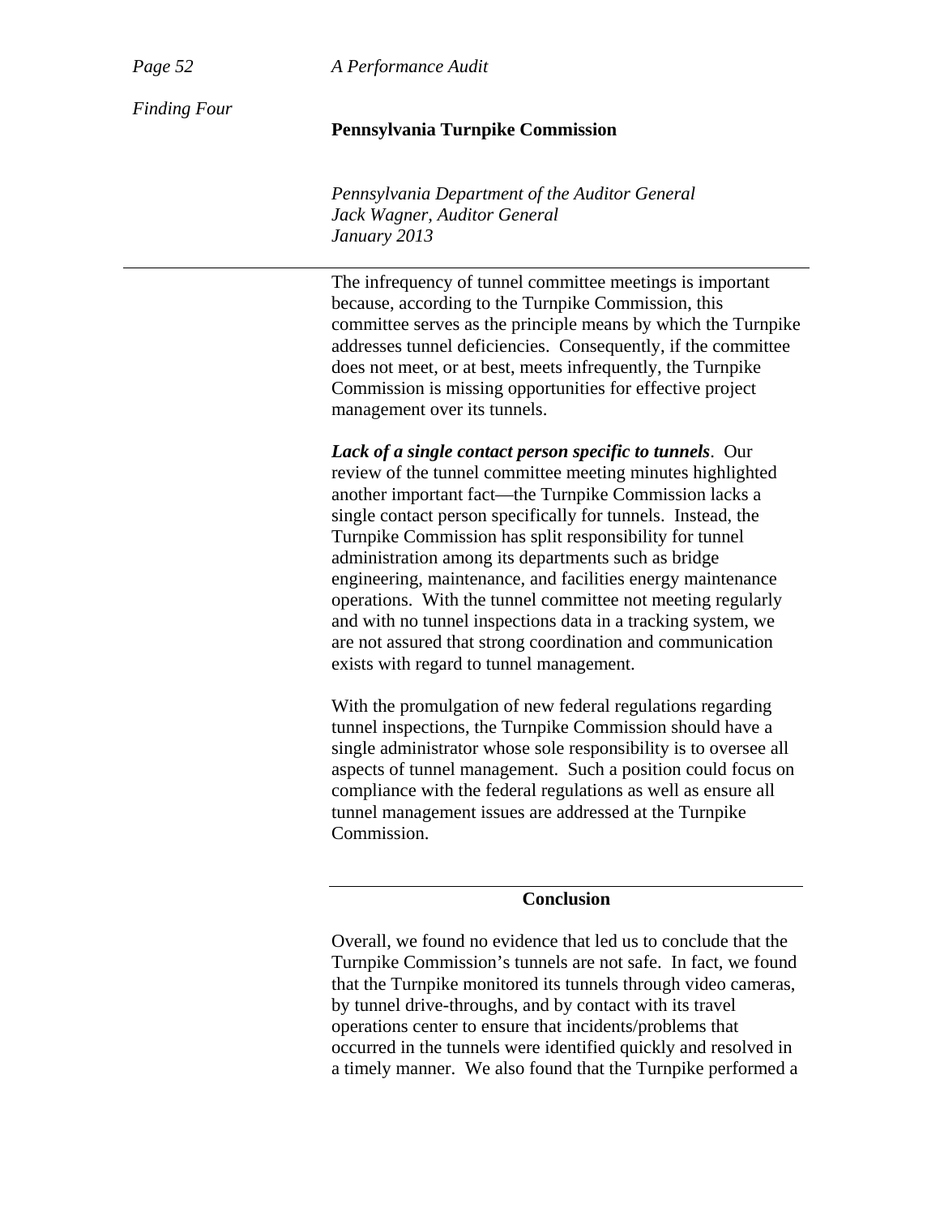The infrequency of tunnel committee meetings is important because, according to the Turnpike Commission, this committee serves as the principle means by which the Turnpike addresses tunnel deficiencies. Consequently, if the committee does not meet, or at best, meets infrequently, the Turnpike Commission is missing opportunities for effective project management over its tunnels.

***Lack of a single contact person specific to tunnels***. Our review of the tunnel committee meeting minutes highlighted another important fact—the Turnpike Commission lacks a single contact person specifically for tunnels. Instead, the Turnpike Commission has split responsibility for tunnel administration among its departments such as bridge engineering, maintenance, and facilities energy maintenance operations. With the tunnel committee not meeting regularly and with no tunnel inspections data in a tracking system, we are not assured that strong coordination and communication exists with regard to tunnel management.

With the promulgation of new federal regulations regarding tunnel inspections, the Turnpike Commission should have a single administrator whose sole responsibility is to oversee all aspects of tunnel management. Such a position could focus on compliance with the federal regulations as well as ensure all tunnel management issues are addressed at the Turnpike Commission.

## Conclusion

Overall, we found no evidence that led us to conclude that the Turnpike Commission's tunnels are not safe. In fact, we found that the Turnpike monitored its tunnels through video cameras, by tunnel drive-throughs, and by contact with its travel operations center to ensure that incidents/problems that occurred in the tunnels were identified quickly and resolved in a timely manner. We also found that the Turnpike performed a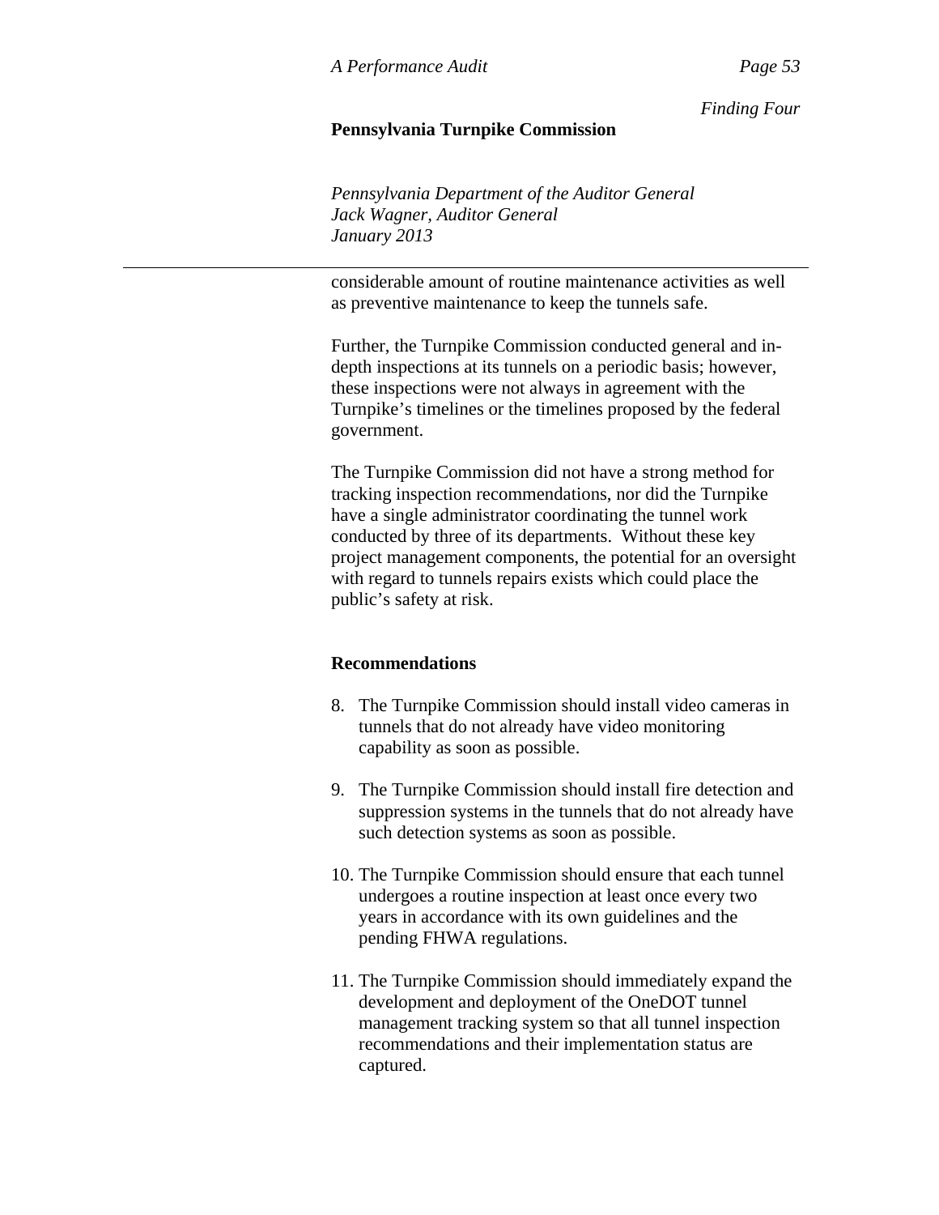considerable amount of routine maintenance activities as well as preventive maintenance to keep the tunnels safe.

Further, the Turnpike Commission conducted general and in-depth inspections at its tunnels on a periodic basis; however, these inspections were not always in agreement with the Turnpike's timelines or the timelines proposed by the federal government.

The Turnpike Commission did not have a strong method for tracking inspection recommendations, nor did the Turnpike have a single administrator coordinating the tunnel work conducted by three of its departments. Without these key project management components, the potential for an oversight with regard to tunnels repairs exists which could place the public's safety at risk.

**Recommendations**

8. The Turnpike Commission should install video cameras in tunnels that do not already have video monitoring capability as soon as possible.

9. The Turnpike Commission should install fire detection and suppression systems in the tunnels that do not already have such detection systems as soon as possible.

10. The Turnpike Commission should ensure that each tunnel undergoes a routine inspection at least once every two years in accordance with its own guidelines and the pending FHWA regulations.

11. The Turnpike Commission should immediately expand the development and deployment of the OneDOT tunnel management tracking system so that all tunnel inspection recommendations and their implementation status are captured.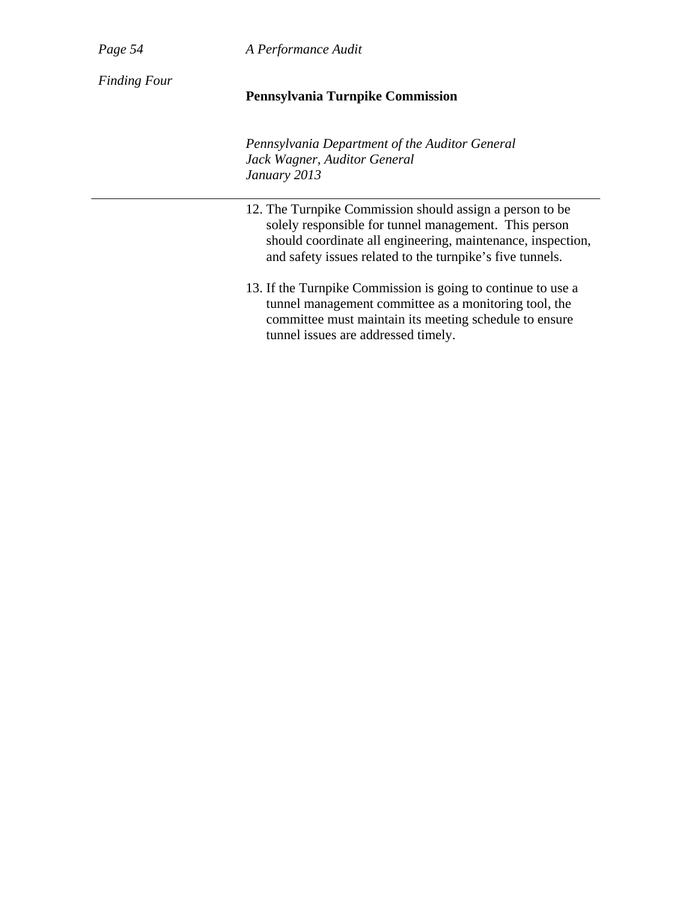*Finding Four*

12. The Turnpike Commission should assign a person to be solely responsible for tunnel management. This person should coordinate all engineering, maintenance, inspection, and safety issues related to the turnpike's five tunnels.

13. If the Turnpike Commission is going to continue to use a tunnel management committee as a monitoring tool, the committee must maintain its meeting schedule to ensure tunnel issues are addressed timely.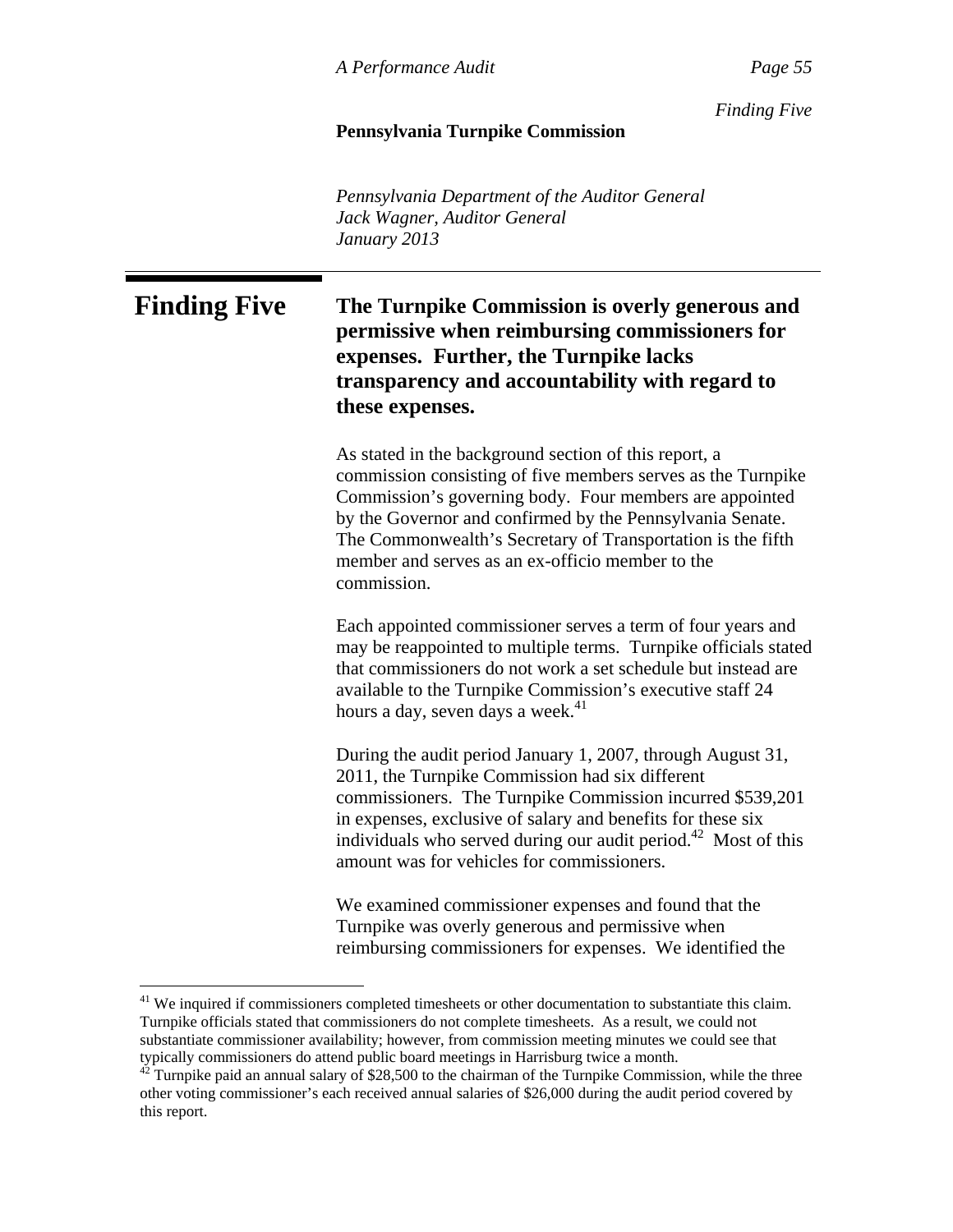# Finding Five

**The Turnpike Commission is overly generous and permissive when reimbursing commissioners for expenses. Further, the Turnpike lacks transparency and accountability with regard to these expenses.**

As stated in the background section of this report, a commission consisting of five members serves as the Turnpike Commission's governing body. Four members are appointed by the Governor and confirmed by the Pennsylvania Senate. The Commonwealth's Secretary of Transportation is the fifth member and serves as an ex-officio member to the commission.

Each appointed commissioner serves a term of four years and may be reappointed to multiple terms. Turnpike officials stated that commissioners do not work a set schedule but instead are available to the Turnpike Commission's executive staff 24 hours a day, seven days a week.[41]

During the audit period January 1, 2007, through August 31, 2011, the Turnpike Commission had six different commissioners. The Turnpike Commission incurred $539,201 in expenses, exclusive of salary and benefits for these six individuals who served during our audit period.[42] Most of this amount was for vehicles for commissioners.

We examined commissioner expenses and found that the Turnpike was overly generous and permissive when reimbursing commissioners for expenses. We identified the

---

[41] We inquired if commissioners completed timesheets or other documentation to substantiate this claim. Turnpike officials stated that commissioners do not complete timesheets. As a result, we could not substantiate commissioner availability; however, from commission meeting minutes we could see that typically commissioners do attend public board meetings in Harrisburg twice a month.

[42] Turnpike paid an annual salary of $28,500 to the chairman of the Turnpike Commission, while the three other voting commissioner's each received annual salaries of $26,000 during the audit period covered by this report.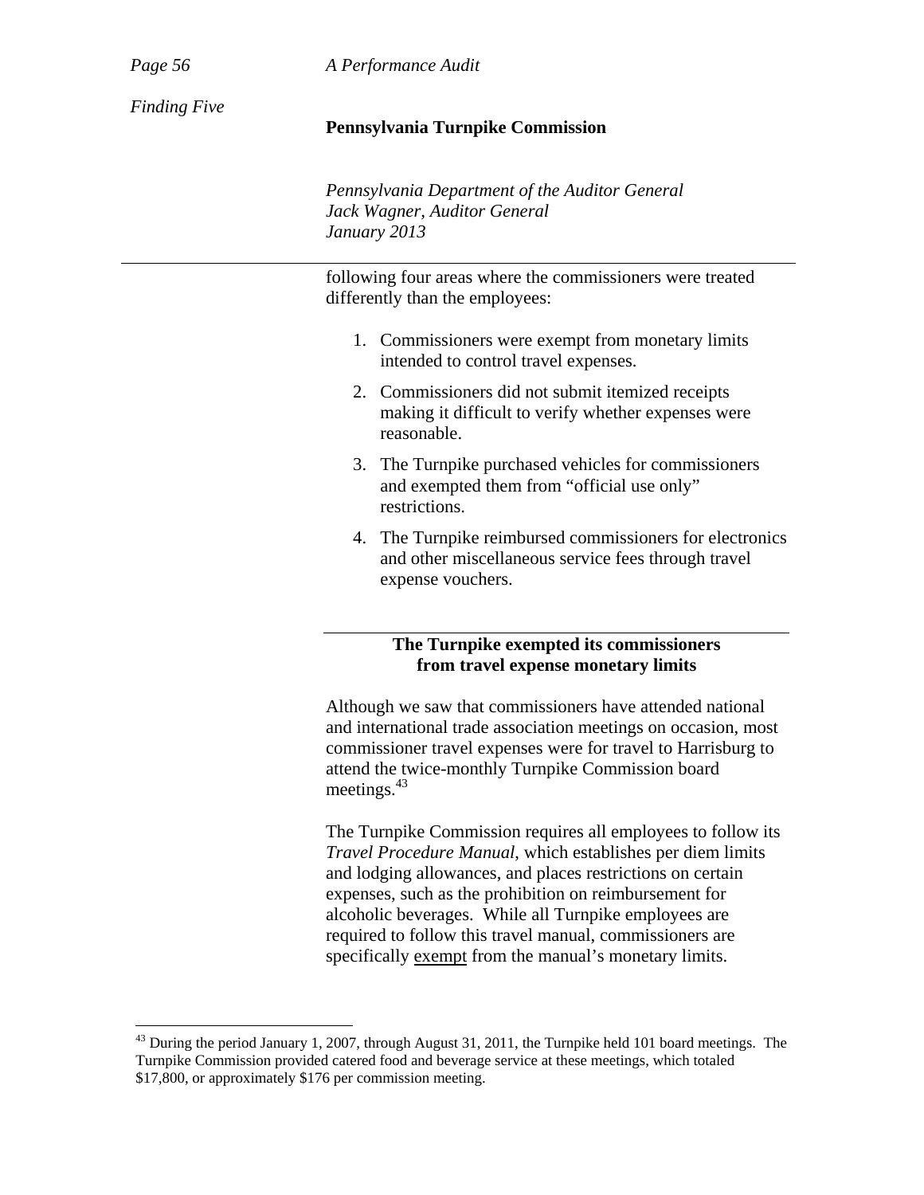following four areas where the commissioners were treated differently than the employees:

1. Commissioners were exempt from monetary limits intended to control travel expenses.
2. Commissioners did not submit itemized receipts making it difficult to verify whether expenses were reasonable.
3. The Turnpike purchased vehicles for commissioners and exempted them from "official use only" restrictions.
4. The Turnpike reimbursed commissioners for electronics and other miscellaneous service fees through travel expense vouchers.

## The Turnpike exempted its commissioners from travel expense monetary limits

Although we saw that commissioners have attended national and international trade association meetings on occasion, most commissioner travel expenses were for travel to Harrisburg to attend the twice-monthly Turnpike Commission board meetings.[43]

The Turnpike Commission requires all employees to follow its *Travel Procedure Manual*, which establishes per diem limits and lodging allowances, and places restrictions on certain expenses, such as the prohibition on reimbursement for alcoholic beverages. While all Turnpike employees are required to follow this travel manual, commissioners are specifically <u>exempt</u> from the manual's monetary limits.

[43] During the period January 1, 2007, through August 31, 2011, the Turnpike held 101 board meetings. The Turnpike Commission provided catered food and beverage service at these meetings, which totaled $17,800, or approximately $176 per commission meeting.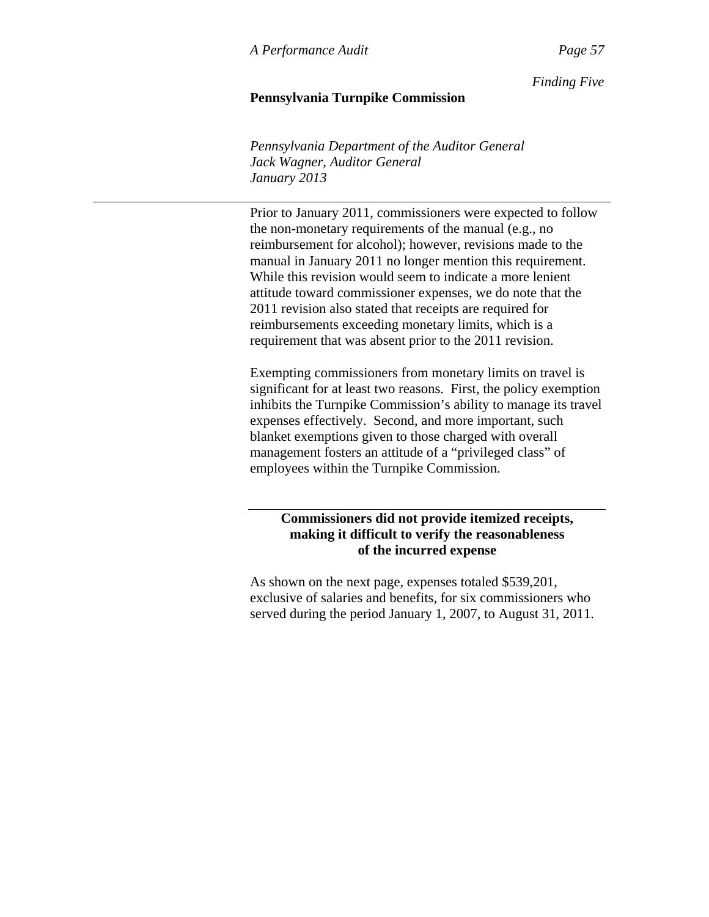Prior to January 2011, commissioners were expected to follow the non-monetary requirements of the manual (e.g., no reimbursement for alcohol); however, revisions made to the manual in January 2011 no longer mention this requirement. While this revision would seem to indicate a more lenient attitude toward commissioner expenses, we do note that the 2011 revision also stated that receipts are required for reimbursements exceeding monetary limits, which is a requirement that was absent prior to the 2011 revision.

Exempting commissioners from monetary limits on travel is significant for at least two reasons. First, the policy exemption inhibits the Turnpike Commission's ability to manage its travel expenses effectively. Second, and more important, such blanket exemptions given to those charged with overall management fosters an attitude of a "privileged class" of employees within the Turnpike Commission.

### Commissioners did not provide itemized receipts, making it difficult to verify the reasonableness of the incurred expense

As shown on the next page, expenses totaled $539,201, exclusive of salaries and benefits, for six commissioners who served during the period January 1, 2007, to August 31, 2011.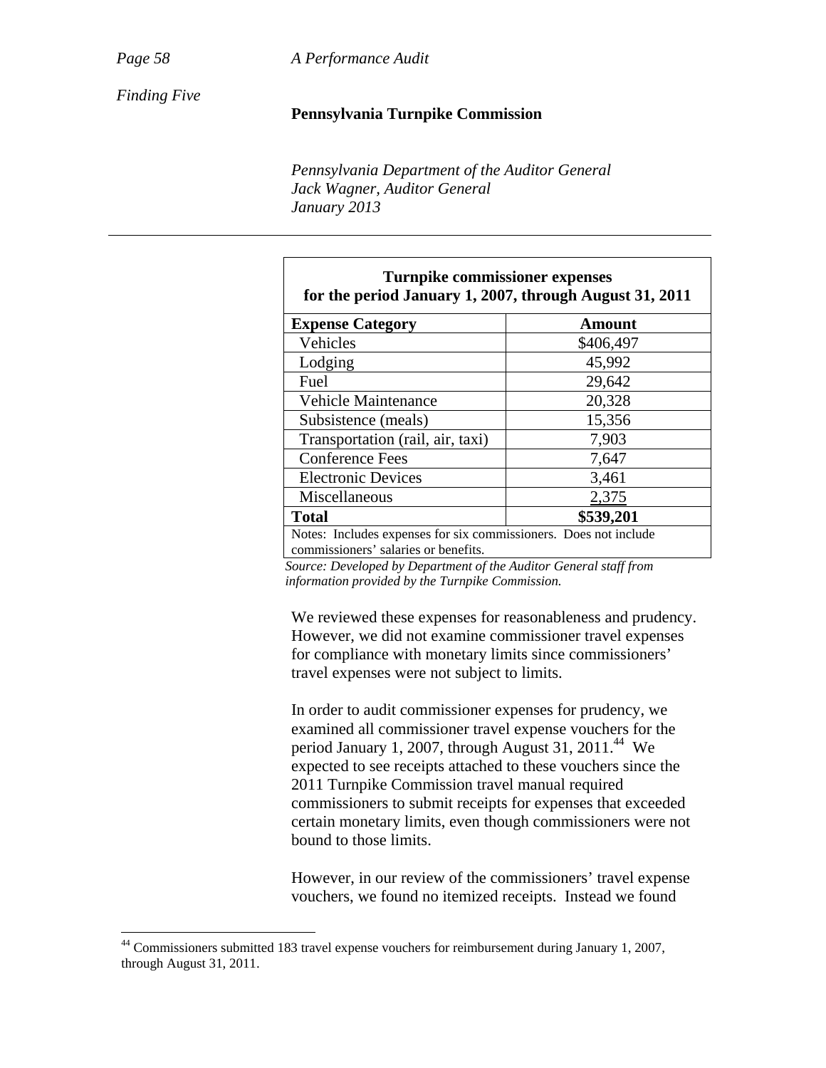*Finding Five*

| Turnpike commissioner expenses for the period January 1, 2007, through August 31, 2011 | |
|---|---|
| **Expense Category** | **Amount** |
| Vehicles | $406,497 |
| Lodging | 45,992 |
| Fuel | 29,642 |
| Vehicle Maintenance | 20,328 |
| Subsistence (meals) | 15,356 |
| Transportation (rail, air, taxi) | 7,903 |
| Conference Fees | 7,647 |
| Electronic Devices | 3,461 |
| Miscellaneous | 2,375 |
| **Total** | **$539,201** |

Notes: Includes expenses for six commissioners. Does not include commissioners' salaries or benefits.

*Source: Developed by Department of the Auditor General staff from information provided by the Turnpike Commission.*

We reviewed these expenses for reasonableness and prudency. However, we did not examine commissioner travel expenses for compliance with monetary limits since commissioners' travel expenses were not subject to limits.

In order to audit commissioner expenses for prudency, we examined all commissioner travel expense vouchers for the period January 1, 2007, through August 31, 2011.[44] We expected to see receipts attached to these vouchers since the 2011 Turnpike Commission travel manual required commissioners to submit receipts for expenses that exceeded certain monetary limits, even though commissioners were not bound to those limits.

However, in our review of the commissioners' travel expense vouchers, we found no itemized receipts. Instead we found

[44] Commissioners submitted 183 travel expense vouchers for reimbursement during January 1, 2007, through August 31, 2011.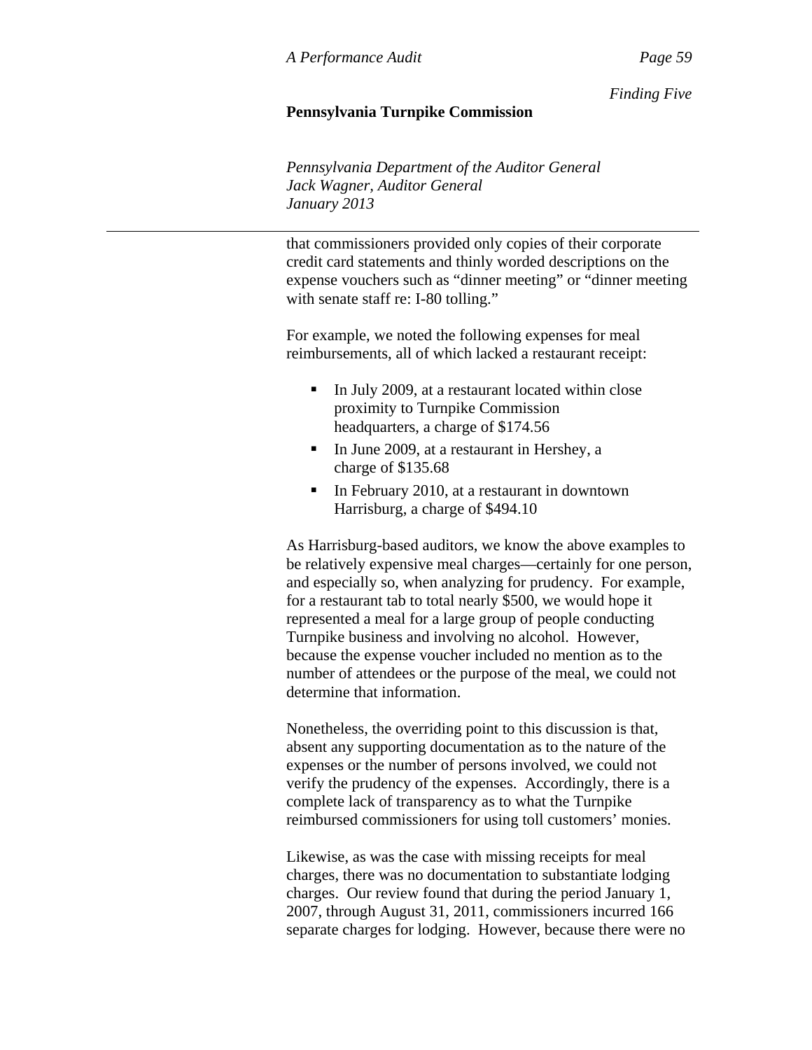that commissioners provided only copies of their corporate credit card statements and thinly worded descriptions on the expense vouchers such as "dinner meeting" or "dinner meeting with senate staff re: I-80 tolling."

For example, we noted the following expenses for meal reimbursements, all of which lacked a restaurant receipt:

- In July 2009, at a restaurant located within close proximity to Turnpike Commission headquarters, a charge of $174.56
- In June 2009, at a restaurant in Hershey, a charge of $135.68
- In February 2010, at a restaurant in downtown Harrisburg, a charge of $494.10

As Harrisburg-based auditors, we know the above examples to be relatively expensive meal charges—certainly for one person, and especially so, when analyzing for prudency. For example, for a restaurant tab to total nearly $500, we would hope it represented a meal for a large group of people conducting Turnpike business and involving no alcohol. However, because the expense voucher included no mention as to the number of attendees or the purpose of the meal, we could not determine that information.

Nonetheless, the overriding point to this discussion is that, absent any supporting documentation as to the nature of the expenses or the number of persons involved, we could not verify the prudency of the expenses. Accordingly, there is a complete lack of transparency as to what the Turnpike reimbursed commissioners for using toll customers' monies.

Likewise, as was the case with missing receipts for meal charges, there was no documentation to substantiate lodging charges. Our review found that during the period January 1, 2007, through August 31, 2011, commissioners incurred 166 separate charges for lodging. However, because there were no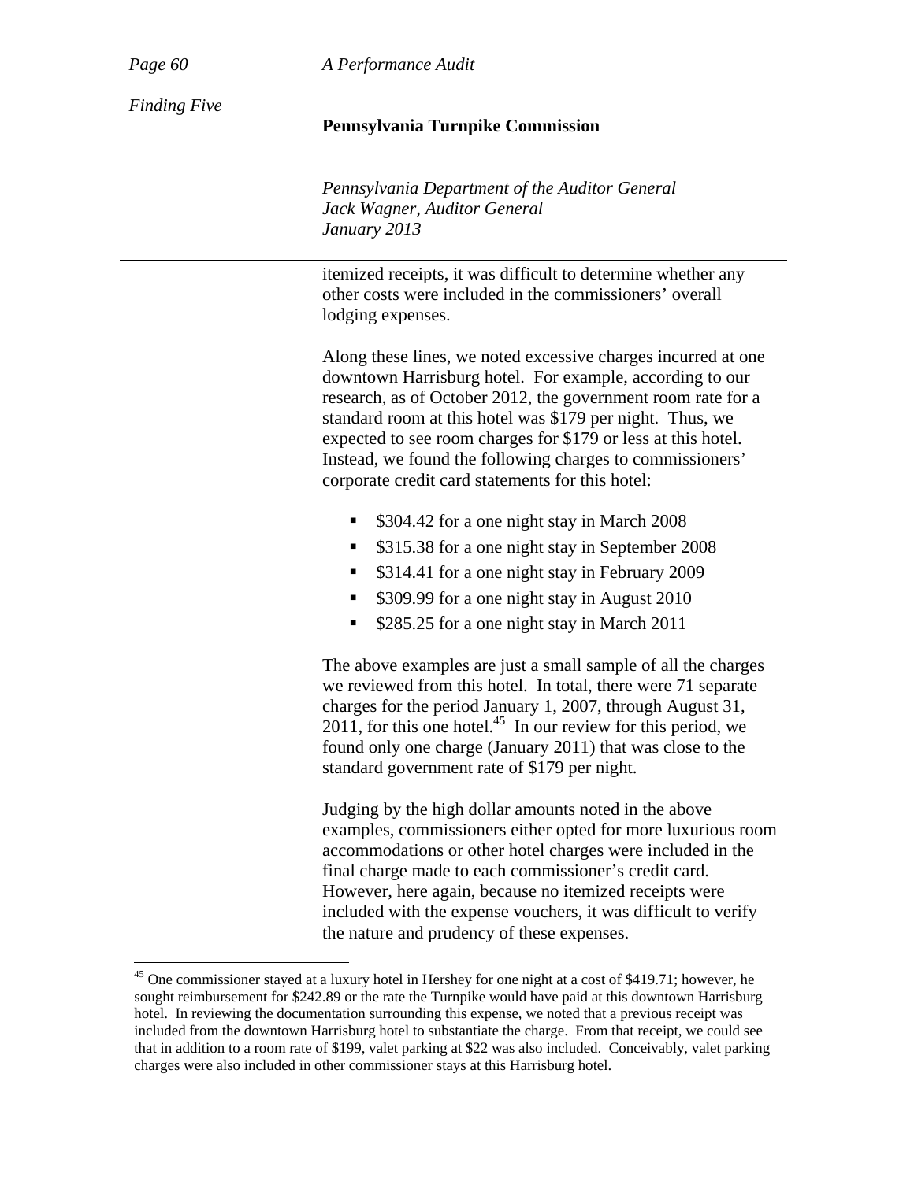itemized receipts, it was difficult to determine whether any other costs were included in the commissioners' overall lodging expenses.

Along these lines, we noted excessive charges incurred at one downtown Harrisburg hotel. For example, according to our research, as of October 2012, the government room rate for a standard room at this hotel was $179 per night. Thus, we expected to see room charges for $179 or less at this hotel. Instead, we found the following charges to commissioners' corporate credit card statements for this hotel:

- $304.42 for a one night stay in March 2008
- $315.38 for a one night stay in September 2008
- $314.41 for a one night stay in February 2009
- $309.99 for a one night stay in August 2010
- $285.25 for a one night stay in March 2011

The above examples are just a small sample of all the charges we reviewed from this hotel. In total, there were 71 separate charges for the period January 1, 2007, through August 31, 2011, for this one hotel.[45] In our review for this period, we found only one charge (January 2011) that was close to the standard government rate of $179 per night.

Judging by the high dollar amounts noted in the above examples, commissioners either opted for more luxurious room accommodations or other hotel charges were included in the final charge made to each commissioner's credit card. However, here again, because no itemized receipts were included with the expense vouchers, it was difficult to verify the nature and prudency of these expenses.

[45] One commissioner stayed at a luxury hotel in Hershey for one night at a cost of $419.71; however, he sought reimbursement for $242.89 or the rate the Turnpike would have paid at this downtown Harrisburg hotel. In reviewing the documentation surrounding this expense, we noted that a previous receipt was included from the downtown Harrisburg hotel to substantiate the charge. From that receipt, we could see that in addition to a room rate of $199, valet parking at $22 was also included. Conceivably, valet parking charges were also included in other commissioner stays at this Harrisburg hotel.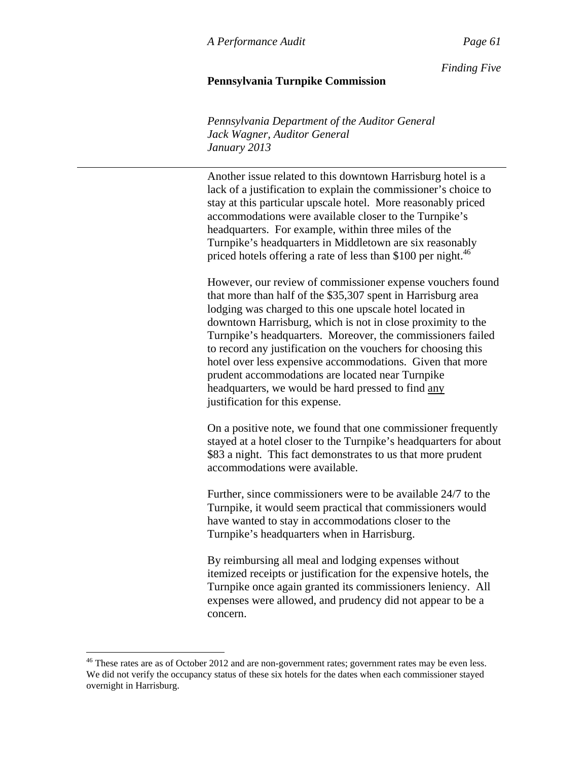Another issue related to this downtown Harrisburg hotel is a lack of a justification to explain the commissioner's choice to stay at this particular upscale hotel. More reasonably priced accommodations were available closer to the Turnpike's headquarters. For example, within three miles of the Turnpike's headquarters in Middletown are six reasonably priced hotels offering a rate of less than $100 per night.[46]

However, our review of commissioner expense vouchers found that more than half of the $35,307 spent in Harrisburg area lodging was charged to this one upscale hotel located in downtown Harrisburg, which is not in close proximity to the Turnpike's headquarters. Moreover, the commissioners failed to record any justification on the vouchers for choosing this hotel over less expensive accommodations. Given that more prudent accommodations are located near Turnpike headquarters, we would be hard pressed to find <u>any</u> justification for this expense.

On a positive note, we found that one commissioner frequently stayed at a hotel closer to the Turnpike's headquarters for about $83 a night. This fact demonstrates to us that more prudent accommodations were available.

Further, since commissioners were to be available 24/7 to the Turnpike, it would seem practical that commissioners would have wanted to stay in accommodations closer to the Turnpike's headquarters when in Harrisburg.

By reimbursing all meal and lodging expenses without itemized receipts or justification for the expensive hotels, the Turnpike once again granted its commissioners leniency. All expenses were allowed, and prudency did not appear to be a concern.

[46] These rates are as of October 2012 and are non-government rates; government rates may be even less. We did not verify the occupancy status of these six hotels for the dates when each commissioner stayed overnight in Harrisburg.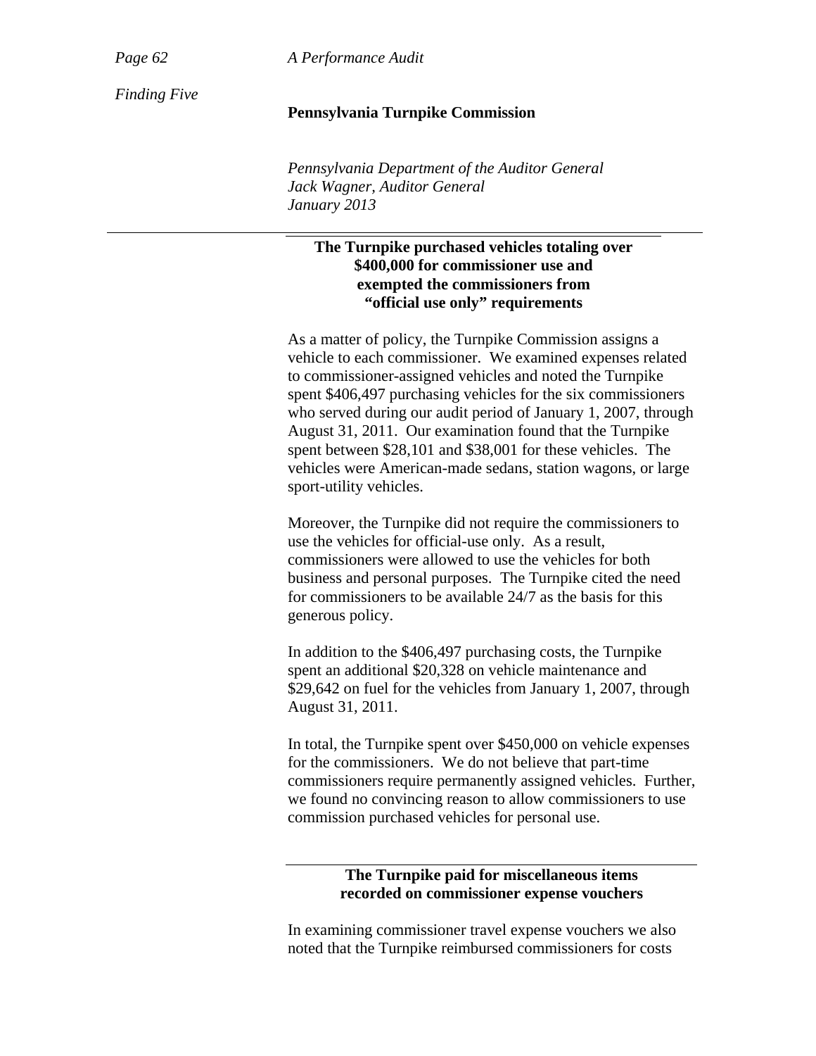### The Turnpike purchased vehicles totaling over $400,000 for commissioner use and exempted the commissioners from "official use only" requirements

As a matter of policy, the Turnpike Commission assigns a vehicle to each commissioner. We examined expenses related to commissioner-assigned vehicles and noted the Turnpike spent $406,497 purchasing vehicles for the six commissioners who served during our audit period of January 1, 2007, through August 31, 2011. Our examination found that the Turnpike spent between $28,101 and $38,001 for these vehicles. The vehicles were American-made sedans, station wagons, or large sport-utility vehicles.

Moreover, the Turnpike did not require the commissioners to use the vehicles for official-use only. As a result, commissioners were allowed to use the vehicles for both business and personal purposes. The Turnpike cited the need for commissioners to be available 24/7 as the basis for this generous policy.

In addition to the $406,497 purchasing costs, the Turnpike spent an additional $20,328 on vehicle maintenance and $29,642 on fuel for the vehicles from January 1, 2007, through August 31, 2011.

In total, the Turnpike spent over $450,000 on vehicle expenses for the commissioners. We do not believe that part-time commissioners require permanently assigned vehicles. Further, we found no convincing reason to allow commissioners to use commission purchased vehicles for personal use.

### The Turnpike paid for miscellaneous items recorded on commissioner expense vouchers

In examining commissioner travel expense vouchers we also noted that the Turnpike reimbursed commissioners for costs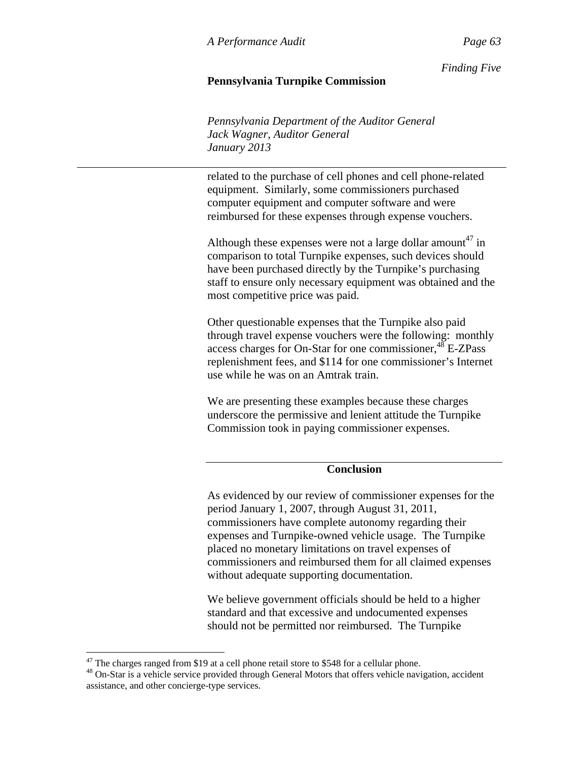related to the purchase of cell phones and cell phone-related equipment. Similarly, some commissioners purchased computer equipment and computer software and were reimbursed for these expenses through expense vouchers.

Although these expenses were not a large dollar amount[47] in comparison to total Turnpike expenses, such devices should have been purchased directly by the Turnpike's purchasing staff to ensure only necessary equipment was obtained and the most competitive price was paid.

Other questionable expenses that the Turnpike also paid through travel expense vouchers were the following: monthly access charges for On-Star for one commissioner,[48] E-ZPass replenishment fees, and $114 for one commissioner's Internet use while he was on an Amtrak train.

We are presenting these examples because these charges underscore the permissive and lenient attitude the Turnpike Commission took in paying commissioner expenses.

## Conclusion

As evidenced by our review of commissioner expenses for the period January 1, 2007, through August 31, 2011, commissioners have complete autonomy regarding their expenses and Turnpike-owned vehicle usage. The Turnpike placed no monetary limitations on travel expenses of commissioners and reimbursed them for all claimed expenses without adequate supporting documentation.

We believe government officials should be held to a higher standard and that excessive and undocumented expenses should not be permitted nor reimbursed. The Turnpike

---

[47] The charges ranged from $19 at a cell phone retail store to $548 for a cellular phone.

[48] On-Star is a vehicle service provided through General Motors that offers vehicle navigation, accident assistance, and other concierge-type services.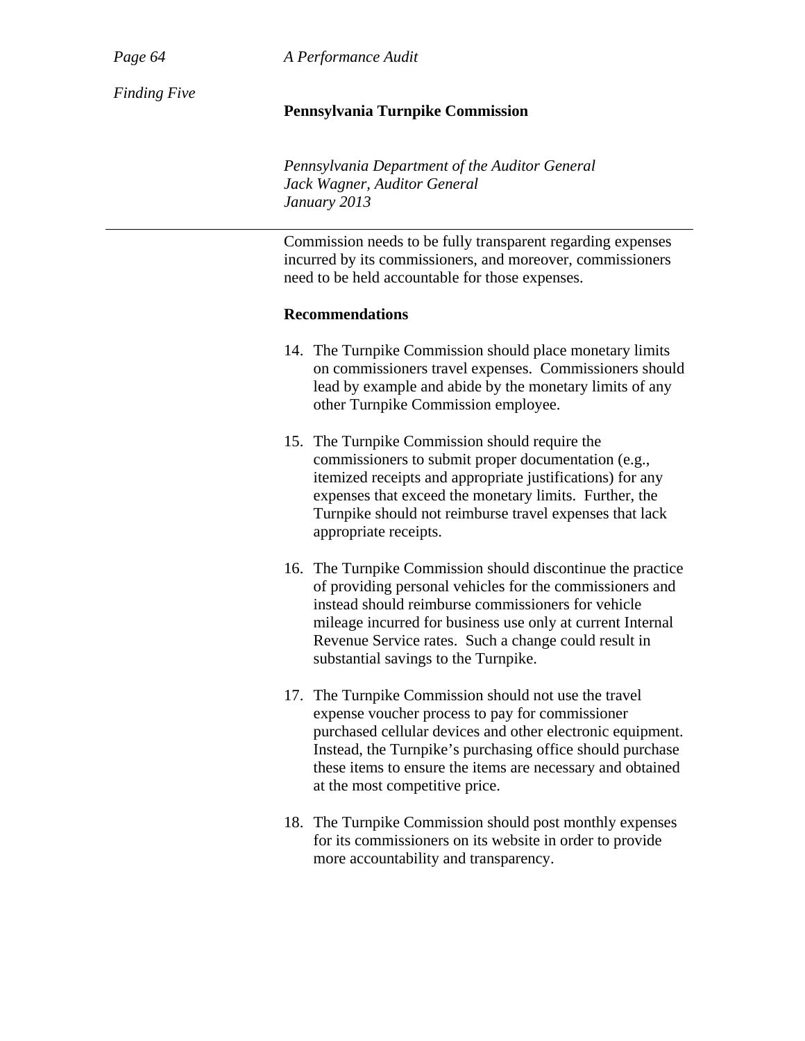Commission needs to be fully transparent regarding expenses incurred by its commissioners, and moreover, commissioners need to be held accountable for those expenses.

**Recommendations**

14. The Turnpike Commission should place monetary limits on commissioners travel expenses. Commissioners should lead by example and abide by the monetary limits of any other Turnpike Commission employee.

15. The Turnpike Commission should require the commissioners to submit proper documentation (e.g., itemized receipts and appropriate justifications) for any expenses that exceed the monetary limits. Further, the Turnpike should not reimburse travel expenses that lack appropriate receipts.

16. The Turnpike Commission should discontinue the practice of providing personal vehicles for the commissioners and instead should reimburse commissioners for vehicle mileage incurred for business use only at current Internal Revenue Service rates. Such a change could result in substantial savings to the Turnpike.

17. The Turnpike Commission should not use the travel expense voucher process to pay for commissioner purchased cellular devices and other electronic equipment. Instead, the Turnpike's purchasing office should purchase these items to ensure the items are necessary and obtained at the most competitive price.

18. The Turnpike Commission should post monthly expenses for its commissioners on its website in order to provide more accountability and transparency.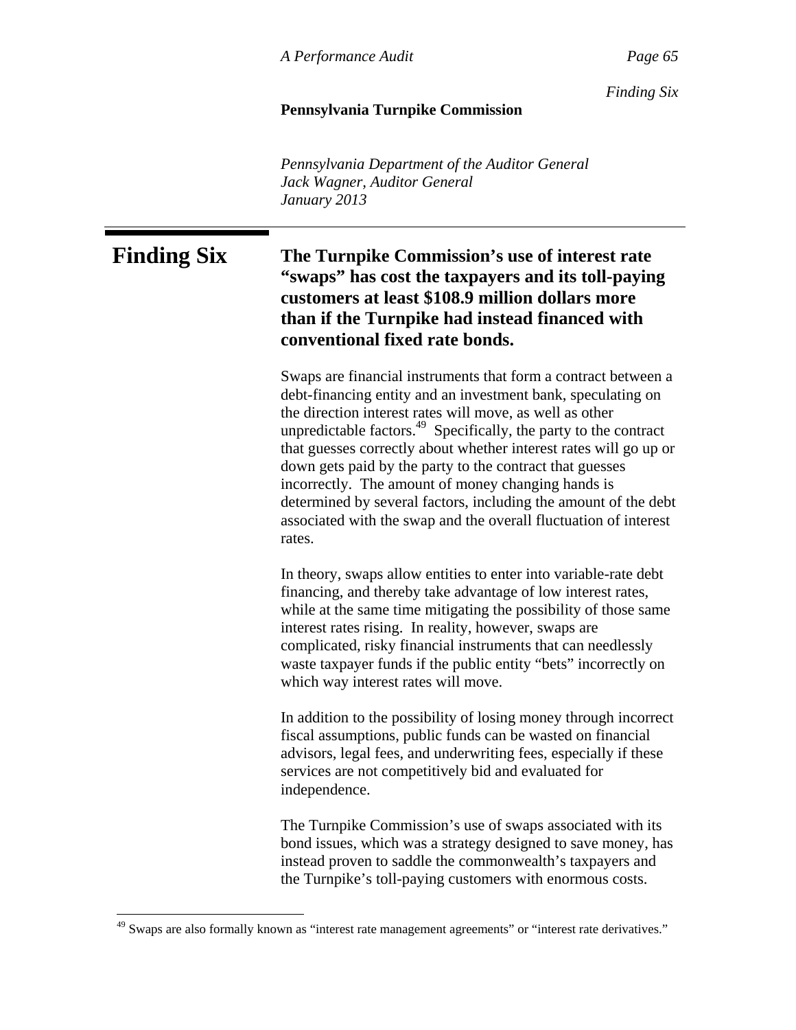# Finding Six

## The Turnpike Commission's use of interest rate "swaps" has cost the taxpayers and its toll-paying customers at least $108.9 million dollars more than if the Turnpike had instead financed with conventional fixed rate bonds.

Swaps are financial instruments that form a contract between a debt-financing entity and an investment bank, speculating on the direction interest rates will move, as well as other unpredictable factors.[49] Specifically, the party to the contract that guesses correctly about whether interest rates will go up or down gets paid by the party to the contract that guesses incorrectly. The amount of money changing hands is determined by several factors, including the amount of the debt associated with the swap and the overall fluctuation of interest rates.

In theory, swaps allow entities to enter into variable-rate debt financing, and thereby take advantage of low interest rates, while at the same time mitigating the possibility of those same interest rates rising. In reality, however, swaps are complicated, risky financial instruments that can needlessly waste taxpayer funds if the public entity "bets" incorrectly on which way interest rates will move.

In addition to the possibility of losing money through incorrect fiscal assumptions, public funds can be wasted on financial advisors, legal fees, and underwriting fees, especially if these services are not competitively bid and evaluated for independence.

The Turnpike Commission's use of swaps associated with its bond issues, which was a strategy designed to save money, has instead proven to saddle the commonwealth's taxpayers and the Turnpike's toll-paying customers with enormous costs.

---

[49] Swaps are also formally known as "interest rate management agreements" or "interest rate derivatives."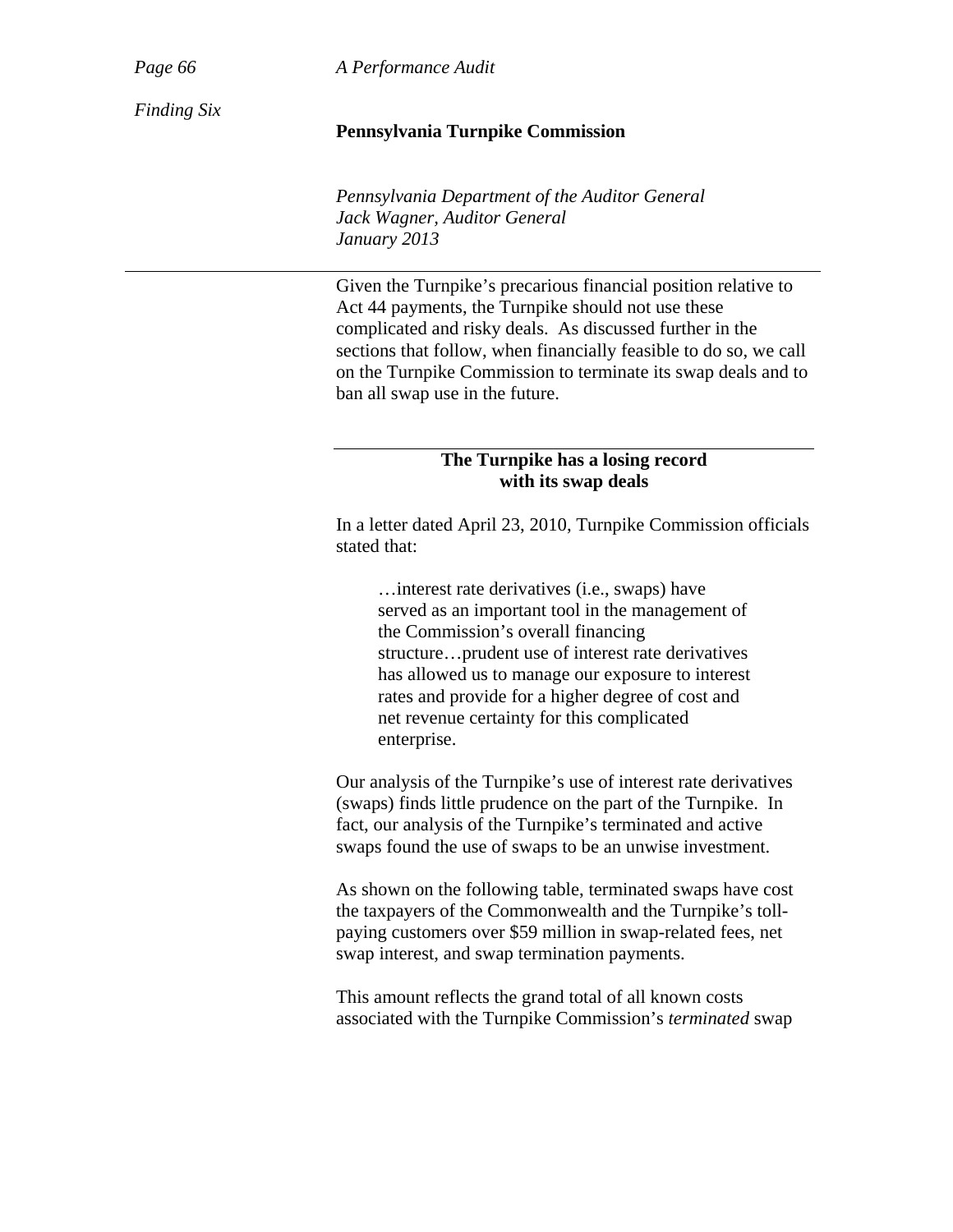Given the Turnpike's precarious financial position relative to Act 44 payments, the Turnpike should not use these complicated and risky deals. As discussed further in the sections that follow, when financially feasible to do so, we call on the Turnpike Commission to terminate its swap deals and to ban all swap use in the future.

### The Turnpike has a losing record with its swap deals

In a letter dated April 23, 2010, Turnpike Commission officials stated that:

> …interest rate derivatives (i.e., swaps) have served as an important tool in the management of the Commission's overall financing structure…prudent use of interest rate derivatives has allowed us to manage our exposure to interest rates and provide for a higher degree of cost and net revenue certainty for this complicated enterprise.

Our analysis of the Turnpike's use of interest rate derivatives (swaps) finds little prudence on the part of the Turnpike. In fact, our analysis of the Turnpike's terminated and active swaps found the use of swaps to be an unwise investment.

As shown on the following table, terminated swaps have cost the taxpayers of the Commonwealth and the Turnpike's toll-paying customers over $59 million in swap-related fees, net swap interest, and swap termination payments.

This amount reflects the grand total of all known costs associated with the Turnpike Commission's *terminated* swap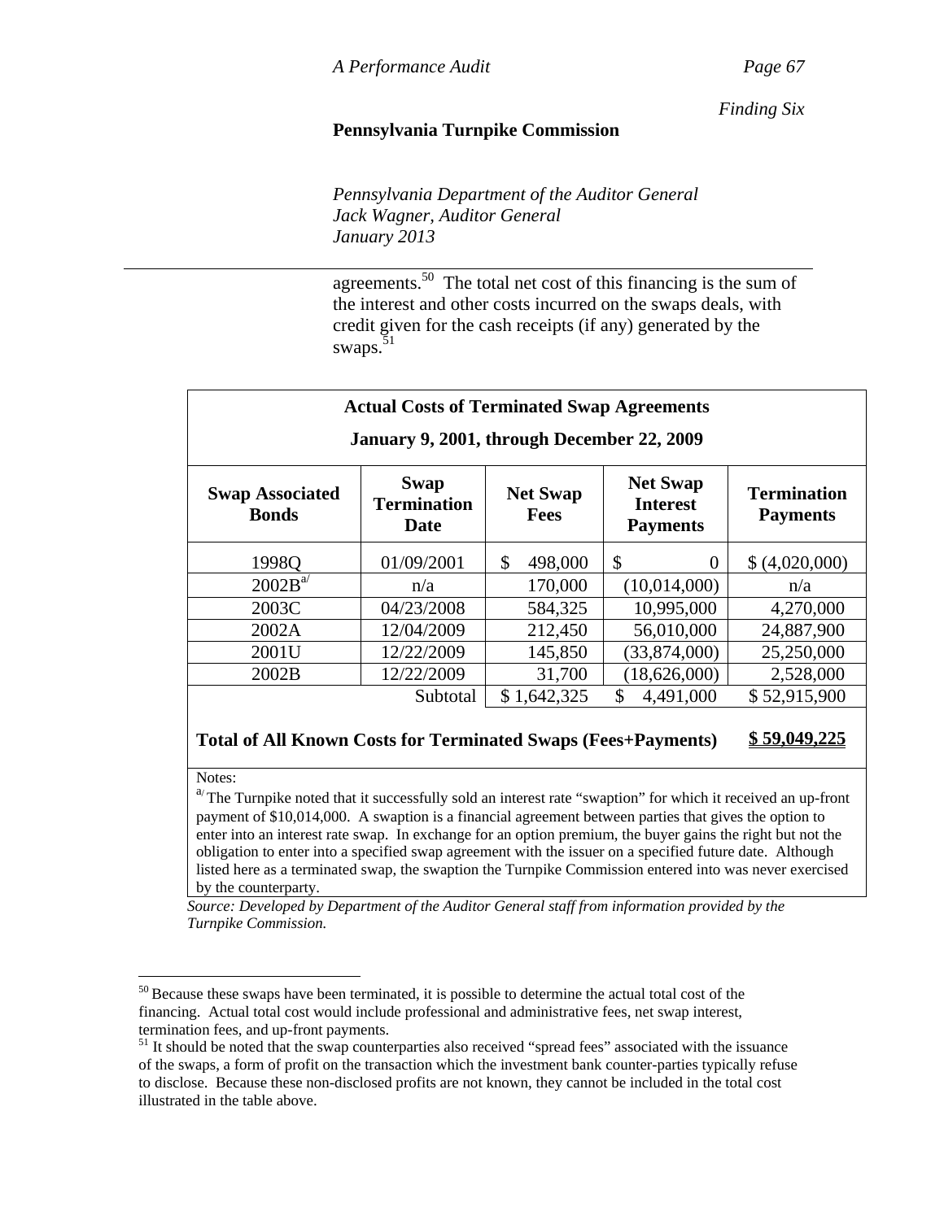agreements.[50] The total net cost of this financing is the sum of the interest and other costs incurred on the swaps deals, with credit given for the cash receipts (if any) generated by the swaps.[51]

**Actual Costs of Terminated Swap Agreements**

**January 9, 2001, through December 22, 2009**

| Swap Associated Bonds | Swap Termination Date | Net Swap Fees | Net Swap Interest Payments | Termination Payments |
|---|---|---|---|---|
| 1998Q | 01/09/2001 | $ 498,000 | $ 0 | $ (4,020,000) |
| 2002B[a/] | n/a | 170,000 | (10,014,000) | n/a |
| 2003C | 04/23/2008 | 584,325 | 10,995,000 | 4,270,000 |
| 2002A | 12/04/2009 | 212,450 | 56,010,000 | 24,887,900 |
| 2001U | 12/22/2009 | 145,850 | (33,874,000) | 25,250,000 |
| 2002B | 12/22/2009 | 31,700 | (18,626,000) | 2,528,000 |
| | Subtotal | $ 1,642,325 | $ 4,491,000 | $ 52,915,900 |
| **Total of All Known Costs for Terminated Swaps (Fees+Payments)** | | | | **$ 59,049,225** |

Notes:
[a/] The Turnpike noted that it successfully sold an interest rate "swaption" for which it received an up-front payment of $10,014,000. A swaption is a financial agreement between parties that gives the option to enter into an interest rate swap. In exchange for an option premium, the buyer gains the right but not the obligation to enter into a specified swap agreement with the issuer on a specified future date. Although listed here as a terminated swap, the swaption the Turnpike Commission entered into was never exercised by the counterparty.

*Source: Developed by Department of the Auditor General staff from information provided by the Turnpike Commission.*

---

[50] Because these swaps have been terminated, it is possible to determine the actual total cost of the financing. Actual total cost would include professional and administrative fees, net swap interest, termination fees, and up-front payments.

[51] It should be noted that the swap counterparties also received "spread fees" associated with the issuance of the swaps, a form of profit on the transaction which the investment bank counter-parties typically refuse to disclose. Because these non-disclosed profits are not known, they cannot be included in the total cost illustrated in the table above.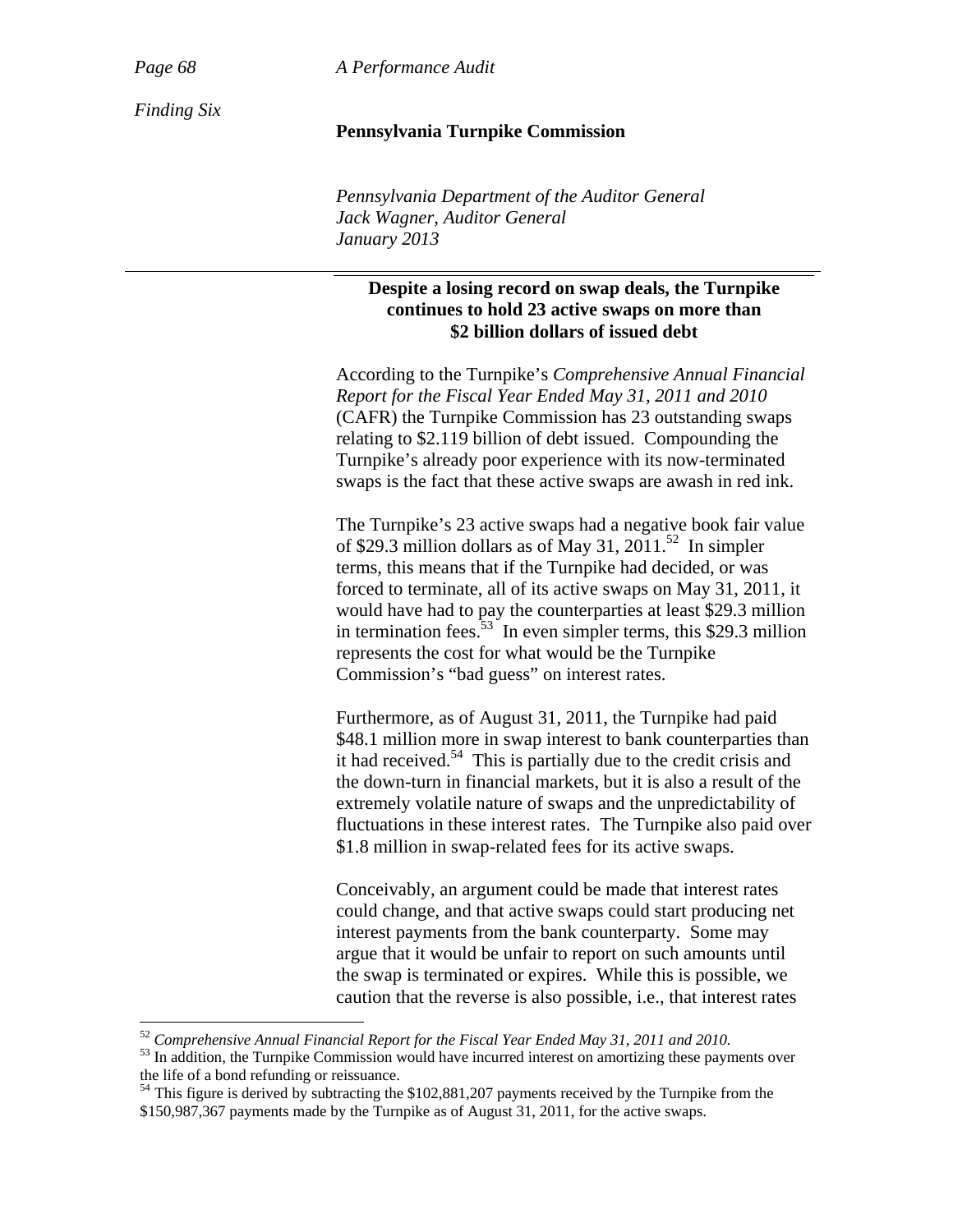*Finding Six*

### Despite a losing record on swap deals, the Turnpike continues to hold 23 active swaps on more than $2 billion dollars of issued debt

According to the Turnpike's *Comprehensive Annual Financial Report for the Fiscal Year Ended May 31, 2011 and 2010* (CAFR) the Turnpike Commission has 23 outstanding swaps relating to $2.119 billion of debt issued. Compounding the Turnpike's already poor experience with its now-terminated swaps is the fact that these active swaps are awash in red ink.

The Turnpike's 23 active swaps had a negative book fair value of $29.3 million dollars as of May 31, 2011.[52] In simpler terms, this means that if the Turnpike had decided, or was forced to terminate, all of its active swaps on May 31, 2011, it would have had to pay the counterparties at least $29.3 million in termination fees.[53] In even simpler terms, this $29.3 million represents the cost for what would be the Turnpike Commission's "bad guess" on interest rates.

Furthermore, as of August 31, 2011, the Turnpike had paid $48.1 million more in swap interest to bank counterparties than it had received.[54] This is partially due to the credit crisis and the down-turn in financial markets, but it is also a result of the extremely volatile nature of swaps and the unpredictability of fluctuations in these interest rates. The Turnpike also paid over $1.8 million in swap-related fees for its active swaps.

Conceivably, an argument could be made that interest rates could change, and that active swaps could start producing net interest payments from the bank counterparty. Some may argue that it would be unfair to report on such amounts until the swap is terminated or expires. While this is possible, we caution that the reverse is also possible, i.e., that interest rates

---

[52] *Comprehensive Annual Financial Report for the Fiscal Year Ended May 31, 2011 and 2010.*

[53] In addition, the Turnpike Commission would have incurred interest on amortizing these payments over the life of a bond refunding or reissuance.

[54] This figure is derived by subtracting the $102,881,207 payments received by the Turnpike from the $150,987,367 payments made by the Turnpike as of August 31, 2011, for the active swaps.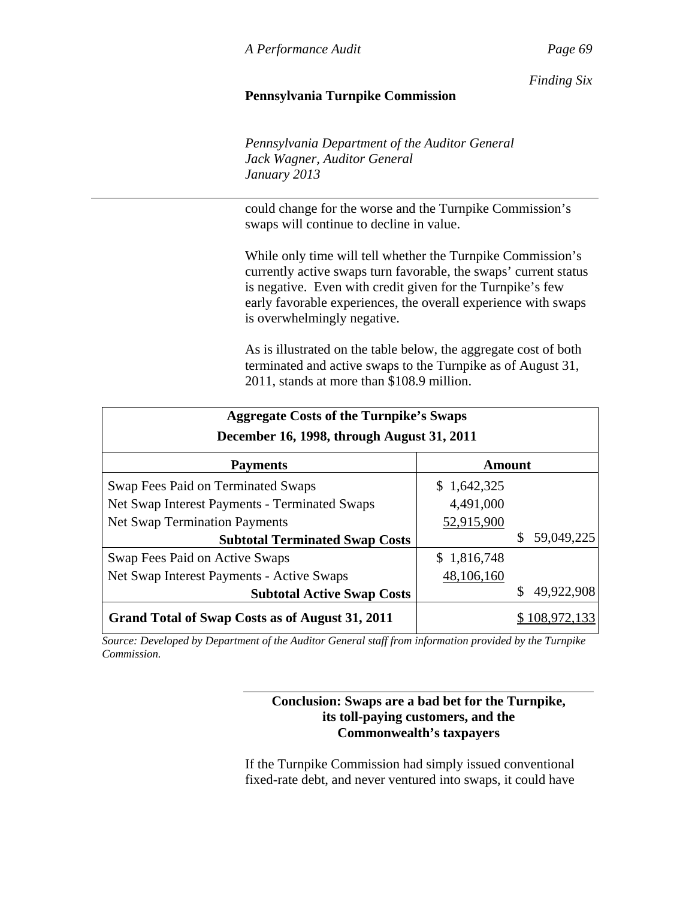could change for the worse and the Turnpike Commission's swaps will continue to decline in value.

While only time will tell whether the Turnpike Commission's currently active swaps turn favorable, the swaps' current status is negative. Even with credit given for the Turnpike's few early favorable experiences, the overall experience with swaps is overwhelmingly negative.

As is illustrated on the table below, the aggregate cost of both terminated and active swaps to the Turnpike as of August 31, 2011, stands at more than $108.9 million.

| **Aggregate Costs of the Turnpike's Swaps December 16, 1998, through August 31, 2011** | | |
|---|---|---|
| **Payments** | **Amount** | |
| Swap Fees Paid on Terminated Swaps | $ 1,642,325 | |
| Net Swap Interest Payments - Terminated Swaps | 4,491,000 | |
| Net Swap Termination Payments | 52,915,900 | |
| **Subtotal Terminated Swap Costs** | | $ 59,049,225 |
| Swap Fees Paid on Active Swaps | $ 1,816,748 | |
| Net Swap Interest Payments - Active Swaps | 48,106,160 | |
| **Subtotal Active Swap Costs** | | $ 49,922,908 |
| **Grand Total of Swap Costs as of August 31, 2011** | | $ 108,972,133 |

*Source: Developed by Department of the Auditor General staff from information provided by the Turnpike Commission.*

**Conclusion: Swaps are a bad bet for the Turnpike, its toll-paying customers, and the Commonwealth's taxpayers**

If the Turnpike Commission had simply issued conventional fixed-rate debt, and never ventured into swaps, it could have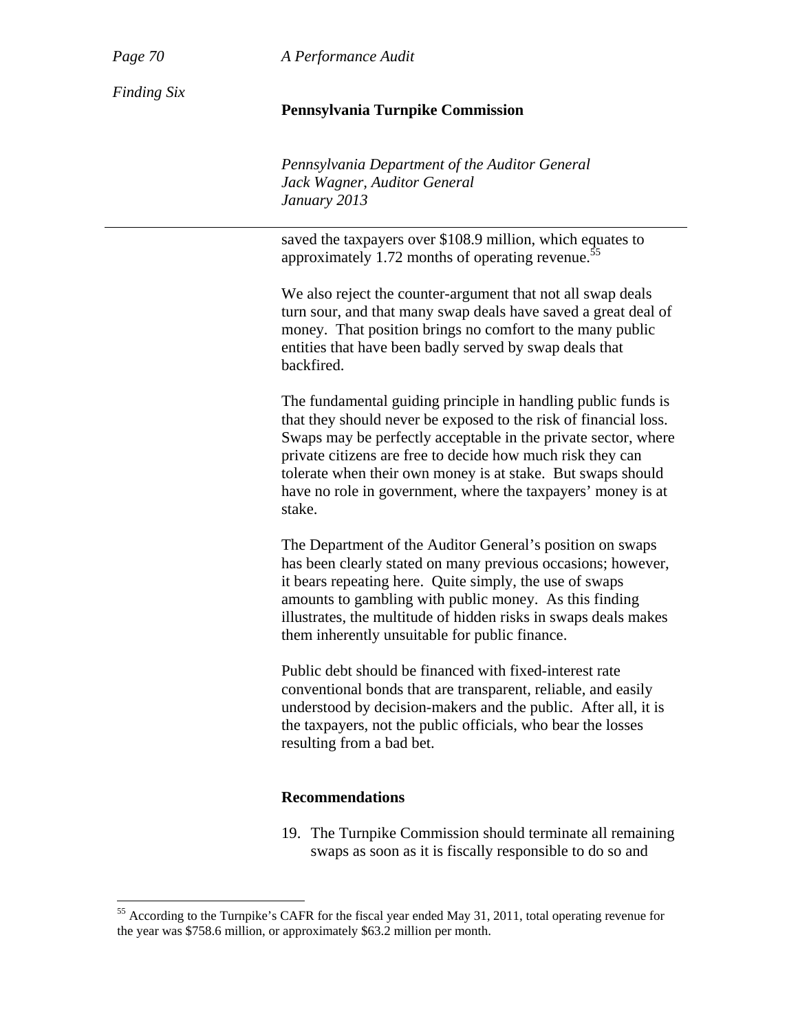saved the taxpayers over $108.9 million, which equates to approximately 1.72 months of operating revenue.[55]

We also reject the counter-argument that not all swap deals turn sour, and that many swap deals have saved a great deal of money. That position brings no comfort to the many public entities that have been badly served by swap deals that backfired.

The fundamental guiding principle in handling public funds is that they should never be exposed to the risk of financial loss. Swaps may be perfectly acceptable in the private sector, where private citizens are free to decide how much risk they can tolerate when their own money is at stake. But swaps should have no role in government, where the taxpayers' money is at stake.

The Department of the Auditor General's position on swaps has been clearly stated on many previous occasions; however, it bears repeating here. Quite simply, the use of swaps amounts to gambling with public money. As this finding illustrates, the multitude of hidden risks in swaps deals makes them inherently unsuitable for public finance.

Public debt should be financed with fixed-interest rate conventional bonds that are transparent, reliable, and easily understood by decision-makers and the public. After all, it is the taxpayers, not the public officials, who bear the losses resulting from a bad bet.

## Recommendations

19. The Turnpike Commission should terminate all remaining swaps as soon as it is fiscally responsible to do so and

[55] According to the Turnpike's CAFR for the fiscal year ended May 31, 2011, total operating revenue for the year was $758.6 million, or approximately $63.2 million per month.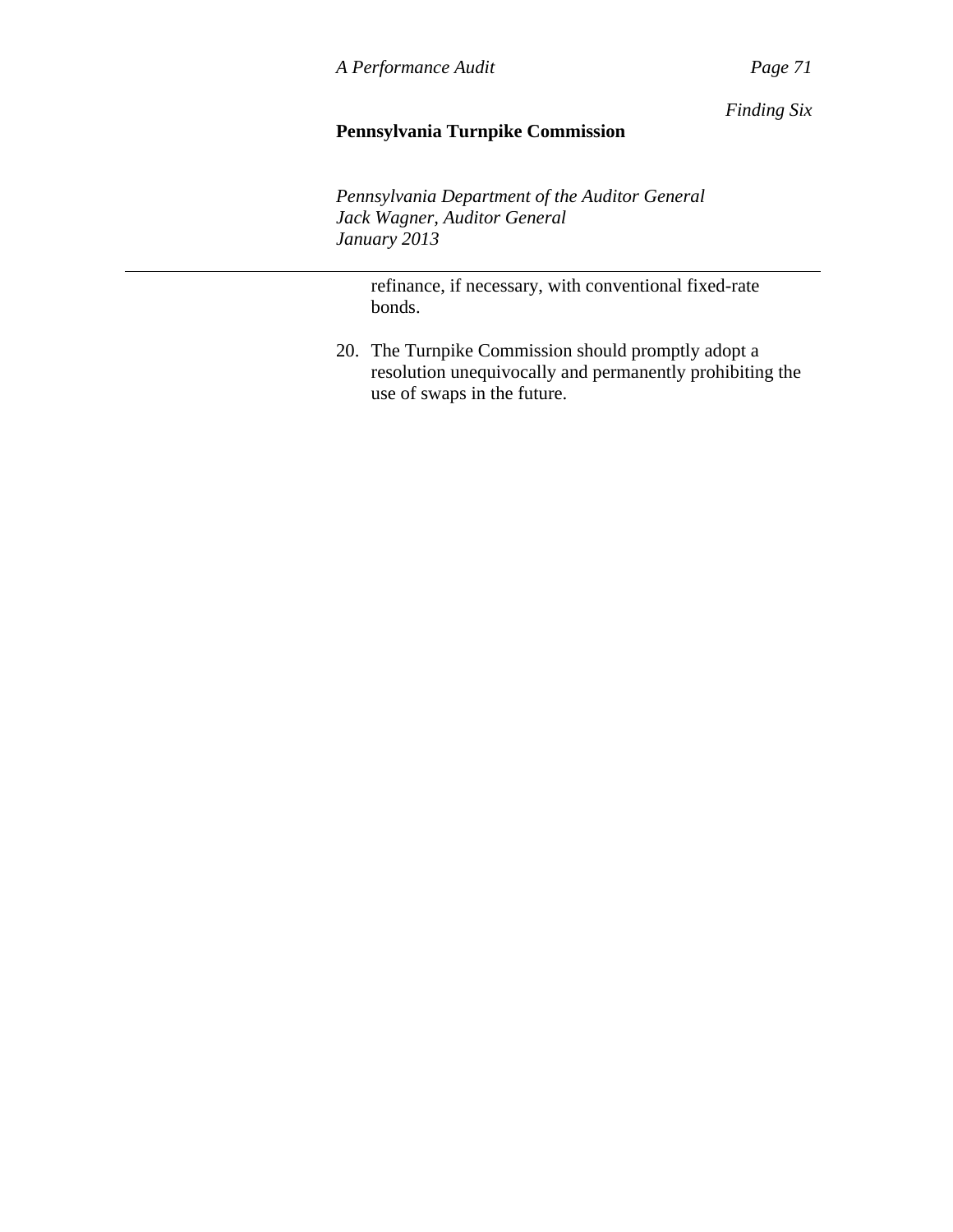refinance, if necessary, with conventional fixed-rate bonds.

20. The Turnpike Commission should promptly adopt a resolution unequivocally and permanently prohibiting the use of swaps in the future.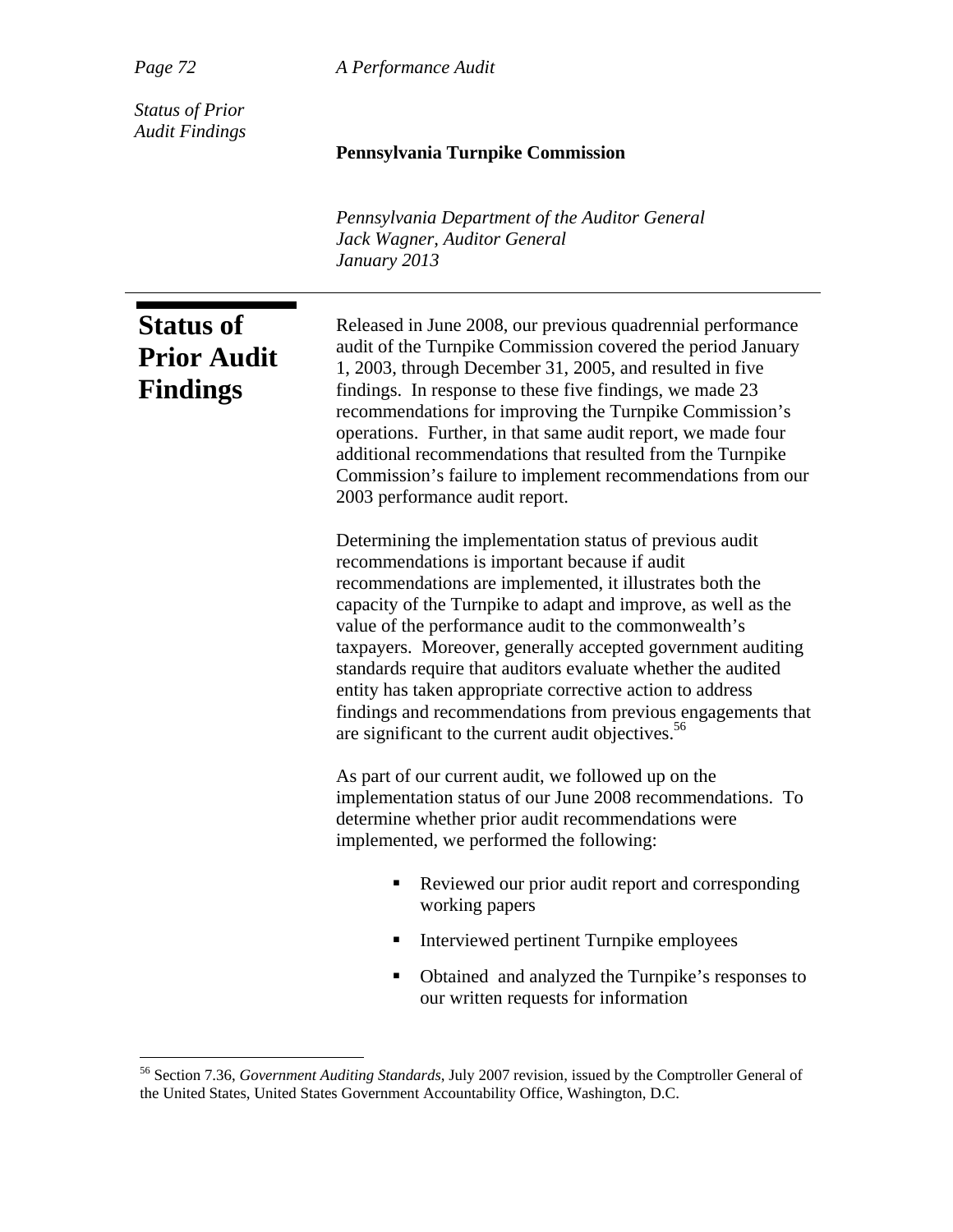# Status of Prior Audit Findings

Released in June 2008, our previous quadrennial performance audit of the Turnpike Commission covered the period January 1, 2003, through December 31, 2005, and resulted in five findings. In response to these five findings, we made 23 recommendations for improving the Turnpike Commission's operations. Further, in that same audit report, we made four additional recommendations that resulted from the Turnpike Commission's failure to implement recommendations from our 2003 performance audit report.

Determining the implementation status of previous audit recommendations is important because if audit recommendations are implemented, it illustrates both the capacity of the Turnpike to adapt and improve, as well as the value of the performance audit to the commonwealth's taxpayers. Moreover, generally accepted government auditing standards require that auditors evaluate whether the audited entity has taken appropriate corrective action to address findings and recommendations from previous engagements that are significant to the current audit objectives.[56]

As part of our current audit, we followed up on the implementation status of our June 2008 recommendations. To determine whether prior audit recommendations were implemented, we performed the following:

- Reviewed our prior audit report and corresponding working papers
- Interviewed pertinent Turnpike employees
- Obtained and analyzed the Turnpike's responses to our written requests for information

---

[56] Section 7.36, *Government Auditing Standards*, July 2007 revision, issued by the Comptroller General of the United States, United States Government Accountability Office, Washington, D.C.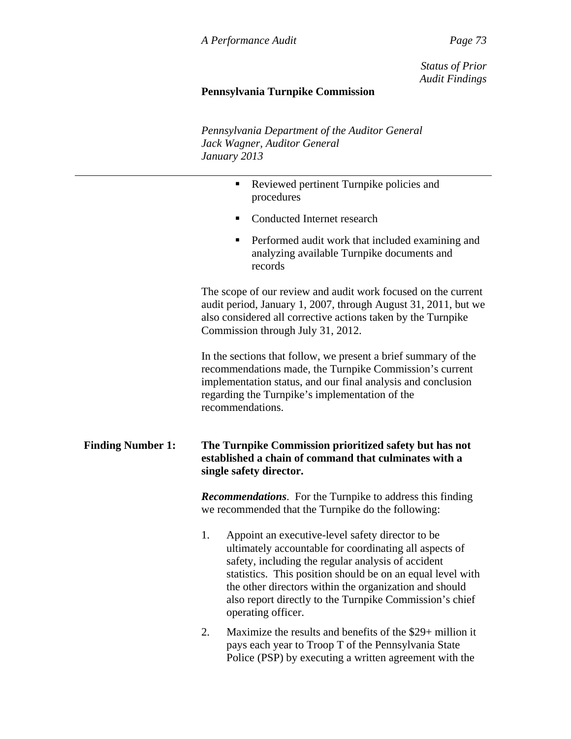- Reviewed pertinent Turnpike policies and procedures
- Conducted Internet research
- Performed audit work that included examining and analyzing available Turnpike documents and records

The scope of our review and audit work focused on the current audit period, January 1, 2007, through August 31, 2011, but we also considered all corrective actions taken by the Turnpike Commission through July 31, 2012.

In the sections that follow, we present a brief summary of the recommendations made, the Turnpike Commission's current implementation status, and our final analysis and conclusion regarding the Turnpike's implementation of the recommendations.

**Finding Number 1: The Turnpike Commission prioritized safety but has not established a chain of command that culminates with a single safety director.**

***Recommendations***. For the Turnpike to address this finding we recommended that the Turnpike do the following:

1. Appoint an executive-level safety director to be ultimately accountable for coordinating all aspects of safety, including the regular analysis of accident statistics. This position should be on an equal level with the other directors within the organization and should also report directly to the Turnpike Commission's chief operating officer.

2. Maximize the results and benefits of the $29+ million it pays each year to Troop T of the Pennsylvania State Police (PSP) by executing a written agreement with the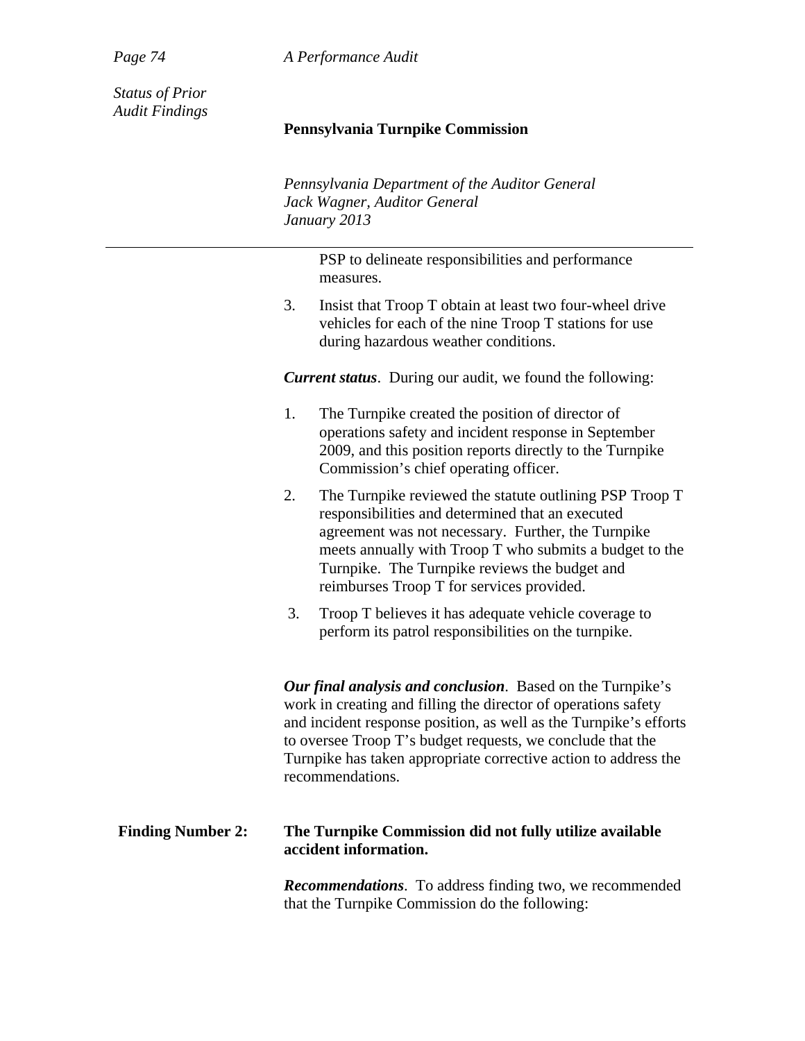PSP to delineate responsibilities and performance measures.

3. Insist that Troop T obtain at least two four-wheel drive vehicles for each of the nine Troop T stations for use during hazardous weather conditions.

***Current status***. During our audit, we found the following:

1. The Turnpike created the position of director of operations safety and incident response in September 2009, and this position reports directly to the Turnpike Commission's chief operating officer.

2. The Turnpike reviewed the statute outlining PSP Troop T responsibilities and determined that an executed agreement was not necessary. Further, the Turnpike meets annually with Troop T who submits a budget to the Turnpike. The Turnpike reviews the budget and reimburses Troop T for services provided.

3. Troop T believes it has adequate vehicle coverage to perform its patrol responsibilities on the turnpike.

***Our final analysis and conclusion***. Based on the Turnpike's work in creating and filling the director of operations safety and incident response position, as well as the Turnpike's efforts to oversee Troop T's budget requests, we conclude that the Turnpike has taken appropriate corrective action to address the recommendations.

**Finding Number 2: The Turnpike Commission did not fully utilize available accident information.**

***Recommendations***. To address finding two, we recommended that the Turnpike Commission do the following: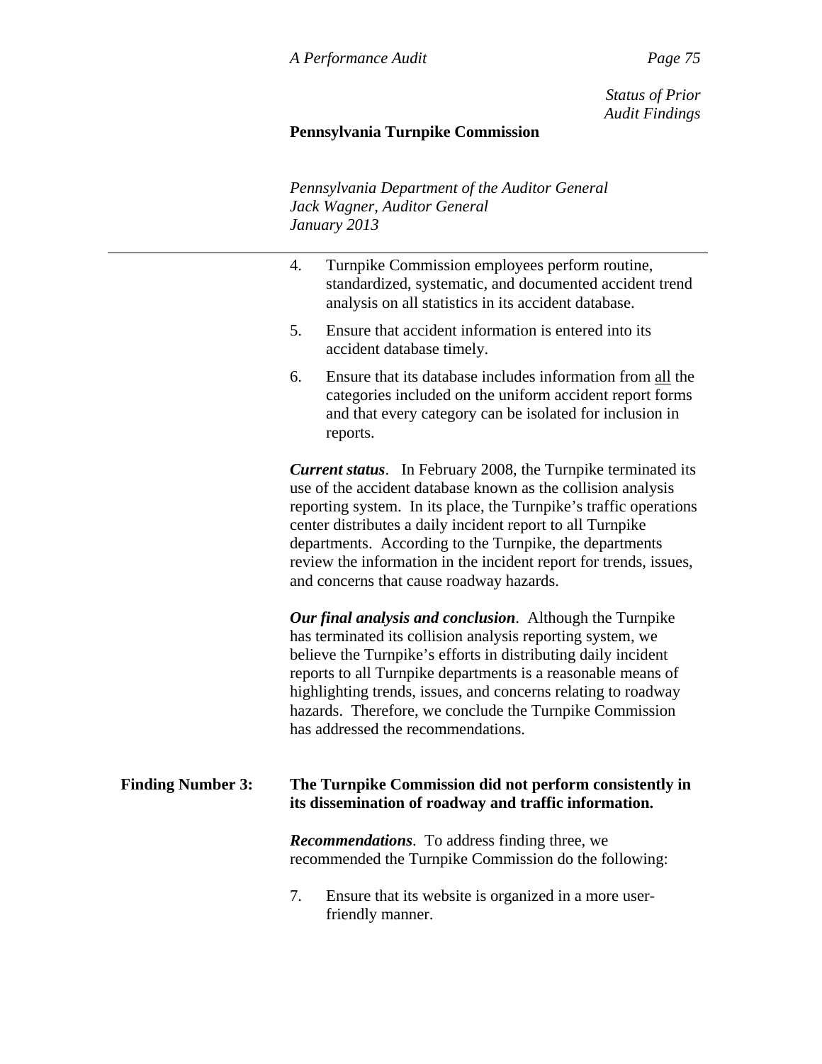4. Turnpike Commission employees perform routine, standardized, systematic, and documented accident trend analysis on all statistics in its accident database.

5. Ensure that accident information is entered into its accident database timely.

6. Ensure that its database includes information from <u>all</u> the categories included on the uniform accident report forms and that every category can be isolated for inclusion in reports.

***Current status***. In February 2008, the Turnpike terminated its use of the accident database known as the collision analysis reporting system. In its place, the Turnpike's traffic operations center distributes a daily incident report to all Turnpike departments. According to the Turnpike, the departments review the information in the incident report for trends, issues, and concerns that cause roadway hazards.

***Our final analysis and conclusion***. Although the Turnpike has terminated its collision analysis reporting system, we believe the Turnpike's efforts in distributing daily incident reports to all Turnpike departments is a reasonable means of highlighting trends, issues, and concerns relating to roadway hazards. Therefore, we conclude the Turnpike Commission has addressed the recommendations.

**Finding Number 3: The Turnpike Commission did not perform consistently in its dissemination of roadway and traffic information.**

***Recommendations***. To address finding three, we recommended the Turnpike Commission do the following:

7. Ensure that its website is organized in a more user-friendly manner.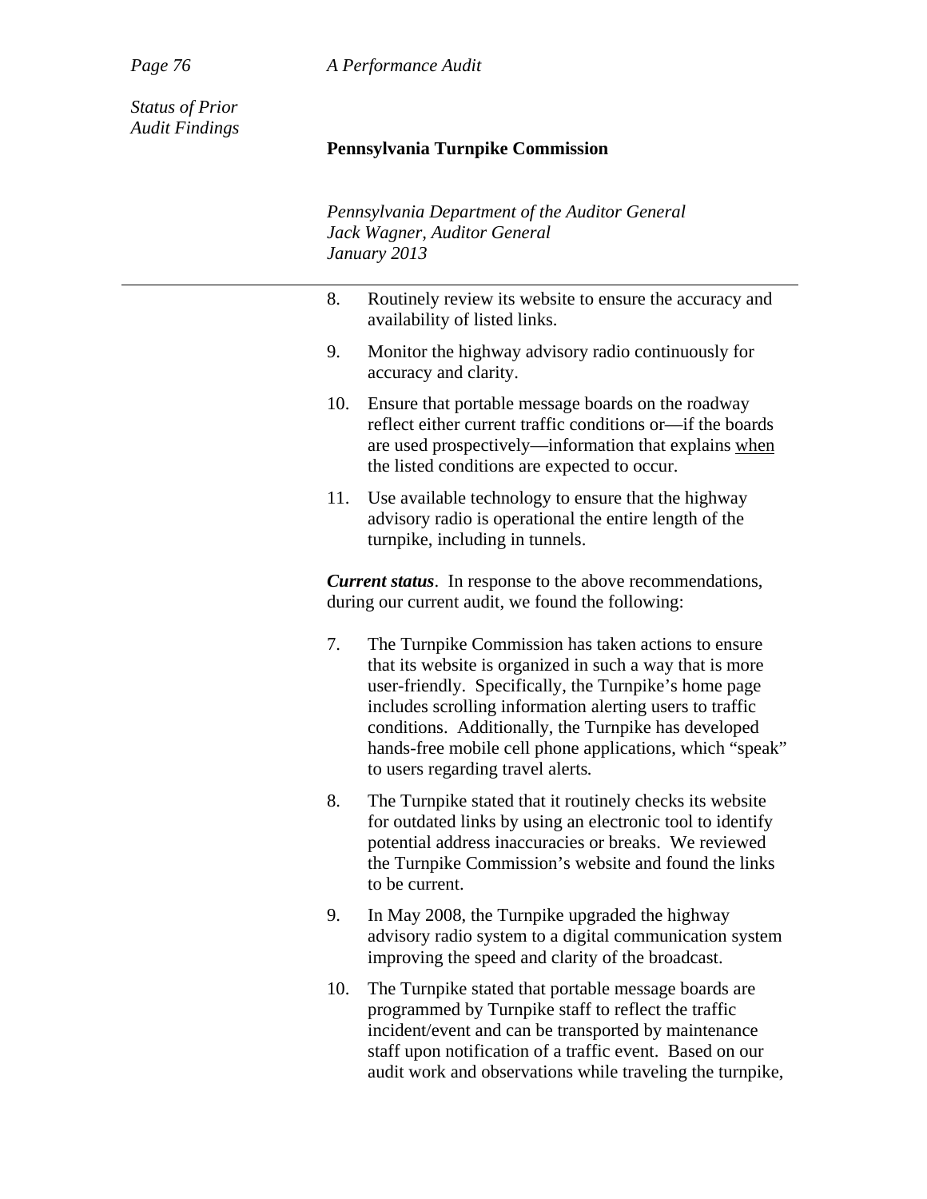Status of Prior Audit Findings

8. Routinely review its website to ensure the accuracy and availability of listed links.

9. Monitor the highway advisory radio continuously for accuracy and clarity.

10. Ensure that portable message boards on the roadway reflect either current traffic conditions or—if the boards are used prospectively—information that explains <u>when</u> the listed conditions are expected to occur.

11. Use available technology to ensure that the highway advisory radio is operational the entire length of the turnpike, including in tunnels.

***Current status***. In response to the above recommendations, during our current audit, we found the following:

7. The Turnpike Commission has taken actions to ensure that its website is organized in such a way that is more user-friendly. Specifically, the Turnpike's home page includes scrolling information alerting users to traffic conditions. Additionally, the Turnpike has developed hands-free mobile cell phone applications, which "speak" to users regarding travel alerts*.*

8. The Turnpike stated that it routinely checks its website for outdated links by using an electronic tool to identify potential address inaccuracies or breaks. We reviewed the Turnpike Commission's website and found the links to be current.

9. In May 2008, the Turnpike upgraded the highway advisory radio system to a digital communication system improving the speed and clarity of the broadcast.

10. The Turnpike stated that portable message boards are programmed by Turnpike staff to reflect the traffic incident/event and can be transported by maintenance staff upon notification of a traffic event. Based on our audit work and observations while traveling the turnpike,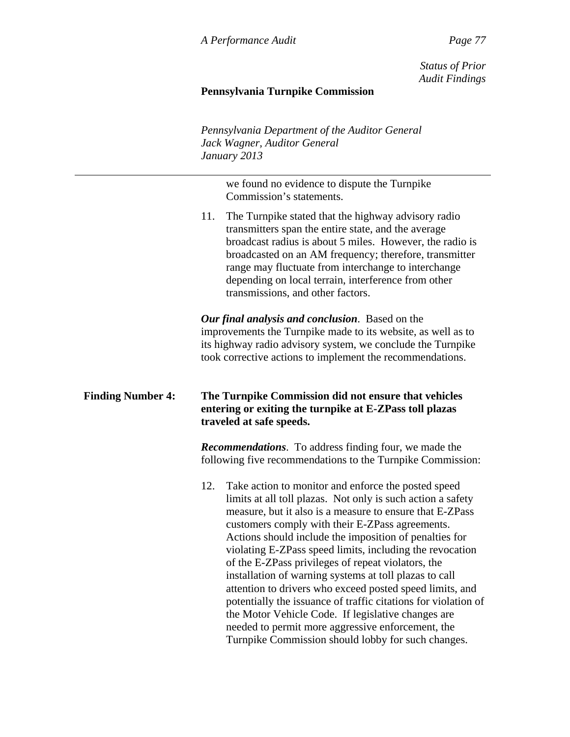we found no evidence to dispute the Turnpike Commission's statements.

11. The Turnpike stated that the highway advisory radio transmitters span the entire state, and the average broadcast radius is about 5 miles. However, the radio is broadcasted on an AM frequency; therefore, transmitter range may fluctuate from interchange to interchange depending on local terrain, interference from other transmissions, and other factors.

***Our final analysis and conclusion***. Based on the improvements the Turnpike made to its website, as well as to its highway radio advisory system, we conclude the Turnpike took corrective actions to implement the recommendations.

**Finding Number 4: The Turnpike Commission did not ensure that vehicles entering or exiting the turnpike at E-ZPass toll plazas traveled at safe speeds.**

***Recommendations***. To address finding four, we made the following five recommendations to the Turnpike Commission:

12. Take action to monitor and enforce the posted speed limits at all toll plazas. Not only is such action a safety measure, but it also is a measure to ensure that E-ZPass customers comply with their E-ZPass agreements. Actions should include the imposition of penalties for violating E-ZPass speed limits, including the revocation of the E-ZPass privileges of repeat violators, the installation of warning systems at toll plazas to call attention to drivers who exceed posted speed limits, and potentially the issuance of traffic citations for violation of the Motor Vehicle Code. If legislative changes are needed to permit more aggressive enforcement, the Turnpike Commission should lobby for such changes.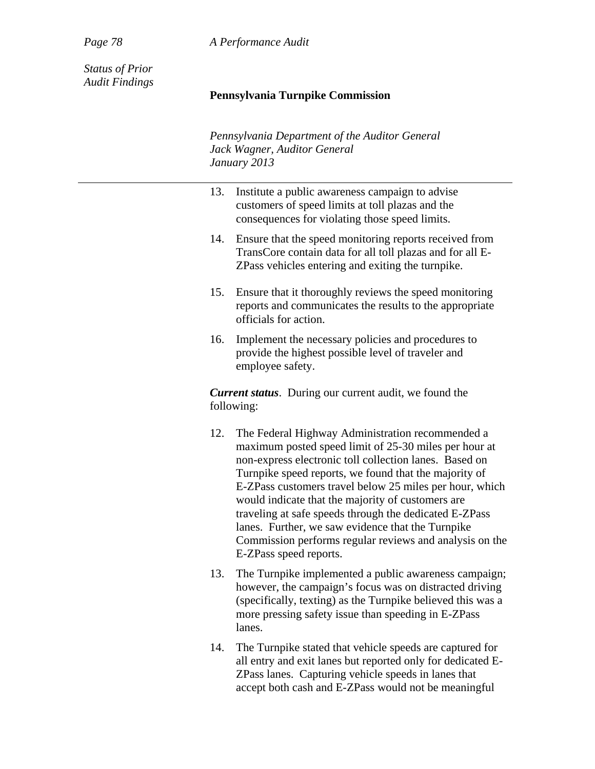13. Institute a public awareness campaign to advise customers of speed limits at toll plazas and the consequences for violating those speed limits.

14. Ensure that the speed monitoring reports received from TransCore contain data for all toll plazas and for all E-ZPass vehicles entering and exiting the turnpike.

15. Ensure that it thoroughly reviews the speed monitoring reports and communicates the results to the appropriate officials for action.

16. Implement the necessary policies and procedures to provide the highest possible level of traveler and employee safety.

***Current status***. During our current audit, we found the following:

12. The Federal Highway Administration recommended a maximum posted speed limit of 25-30 miles per hour at non-express electronic toll collection lanes. Based on Turnpike speed reports, we found that the majority of E-ZPass customers travel below 25 miles per hour, which would indicate that the majority of customers are traveling at safe speeds through the dedicated E-ZPass lanes. Further, we saw evidence that the Turnpike Commission performs regular reviews and analysis on the E-ZPass speed reports.

13. The Turnpike implemented a public awareness campaign; however, the campaign's focus was on distracted driving (specifically, texting) as the Turnpike believed this was a more pressing safety issue than speeding in E-ZPass lanes.

14. The Turnpike stated that vehicle speeds are captured for all entry and exit lanes but reported only for dedicated E-ZPass lanes. Capturing vehicle speeds in lanes that accept both cash and E-ZPass would not be meaningful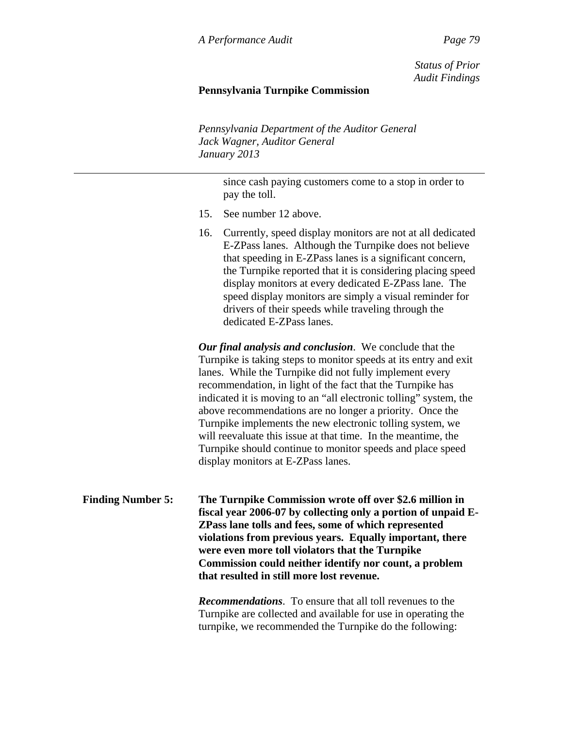since cash paying customers come to a stop in order to pay the toll.

15. See number 12 above.

16. Currently, speed display monitors are not at all dedicated E-ZPass lanes. Although the Turnpike does not believe that speeding in E-ZPass lanes is a significant concern, the Turnpike reported that it is considering placing speed display monitors at every dedicated E-ZPass lane. The speed display monitors are simply a visual reminder for drivers of their speeds while traveling through the dedicated E-ZPass lanes.

***Our final analysis and conclusion***. We conclude that the Turnpike is taking steps to monitor speeds at its entry and exit lanes. While the Turnpike did not fully implement every recommendation, in light of the fact that the Turnpike has indicated it is moving to an "all electronic tolling" system, the above recommendations are no longer a priority. Once the Turnpike implements the new electronic tolling system, we will reevaluate this issue at that time. In the meantime, the Turnpike should continue to monitor speeds and place speed display monitors at E-ZPass lanes.

**Finding Number 5:** **The Turnpike Commission wrote off over $2.6 million in fiscal year 2006-07 by collecting only a portion of unpaid E-ZPass lane tolls and fees, some of which represented violations from previous years. Equally important, there were even more toll violators that the Turnpike Commission could neither identify nor count, a problem that resulted in still more lost revenue.**

***Recommendations***. To ensure that all toll revenues to the Turnpike are collected and available for use in operating the turnpike, we recommended the Turnpike do the following: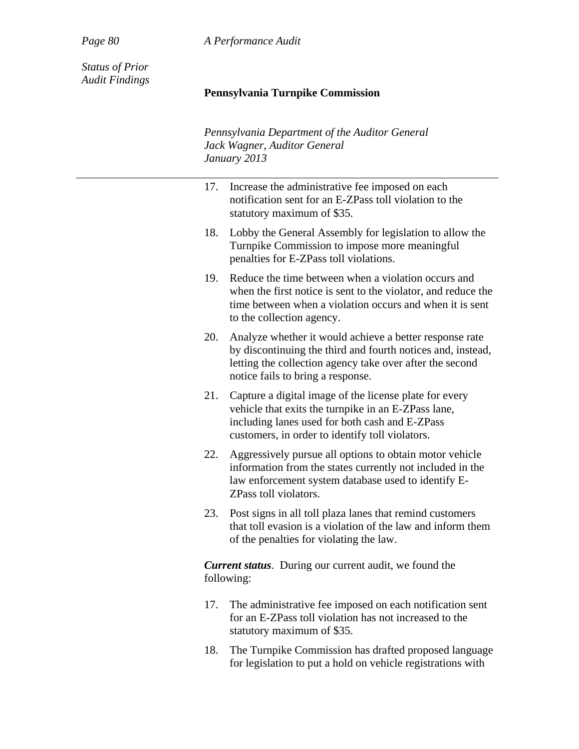*Status of Prior Audit Findings*

17. Increase the administrative fee imposed on each notification sent for an E-ZPass toll violation to the statutory maximum of $35.

18. Lobby the General Assembly for legislation to allow the Turnpike Commission to impose more meaningful penalties for E-ZPass toll violations.

19. Reduce the time between when a violation occurs and when the first notice is sent to the violator, and reduce the time between when a violation occurs and when it is sent to the collection agency.

20. Analyze whether it would achieve a better response rate by discontinuing the third and fourth notices and, instead, letting the collection agency take over after the second notice fails to bring a response.

21. Capture a digital image of the license plate for every vehicle that exits the turnpike in an E-ZPass lane, including lanes used for both cash and E-ZPass customers, in order to identify toll violators.

22. Aggressively pursue all options to obtain motor vehicle information from the states currently not included in the law enforcement system database used to identify E-ZPass toll violators.

23. Post signs in all toll plaza lanes that remind customers that toll evasion is a violation of the law and inform them of the penalties for violating the law.

***Current status***. During our current audit, we found the following:

17. The administrative fee imposed on each notification sent for an E-ZPass toll violation has not increased to the statutory maximum of $35.

18. The Turnpike Commission has drafted proposed language for legislation to put a hold on vehicle registrations with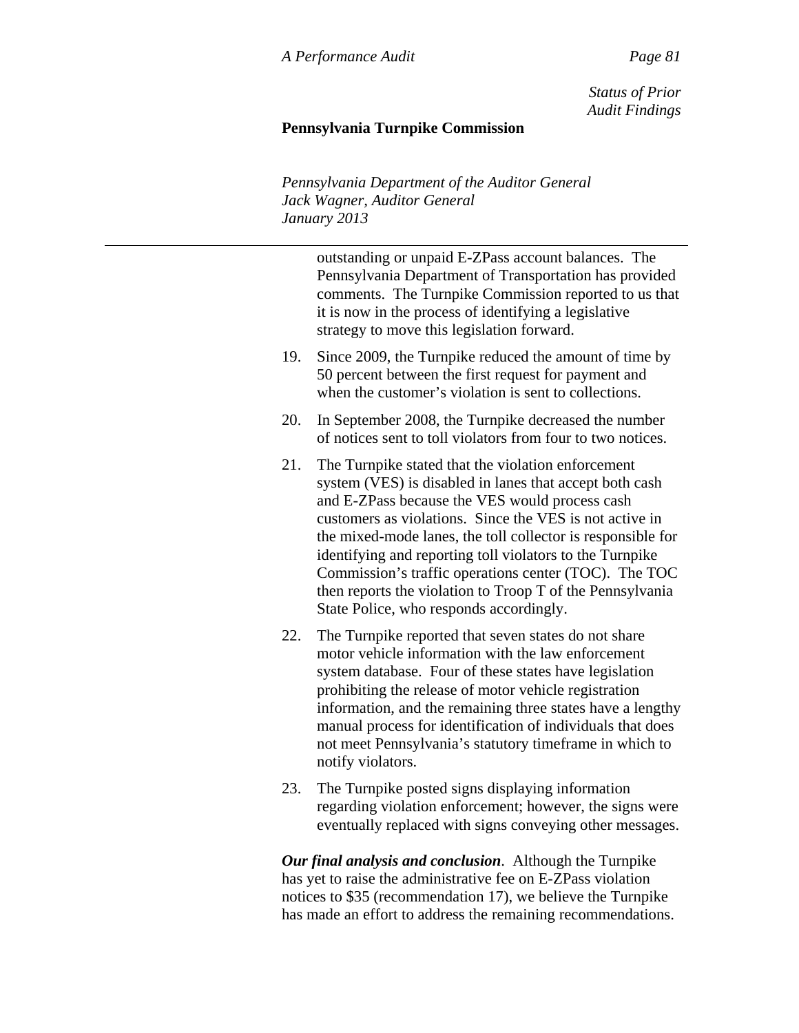outstanding or unpaid E-ZPass account balances. The Pennsylvania Department of Transportation has provided comments. The Turnpike Commission reported to us that it is now in the process of identifying a legislative strategy to move this legislation forward.

19. Since 2009, the Turnpike reduced the amount of time by 50 percent between the first request for payment and when the customer's violation is sent to collections.

20. In September 2008, the Turnpike decreased the number of notices sent to toll violators from four to two notices.

21. The Turnpike stated that the violation enforcement system (VES) is disabled in lanes that accept both cash and E-ZPass because the VES would process cash customers as violations. Since the VES is not active in the mixed-mode lanes, the toll collector is responsible for identifying and reporting toll violators to the Turnpike Commission's traffic operations center (TOC). The TOC then reports the violation to Troop T of the Pennsylvania State Police, who responds accordingly.

22. The Turnpike reported that seven states do not share motor vehicle information with the law enforcement system database. Four of these states have legislation prohibiting the release of motor vehicle registration information, and the remaining three states have a lengthy manual process for identification of individuals that does not meet Pennsylvania's statutory timeframe in which to notify violators.

23. The Turnpike posted signs displaying information regarding violation enforcement; however, the signs were eventually replaced with signs conveying other messages.

***Our final analysis and conclusion***. Although the Turnpike has yet to raise the administrative fee on E-ZPass violation notices to $35 (recommendation 17), we believe the Turnpike has made an effort to address the remaining recommendations.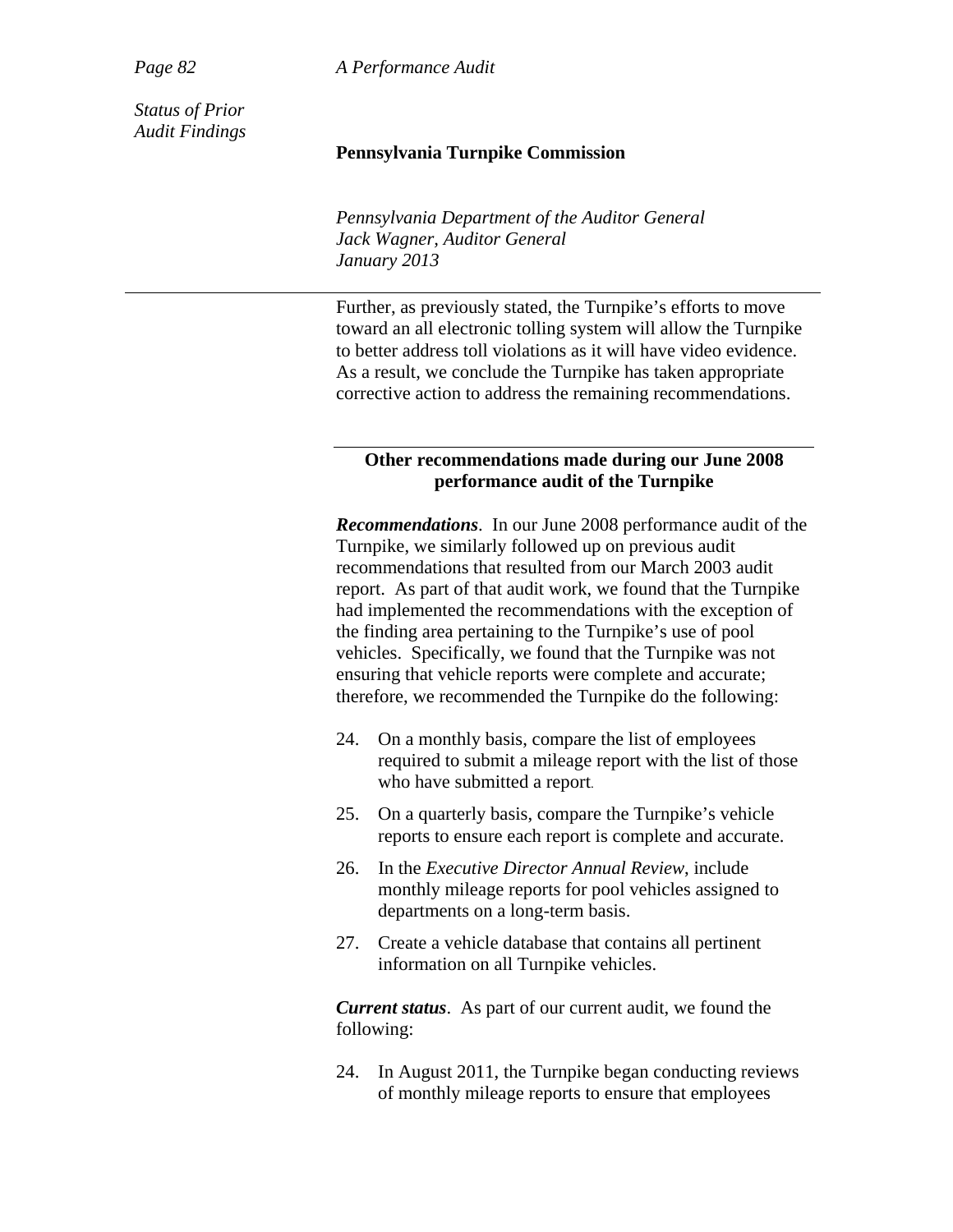Further, as previously stated, the Turnpike's efforts to move toward an all electronic tolling system will allow the Turnpike to better address toll violations as it will have video evidence. As a result, we conclude the Turnpike has taken appropriate corrective action to address the remaining recommendations.

### Other recommendations made during our June 2008 performance audit of the Turnpike

***Recommendations***. In our June 2008 performance audit of the Turnpike, we similarly followed up on previous audit recommendations that resulted from our March 2003 audit report. As part of that audit work, we found that the Turnpike had implemented the recommendations with the exception of the finding area pertaining to the Turnpike's use of pool vehicles. Specifically, we found that the Turnpike was not ensuring that vehicle reports were complete and accurate; therefore, we recommended the Turnpike do the following:

24. On a monthly basis, compare the list of employees required to submit a mileage report with the list of those who have submitted a report.

25. On a quarterly basis, compare the Turnpike's vehicle reports to ensure each report is complete and accurate.

26. In the *Executive Director Annual Review*, include monthly mileage reports for pool vehicles assigned to departments on a long-term basis.

27. Create a vehicle database that contains all pertinent information on all Turnpike vehicles.

***Current status***. As part of our current audit, we found the following:

24. In August 2011, the Turnpike began conducting reviews of monthly mileage reports to ensure that employees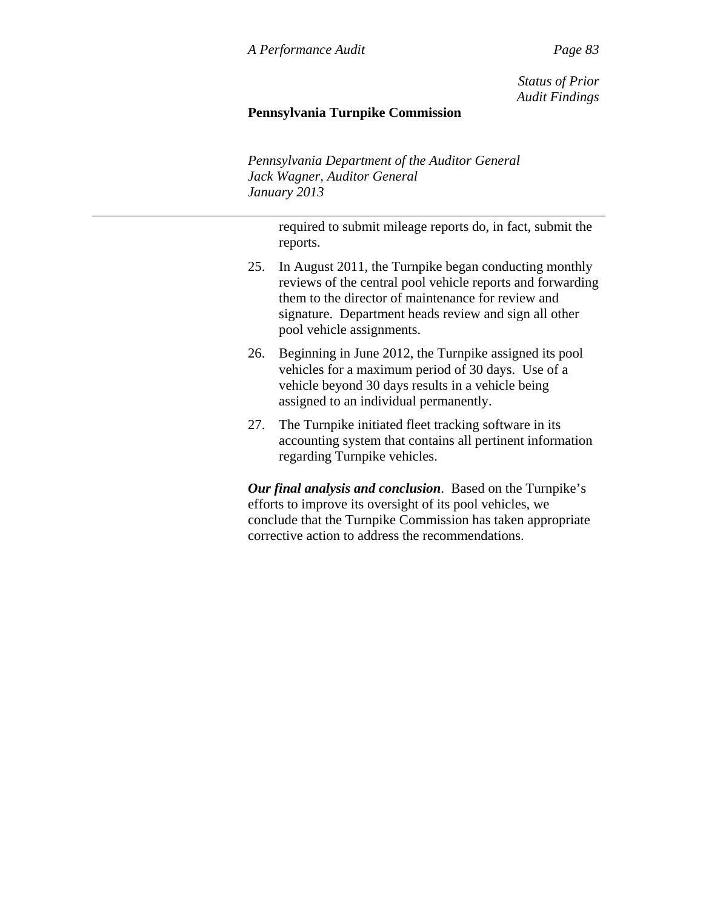required to submit mileage reports do, in fact, submit the reports.

25. In August 2011, the Turnpike began conducting monthly reviews of the central pool vehicle reports and forwarding them to the director of maintenance for review and signature. Department heads review and sign all other pool vehicle assignments.

26. Beginning in June 2012, the Turnpike assigned its pool vehicles for a maximum period of 30 days. Use of a vehicle beyond 30 days results in a vehicle being assigned to an individual permanently.

27. The Turnpike initiated fleet tracking software in its accounting system that contains all pertinent information regarding Turnpike vehicles.

***Our final analysis and conclusion***. Based on the Turnpike's efforts to improve its oversight of its pool vehicles, we conclude that the Turnpike Commission has taken appropriate corrective action to address the recommendations.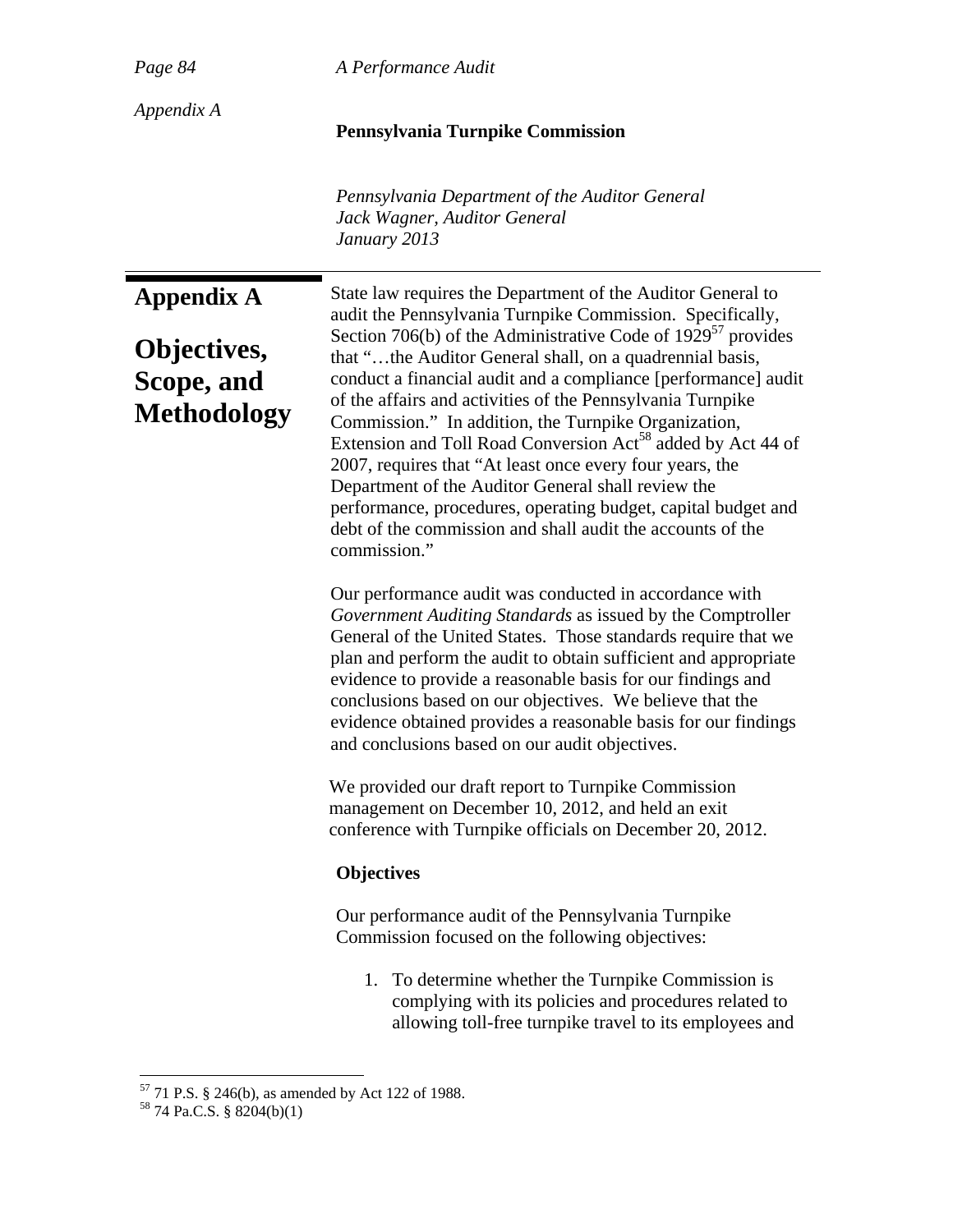# Appendix A

## Objectives, Scope, and Methodology

State law requires the Department of the Auditor General to audit the Pennsylvania Turnpike Commission. Specifically, Section 706(b) of the Administrative Code of 1929[57] provides that "…the Auditor General shall, on a quadrennial basis, conduct a financial audit and a compliance [performance] audit of the affairs and activities of the Pennsylvania Turnpike Commission." In addition, the Turnpike Organization, Extension and Toll Road Conversion Act[58] added by Act 44 of 2007, requires that "At least once every four years, the Department of the Auditor General shall review the performance, procedures, operating budget, capital budget and debt of the commission and shall audit the accounts of the commission."

Our performance audit was conducted in accordance with *Government Auditing Standards* as issued by the Comptroller General of the United States. Those standards require that we plan and perform the audit to obtain sufficient and appropriate evidence to provide a reasonable basis for our findings and conclusions based on our objectives. We believe that the evidence obtained provides a reasonable basis for our findings and conclusions based on our audit objectives.

We provided our draft report to Turnpike Commission management on December 10, 2012, and held an exit conference with Turnpike officials on December 20, 2012.

### Objectives

Our performance audit of the Pennsylvania Turnpike Commission focused on the following objectives:

1. To determine whether the Turnpike Commission is complying with its policies and procedures related to allowing toll-free turnpike travel to its employees and

[57] 71 P.S. § 246(b), as amended by Act 122 of 1988.

[58] 74 Pa.C.S. § 8204(b)(1)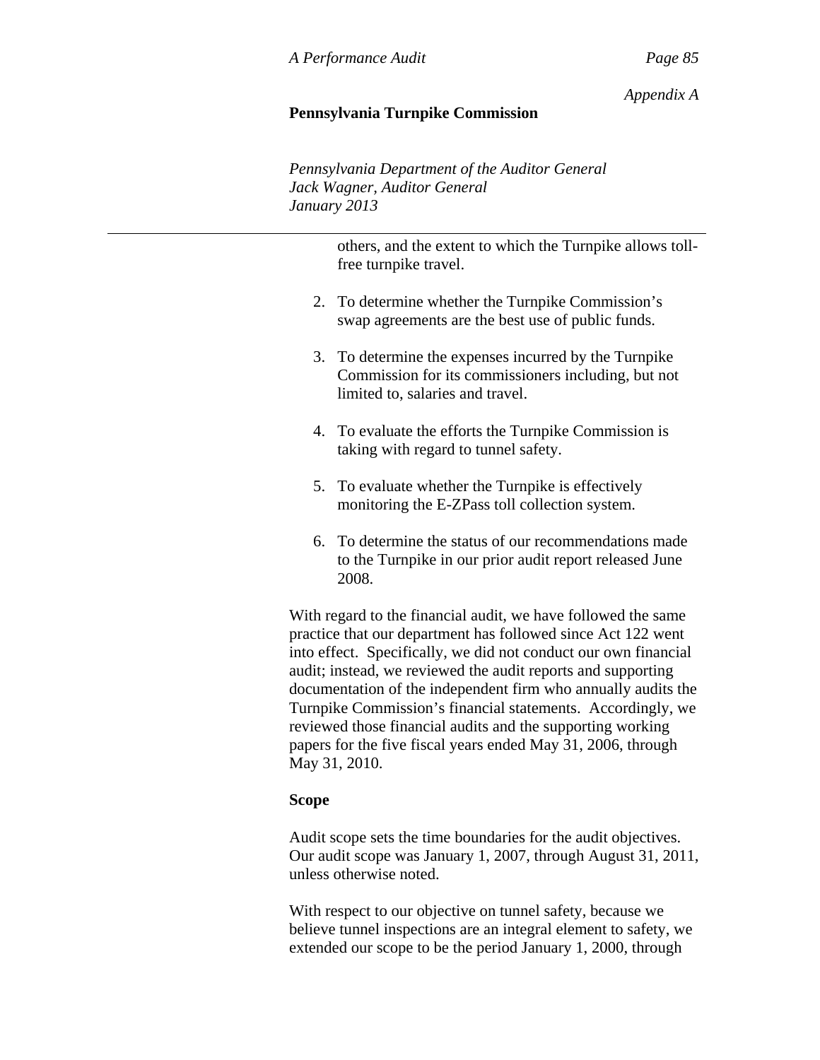others, and the extent to which the Turnpike allows toll-free turnpike travel.

2. To determine whether the Turnpike Commission's swap agreements are the best use of public funds.

3. To determine the expenses incurred by the Turnpike Commission for its commissioners including, but not limited to, salaries and travel.

4. To evaluate the efforts the Turnpike Commission is taking with regard to tunnel safety.

5. To evaluate whether the Turnpike is effectively monitoring the E-ZPass toll collection system.

6. To determine the status of our recommendations made to the Turnpike in our prior audit report released June 2008.

With regard to the financial audit, we have followed the same practice that our department has followed since Act 122 went into effect. Specifically, we did not conduct our own financial audit; instead, we reviewed the audit reports and supporting documentation of the independent firm who annually audits the Turnpike Commission's financial statements. Accordingly, we reviewed those financial audits and the supporting working papers for the five fiscal years ended May 31, 2006, through May 31, 2010.

**Scope**

Audit scope sets the time boundaries for the audit objectives. Our audit scope was January 1, 2007, through August 31, 2011, unless otherwise noted.

With respect to our objective on tunnel safety, because we believe tunnel inspections are an integral element to safety, we extended our scope to be the period January 1, 2000, through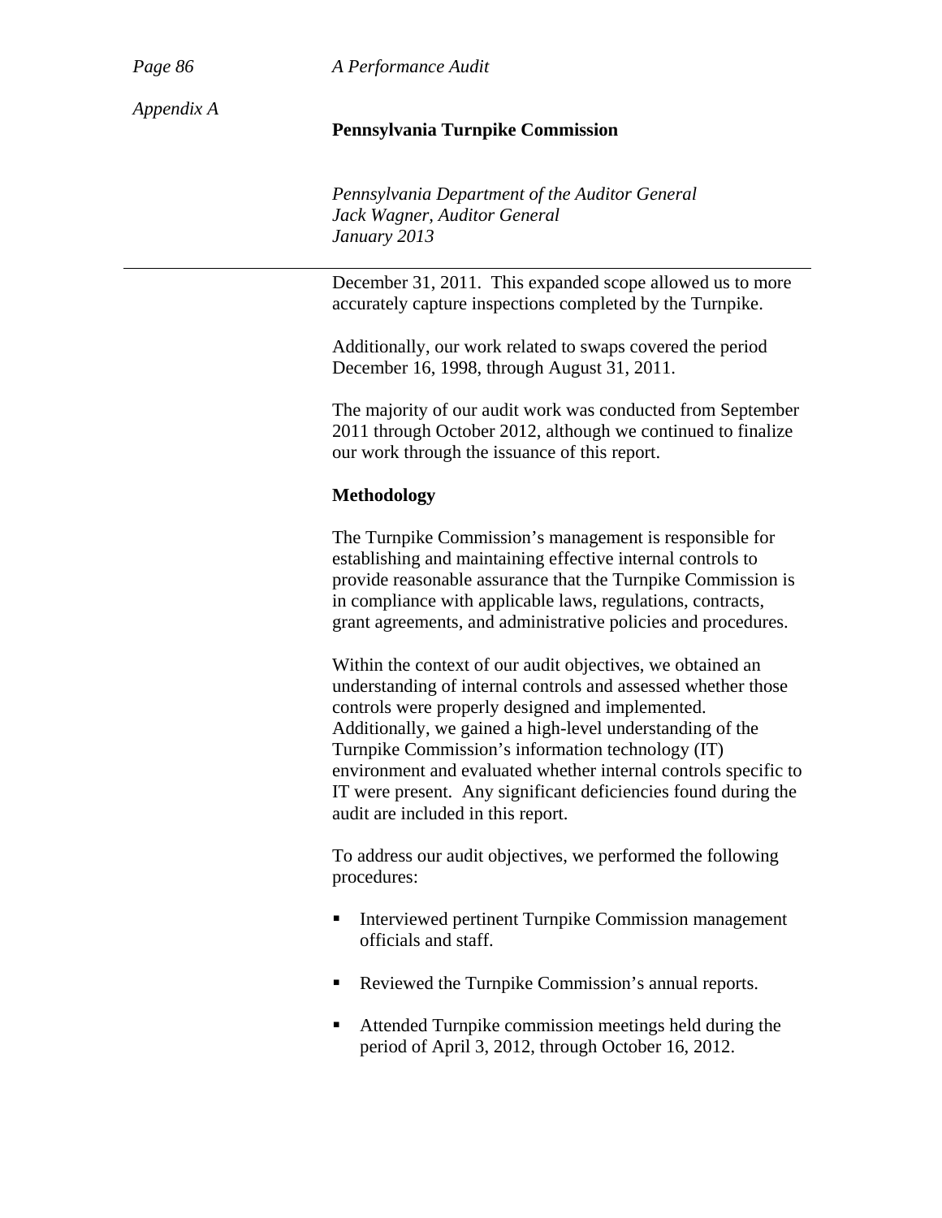December 31, 2011. This expanded scope allowed us to more accurately capture inspections completed by the Turnpike.

Additionally, our work related to swaps covered the period December 16, 1998, through August 31, 2011.

The majority of our audit work was conducted from September 2011 through October 2012, although we continued to finalize our work through the issuance of this report.

## Methodology

The Turnpike Commission's management is responsible for establishing and maintaining effective internal controls to provide reasonable assurance that the Turnpike Commission is in compliance with applicable laws, regulations, contracts, grant agreements, and administrative policies and procedures.

Within the context of our audit objectives, we obtained an understanding of internal controls and assessed whether those controls were properly designed and implemented. Additionally, we gained a high-level understanding of the Turnpike Commission's information technology (IT) environment and evaluated whether internal controls specific to IT were present. Any significant deficiencies found during the audit are included in this report.

To address our audit objectives, we performed the following procedures:

- Interviewed pertinent Turnpike Commission management officials and staff.
- Reviewed the Turnpike Commission's annual reports.
- Attended Turnpike commission meetings held during the period of April 3, 2012, through October 16, 2012.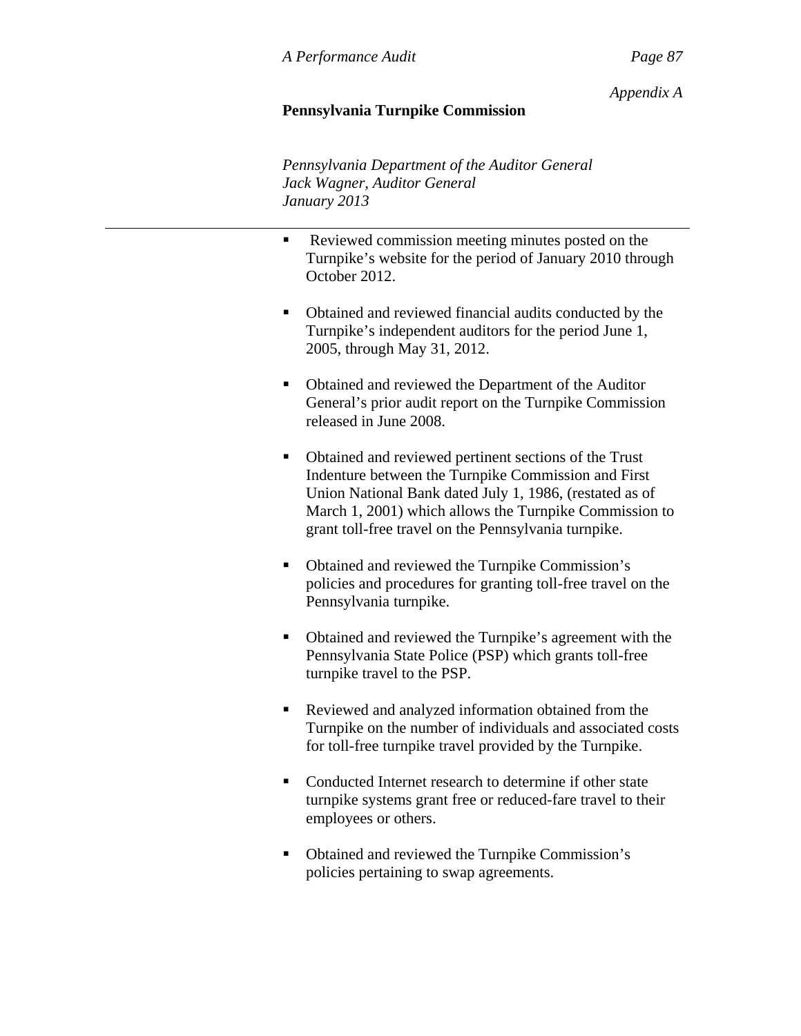- Reviewed commission meeting minutes posted on the Turnpike's website for the period of January 2010 through October 2012.

- Obtained and reviewed financial audits conducted by the Turnpike's independent auditors for the period June 1, 2005, through May 31, 2012.

- Obtained and reviewed the Department of the Auditor General's prior audit report on the Turnpike Commission released in June 2008.

- Obtained and reviewed pertinent sections of the Trust Indenture between the Turnpike Commission and First Union National Bank dated July 1, 1986, (restated as of March 1, 2001) which allows the Turnpike Commission to grant toll-free travel on the Pennsylvania turnpike.

- Obtained and reviewed the Turnpike Commission's policies and procedures for granting toll-free travel on the Pennsylvania turnpike.

- Obtained and reviewed the Turnpike's agreement with the Pennsylvania State Police (PSP) which grants toll-free turnpike travel to the PSP.

- Reviewed and analyzed information obtained from the Turnpike on the number of individuals and associated costs for toll-free turnpike travel provided by the Turnpike.

- Conducted Internet research to determine if other state turnpike systems grant free or reduced-fare travel to their employees or others.

- Obtained and reviewed the Turnpike Commission's policies pertaining to swap agreements.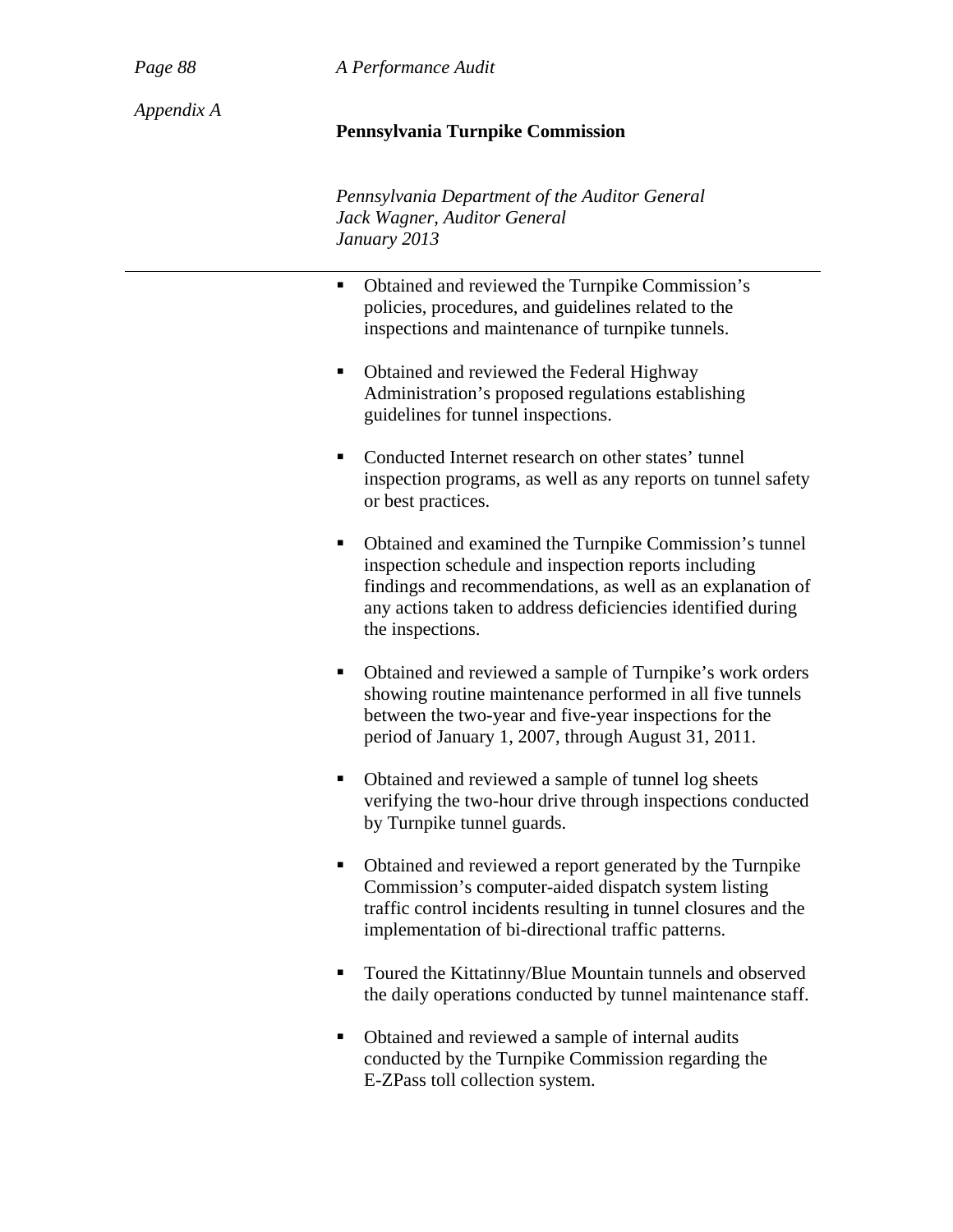- Obtained and reviewed the Turnpike Commission's policies, procedures, and guidelines related to the inspections and maintenance of turnpike tunnels.

- Obtained and reviewed the Federal Highway Administration's proposed regulations establishing guidelines for tunnel inspections.

- Conducted Internet research on other states' tunnel inspection programs, as well as any reports on tunnel safety or best practices.

- Obtained and examined the Turnpike Commission's tunnel inspection schedule and inspection reports including findings and recommendations, as well as an explanation of any actions taken to address deficiencies identified during the inspections.

- Obtained and reviewed a sample of Turnpike's work orders showing routine maintenance performed in all five tunnels between the two-year and five-year inspections for the period of January 1, 2007, through August 31, 2011.

- Obtained and reviewed a sample of tunnel log sheets verifying the two-hour drive through inspections conducted by Turnpike tunnel guards.

- Obtained and reviewed a report generated by the Turnpike Commission's computer-aided dispatch system listing traffic control incidents resulting in tunnel closures and the implementation of bi-directional traffic patterns.

- Toured the Kittatinny/Blue Mountain tunnels and observed the daily operations conducted by tunnel maintenance staff.

- Obtained and reviewed a sample of internal audits conducted by the Turnpike Commission regarding the E-ZPass toll collection system.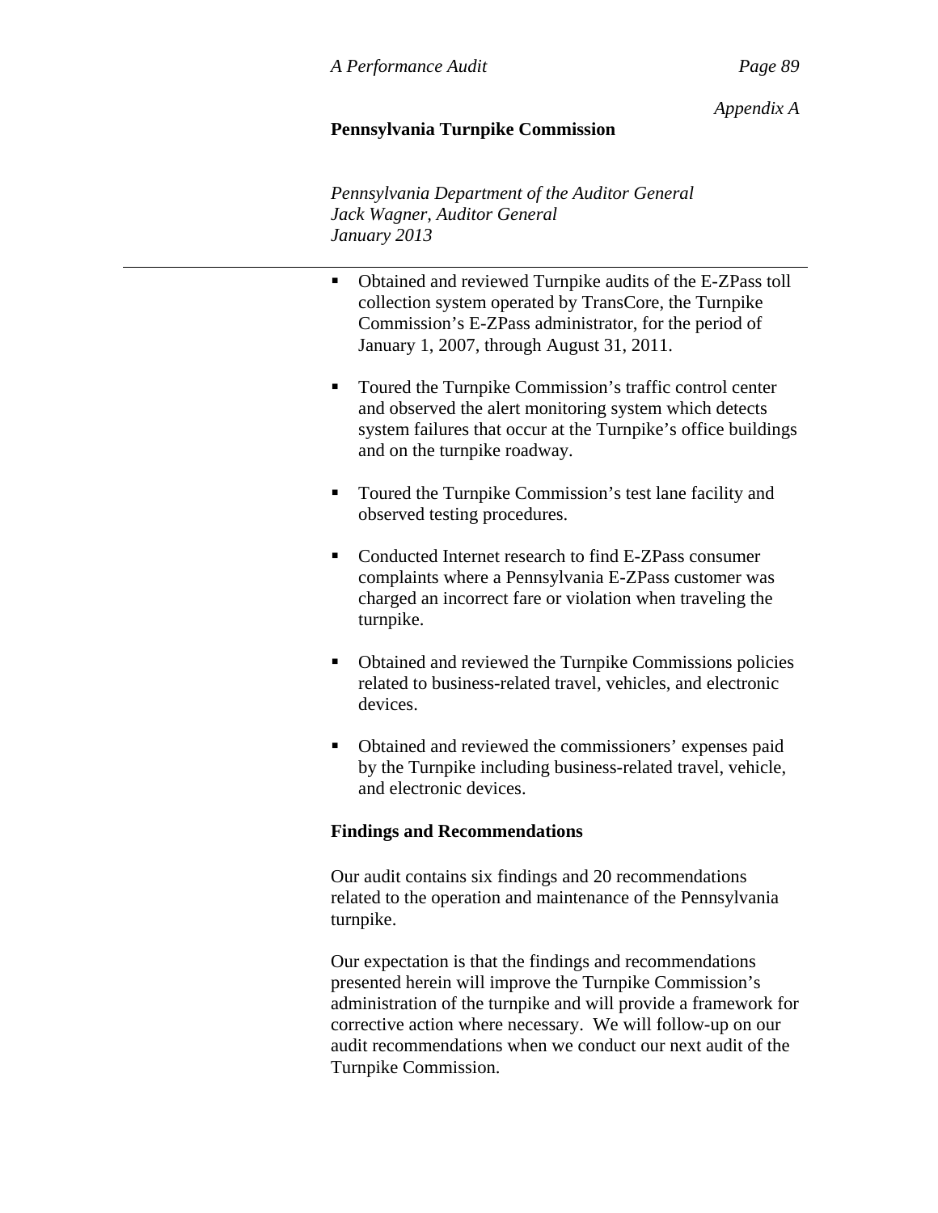- Obtained and reviewed Turnpike audits of the E-ZPass toll collection system operated by TransCore, the Turnpike Commission's E-ZPass administrator, for the period of January 1, 2007, through August 31, 2011.

- Toured the Turnpike Commission's traffic control center and observed the alert monitoring system which detects system failures that occur at the Turnpike's office buildings and on the turnpike roadway.

- Toured the Turnpike Commission's test lane facility and observed testing procedures.

- Conducted Internet research to find E-ZPass consumer complaints where a Pennsylvania E-ZPass customer was charged an incorrect fare or violation when traveling the turnpike.

- Obtained and reviewed the Turnpike Commissions policies related to business-related travel, vehicles, and electronic devices.

- Obtained and reviewed the commissioners' expenses paid by the Turnpike including business-related travel, vehicle, and electronic devices.

**Findings and Recommendations**

Our audit contains six findings and 20 recommendations related to the operation and maintenance of the Pennsylvania turnpike.

Our expectation is that the findings and recommendations presented herein will improve the Turnpike Commission's administration of the turnpike and will provide a framework for corrective action where necessary. We will follow-up on our audit recommendations when we conduct our next audit of the Turnpike Commission.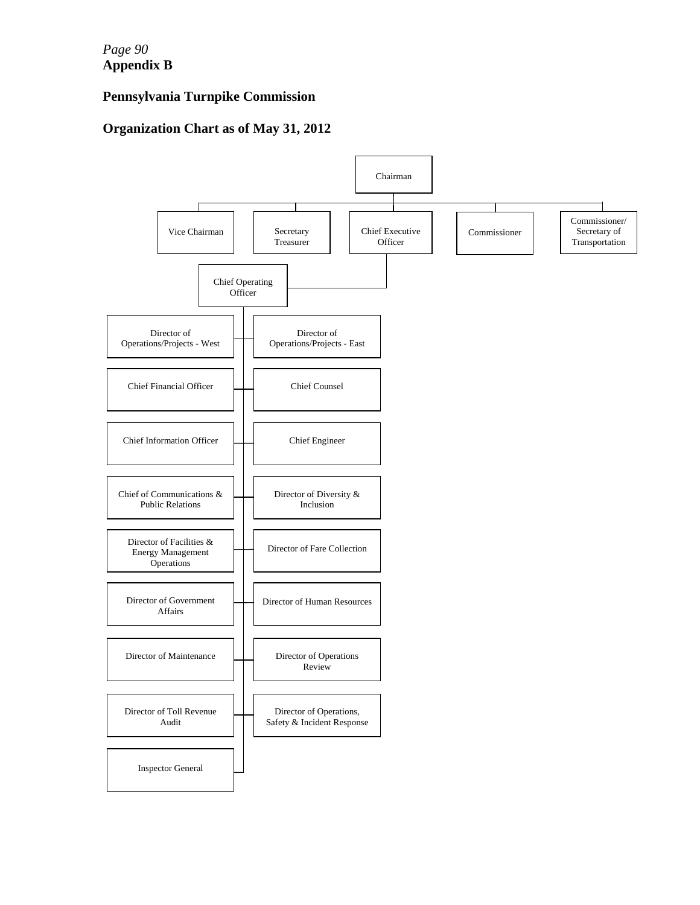*Page 90*
**Appendix B**

## Pennsylvania Turnpike Commission

## Organization Chart as of May 31, 2012

- Chairman
  - Vice Chairman
  - Secretary Treasurer
  - Chief Executive Officer
    - Chief Operating Officer
      - Director of Operations/Projects - West
      - Director of Operations/Projects - East
      - Chief Financial Officer
      - Chief Counsel
      - Chief Information Officer
      - Chief Engineer
      - Chief of Communications & Public Relations
      - Director of Diversity & Inclusion
      - Director of Facilities & Energy Management Operations
      - Director of Fare Collection
      - Director of Government Affairs
      - Director of Human Resources
      - Director of Maintenance
      - Director of Operations Review
      - Director of Toll Revenue Audit
      - Director of Operations, Safety & Incident Response
      - Inspector General
  - Commissioner
  - Commissioner/ Secretary of Transportation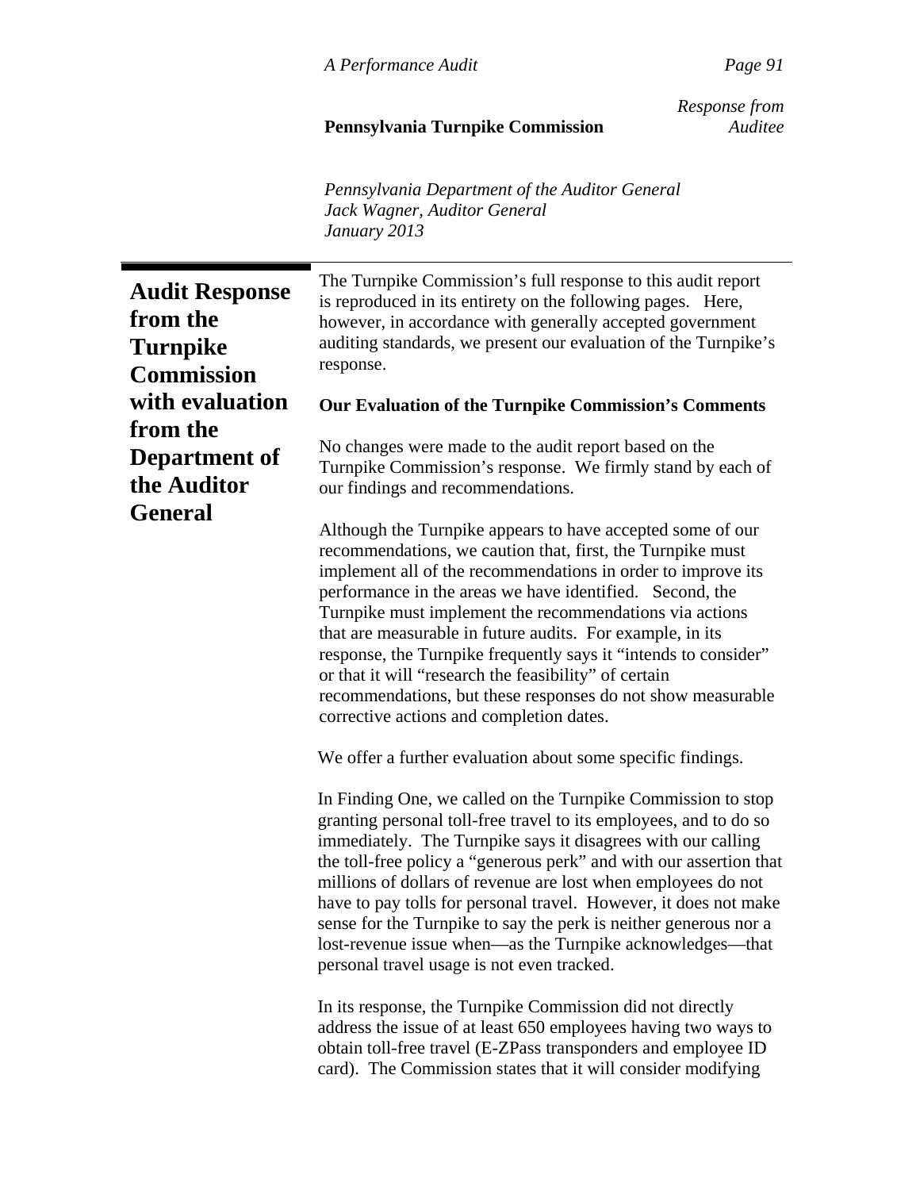*Response from Auditee*

**Pennsylvania Turnpike Commission**

*Pennsylvania Department of the Auditor General*
*Jack Wagner, Auditor General*
*January 2013*

## Audit Response from the Turnpike Commission with evaluation from the Department of the Auditor General

The Turnpike Commission's full response to this audit report is reproduced in its entirety on the following pages. Here, however, in accordance with generally accepted government auditing standards, we present our evaluation of the Turnpike's response.

**Our Evaluation of the Turnpike Commission's Comments**

No changes were made to the audit report based on the Turnpike Commission's response. We firmly stand by each of our findings and recommendations.

Although the Turnpike appears to have accepted some of our recommendations, we caution that, first, the Turnpike must implement all of the recommendations in order to improve its performance in the areas we have identified. Second, the Turnpike must implement the recommendations via actions that are measurable in future audits. For example, in its response, the Turnpike frequently says it "intends to consider" or that it will "research the feasibility" of certain recommendations, but these responses do not show measurable corrective actions and completion dates.

We offer a further evaluation about some specific findings.

In Finding One, we called on the Turnpike Commission to stop granting personal toll-free travel to its employees, and to do so immediately. The Turnpike says it disagrees with our calling the toll-free policy a "generous perk" and with our assertion that millions of dollars of revenue are lost when employees do not have to pay tolls for personal travel. However, it does not make sense for the Turnpike to say the perk is neither generous nor a lost-revenue issue when—as the Turnpike acknowledges—that personal travel usage is not even tracked.

In its response, the Turnpike Commission did not directly address the issue of at least 650 employees having two ways to obtain toll-free travel (E-ZPass transponders and employee ID card). The Commission states that it will consider modifying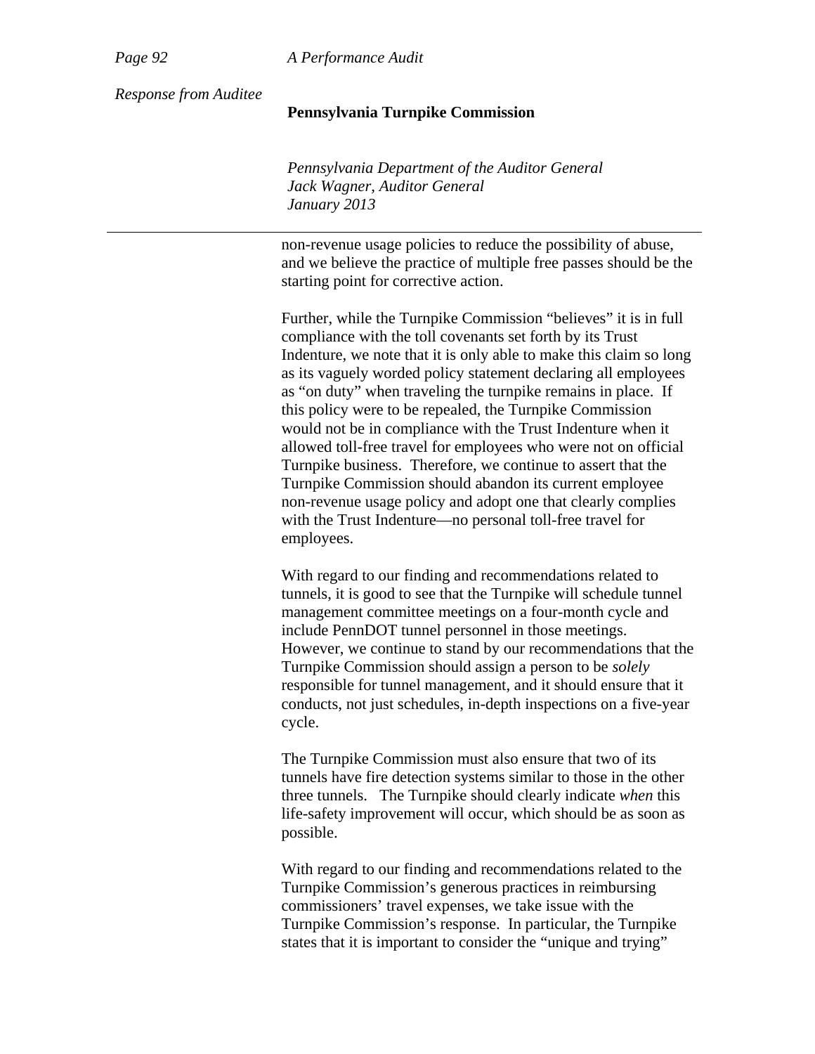non-revenue usage policies to reduce the possibility of abuse, and we believe the practice of multiple free passes should be the starting point for corrective action.

Further, while the Turnpike Commission "believes" it is in full compliance with the toll covenants set forth by its Trust Indenture, we note that it is only able to make this claim so long as its vaguely worded policy statement declaring all employees as "on duty" when traveling the turnpike remains in place. If this policy were to be repealed, the Turnpike Commission would not be in compliance with the Trust Indenture when it allowed toll-free travel for employees who were not on official Turnpike business. Therefore, we continue to assert that the Turnpike Commission should abandon its current employee non-revenue usage policy and adopt one that clearly complies with the Trust Indenture—no personal toll-free travel for employees.

With regard to our finding and recommendations related to tunnels, it is good to see that the Turnpike will schedule tunnel management committee meetings on a four-month cycle and include PennDOT tunnel personnel in those meetings. However, we continue to stand by our recommendations that the Turnpike Commission should assign a person to be *solely* responsible for tunnel management, and it should ensure that it conducts, not just schedules, in-depth inspections on a five-year cycle.

The Turnpike Commission must also ensure that two of its tunnels have fire detection systems similar to those in the other three tunnels. The Turnpike should clearly indicate *when* this life-safety improvement will occur, which should be as soon as possible.

With regard to our finding and recommendations related to the Turnpike Commission's generous practices in reimbursing commissioners' travel expenses, we take issue with the Turnpike Commission's response. In particular, the Turnpike states that it is important to consider the "unique and trying"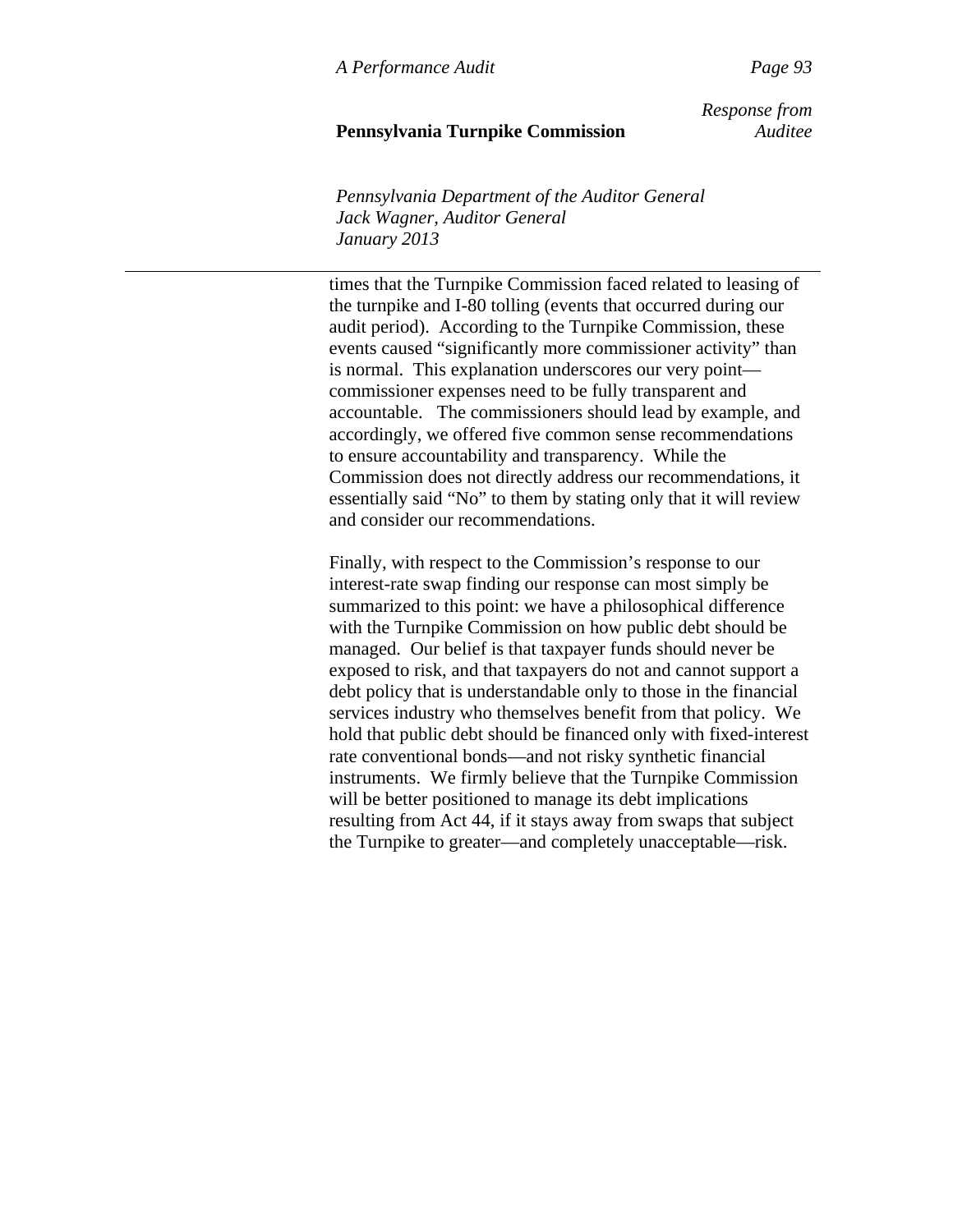times that the Turnpike Commission faced related to leasing of the turnpike and I-80 tolling (events that occurred during our audit period). According to the Turnpike Commission, these events caused “significantly more commissioner activity” than is normal. This explanation underscores our very point—commissioner expenses need to be fully transparent and accountable. The commissioners should lead by example, and accordingly, we offered five common sense recommendations to ensure accountability and transparency. While the Commission does not directly address our recommendations, it essentially said “No” to them by stating only that it will review and consider our recommendations.

Finally, with respect to the Commission’s response to our interest-rate swap finding our response can most simply be summarized to this point: we have a philosophical difference with the Turnpike Commission on how public debt should be managed. Our belief is that taxpayer funds should never be exposed to risk, and that taxpayers do not and cannot support a debt policy that is understandable only to those in the financial services industry who themselves benefit from that policy. We hold that public debt should be financed only with fixed-interest rate conventional bonds—and not risky synthetic financial instruments. We firmly believe that the Turnpike Commission will be better positioned to manage its debt implications resulting from Act 44, if it stays away from swaps that subject the Turnpike to greater—and completely unacceptable—risk.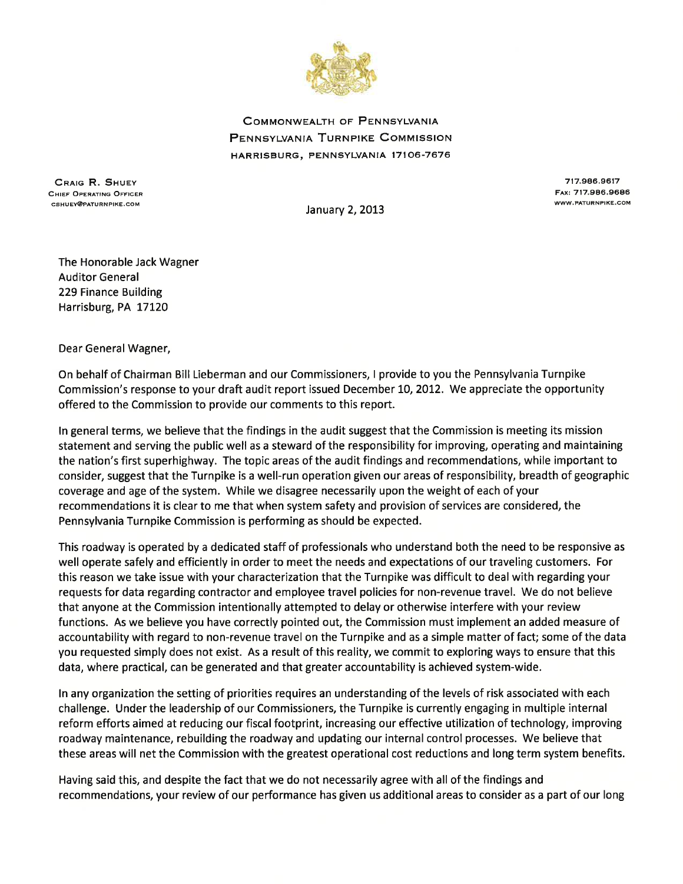COMMONWEALTH OF PENNSYLVANIA
PENNSYLVANIA TURNPIKE COMMISSION
HARRISBURG, PENNSYLVANIA 17106-7676

CRAIG R. SHUEY
CHIEF OPERATING OFFICER
CSHUEY@PATURNPIKE.COM

717.986.9617
FAX: 717.986.9686
WWW.PATURNPIKE.COM

January 2, 2013

The Honorable Jack Wagner
Auditor General
229 Finance Building
Harrisburg, PA 17120

Dear General Wagner,

On behalf of Chairman Bill Lieberman and our Commissioners, I provide to you the Pennsylvania Turnpike Commission's response to your draft audit report issued December 10, 2012. We appreciate the opportunity offered to the Commission to provide our comments to this report.

In general terms, we believe that the findings in the audit suggest that the Commission is meeting its mission statement and serving the public well as a steward of the responsibility for improving, operating and maintaining the nation's first superhighway. The topic areas of the audit findings and recommendations, while important to consider, suggest that the Turnpike is a well-run operation given our areas of responsibility, breadth of geographic coverage and age of the system. While we disagree necessarily upon the weight of each of your recommendations it is clear to me that when system safety and provision of services are considered, the Pennsylvania Turnpike Commission is performing as should be expected.

This roadway is operated by a dedicated staff of professionals who understand both the need to be responsive as well operate safely and efficiently in order to meet the needs and expectations of our traveling customers. For this reason we take issue with your characterization that the Turnpike was difficult to deal with regarding your requests for data regarding contractor and employee travel policies for non-revenue travel. We do not believe that anyone at the Commission intentionally attempted to delay or otherwise interfere with your review functions. As we believe you have correctly pointed out, the Commission must implement an added measure of accountability with regard to non-revenue travel on the Turnpike and as a simple matter of fact; some of the data you requested simply does not exist. As a result of this reality, we commit to exploring ways to ensure that this data, where practical, can be generated and that greater accountability is achieved system-wide.

In any organization the setting of priorities requires an understanding of the levels of risk associated with each challenge. Under the leadership of our Commissioners, the Turnpike is currently engaging in multiple internal reform efforts aimed at reducing our fiscal footprint, increasing our effective utilization of technology, improving roadway maintenance, rebuilding the roadway and updating our internal control processes. We believe that these areas will net the Commission with the greatest operational cost reductions and long term system benefits.

Having said this, and despite the fact that we do not necessarily agree with all of the findings and recommendations, your review of our performance has given us additional areas to consider as a part of our long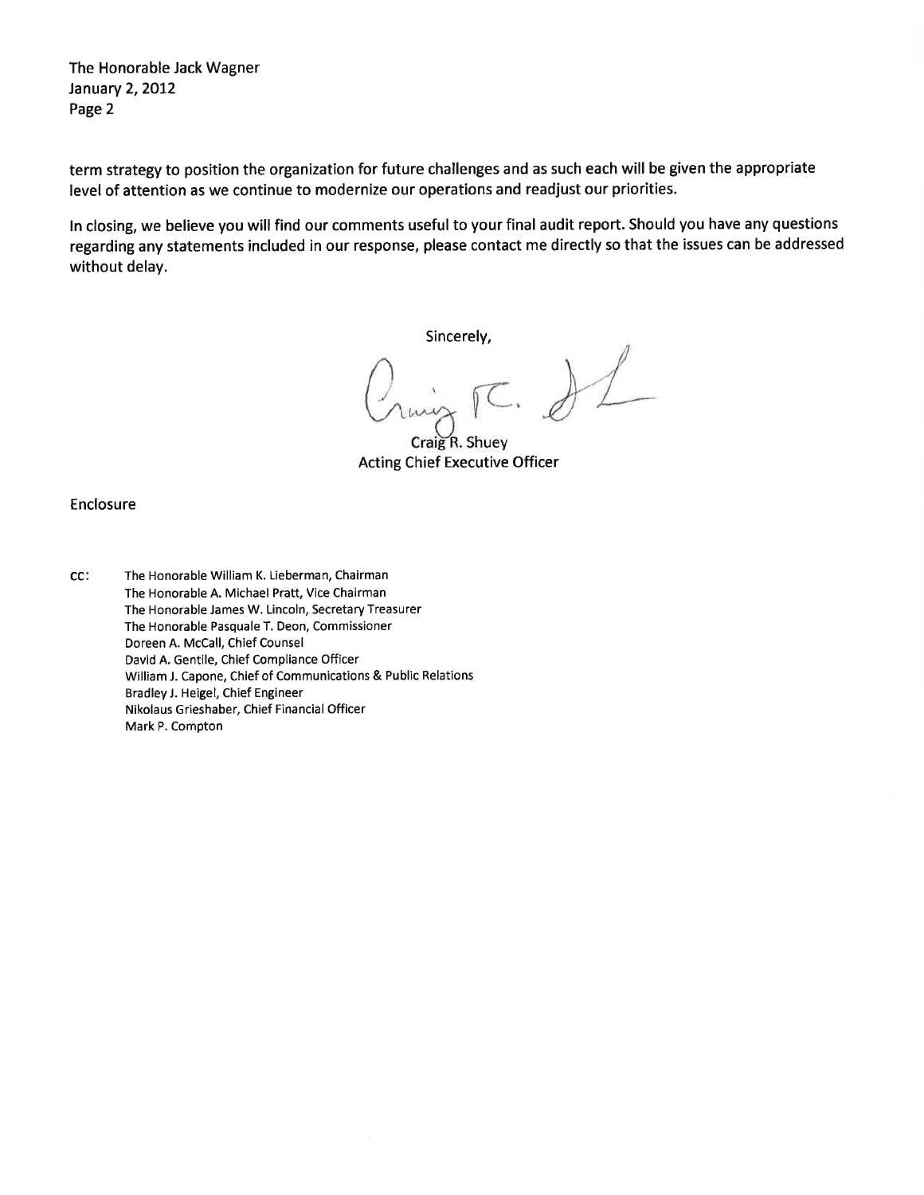The Honorable Jack Wagner
January 2, 2012
Page 2

term strategy to position the organization for future challenges and as such each will be given the appropriate level of attention as we continue to modernize our operations and readjust our priorities.

In closing, we believe you will find our comments useful to your final audit report. Should you have any questions regarding any statements included in our response, please contact me directly so that the issues can be addressed without delay.

Sincerely,

Craig R. Shuey
Acting Chief Executive Officer

Enclosure

cc: The Honorable William K. Lieberman, Chairman
The Honorable A. Michael Pratt, Vice Chairman
The Honorable James W. Lincoln, Secretary Treasurer
The Honorable Pasquale T. Deon, Commissioner
Doreen A. McCall, Chief Counsel
David A. Gentile, Chief Compliance Officer
William J. Capone, Chief of Communications & Public Relations
Bradley J. Heigel, Chief Engineer
Nikolaus Grieshaber, Chief Financial Officer
Mark P. Compton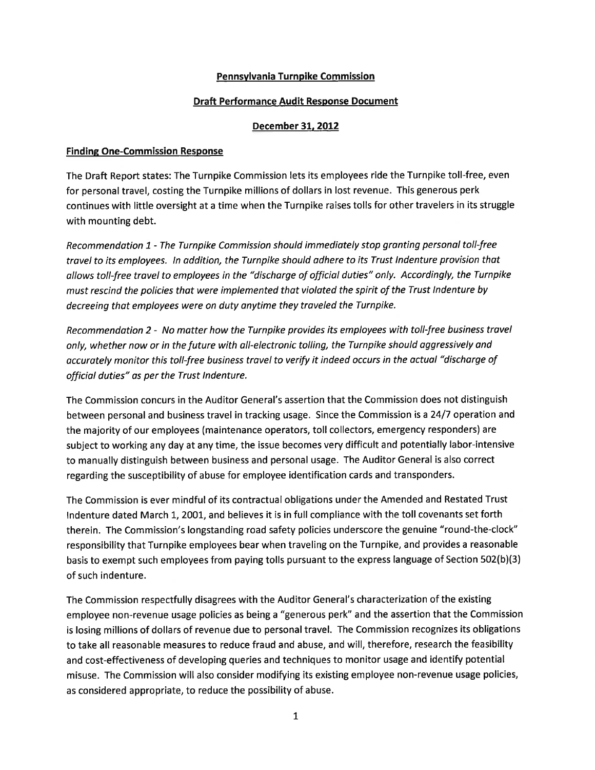**Pennsylvania Turnpike Commission**

**Draft Performance Audit Response Document**

**December 31, 2012**

**Finding One-Commission Response**

The Draft Report states: The Turnpike Commission lets its employees ride the Turnpike toll-free, even for personal travel, costing the Turnpike millions of dollars in lost revenue. This generous perk continues with little oversight at a time when the Turnpike raises tolls for other travelers in its struggle with mounting debt.

*Recommendation 1 - The Turnpike Commission should immediately stop granting personal toll-free travel to its employees. In addition, the Turnpike should adhere to its Trust Indenture provision that allows toll-free travel to employees in the "discharge of official duties" only. Accordingly, the Turnpike must rescind the policies that were implemented that violated the spirit of the Trust Indenture by decreeing that employees were on duty anytime they traveled the Turnpike.*

*Recommendation 2 - No matter how the Turnpike provides its employees with toll-free business travel only, whether now or in the future with all-electronic tolling, the Turnpike should aggressively and accurately monitor this toll-free business travel to verify it indeed occurs in the actual "discharge of official duties" as per the Trust Indenture.*

The Commission concurs in the Auditor General's assertion that the Commission does not distinguish between personal and business travel in tracking usage. Since the Commission is a 24/7 operation and the majority of our employees (maintenance operators, toll collectors, emergency responders) are subject to working any day at any time, the issue becomes very difficult and potentially labor-intensive to manually distinguish between business and personal usage. The Auditor General is also correct regarding the susceptibility of abuse for employee identification cards and transponders.

The Commission is ever mindful of its contractual obligations under the Amended and Restated Trust Indenture dated March 1, 2001, and believes it is in full compliance with the toll covenants set forth therein. The Commission's longstanding road safety policies underscore the genuine "round-the-clock" responsibility that Turnpike employees bear when traveling on the Turnpike, and provides a reasonable basis to exempt such employees from paying tolls pursuant to the express language of Section 502(b)(3) of such indenture.

The Commission respectfully disagrees with the Auditor General's characterization of the existing employee non-revenue usage policies as being a "generous perk" and the assertion that the Commission is losing millions of dollars of revenue due to personal travel. The Commission recognizes its obligations to take all reasonable measures to reduce fraud and abuse, and will, therefore, research the feasibility and cost-effectiveness of developing queries and techniques to monitor usage and identify potential misuse. The Commission will also consider modifying its existing employee non-revenue usage policies, as considered appropriate, to reduce the possibility of abuse.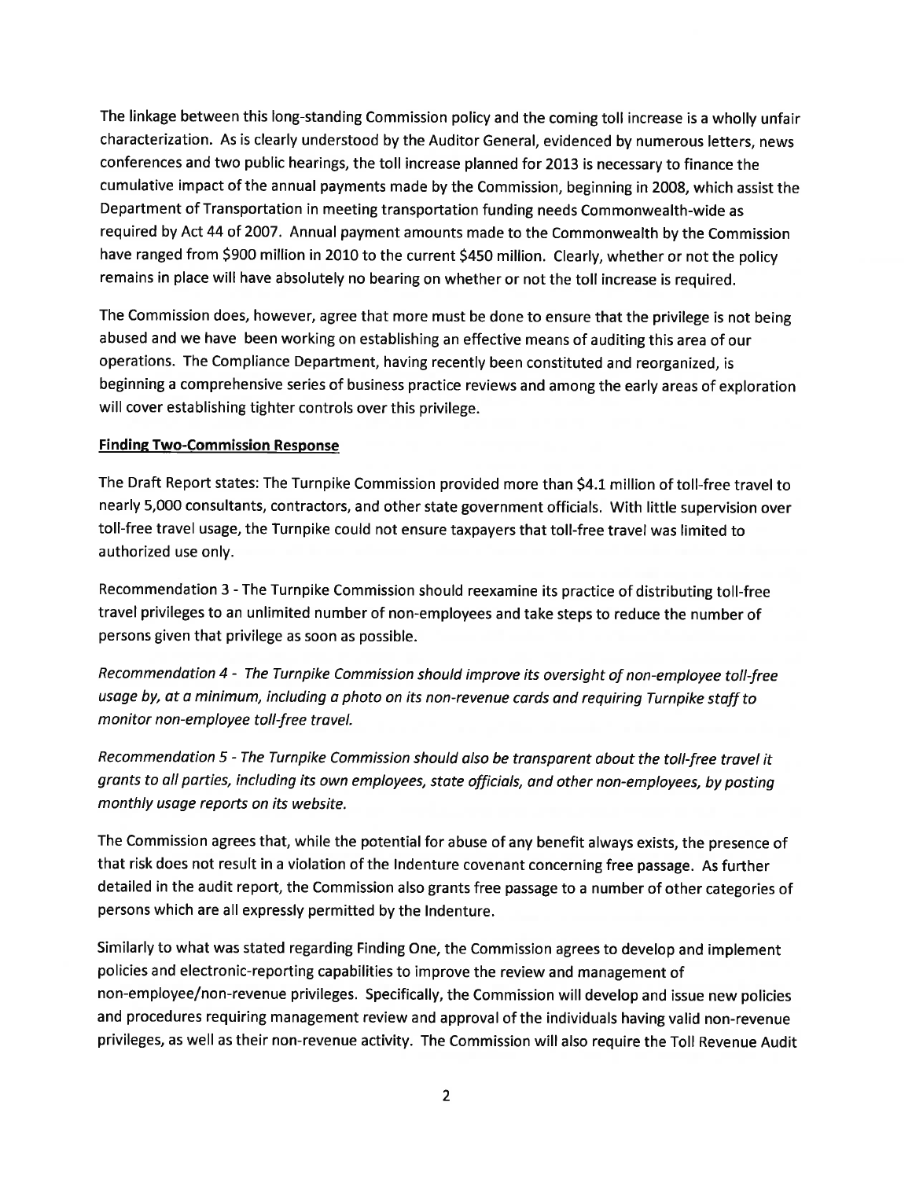The linkage between this long-standing Commission policy and the coming toll increase is a wholly unfair characterization. As is clearly understood by the Auditor General, evidenced by numerous letters, news conferences and two public hearings, the toll increase planned for 2013 is necessary to finance the cumulative impact of the annual payments made by the Commission, beginning in 2008, which assist the Department of Transportation in meeting transportation funding needs Commonwealth-wide as required by Act 44 of 2007. Annual payment amounts made to the Commonwealth by the Commission have ranged from $900 million in 2010 to the current $450 million. Clearly, whether or not the policy remains in place will have absolutely no bearing on whether or not the toll increase is required.

The Commission does, however, agree that more must be done to ensure that the privilege is not being abused and we have been working on establishing an effective means of auditing this area of our operations. The Compliance Department, having recently been constituted and reorganized, is beginning a comprehensive series of business practice reviews and among the early areas of exploration will cover establishing tighter controls over this privilege.

**Finding Two-Commission Response**

The Draft Report states: The Turnpike Commission provided more than $4.1 million of toll-free travel to nearly 5,000 consultants, contractors, and other state government officials. With little supervision over toll-free travel usage, the Turnpike could not ensure taxpayers that toll-free travel was limited to authorized use only.

Recommendation 3 - The Turnpike Commission should reexamine its practice of distributing toll-free travel privileges to an unlimited number of non-employees and take steps to reduce the number of persons given that privilege as soon as possible.

*Recommendation 4 - The Turnpike Commission should improve its oversight of non-employee toll-free usage by, at a minimum, including a photo on its non-revenue cards and requiring Turnpike staff to monitor non-employee toll-free travel.*

*Recommendation 5 - The Turnpike Commission should also be transparent about the toll-free travel it grants to all parties, including its own employees, state officials, and other non-employees, by posting monthly usage reports on its website.*

The Commission agrees that, while the potential for abuse of any benefit always exists, the presence of that risk does not result in a violation of the Indenture covenant concerning free passage. As further detailed in the audit report, the Commission also grants free passage to a number of other categories of persons which are all expressly permitted by the Indenture.

Similarly to what was stated regarding Finding One, the Commission agrees to develop and implement policies and electronic-reporting capabilities to improve the review and management of non-employee/non-revenue privileges. Specifically, the Commission will develop and issue new policies and procedures requiring management review and approval of the individuals having valid non-revenue privileges, as well as their non-revenue activity. The Commission will also require the Toll Revenue Audit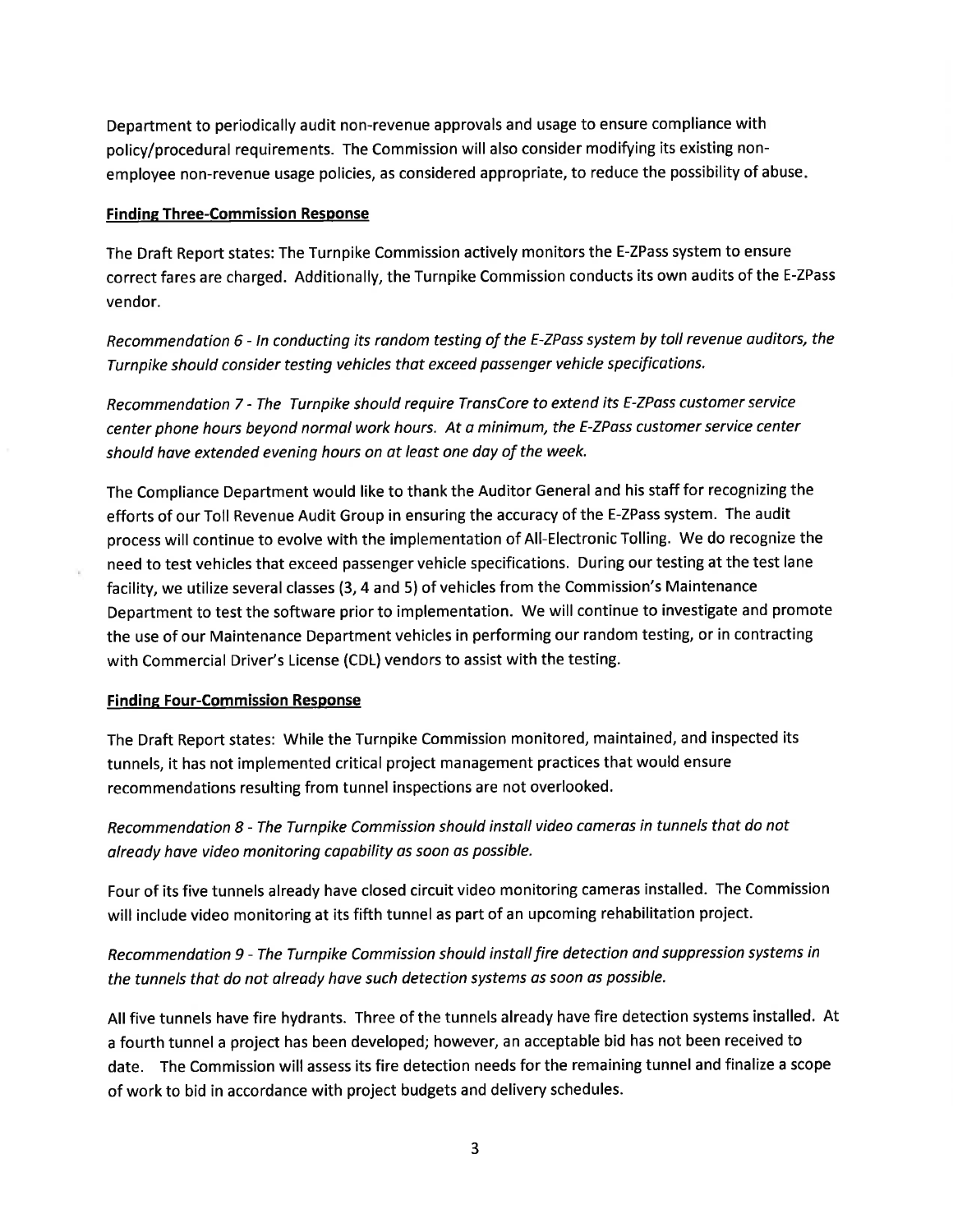Department to periodically audit non-revenue approvals and usage to ensure compliance with policy/procedural requirements. The Commission will also consider modifying its existing non-employee non-revenue usage policies, as considered appropriate, to reduce the possibility of abuse.

**Finding Three-Commission Response**

The Draft Report states: The Turnpike Commission actively monitors the E-ZPass system to ensure correct fares are charged. Additionally, the Turnpike Commission conducts its own audits of the E-ZPass vendor.

*Recommendation 6 - In conducting its random testing of the E-ZPass system by toll revenue auditors, the Turnpike should consider testing vehicles that exceed passenger vehicle specifications.*

*Recommendation 7 - The Turnpike should require TransCore to extend its E-ZPass customer service center phone hours beyond normal work hours. At a minimum, the E-ZPass customer service center should have extended evening hours on at least one day of the week.*

The Compliance Department would like to thank the Auditor General and his staff for recognizing the efforts of our Toll Revenue Audit Group in ensuring the accuracy of the E-ZPass system. The audit process will continue to evolve with the implementation of All-Electronic Tolling. We do recognize the need to test vehicles that exceed passenger vehicle specifications. During our testing at the test lane facility, we utilize several classes (3, 4 and 5) of vehicles from the Commission's Maintenance Department to test the software prior to implementation. We will continue to investigate and promote the use of our Maintenance Department vehicles in performing our random testing, or in contracting with Commercial Driver's License (CDL) vendors to assist with the testing.

**Finding Four-Commission Response**

The Draft Report states: While the Turnpike Commission monitored, maintained, and inspected its tunnels, it has not implemented critical project management practices that would ensure recommendations resulting from tunnel inspections are not overlooked.

*Recommendation 8 - The Turnpike Commission should install video cameras in tunnels that do not already have video monitoring capability as soon as possible.*

Four of its five tunnels already have closed circuit video monitoring cameras installed. The Commission will include video monitoring at its fifth tunnel as part of an upcoming rehabilitation project.

*Recommendation 9 - The Turnpike Commission should install fire detection and suppression systems in the tunnels that do not already have such detection systems as soon as possible.*

All five tunnels have fire hydrants. Three of the tunnels already have fire detection systems installed. At a fourth tunnel a project has been developed; however, an acceptable bid has not been received to date. The Commission will assess its fire detection needs for the remaining tunnel and finalize a scope of work to bid in accordance with project budgets and delivery schedules.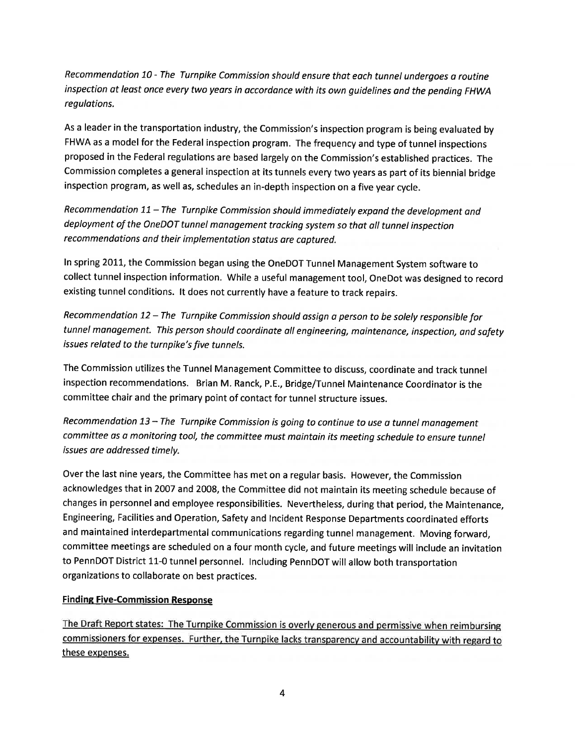*Recommendation 10 - The Turnpike Commission should ensure that each tunnel undergoes a routine inspection at least once every two years in accordance with its own guidelines and the pending FHWA regulations.*

As a leader in the transportation industry, the Commission's inspection program is being evaluated by FHWA as a model for the Federal inspection program. The frequency and type of tunnel inspections proposed in the Federal regulations are based largely on the Commission's established practices. The Commission completes a general inspection at its tunnels every two years as part of its biennial bridge inspection program, as well as, schedules an in-depth inspection on a five year cycle.

*Recommendation 11 – The Turnpike Commission should immediately expand the development and deployment of the OneDOT tunnel management tracking system so that all tunnel inspection recommendations and their implementation status are captured.*

In spring 2011, the Commission began using the OneDOT Tunnel Management System software to collect tunnel inspection information. While a useful management tool, OneDot was designed to record existing tunnel conditions. It does not currently have a feature to track repairs.

*Recommendation 12 – The Turnpike Commission should assign a person to be solely responsible for tunnel management. This person should coordinate all engineering, maintenance, inspection, and safety issues related to the turnpike's five tunnels.*

The Commission utilizes the Tunnel Management Committee to discuss, coordinate and track tunnel inspection recommendations. Brian M. Ranck, P.E., Bridge/Tunnel Maintenance Coordinator is the committee chair and the primary point of contact for tunnel structure issues.

*Recommendation 13 – The Turnpike Commission is going to continue to use a tunnel management committee as a monitoring tool, the committee must maintain its meeting schedule to ensure tunnel issues are addressed timely.*

Over the last nine years, the Committee has met on a regular basis. However, the Commission acknowledges that in 2007 and 2008, the Committee did not maintain its meeting schedule because of changes in personnel and employee responsibilities. Nevertheless, during that period, the Maintenance, Engineering, Facilities and Operation, Safety and Incident Response Departments coordinated efforts and maintained interdepartmental communications regarding tunnel management. Moving forward, committee meetings are scheduled on a four month cycle, and future meetings will include an invitation to PennDOT District 11-0 tunnel personnel. Including PennDOT will allow both transportation organizations to collaborate on best practices.

**Finding Five-Commission Response**

The Draft Report states: The Turnpike Commission is overly generous and permissive when reimbursing commissioners for expenses. Further, the Turnpike lacks transparency and accountability with regard to these expenses.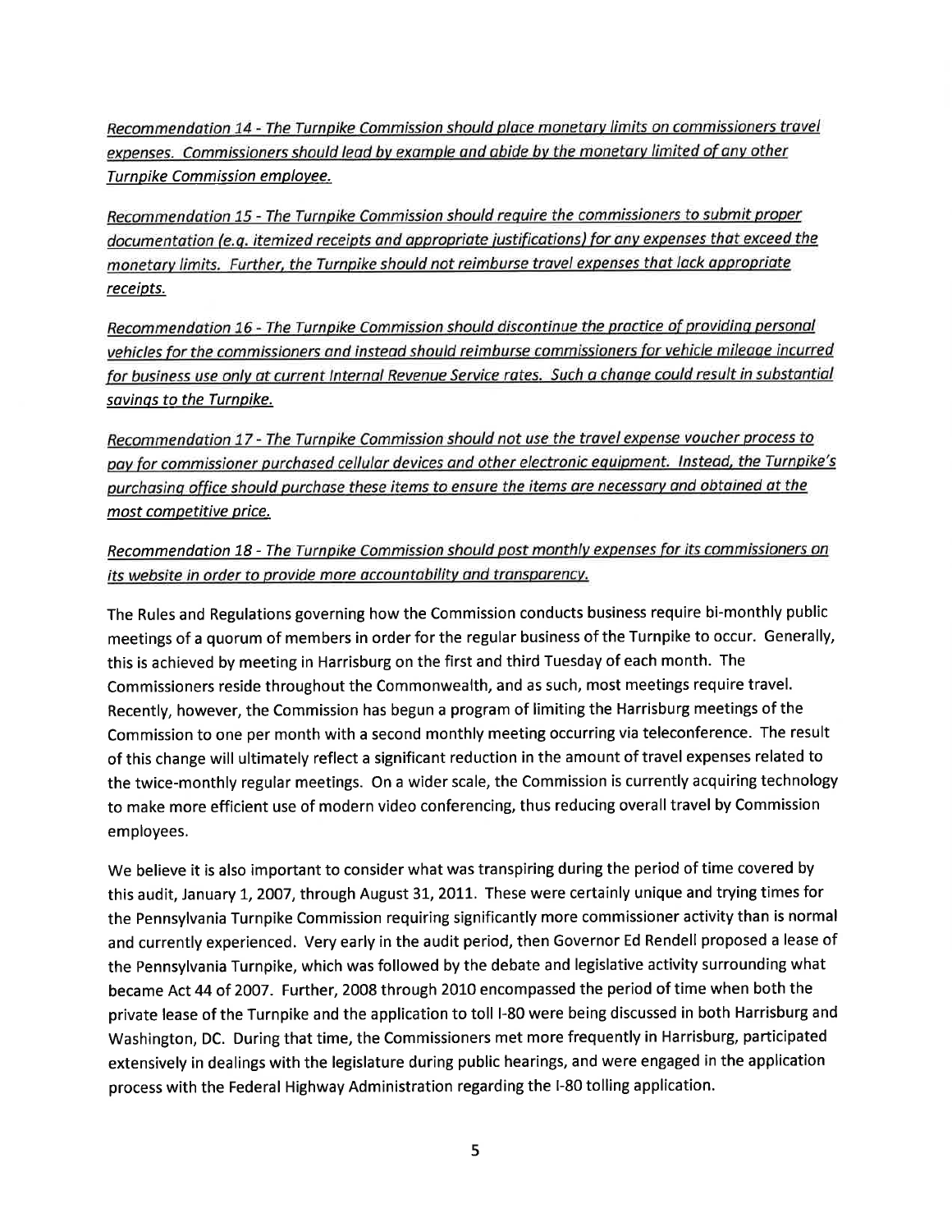*Recommendation 14 - The Turnpike Commission should place monetary limits on commissioners travel expenses. Commissioners should lead by example and abide by the monetary limited of any other Turnpike Commission employee.*

*Recommendation 15 - The Turnpike Commission should require the commissioners to submit proper documentation (e.g. itemized receipts and appropriate justifications) for any expenses that exceed the monetary limits. Further, the Turnpike should not reimburse travel expenses that lack appropriate receipts.*

*Recommendation 16 - The Turnpike Commission should discontinue the practice of providing personal vehicles for the commissioners and instead should reimburse commissioners for vehicle mileage incurred for business use only at current Internal Revenue Service rates. Such a change could result in substantial savings to the Turnpike.*

*Recommendation 17 - The Turnpike Commission should not use the travel expense voucher process to pay for commissioner purchased cellular devices and other electronic equipment. Instead, the Turnpike's purchasing office should purchase these items to ensure the items are necessary and obtained at the most competitive price.*

*Recommendation 18 - The Turnpike Commission should post monthly expenses for its commissioners on its website in order to provide more accountability and transparency.*

The Rules and Regulations governing how the Commission conducts business require bi-monthly public meetings of a quorum of members in order for the regular business of the Turnpike to occur. Generally, this is achieved by meeting in Harrisburg on the first and third Tuesday of each month. The Commissioners reside throughout the Commonwealth, and as such, most meetings require travel. Recently, however, the Commission has begun a program of limiting the Harrisburg meetings of the Commission to one per month with a second monthly meeting occurring via teleconference. The result of this change will ultimately reflect a significant reduction in the amount of travel expenses related to the twice-monthly regular meetings. On a wider scale, the Commission is currently acquiring technology to make more efficient use of modern video conferencing, thus reducing overall travel by Commission employees.

We believe it is also important to consider what was transpiring during the period of time covered by this audit, January 1, 2007, through August 31, 2011. These were certainly unique and trying times for the Pennsylvania Turnpike Commission requiring significantly more commissioner activity than is normal and currently experienced. Very early in the audit period, then Governor Ed Rendell proposed a lease of the Pennsylvania Turnpike, which was followed by the debate and legislative activity surrounding what became Act 44 of 2007. Further, 2008 through 2010 encompassed the period of time when both the private lease of the Turnpike and the application to toll I-80 were being discussed in both Harrisburg and Washington, DC. During that time, the Commissioners met more frequently in Harrisburg, participated extensively in dealings with the legislature during public hearings, and were engaged in the application process with the Federal Highway Administration regarding the I-80 tolling application.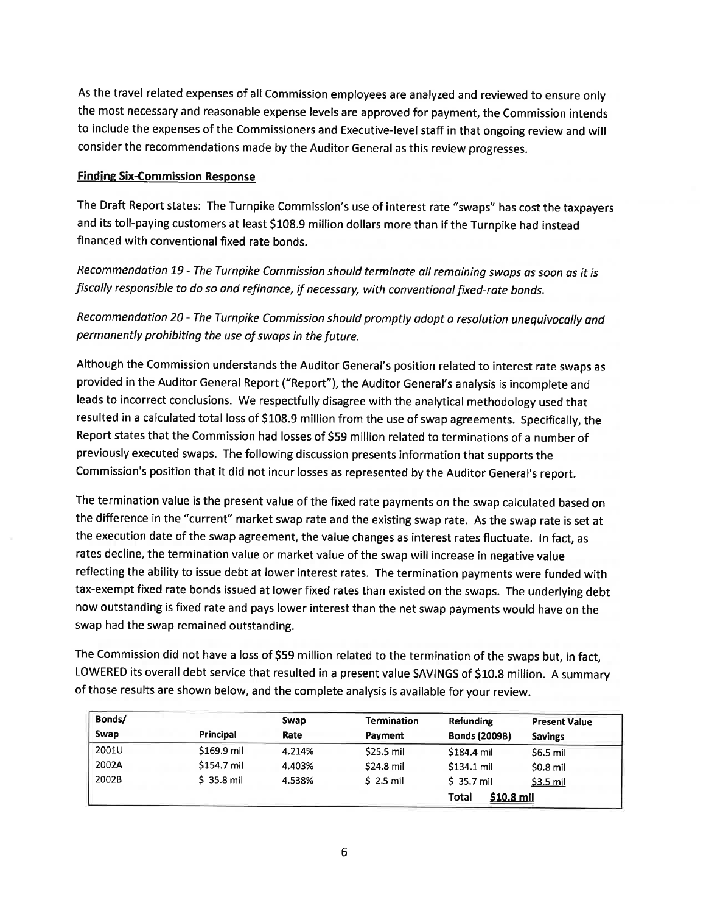As the travel related expenses of all Commission employees are analyzed and reviewed to ensure only the most necessary and reasonable expense levels are approved for payment, the Commission intends to include the expenses of the Commissioners and Executive-level staff in that ongoing review and will consider the recommendations made by the Auditor General as this review progresses.

**Finding Six-Commission Response**

The Draft Report states: The Turnpike Commission's use of interest rate "swaps" has cost the taxpayers and its toll-paying customers at least $108.9 million dollars more than if the Turnpike had instead financed with conventional fixed rate bonds.

*Recommendation 19 - The Turnpike Commission should terminate all remaining swaps as soon as it is fiscally responsible to do so and refinance, if necessary, with conventional fixed-rate bonds.*

*Recommendation 20 - The Turnpike Commission should promptly adopt a resolution unequivocally and permanently prohibiting the use of swaps in the future.*

Although the Commission understands the Auditor General's position related to interest rate swaps as provided in the Auditor General Report ("Report"), the Auditor General's analysis is incomplete and leads to incorrect conclusions. We respectfully disagree with the analytical methodology used that resulted in a calculated total loss of $108.9 million from the use of swap agreements. Specifically, the Report states that the Commission had losses of $59 million related to terminations of a number of previously executed swaps. The following discussion presents information that supports the Commission's position that it did not incur losses as represented by the Auditor General's report.

The termination value is the present value of the fixed rate payments on the swap calculated based on the difference in the "current" market swap rate and the existing swap rate. As the swap rate is set at the execution date of the swap agreement, the value changes as interest rates fluctuate. In fact, as rates decline, the termination value or market value of the swap will increase in negative value reflecting the ability to issue debt at lower interest rates. The termination payments were funded with tax-exempt fixed rate bonds issued at lower fixed rates than existed on the swaps. The underlying debt now outstanding is fixed rate and pays lower interest than the net swap payments would have on the swap had the swap remained outstanding.

The Commission did not have a loss of $59 million related to the termination of the swaps but, in fact, LOWERED its overall debt service that resulted in a present value SAVINGS of $10.8 million. A summary of those results are shown below, and the complete analysis is available for your review.

| Bonds/ Swap | Principal | Swap Rate | Termination Payment | Refunding Bonds (2009B) | Present Value Savings |
|---|---|---|---|---|---|
| 2001U | $169.9 mil | 4.214% | $25.5 mil | $184.4 mil | $6.5 mil |
| 2002A | $154.7 mil | 4.403% | $24.8 mil | $134.1 mil | $0.8 mil |
| 2002B | $ 35.8 mil | 4.538% | $ 2.5 mil | $ 35.7 mil | $3.5 mil |
| | | | | Total | **$10.8 mil** |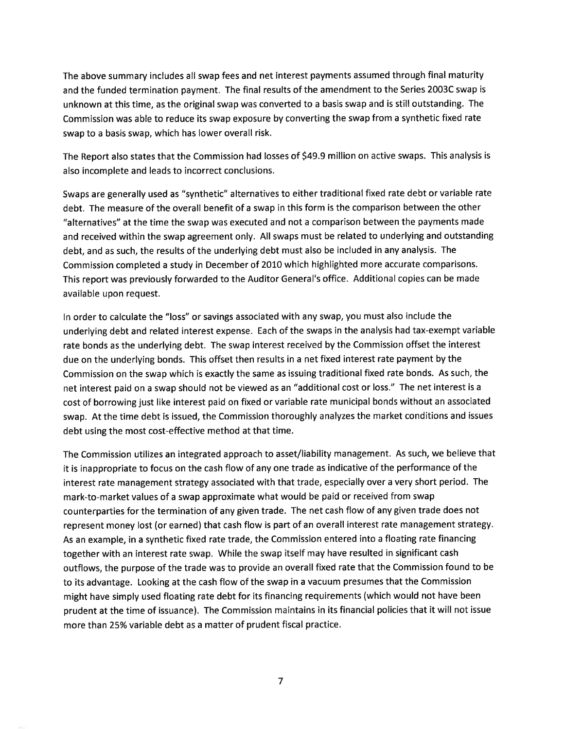The above summary includes all swap fees and net interest payments assumed through final maturity and the funded termination payment. The final results of the amendment to the Series 2003C swap is unknown at this time, as the original swap was converted to a basis swap and is still outstanding. The Commission was able to reduce its swap exposure by converting the swap from a synthetic fixed rate swap to a basis swap, which has lower overall risk.

The Report also states that the Commission had losses of $49.9 million on active swaps. This analysis is also incomplete and leads to incorrect conclusions.

Swaps are generally used as "synthetic" alternatives to either traditional fixed rate debt or variable rate debt. The measure of the overall benefit of a swap in this form is the comparison between the other "alternatives" at the time the swap was executed and not a comparison between the payments made and received within the swap agreement only. All swaps must be related to underlying and outstanding debt, and as such, the results of the underlying debt must also be included in any analysis. The Commission completed a study in December of 2010 which highlighted more accurate comparisons. This report was previously forwarded to the Auditor General's office. Additional copies can be made available upon request.

In order to calculate the "loss" or savings associated with any swap, you must also include the underlying debt and related interest expense. Each of the swaps in the analysis had tax-exempt variable rate bonds as the underlying debt. The swap interest received by the Commission offset the interest due on the underlying bonds. This offset then results in a net fixed interest rate payment by the Commission on the swap which is exactly the same as issuing traditional fixed rate bonds. As such, the net interest paid on a swap should not be viewed as an "additional cost or loss." The net interest is a cost of borrowing just like interest paid on fixed or variable rate municipal bonds without an associated swap. At the time debt is issued, the Commission thoroughly analyzes the market conditions and issues debt using the most cost-effective method at that time.

The Commission utilizes an integrated approach to asset/liability management. As such, we believe that it is inappropriate to focus on the cash flow of any one trade as indicative of the performance of the interest rate management strategy associated with that trade, especially over a very short period. The mark-to-market values of a swap approximate what would be paid or received from swap counterparties for the termination of any given trade. The net cash flow of any given trade does not represent money lost (or earned) that cash flow is part of an overall interest rate management strategy. As an example, in a synthetic fixed rate trade, the Commission entered into a floating rate financing together with an interest rate swap. While the swap itself may have resulted in significant cash outflows, the purpose of the trade was to provide an overall fixed rate that the Commission found to be to its advantage. Looking at the cash flow of the swap in a vacuum presumes that the Commission might have simply used floating rate debt for its financing requirements (which would not have been prudent at the time of issuance). The Commission maintains in its financial policies that it will not issue more than 25% variable debt as a matter of prudent fiscal practice.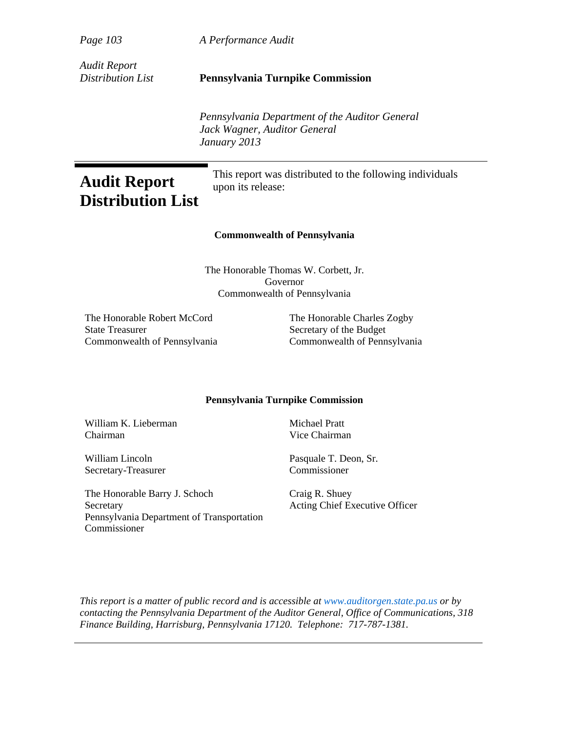# Audit Report Distribution List

This report was distributed to the following individuals upon its release:

**Commonwealth of Pennsylvania**

The Honorable Thomas W. Corbett, Jr.
Governor
Commonwealth of Pennsylvania

The Honorable Robert McCord
State Treasurer
Commonwealth of Pennsylvania

The Honorable Charles Zogby
Secretary of the Budget
Commonwealth of Pennsylvania

**Pennsylvania Turnpike Commission**

William K. Lieberman
Chairman

Michael Pratt
Vice Chairman

William Lincoln
Secretary-Treasurer

Pasquale T. Deon, Sr.
Commissioner

The Honorable Barry J. Schoch
Secretary
Pennsylvania Department of Transportation
Commissioner

Craig R. Shuey
Acting Chief Executive Officer

*This report is a matter of public record and is accessible at www.auditorgen.state.pa.us or by contacting the Pennsylvania Department of the Auditor General, Office of Communications, 318 Finance Building, Harrisburg, Pennsylvania 17120. Telephone: 717-787-1381.*